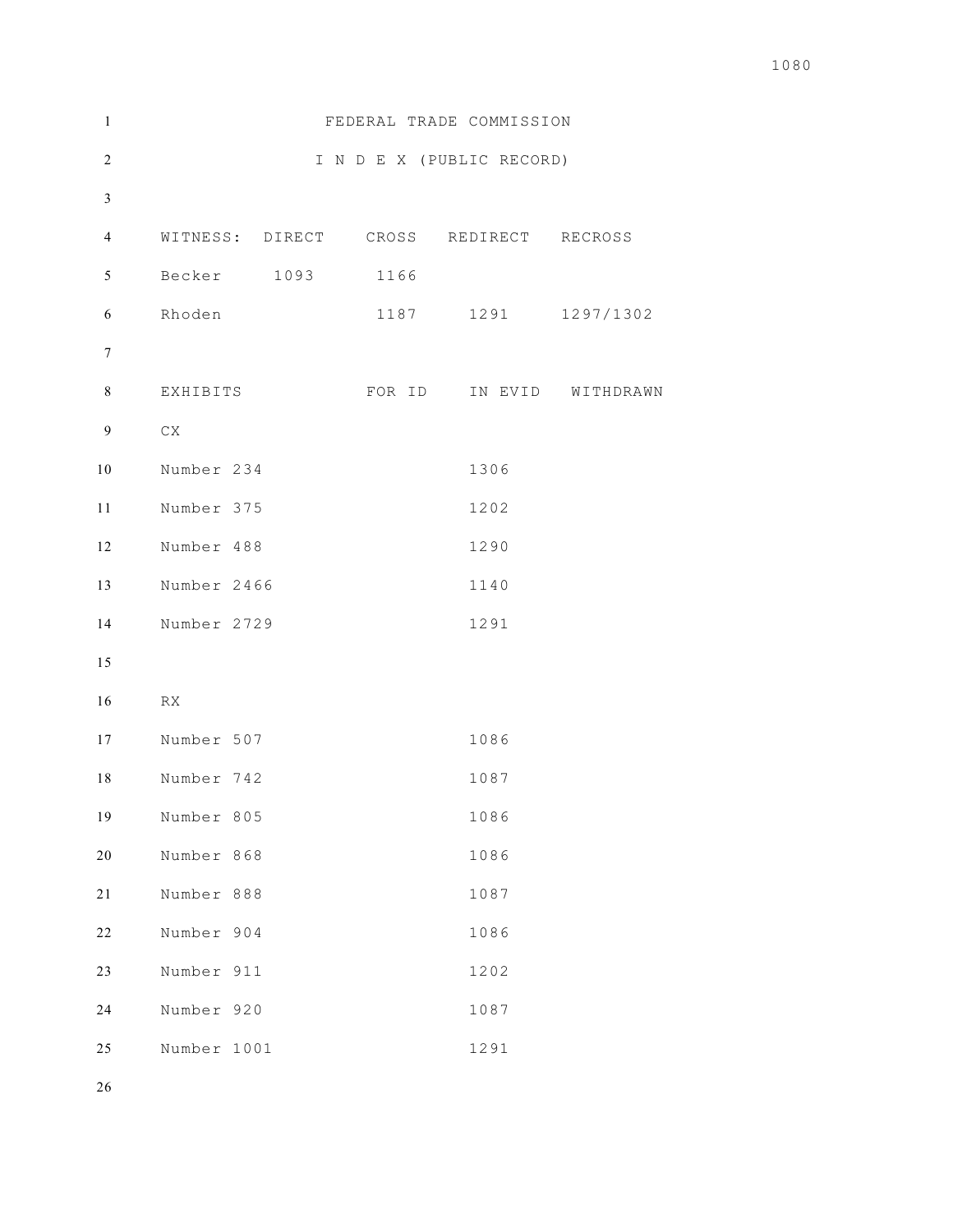# FEDERAL TRADE COMMISSION

## I N D E X (PUBLIC RECORD)

| WITNESS: | DIRECT | CROSS | REDIRECT | RECROSS |
|---|---|---|---|---|
| Becker | 1093 | 1166 | | |
| Rhoden | | 1187 | 1291 | 1297/1302 |

| EXHIBITS | FOR ID | IN EVID | WITHDRAWN |
|---|---|---|---|
| CX | | | |
| Number 234 | | 1306 | |
| Number 375 | | 1202 | |
| Number 488 | | 1290 | |
| Number 2466 | | 1140 | |
| Number 2729 | | 1291 | |
| | | | |
| RX | | | |
| Number 507 | | 1086 | |
| Number 742 | | 1087 | |
| Number 805 | | 1086 | |
| Number 868 | | 1086 | |
| Number 888 | | 1087 | |
| Number 904 | | 1086 | |
| Number 911 | | 1202 | |
| Number 920 | | 1087 | |
| Number 1001 | | 1291 | |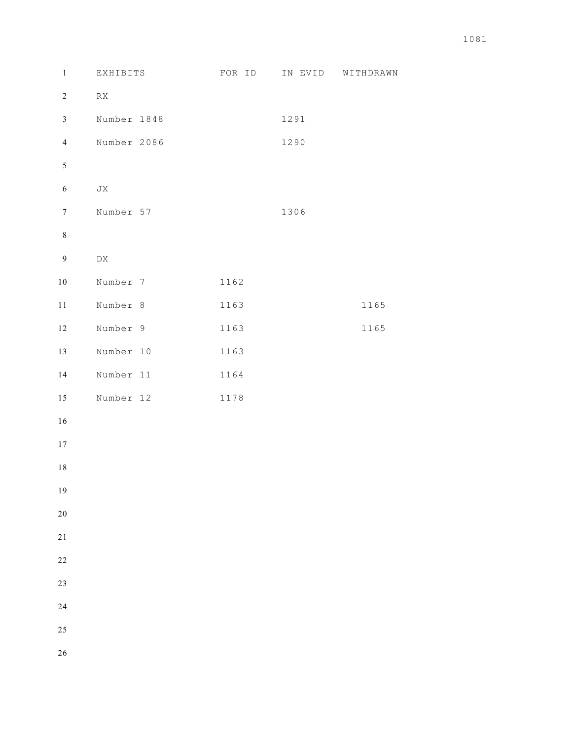| EXHIBITS | FOR ID | IN EVID | WITHDRAWN |
| --- | --- | --- | --- |
| RX | | | |
| Number 1848 | | 1291 | |
| Number 2086 | | 1290 | |
| | | | |
| JX | | | |
| Number 57 | | 1306 | |
| | | | |
| DX | | | |
| Number 7 | 1162 | | |
| Number 8 | 1163 | | 1165 |
| Number 9 | 1163 | | 1165 |
| Number 10 | 1163 | | |
| Number 11 | 1164 | | |
| Number 12 | 1178 | | |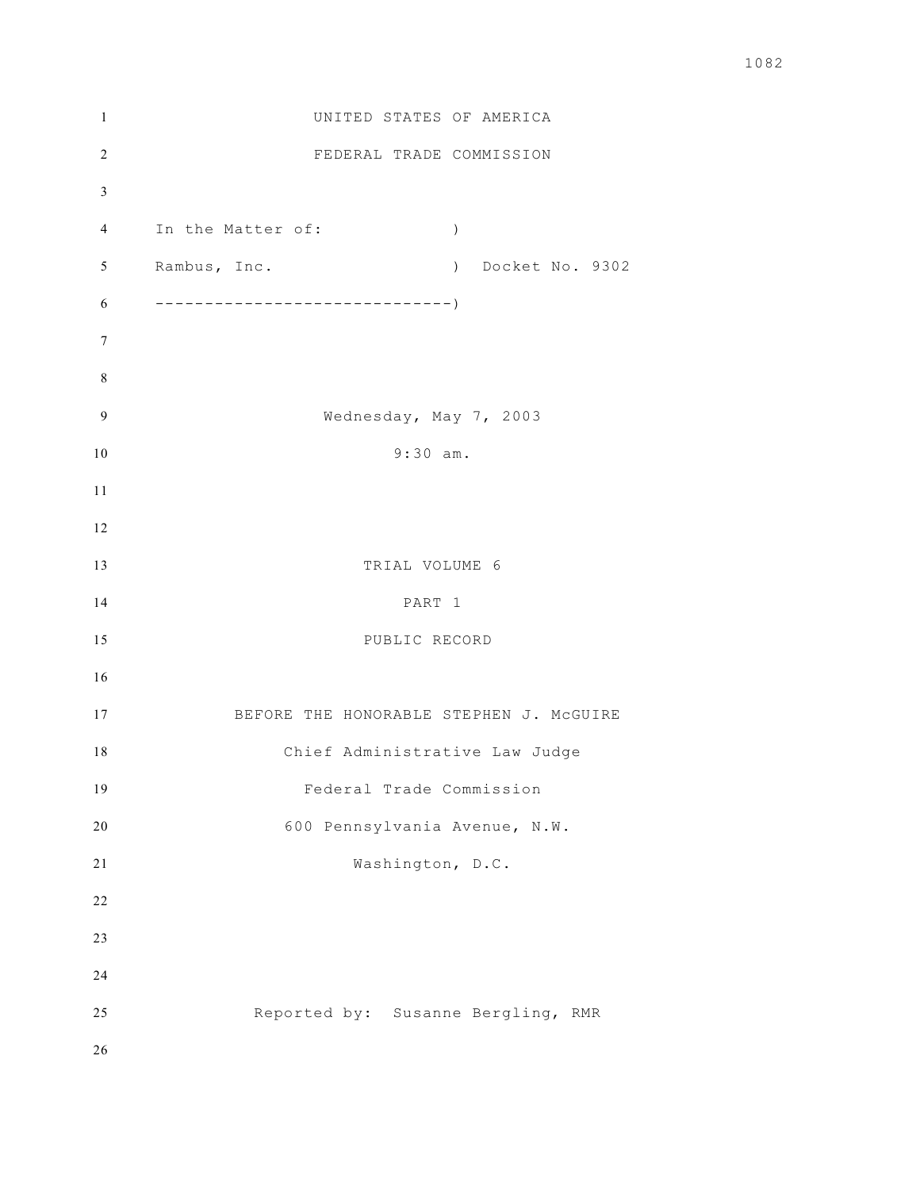UNITED STATES OF AMERICA

FEDERAL TRADE COMMISSION

In the Matter of: )

Rambus, Inc. ) Docket No. 9302

------------------------------)

Wednesday, May 7, 2003

9:30 am.

TRIAL VOLUME 6

PART 1

PUBLIC RECORD

BEFORE THE HONORABLE STEPHEN J. McGUIRE

Chief Administrative Law Judge

Federal Trade Commission

600 Pennsylvania Avenue, N.W.

Washington, D.C.

Reported by: Susanne Bergling, RMR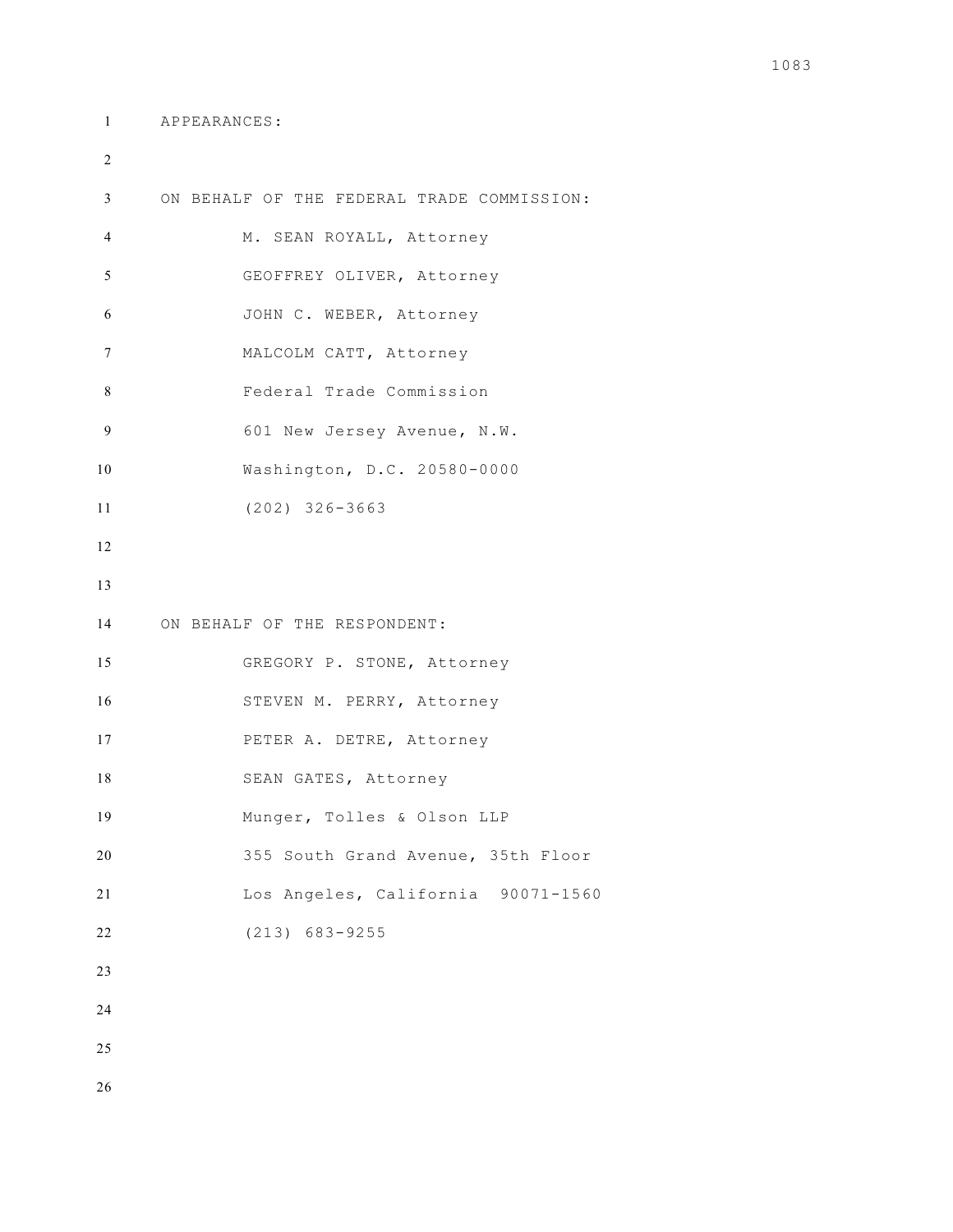APPEARANCES:

ON BEHALF OF THE FEDERAL TRADE COMMISSION:

M. SEAN ROYALL, Attorney

GEOFFREY OLIVER, Attorney

JOHN C. WEBER, Attorney

MALCOLM CATT, Attorney

Federal Trade Commission

601 New Jersey Avenue, N.W.

Washington, D.C. 20580-0000

(202) 326-3663

ON BEHALF OF THE RESPONDENT:

GREGORY P. STONE, Attorney

STEVEN M. PERRY, Attorney

PETER A. DETRE, Attorney

SEAN GATES, Attorney

Munger, Tolles & Olson LLP

355 South Grand Avenue, 35th Floor

Los Angeles, California 90071-1560

(213) 683-9255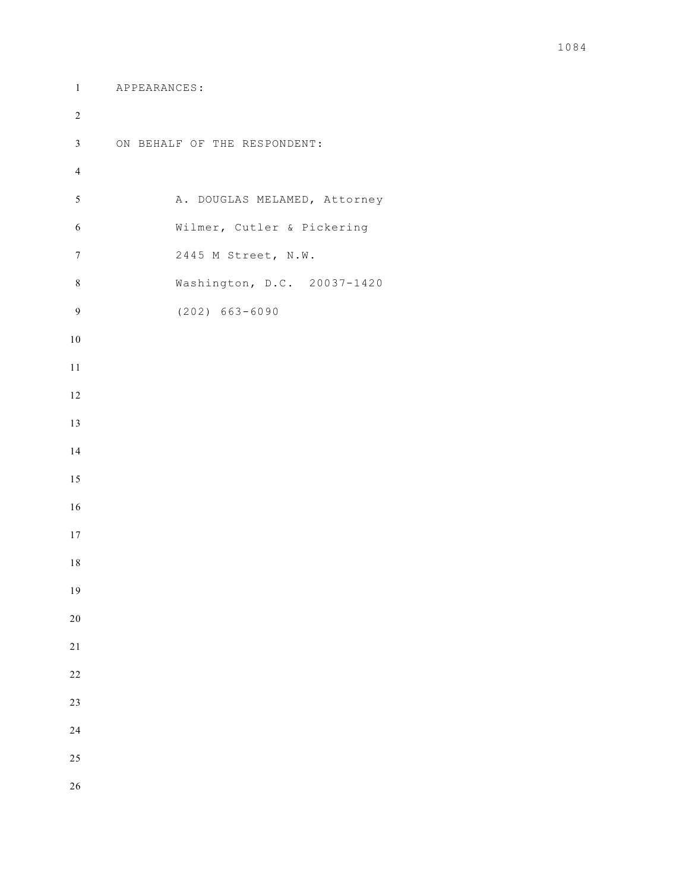APPEARANCES:

ON BEHALF OF THE RESPONDENT:

A. DOUGLAS MELAMED, Attorney
Wilmer, Cutler & Pickering
2445 M Street, N.W.
Washington, D.C. 20037-1420
(202) 663-6090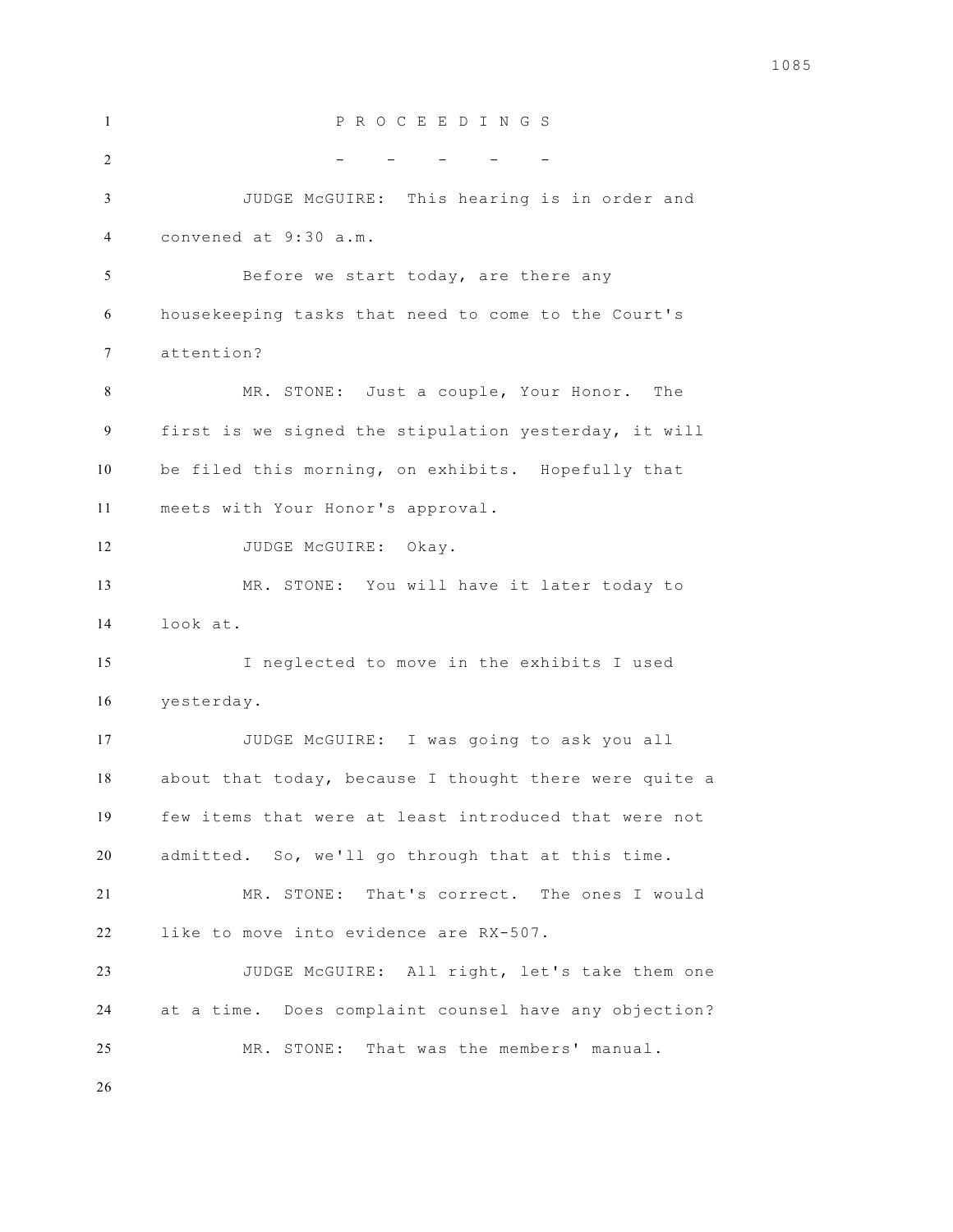P R O C E E D I N G S

\- - - - -

JUDGE McGUIRE: This hearing is in order and convened at 9:30 a.m.

Before we start today, are there any housekeeping tasks that need to come to the Court's attention?

MR. STONE: Just a couple, Your Honor. The first is we signed the stipulation yesterday, it will be filed this morning, on exhibits. Hopefully that meets with Your Honor's approval.

JUDGE McGUIRE: Okay.

MR. STONE: You will have it later today to look at.

I neglected to move in the exhibits I used yesterday.

JUDGE McGUIRE: I was going to ask you all about that today, because I thought there were quite a few items that were at least introduced that were not admitted. So, we'll go through that at this time.

MR. STONE: That's correct. The ones I would like to move into evidence are RX-507.

JUDGE McGUIRE: All right, let's take them one at a time. Does complaint counsel have any objection?

MR. STONE: That was the members' manual.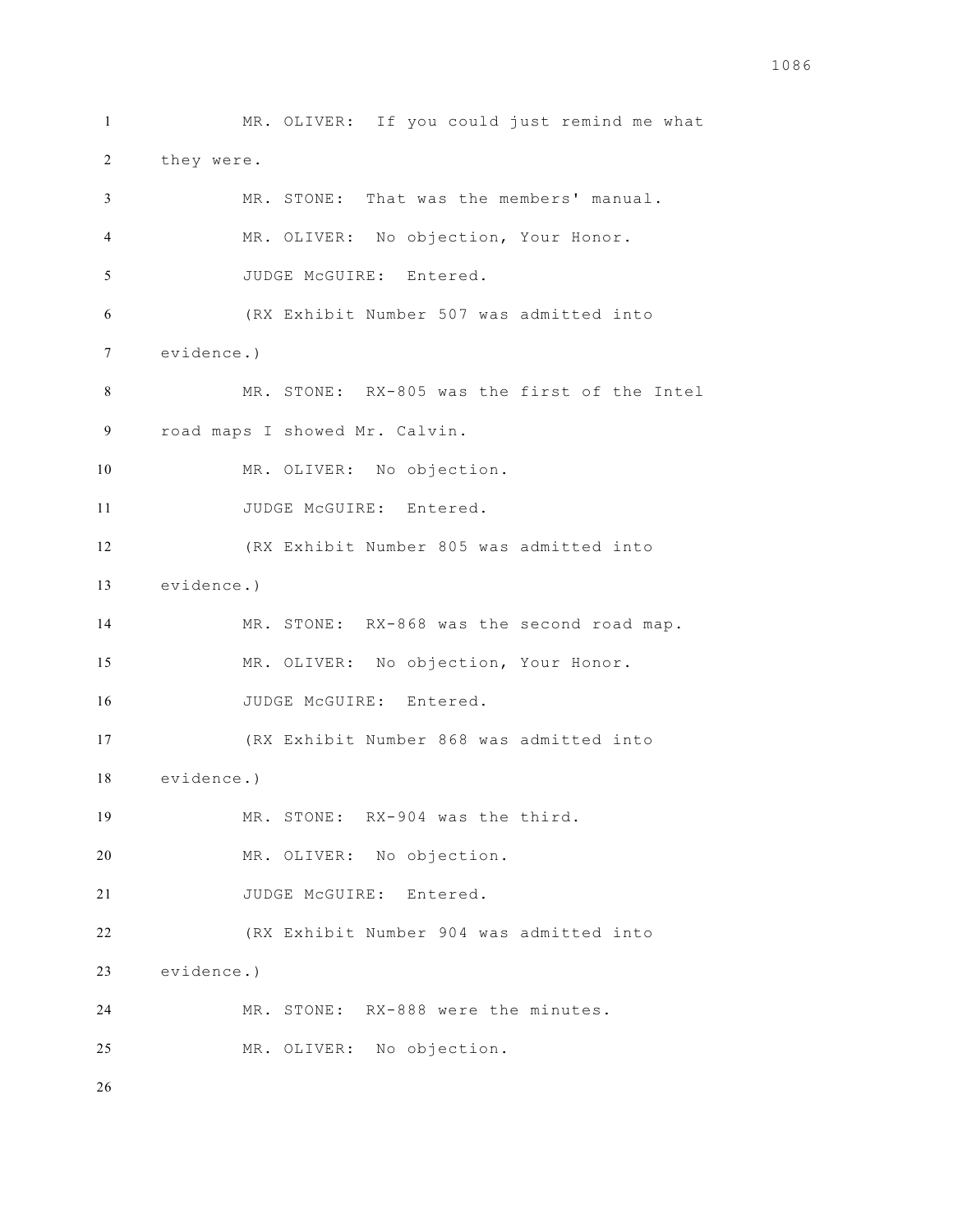MR. OLIVER: If you could just remind me what they were.

MR. STONE: That was the members' manual.

MR. OLIVER: No objection, Your Honor.

JUDGE McGUIRE: Entered.

(RX Exhibit Number 507 was admitted into evidence.)

MR. STONE: RX-805 was the first of the Intel road maps I showed Mr. Calvin.

MR. OLIVER: No objection.

JUDGE McGUIRE: Entered.

(RX Exhibit Number 805 was admitted into evidence.)

MR. STONE: RX-868 was the second road map.

MR. OLIVER: No objection, Your Honor.

JUDGE McGUIRE: Entered.

(RX Exhibit Number 868 was admitted into evidence.)

MR. STONE: RX-904 was the third.

MR. OLIVER: No objection.

JUDGE McGUIRE: Entered.

(RX Exhibit Number 904 was admitted into evidence.)

MR. STONE: RX-888 were the minutes.

MR. OLIVER: No objection.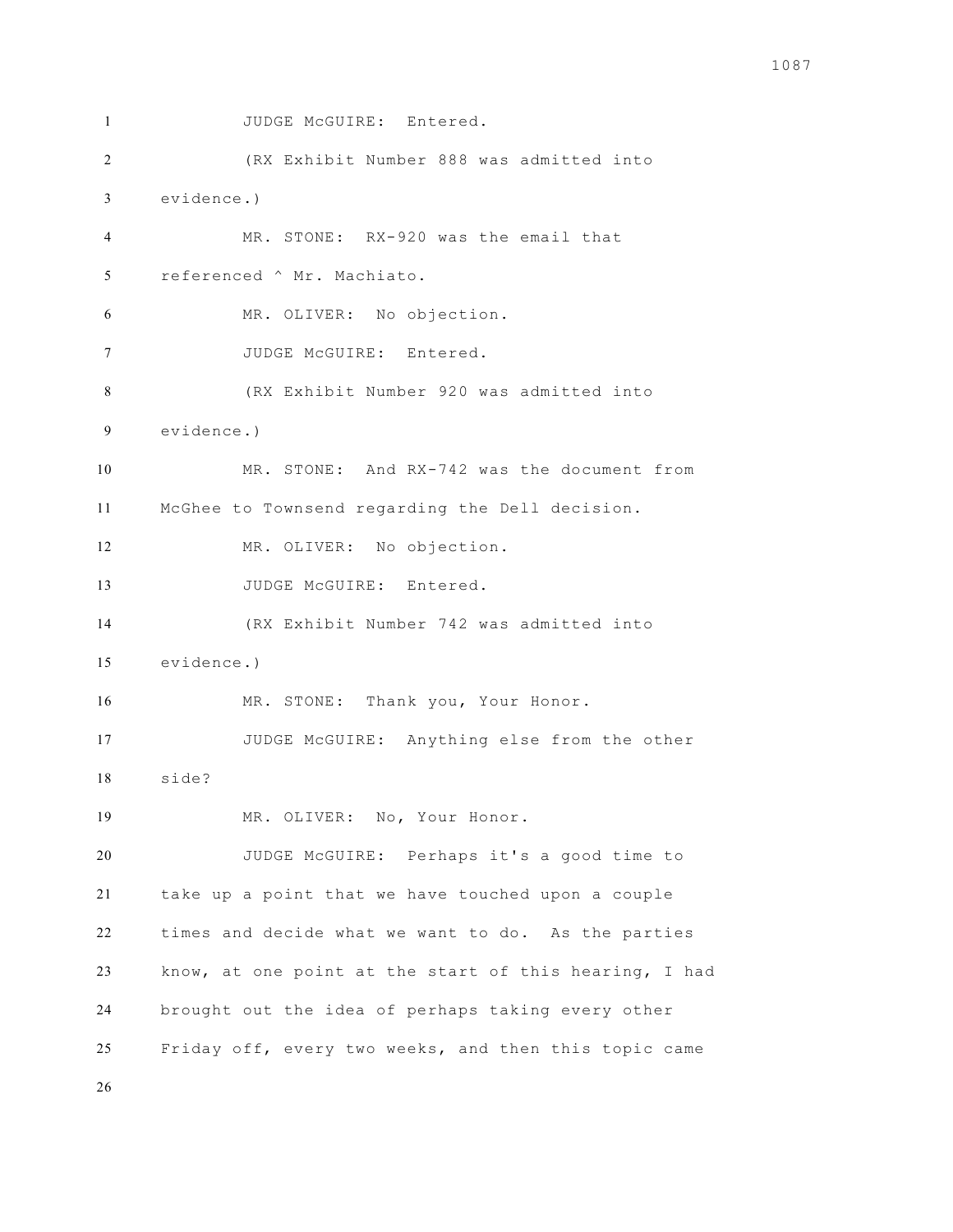1 JUDGE McGUIRE: Entered.

2 (RX Exhibit Number 888 was admitted into

3 evidence.)

4 MR. STONE: RX-920 was the email that

5 referenced ^ Mr. Machiato.

6 MR. OLIVER: No objection.

7 JUDGE McGUIRE: Entered.

8 (RX Exhibit Number 920 was admitted into

9 evidence.)

10 MR. STONE: And RX-742 was the document from

11 McGhee to Townsend regarding the Dell decision.

12 MR. OLIVER: No objection.

13 JUDGE McGUIRE: Entered.

14 (RX Exhibit Number 742 was admitted into

15 evidence.)

16 MR. STONE: Thank you, Your Honor.

17 JUDGE McGUIRE: Anything else from the other

18 side?

19 MR. OLIVER: No, Your Honor.

20 JUDGE McGUIRE: Perhaps it's a good time to

21 take up a point that we have touched upon a couple

22 times and decide what we want to do. As the parties

23 know, at one point at the start of this hearing, I had

24 brought out the idea of perhaps taking every other

25 Friday off, every two weeks, and then this topic came

26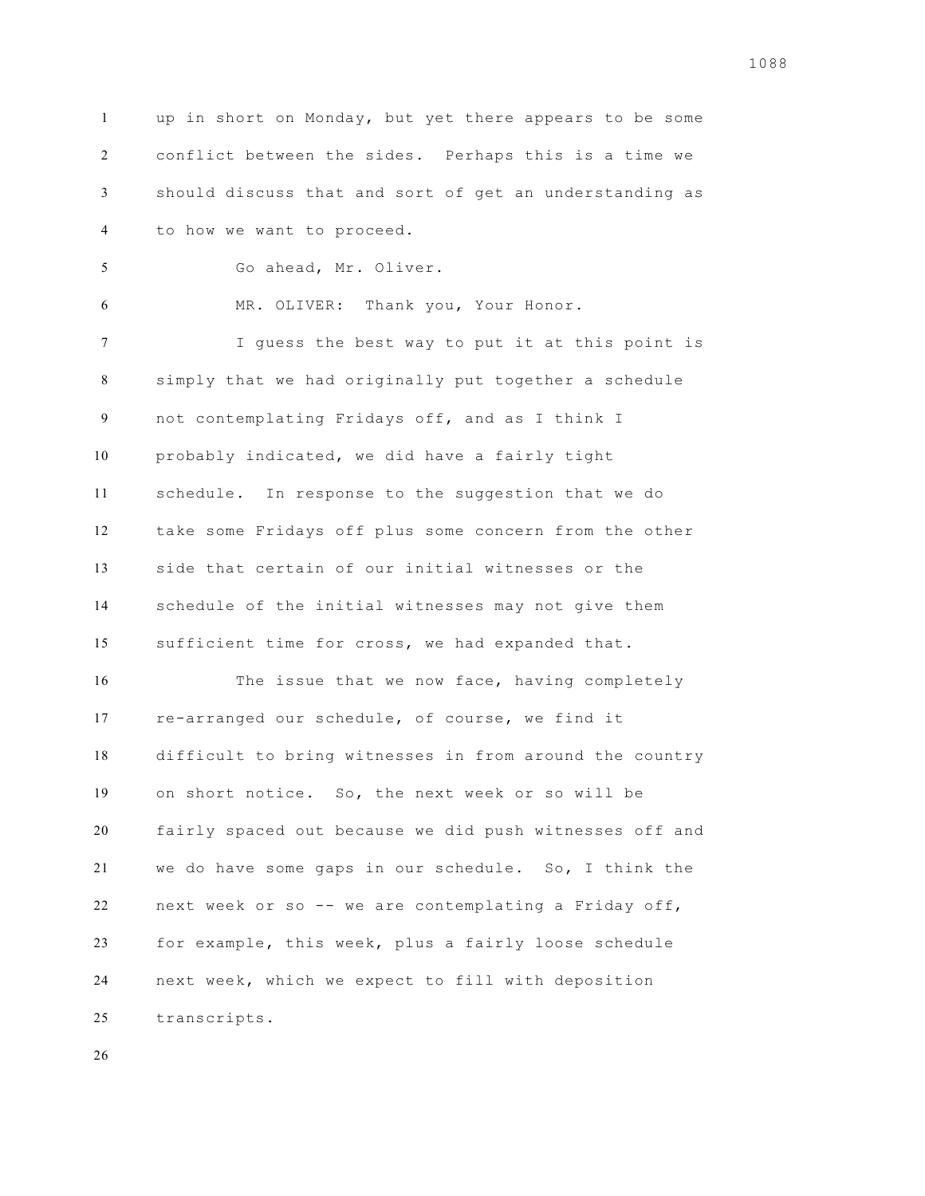up in short on Monday, but yet there appears to be some conflict between the sides. Perhaps this is a time we should discuss that and sort of get an understanding as to how we want to proceed.

Go ahead, Mr. Oliver.

MR. OLIVER: Thank you, Your Honor.

I guess the best way to put it at this point is simply that we had originally put together a schedule not contemplating Fridays off, and as I think I probably indicated, we did have a fairly tight schedule. In response to the suggestion that we do take some Fridays off plus some concern from the other side that certain of our initial witnesses or the schedule of the initial witnesses may not give them sufficient time for cross, we had expanded that.

The issue that we now face, having completely re-arranged our schedule, of course, we find it difficult to bring witnesses in from around the country on short notice. So, the next week or so will be fairly spaced out because we did push witnesses off and we do have some gaps in our schedule. So, I think the next week or so -- we are contemplating a Friday off, for example, this week, plus a fairly loose schedule next week, which we expect to fill with deposition transcripts.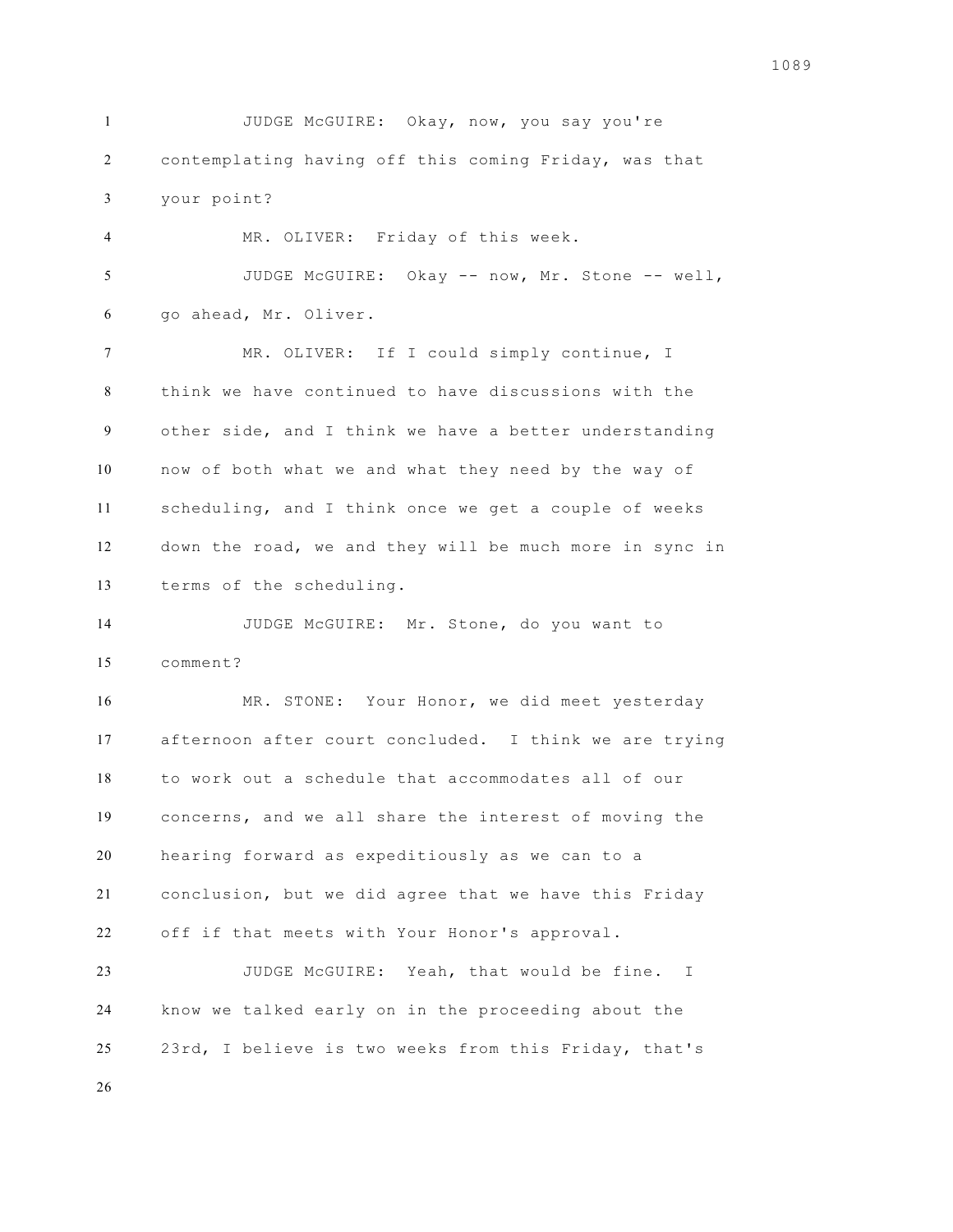JUDGE McGUIRE: Okay, now, you say you're contemplating having off this coming Friday, was that your point?

MR. OLIVER: Friday of this week.

JUDGE McGUIRE: Okay -- now, Mr. Stone -- well, go ahead, Mr. Oliver.

MR. OLIVER: If I could simply continue, I think we have continued to have discussions with the other side, and I think we have a better understanding now of both what we and what they need by the way of scheduling, and I think once we get a couple of weeks down the road, we and they will be much more in sync in terms of the scheduling.

JUDGE McGUIRE: Mr. Stone, do you want to comment?

MR. STONE: Your Honor, we did meet yesterday afternoon after court concluded. I think we are trying to work out a schedule that accommodates all of our concerns, and we all share the interest of moving the hearing forward as expeditiously as we can to a conclusion, but we did agree that we have this Friday off if that meets with Your Honor's approval.

JUDGE McGUIRE: Yeah, that would be fine. I know we talked early on in the proceeding about the 23rd, I believe is two weeks from this Friday, that's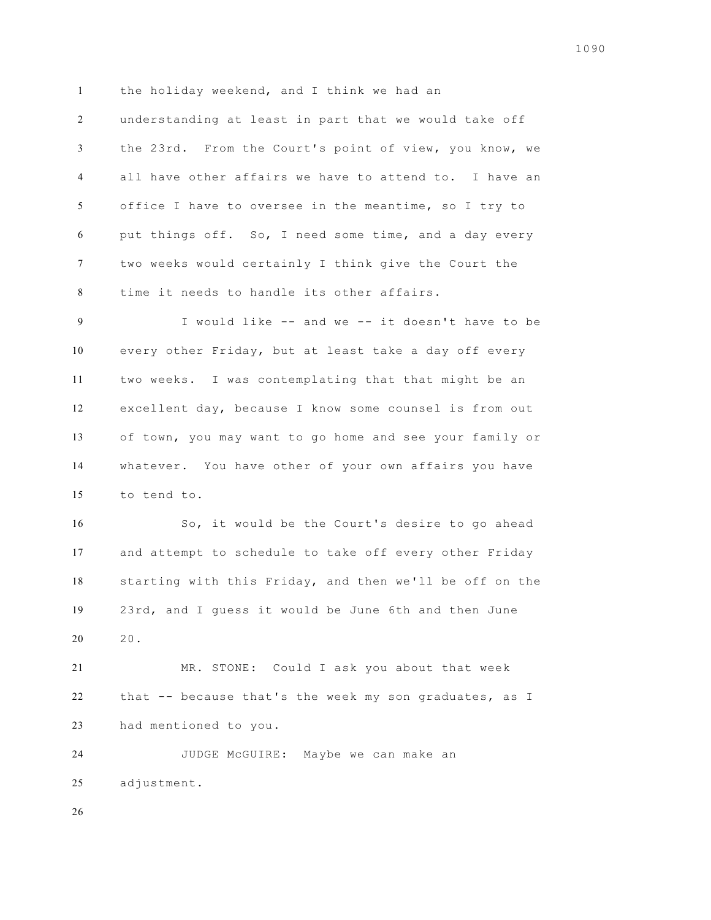the holiday weekend, and I think we had an understanding at least in part that we would take off the 23rd. From the Court's point of view, you know, we all have other affairs we have to attend to. I have an office I have to oversee in the meantime, so I try to put things off. So, I need some time, and a day every two weeks would certainly I think give the Court the time it needs to handle its other affairs.

I would like -- and we -- it doesn't have to be every other Friday, but at least take a day off every two weeks. I was contemplating that that might be an excellent day, because I know some counsel is from out of town, you may want to go home and see your family or whatever. You have other of your own affairs you have to tend to.

So, it would be the Court's desire to go ahead and attempt to schedule to take off every other Friday starting with this Friday, and then we'll be off on the 23rd, and I guess it would be June 6th and then June 20.

MR. STONE: Could I ask you about that week that -- because that's the week my son graduates, as I had mentioned to you.

JUDGE McGUIRE: Maybe we can make an adjustment.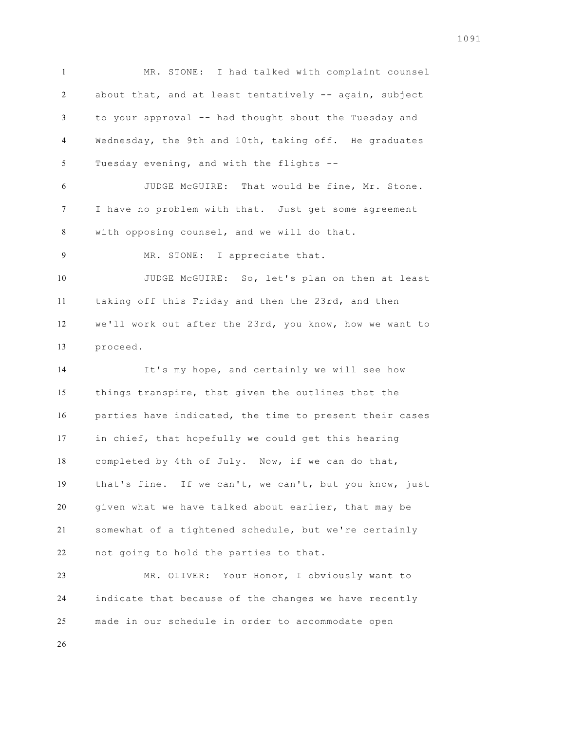MR. STONE: I had talked with complaint counsel about that, and at least tentatively -- again, subject to your approval -- had thought about the Tuesday and Wednesday, the 9th and 10th, taking off. He graduates Tuesday evening, and with the flights --

JUDGE McGUIRE: That would be fine, Mr. Stone. I have no problem with that. Just get some agreement with opposing counsel, and we will do that.

MR. STONE: I appreciate that.

JUDGE McGUIRE: So, let's plan on then at least taking off this Friday and then the 23rd, and then we'll work out after the 23rd, you know, how we want to proceed.

It's my hope, and certainly we will see how things transpire, that given the outlines that the parties have indicated, the time to present their cases in chief, that hopefully we could get this hearing completed by 4th of July. Now, if we can do that, that's fine. If we can't, we can't, but you know, just given what we have talked about earlier, that may be somewhat of a tightened schedule, but we're certainly not going to hold the parties to that.

MR. OLIVER: Your Honor, I obviously want to indicate that because of the changes we have recently made in our schedule in order to accommodate open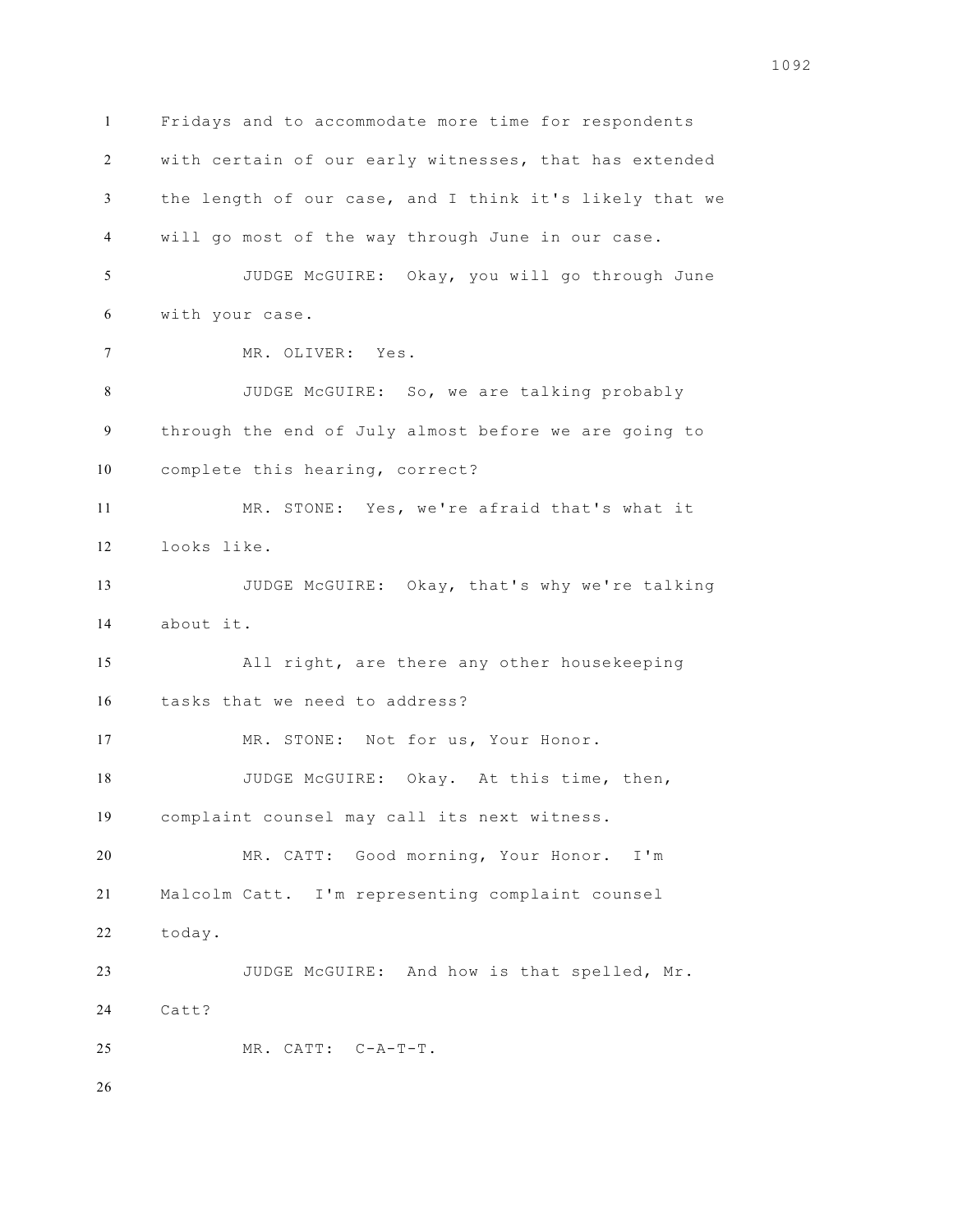Fridays and to accommodate more time for respondents with certain of our early witnesses, that has extended the length of our case, and I think it's likely that we will go most of the way through June in our case.

JUDGE McGUIRE: Okay, you will go through June with your case.

MR. OLIVER: Yes.

JUDGE McGUIRE: So, we are talking probably through the end of July almost before we are going to complete this hearing, correct?

MR. STONE: Yes, we're afraid that's what it looks like.

JUDGE McGUIRE: Okay, that's why we're talking about it.

All right, are there any other housekeeping tasks that we need to address?

MR. STONE: Not for us, Your Honor.

JUDGE McGUIRE: Okay. At this time, then, complaint counsel may call its next witness.

MR. CATT: Good morning, Your Honor. I'm Malcolm Catt. I'm representing complaint counsel today.

JUDGE McGUIRE: And how is that spelled, Mr. Catt?

MR. CATT: C-A-T-T.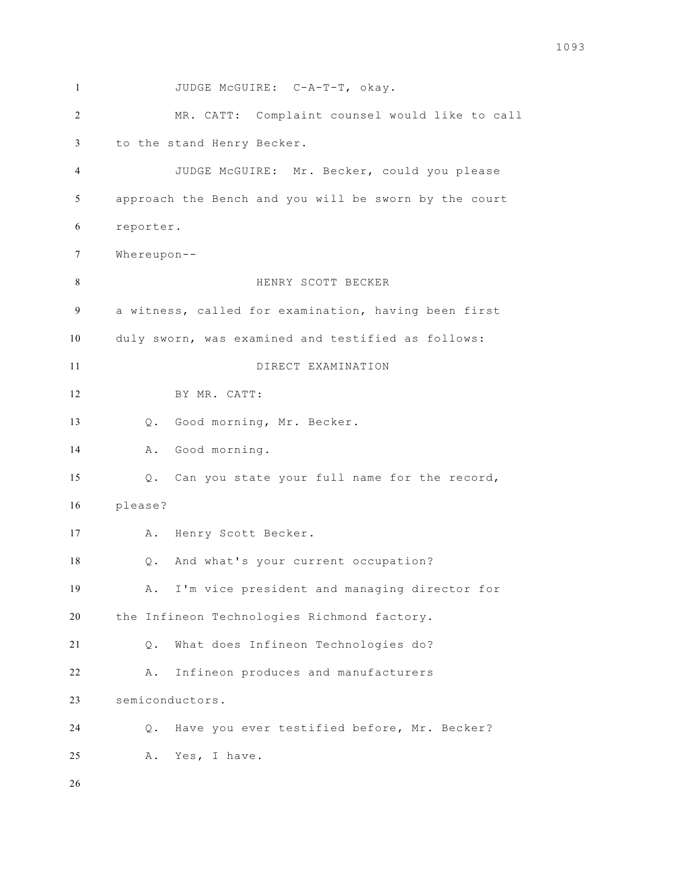JUDGE McGUIRE: C-A-T-T, okay.

MR. CATT: Complaint counsel would like to call to the stand Henry Becker.

JUDGE McGUIRE: Mr. Becker, could you please approach the Bench and you will be sworn by the court reporter.

Whereupon--

HENRY SCOTT BECKER

a witness, called for examination, having been first duly sworn, was examined and testified as follows:

DIRECT EXAMINATION

BY MR. CATT:

Q. Good morning, Mr. Becker.

A. Good morning.

Q. Can you state your full name for the record, please?

A. Henry Scott Becker.

Q. And what's your current occupation?

A. I'm vice president and managing director for the Infineon Technologies Richmond factory.

Q. What does Infineon Technologies do?

A. Infineon produces and manufacturers semiconductors.

Q. Have you ever testified before, Mr. Becker?

A. Yes, I have.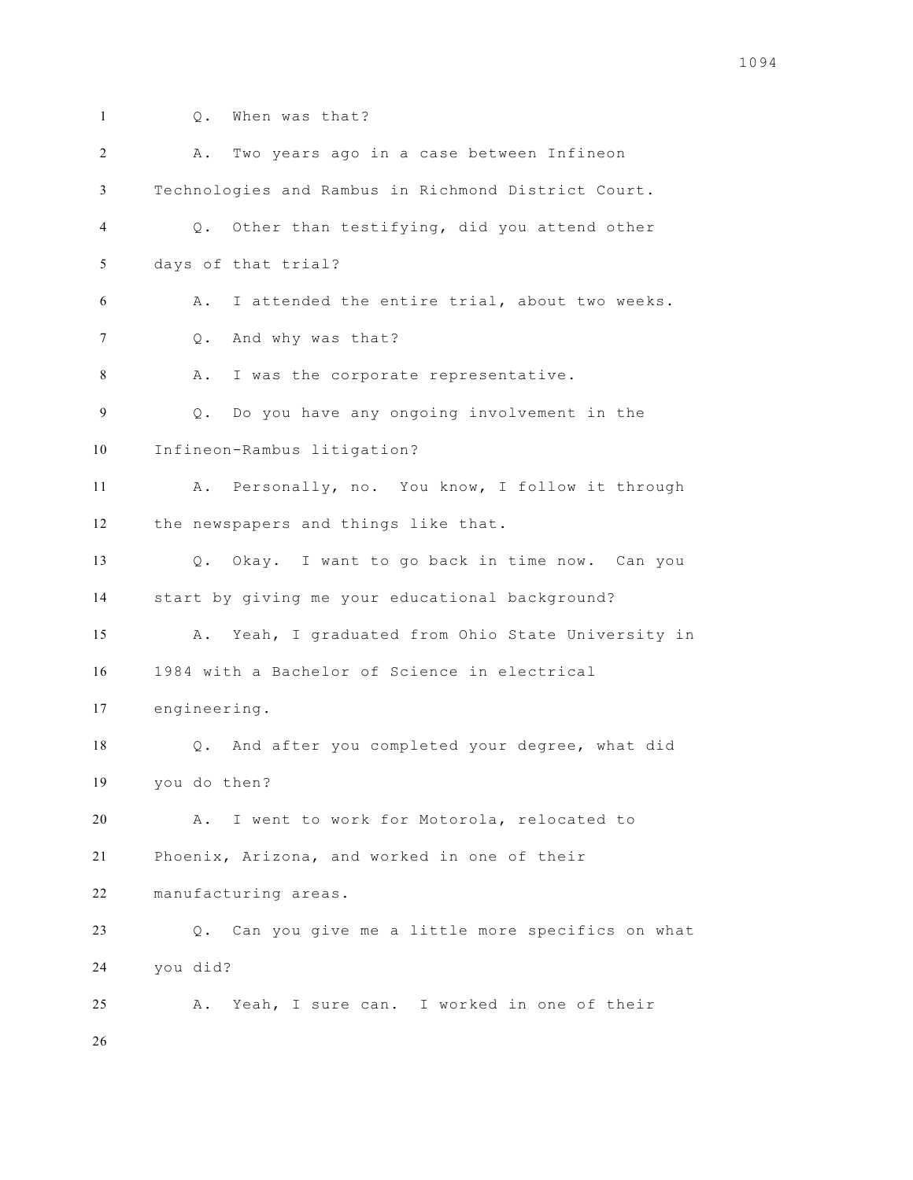Q. When was that?

A. Two years ago in a case between Infineon Technologies and Rambus in Richmond District Court.

Q. Other than testifying, did you attend other days of that trial?

A. I attended the entire trial, about two weeks.

Q. And why was that?

A. I was the corporate representative.

Q. Do you have any ongoing involvement in the Infineon-Rambus litigation?

A. Personally, no. You know, I follow it through the newspapers and things like that.

Q. Okay. I want to go back in time now. Can you start by giving me your educational background?

A. Yeah, I graduated from Ohio State University in 1984 with a Bachelor of Science in electrical engineering.

Q. And after you completed your degree, what did you do then?

A. I went to work for Motorola, relocated to Phoenix, Arizona, and worked in one of their manufacturing areas.

Q. Can you give me a little more specifics on what you did?

A. Yeah, I sure can. I worked in one of their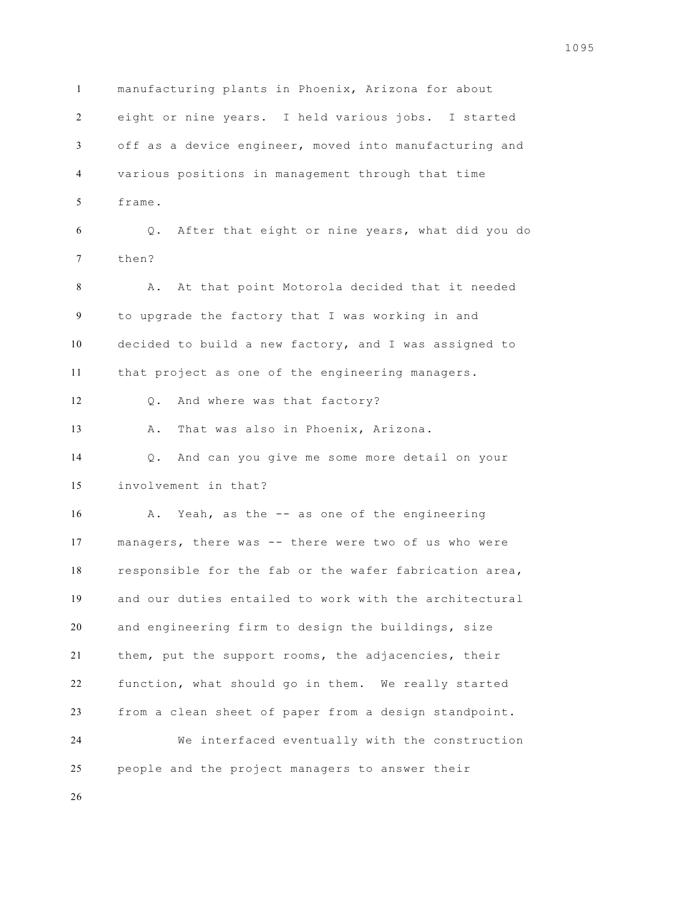manufacturing plants in Phoenix, Arizona for about eight or nine years. I held various jobs. I started off as a device engineer, moved into manufacturing and various positions in management through that time frame.

Q. After that eight or nine years, what did you do then?

A. At that point Motorola decided that it needed to upgrade the factory that I was working in and decided to build a new factory, and I was assigned to that project as one of the engineering managers.

Q. And where was that factory?

A. That was also in Phoenix, Arizona.

Q. And can you give me some more detail on your involvement in that?

A. Yeah, as the -- as one of the engineering managers, there was -- there were two of us who were responsible for the fab or the wafer fabrication area, and our duties entailed to work with the architectural and engineering firm to design the buildings, size them, put the support rooms, the adjacencies, their function, what should go in them. We really started from a clean sheet of paper from a design standpoint.

We interfaced eventually with the construction people and the project managers to answer their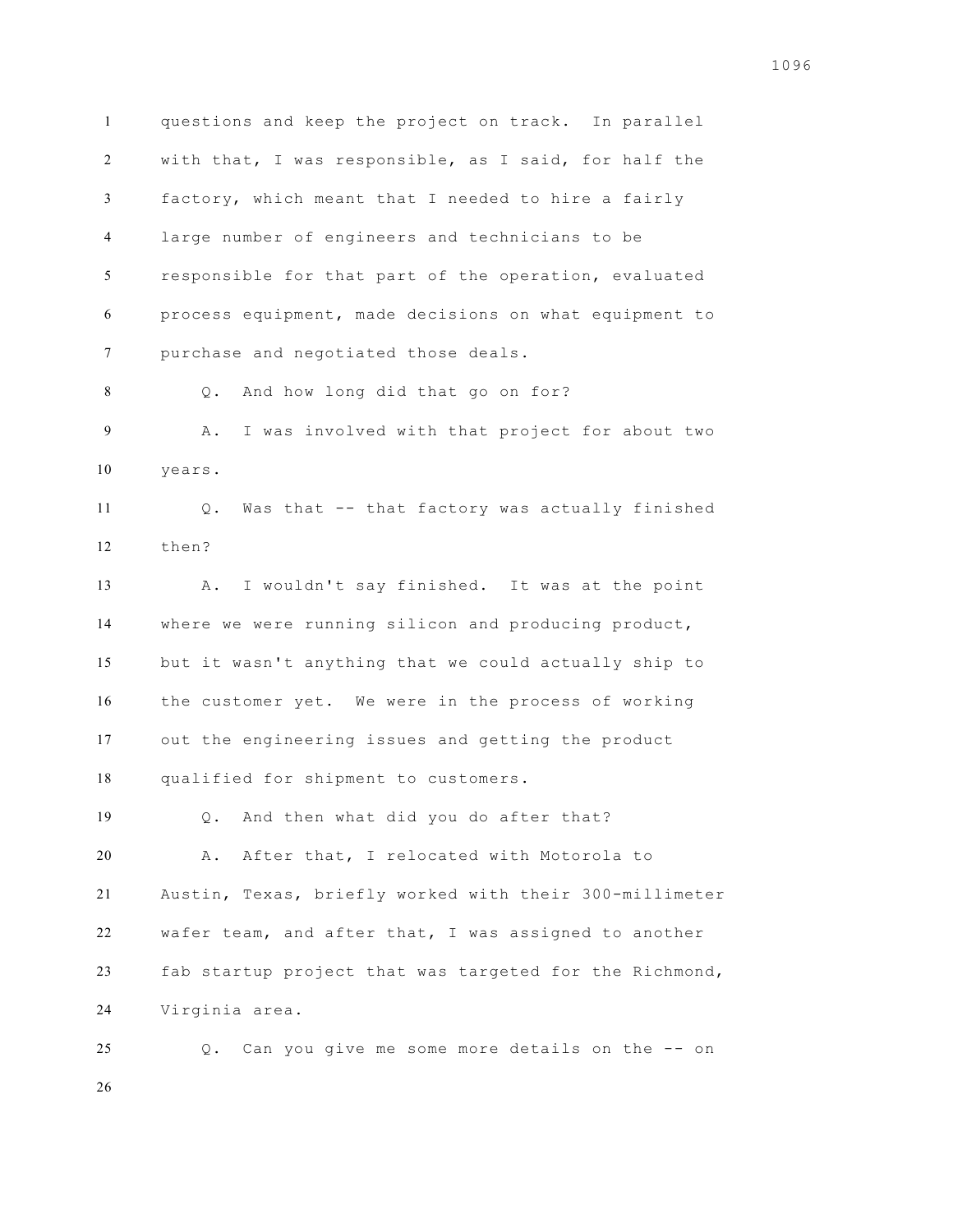questions and keep the project on track. In parallel with that, I was responsible, as I said, for half the factory, which meant that I needed to hire a fairly large number of engineers and technicians to be responsible for that part of the operation, evaluated process equipment, made decisions on what equipment to purchase and negotiated those deals.

Q. And how long did that go on for?

A. I was involved with that project for about two years.

Q. Was that -- that factory was actually finished then?

A. I wouldn't say finished. It was at the point where we were running silicon and producing product, but it wasn't anything that we could actually ship to the customer yet. We were in the process of working out the engineering issues and getting the product qualified for shipment to customers.

Q. And then what did you do after that?

A. After that, I relocated with Motorola to Austin, Texas, briefly worked with their 300-millimeter wafer team, and after that, I was assigned to another fab startup project that was targeted for the Richmond, Virginia area.

Q. Can you give me some more details on the -- on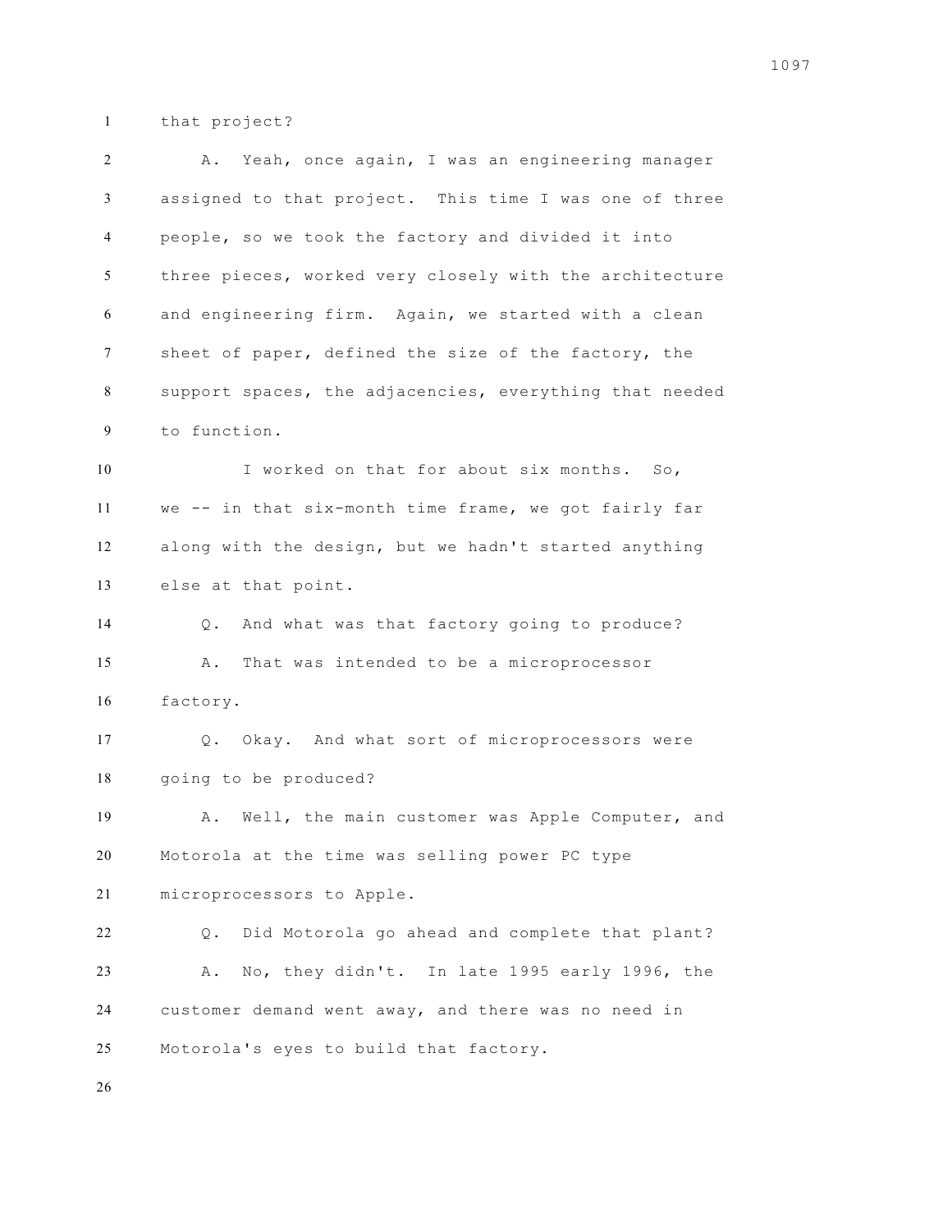that project?

A. Yeah, once again, I was an engineering manager assigned to that project. This time I was one of three people, so we took the factory and divided it into three pieces, worked very closely with the architecture and engineering firm. Again, we started with a clean sheet of paper, defined the size of the factory, the support spaces, the adjacencies, everything that needed to function.

I worked on that for about six months. So, we -- in that six-month time frame, we got fairly far along with the design, but we hadn't started anything else at that point.

Q. And what was that factory going to produce?

A. That was intended to be a microprocessor factory.

Q. Okay. And what sort of microprocessors were going to be produced?

A. Well, the main customer was Apple Computer, and Motorola at the time was selling power PC type microprocessors to Apple.

Q. Did Motorola go ahead and complete that plant?

A. No, they didn't. In late 1995 early 1996, the customer demand went away, and there was no need in Motorola's eyes to build that factory.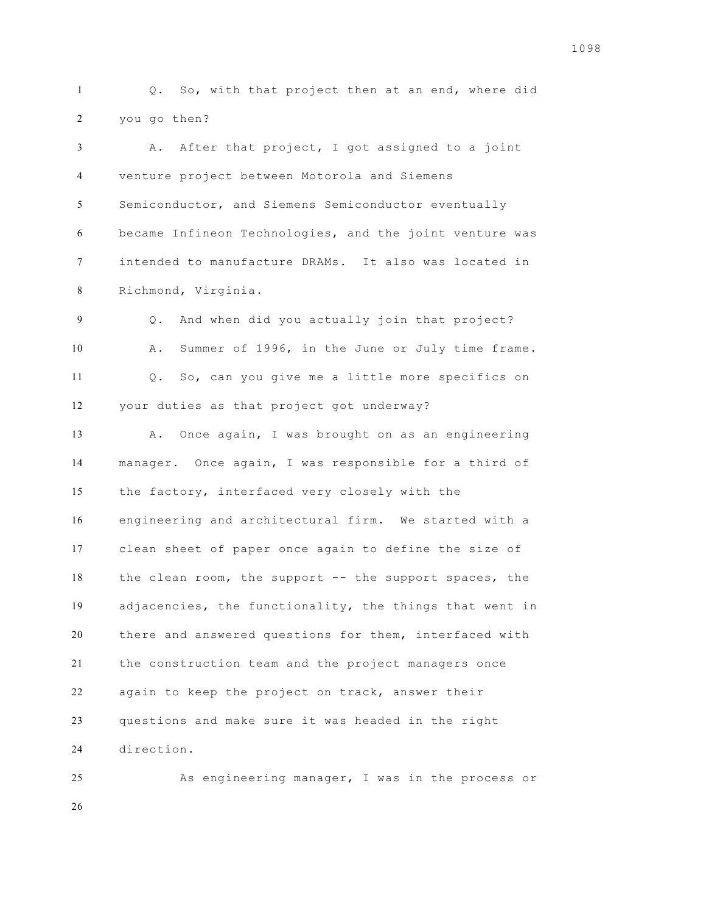Q. So, with that project then at an end, where did you go then?

A. After that project, I got assigned to a joint venture project between Motorola and Siemens Semiconductor, and Siemens Semiconductor eventually became Infineon Technologies, and the joint venture was intended to manufacture DRAMs. It also was located in Richmond, Virginia.

Q. And when did you actually join that project?

A. Summer of 1996, in the June or July time frame.

Q. So, can you give me a little more specifics on your duties as that project got underway?

A. Once again, I was brought on as an engineering manager. Once again, I was responsible for a third of the factory, interfaced very closely with the engineering and architectural firm. We started with a clean sheet of paper once again to define the size of the clean room, the support -- the support spaces, the adjacencies, the functionality, the things that went in there and answered questions for them, interfaced with the construction team and the project managers once again to keep the project on track, answer their questions and make sure it was headed in the right direction.

As engineering manager, I was in the process or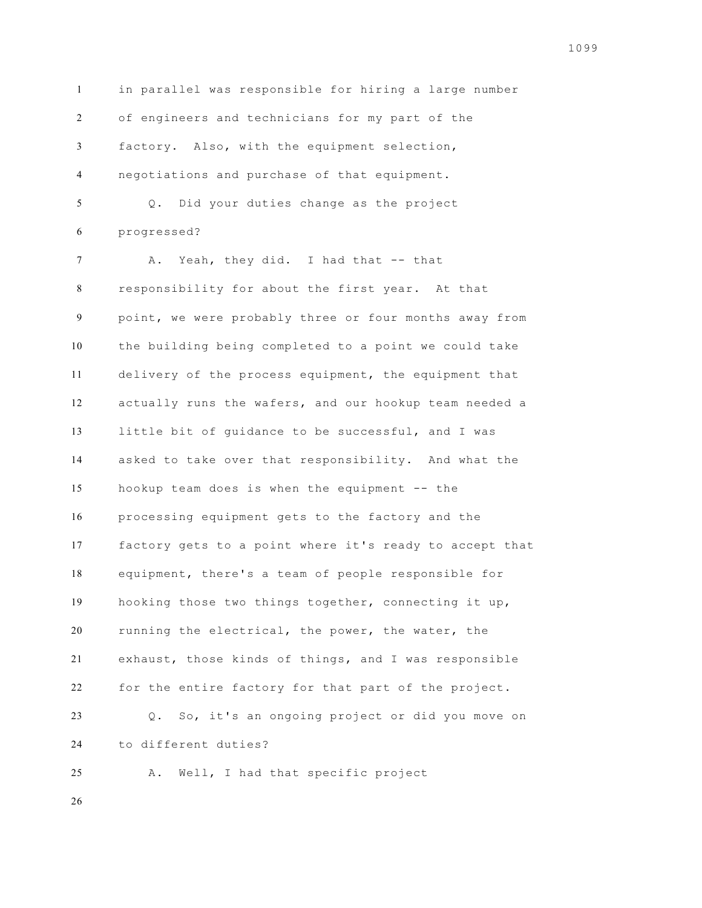in parallel was responsible for hiring a large number of engineers and technicians for my part of the factory. Also, with the equipment selection, negotiations and purchase of that equipment.

Q. Did your duties change as the project progressed?

A. Yeah, they did. I had that -- that responsibility for about the first year. At that point, we were probably three or four months away from the building being completed to a point we could take delivery of the process equipment, the equipment that actually runs the wafers, and our hookup team needed a little bit of guidance to be successful, and I was asked to take over that responsibility. And what the hookup team does is when the equipment -- the processing equipment gets to the factory and the factory gets to a point where it's ready to accept that equipment, there's a team of people responsible for hooking those two things together, connecting it up, running the electrical, the power, the water, the exhaust, those kinds of things, and I was responsible for the entire factory for that part of the project.

Q. So, it's an ongoing project or did you move on to different duties?

A. Well, I had that specific project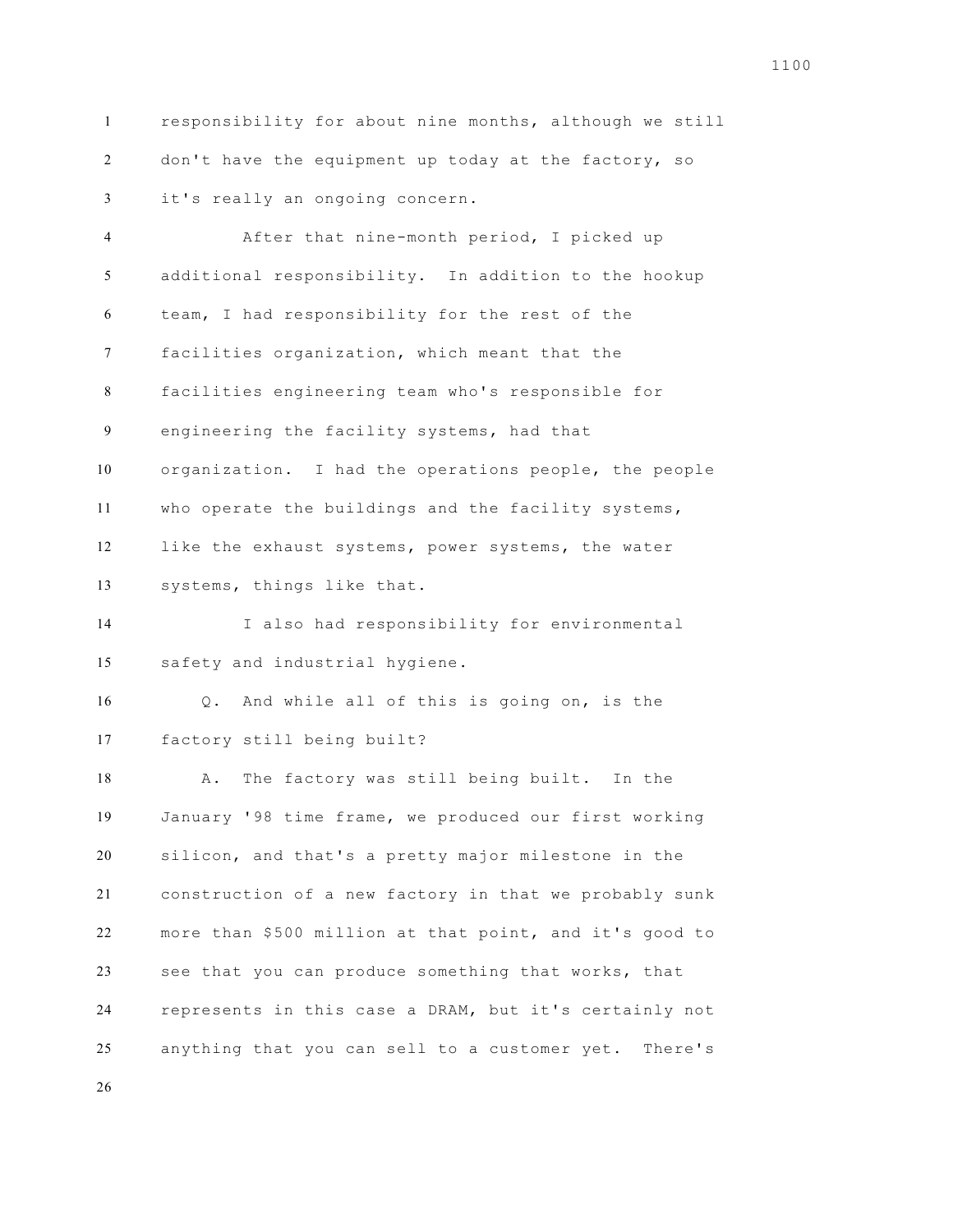responsibility for about nine months, although we still don't have the equipment up today at the factory, so it's really an ongoing concern.

After that nine-month period, I picked up additional responsibility. In addition to the hookup team, I had responsibility for the rest of the facilities organization, which meant that the facilities engineering team who's responsible for engineering the facility systems, had that organization. I had the operations people, the people who operate the buildings and the facility systems, like the exhaust systems, power systems, the water systems, things like that.

I also had responsibility for environmental safety and industrial hygiene.

Q. And while all of this is going on, is the factory still being built?

A. The factory was still being built. In the January '98 time frame, we produced our first working silicon, and that's a pretty major milestone in the construction of a new factory in that we probably sunk more than $500 million at that point, and it's good to see that you can produce something that works, that represents in this case a DRAM, but it's certainly not anything that you can sell to a customer yet. There's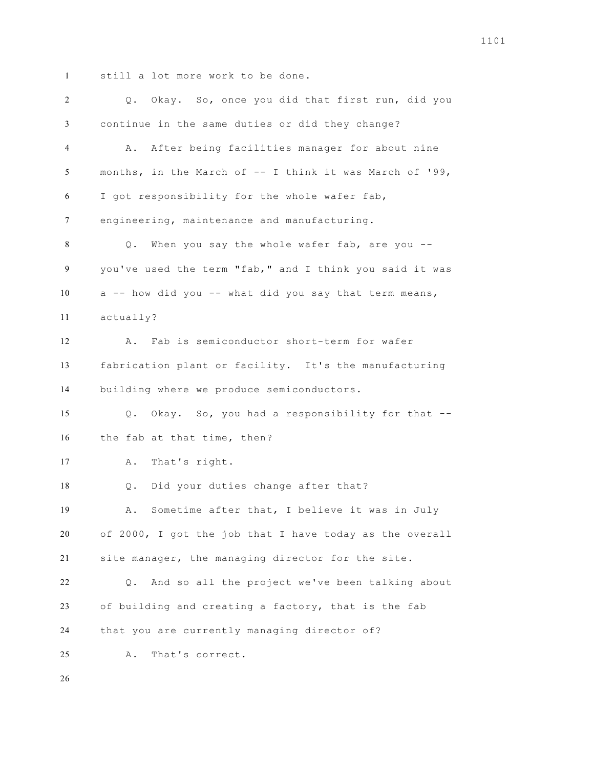still a lot more work to be done.

Q. Okay. So, once you did that first run, did you continue in the same duties or did they change?

A. After being facilities manager for about nine months, in the March of -- I think it was March of '99, I got responsibility for the whole wafer fab, engineering, maintenance and manufacturing.

Q. When you say the whole wafer fab, are you -- you've used the term "fab," and I think you said it was a -- how did you -- what did you say that term means, actually?

A. Fab is semiconductor short-term for wafer fabrication plant or facility. It's the manufacturing building where we produce semiconductors.

Q. Okay. So, you had a responsibility for that -- the fab at that time, then?

A. That's right.

Q. Did your duties change after that?

A. Sometime after that, I believe it was in July of 2000, I got the job that I have today as the overall site manager, the managing director for the site.

Q. And so all the project we've been talking about of building and creating a factory, that is the fab that you are currently managing director of?

A. That's correct.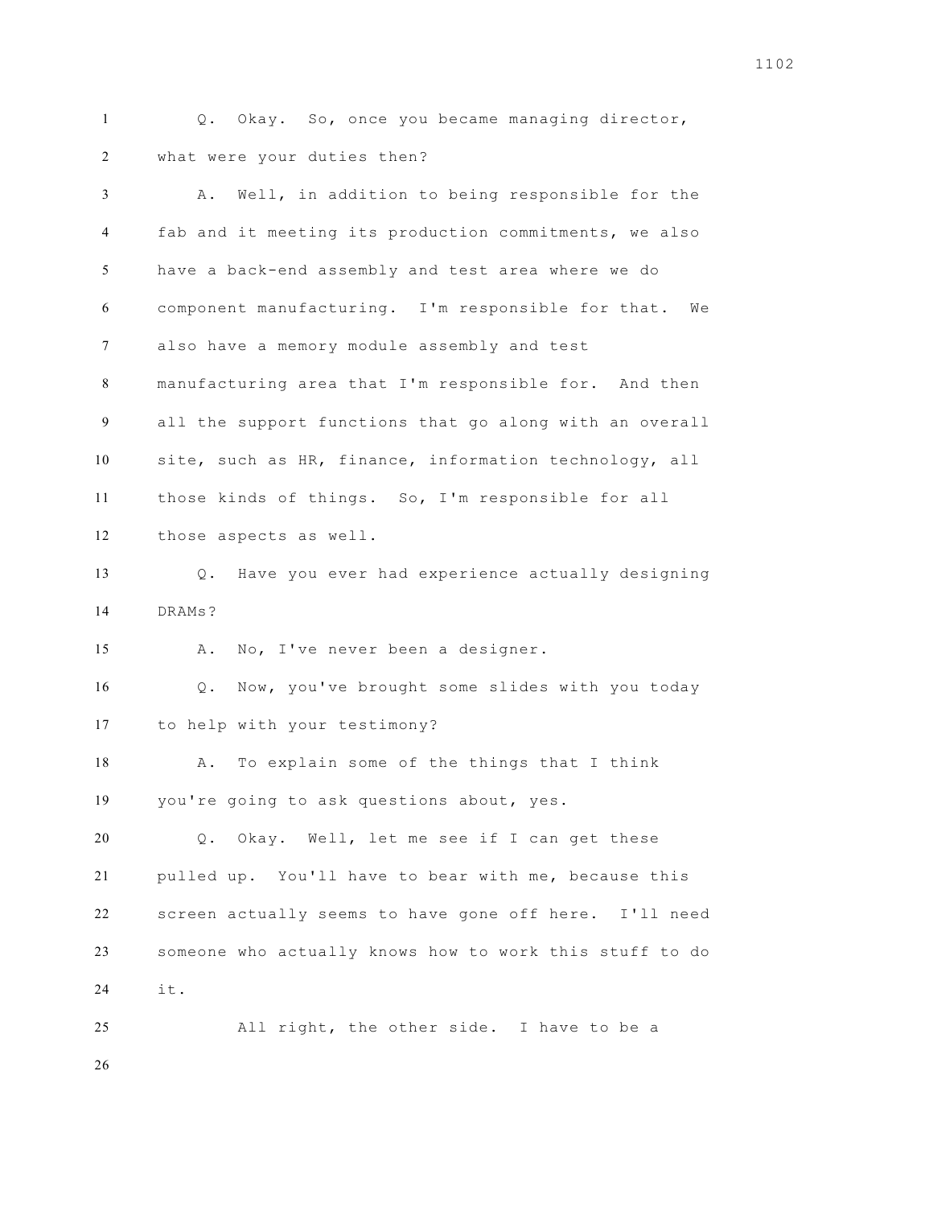Q. Okay. So, once you became managing director, what were your duties then?

A. Well, in addition to being responsible for the fab and it meeting its production commitments, we also have a back-end assembly and test area where we do component manufacturing. I'm responsible for that. We also have a memory module assembly and test manufacturing area that I'm responsible for. And then all the support functions that go along with an overall site, such as HR, finance, information technology, all those kinds of things. So, I'm responsible for all those aspects as well.

Q. Have you ever had experience actually designing DRAMs?

A. No, I've never been a designer.

Q. Now, you've brought some slides with you today to help with your testimony?

A. To explain some of the things that I think you're going to ask questions about, yes.

Q. Okay. Well, let me see if I can get these pulled up. You'll have to bear with me, because this screen actually seems to have gone off here. I'll need someone who actually knows how to work this stuff to do it.

All right, the other side. I have to be a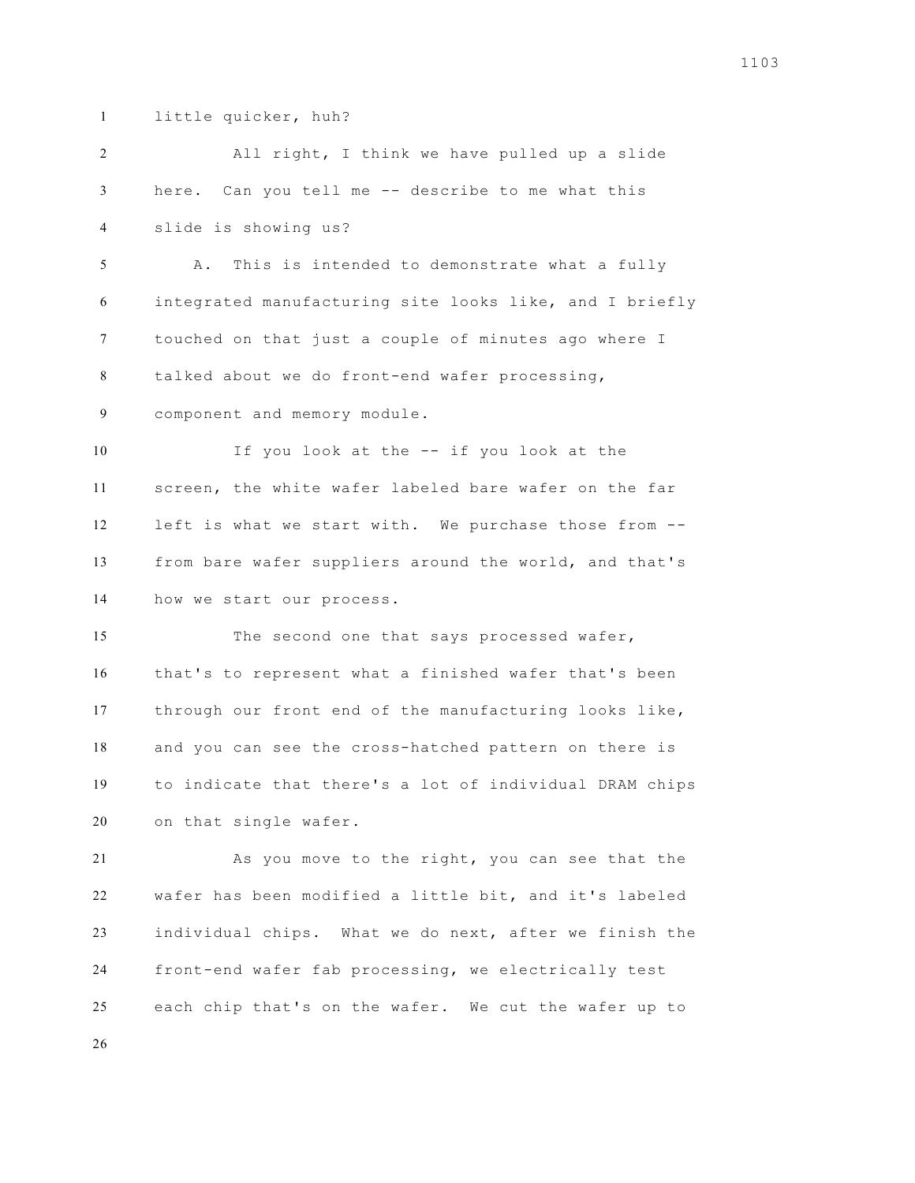little quicker, huh?

All right, I think we have pulled up a slide here. Can you tell me -- describe to me what this slide is showing us?

A. This is intended to demonstrate what a fully integrated manufacturing site looks like, and I briefly touched on that just a couple of minutes ago where I talked about we do front-end wafer processing, component and memory module.

If you look at the -- if you look at the screen, the white wafer labeled bare wafer on the far left is what we start with. We purchase those from -- from bare wafer suppliers around the world, and that's how we start our process.

The second one that says processed wafer, that's to represent what a finished wafer that's been through our front end of the manufacturing looks like, and you can see the cross-hatched pattern on there is to indicate that there's a lot of individual DRAM chips on that single wafer.

As you move to the right, you can see that the wafer has been modified a little bit, and it's labeled individual chips. What we do next, after we finish the front-end wafer fab processing, we electrically test each chip that's on the wafer. We cut the wafer up to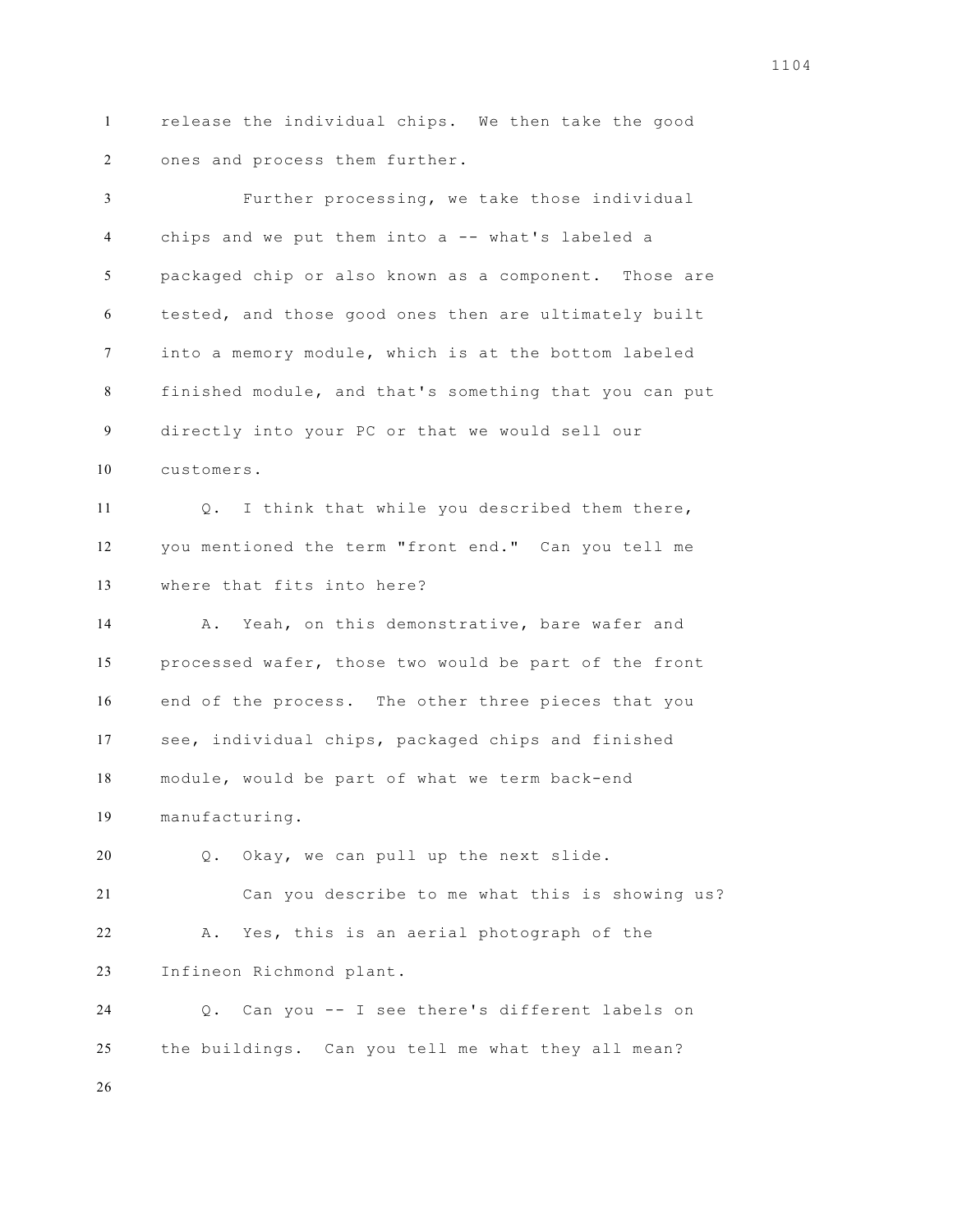release the individual chips. We then take the good ones and process them further.

Further processing, we take those individual chips and we put them into a -- what's labeled a packaged chip or also known as a component. Those are tested, and those good ones then are ultimately built into a memory module, which is at the bottom labeled finished module, and that's something that you can put directly into your PC or that we would sell our customers.

Q. I think that while you described them there, you mentioned the term "front end." Can you tell me where that fits into here?

A. Yeah, on this demonstrative, bare wafer and processed wafer, those two would be part of the front end of the process. The other three pieces that you see, individual chips, packaged chips and finished module, would be part of what we term back-end manufacturing.

Q. Okay, we can pull up the next slide.

Can you describe to me what this is showing us?

A. Yes, this is an aerial photograph of the Infineon Richmond plant.

Q. Can you -- I see there's different labels on the buildings. Can you tell me what they all mean?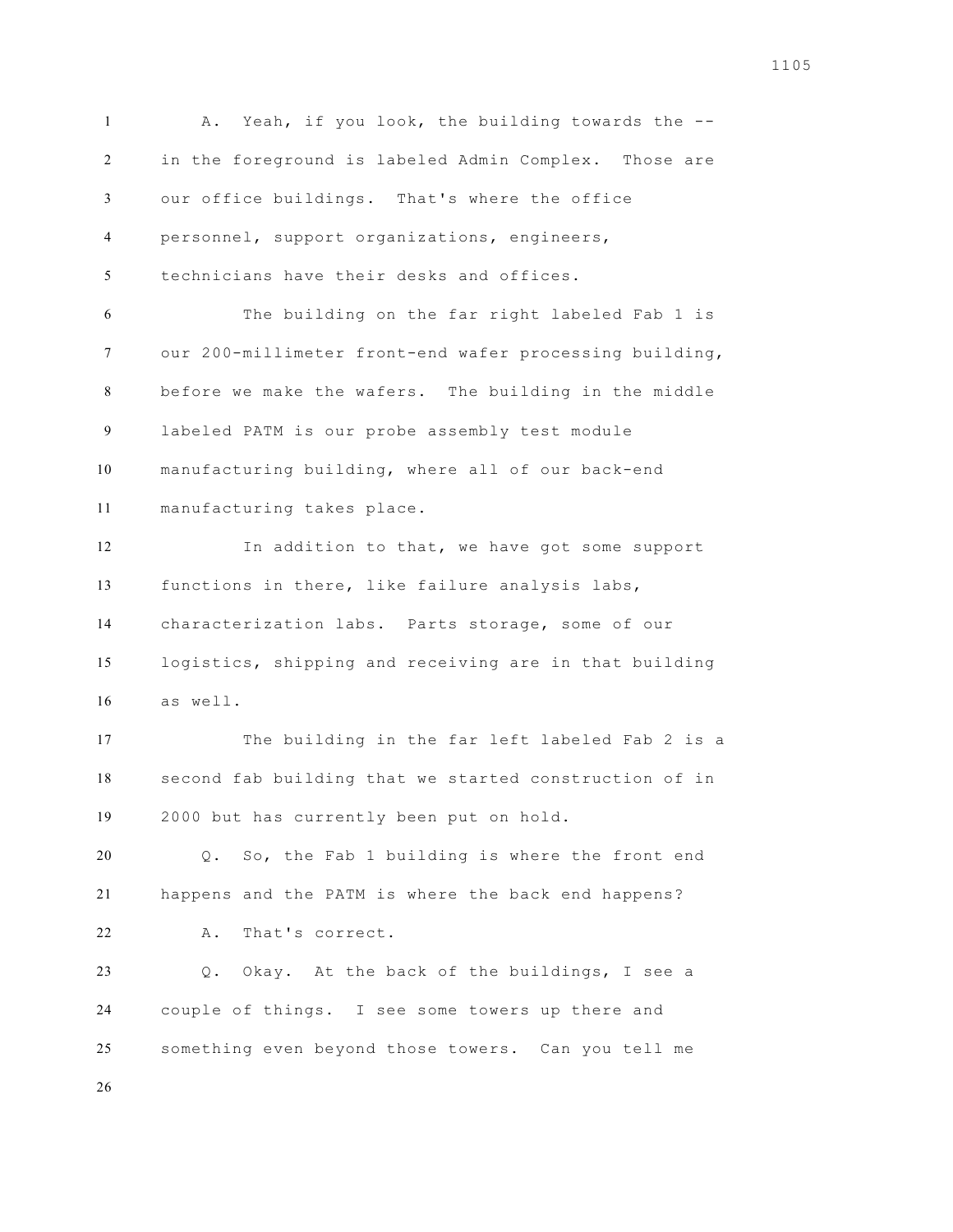A. Yeah, if you look, the building towards the -- in the foreground is labeled Admin Complex. Those are our office buildings. That's where the office personnel, support organizations, engineers, technicians have their desks and offices.

The building on the far right labeled Fab 1 is our 200-millimeter front-end wafer processing building, before we make the wafers. The building in the middle labeled PATM is our probe assembly test module manufacturing building, where all of our back-end manufacturing takes place.

In addition to that, we have got some support functions in there, like failure analysis labs, characterization labs. Parts storage, some of our logistics, shipping and receiving are in that building as well.

The building in the far left labeled Fab 2 is a second fab building that we started construction of in 2000 but has currently been put on hold.

Q. So, the Fab 1 building is where the front end happens and the PATM is where the back end happens?

A. That's correct.

Q. Okay. At the back of the buildings, I see a couple of things. I see some towers up there and something even beyond those towers. Can you tell me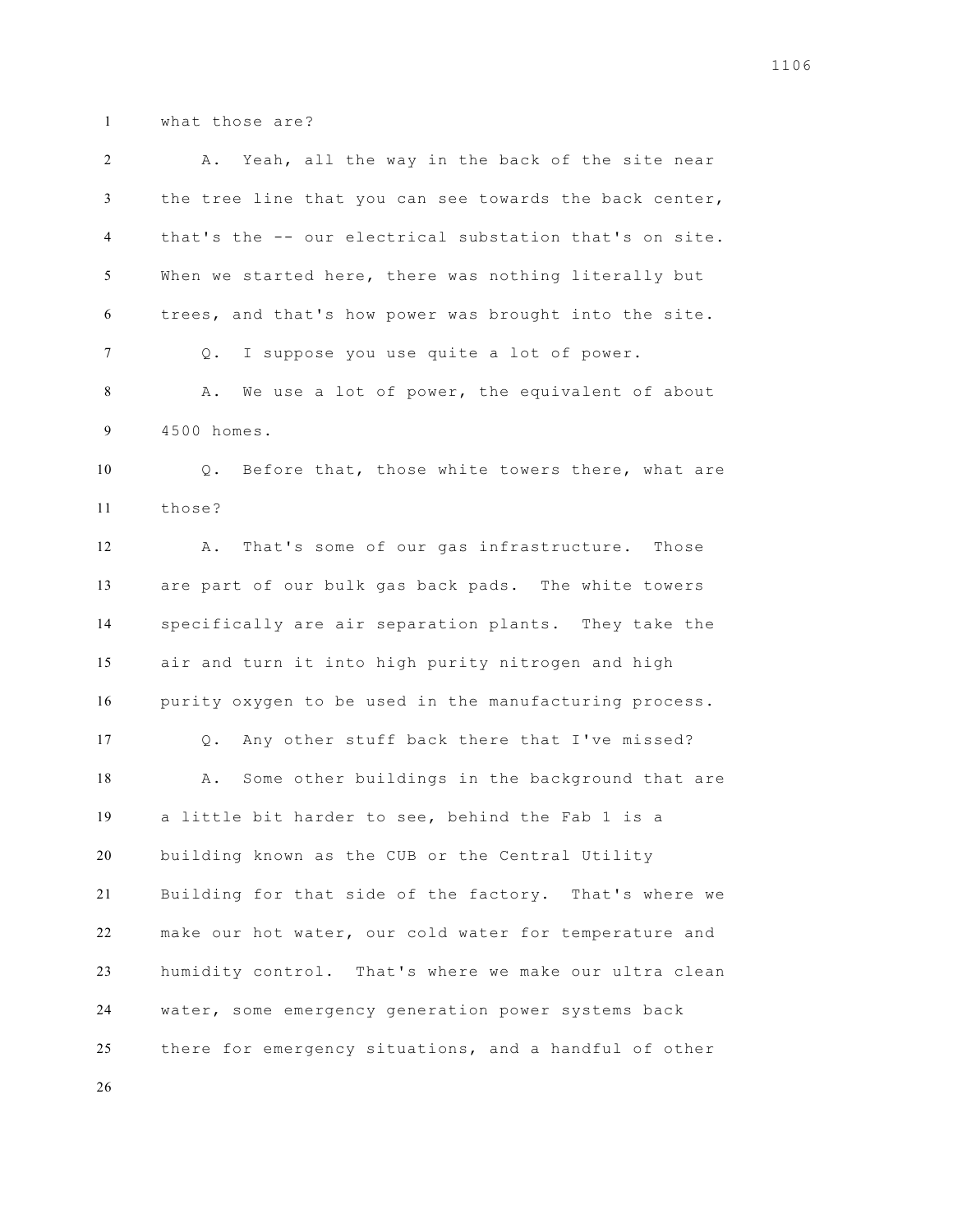what those are?

A. Yeah, all the way in the back of the site near the tree line that you can see towards the back center, that's the -- our electrical substation that's on site. When we started here, there was nothing literally but trees, and that's how power was brought into the site.

Q. I suppose you use quite a lot of power.

A. We use a lot of power, the equivalent of about 4500 homes.

Q. Before that, those white towers there, what are those?

A. That's some of our gas infrastructure. Those are part of our bulk gas back pads. The white towers specifically are air separation plants. They take the air and turn it into high purity nitrogen and high purity oxygen to be used in the manufacturing process.

Q. Any other stuff back there that I've missed?

A. Some other buildings in the background that are a little bit harder to see, behind the Fab 1 is a building known as the CUB or the Central Utility Building for that side of the factory. That's where we make our hot water, our cold water for temperature and humidity control. That's where we make our ultra clean water, some emergency generation power systems back there for emergency situations, and a handful of other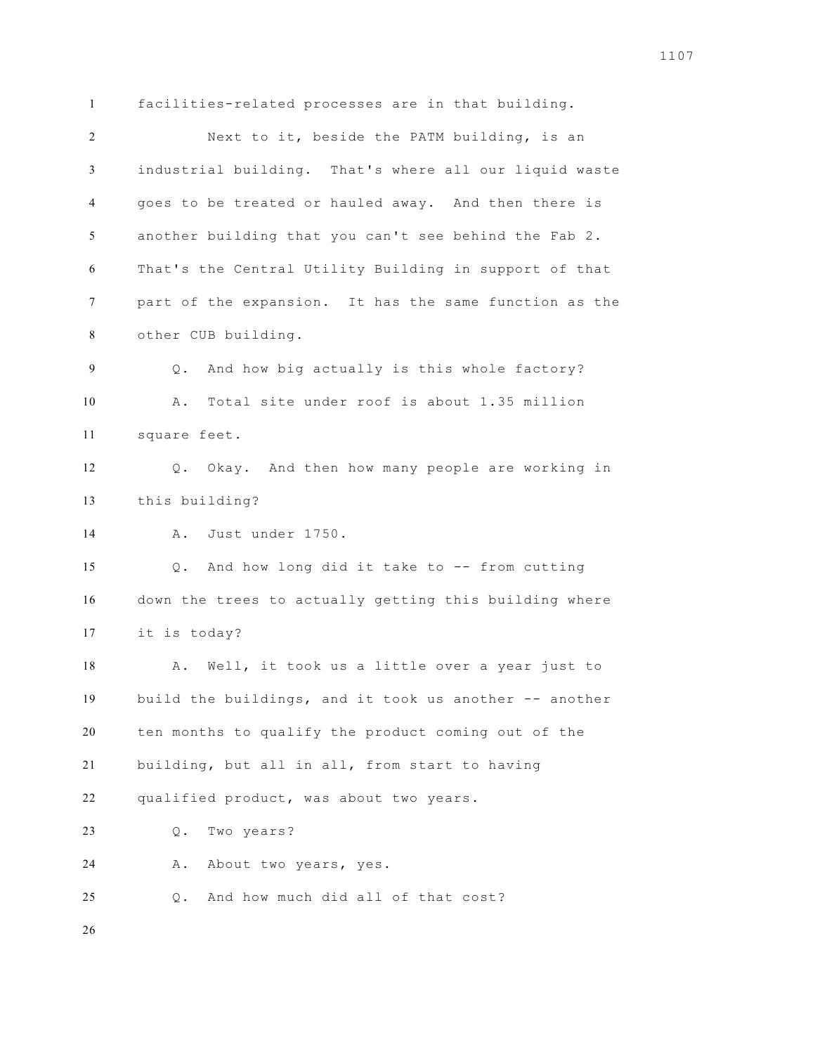facilities-related processes are in that building.

Next to it, beside the PATM building, is an industrial building. That's where all our liquid waste goes to be treated or hauled away. And then there is another building that you can't see behind the Fab 2. That's the Central Utility Building in support of that part of the expansion. It has the same function as the other CUB building.

Q. And how big actually is this whole factory?

A. Total site under roof is about 1.35 million square feet.

Q. Okay. And then how many people are working in this building?

A. Just under 1750.

Q. And how long did it take to -- from cutting down the trees to actually getting this building where it is today?

A. Well, it took us a little over a year just to build the buildings, and it took us another -- another ten months to qualify the product coming out of the building, but all in all, from start to having qualified product, was about two years.

Q. Two years?

A. About two years, yes.

Q. And how much did all of that cost?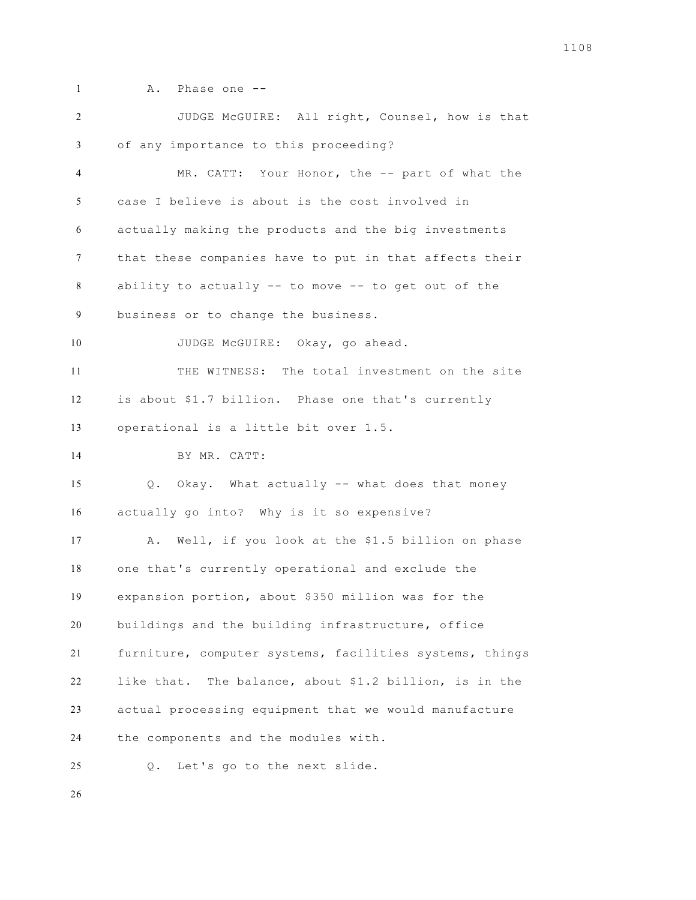A. Phase one --

JUDGE McGUIRE: All right, Counsel, how is that of any importance to this proceeding?

MR. CATT: Your Honor, the -- part of what the case I believe is about is the cost involved in actually making the products and the big investments that these companies have to put in that affects their ability to actually -- to move -- to get out of the business or to change the business.

JUDGE McGUIRE: Okay, go ahead.

THE WITNESS: The total investment on the site is about $1.7 billion. Phase one that's currently operational is a little bit over 1.5.

BY MR. CATT:

Q. Okay. What actually -- what does that money actually go into? Why is it so expensive?

A. Well, if you look at the $1.5 billion on phase one that's currently operational and exclude the expansion portion, about $350 million was for the buildings and the building infrastructure, office furniture, computer systems, facilities systems, things like that. The balance, about $1.2 billion, is in the actual processing equipment that we would manufacture the components and the modules with.

Q. Let's go to the next slide.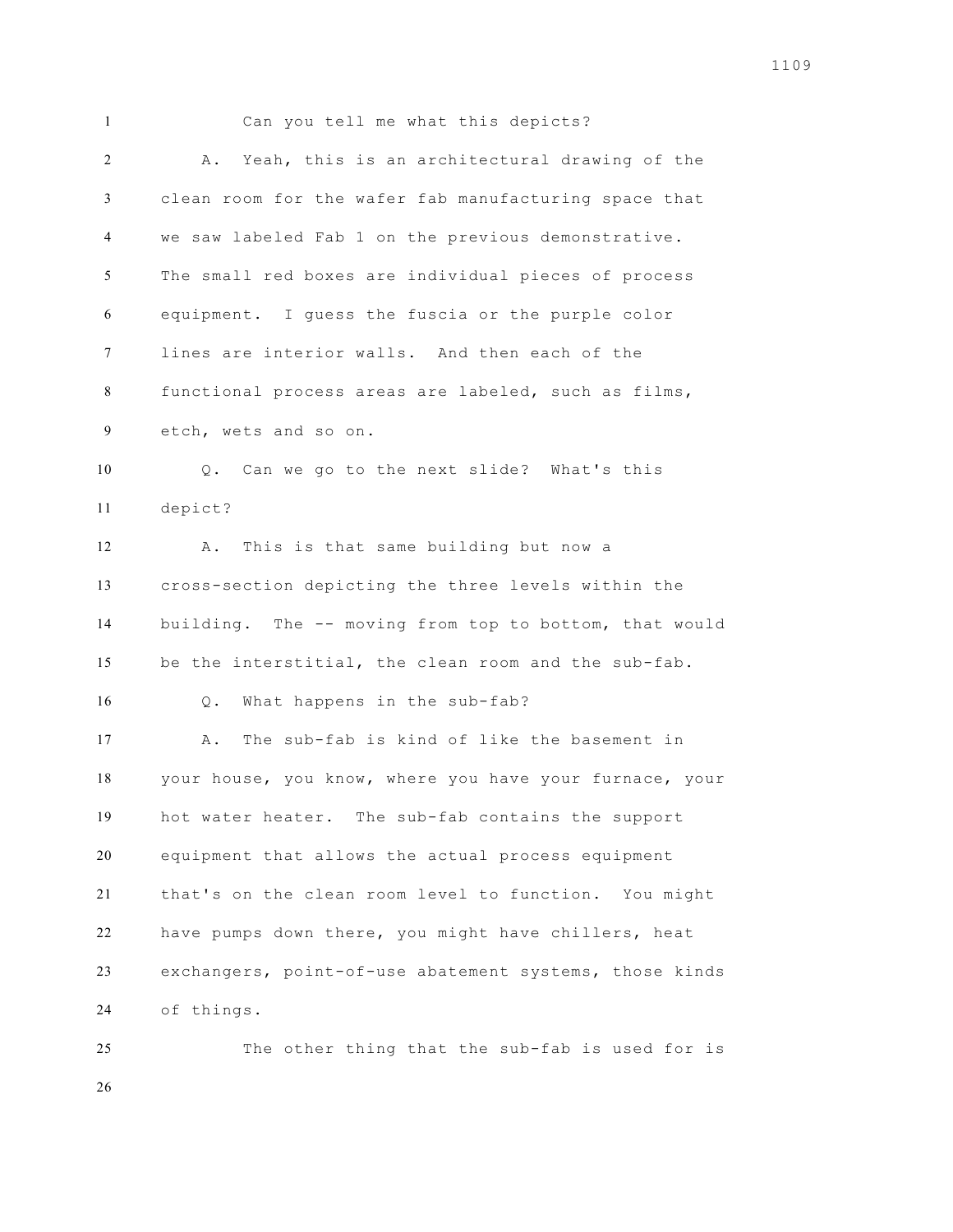Can you tell me what this depicts?

A. Yeah, this is an architectural drawing of the clean room for the wafer fab manufacturing space that we saw labeled Fab 1 on the previous demonstrative. The small red boxes are individual pieces of process equipment. I guess the fuscia or the purple color lines are interior walls. And then each of the functional process areas are labeled, such as films, etch, wets and so on.

Q. Can we go to the next slide? What's this depict?

A. This is that same building but now a cross-section depicting the three levels within the building. The -- moving from top to bottom, that would be the interstitial, the clean room and the sub-fab.

Q. What happens in the sub-fab?

A. The sub-fab is kind of like the basement in your house, you know, where you have your furnace, your hot water heater. The sub-fab contains the support equipment that allows the actual process equipment that's on the clean room level to function. You might have pumps down there, you might have chillers, heat exchangers, point-of-use abatement systems, those kinds of things.

The other thing that the sub-fab is used for is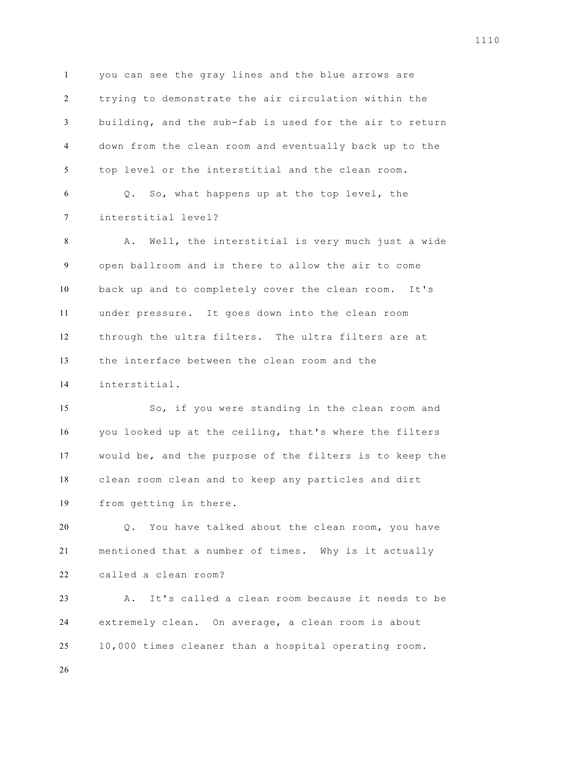you can see the gray lines and the blue arrows are trying to demonstrate the air circulation within the building, and the sub-fab is used for the air to return down from the clean room and eventually back up to the top level or the interstitial and the clean room.

Q. So, what happens up at the top level, the interstitial level?

A. Well, the interstitial is very much just a wide open ballroom and is there to allow the air to come back up and to completely cover the clean room. It's under pressure. It goes down into the clean room through the ultra filters. The ultra filters are at the interface between the clean room and the interstitial.

So, if you were standing in the clean room and you looked up at the ceiling, that's where the filters would be, and the purpose of the filters is to keep the clean room clean and to keep any particles and dirt from getting in there.

Q. You have talked about the clean room, you have mentioned that a number of times. Why is it actually called a clean room?

A. It's called a clean room because it needs to be extremely clean. On average, a clean room is about 10,000 times cleaner than a hospital operating room.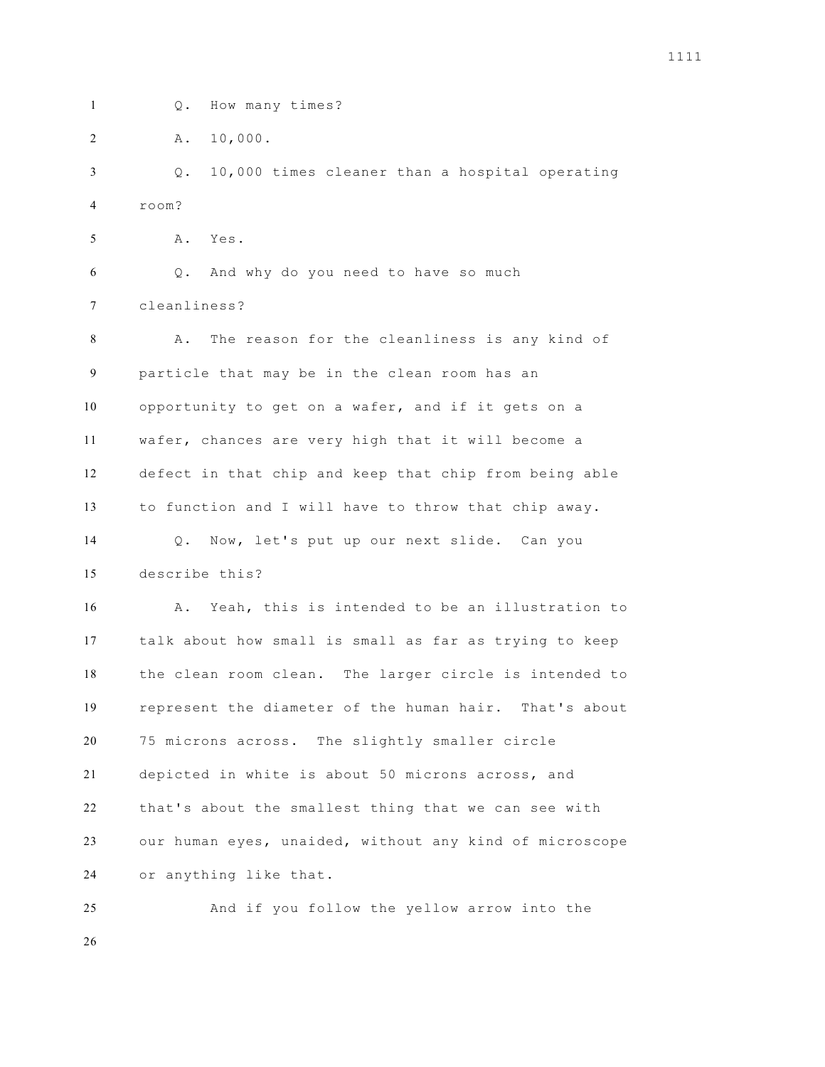Q. How many times?

A. 10,000.

Q. 10,000 times cleaner than a hospital operating room?

A. Yes.

Q. And why do you need to have so much cleanliness?

A. The reason for the cleanliness is any kind of particle that may be in the clean room has an opportunity to get on a wafer, and if it gets on a wafer, chances are very high that it will become a defect in that chip and keep that chip from being able to function and I will have to throw that chip away.

Q. Now, let's put up our next slide. Can you describe this?

A. Yeah, this is intended to be an illustration to talk about how small is small as far as trying to keep the clean room clean. The larger circle is intended to represent the diameter of the human hair. That's about 75 microns across. The slightly smaller circle depicted in white is about 50 microns across, and that's about the smallest thing that we can see with our human eyes, unaided, without any kind of microscope or anything like that.

And if you follow the yellow arrow into the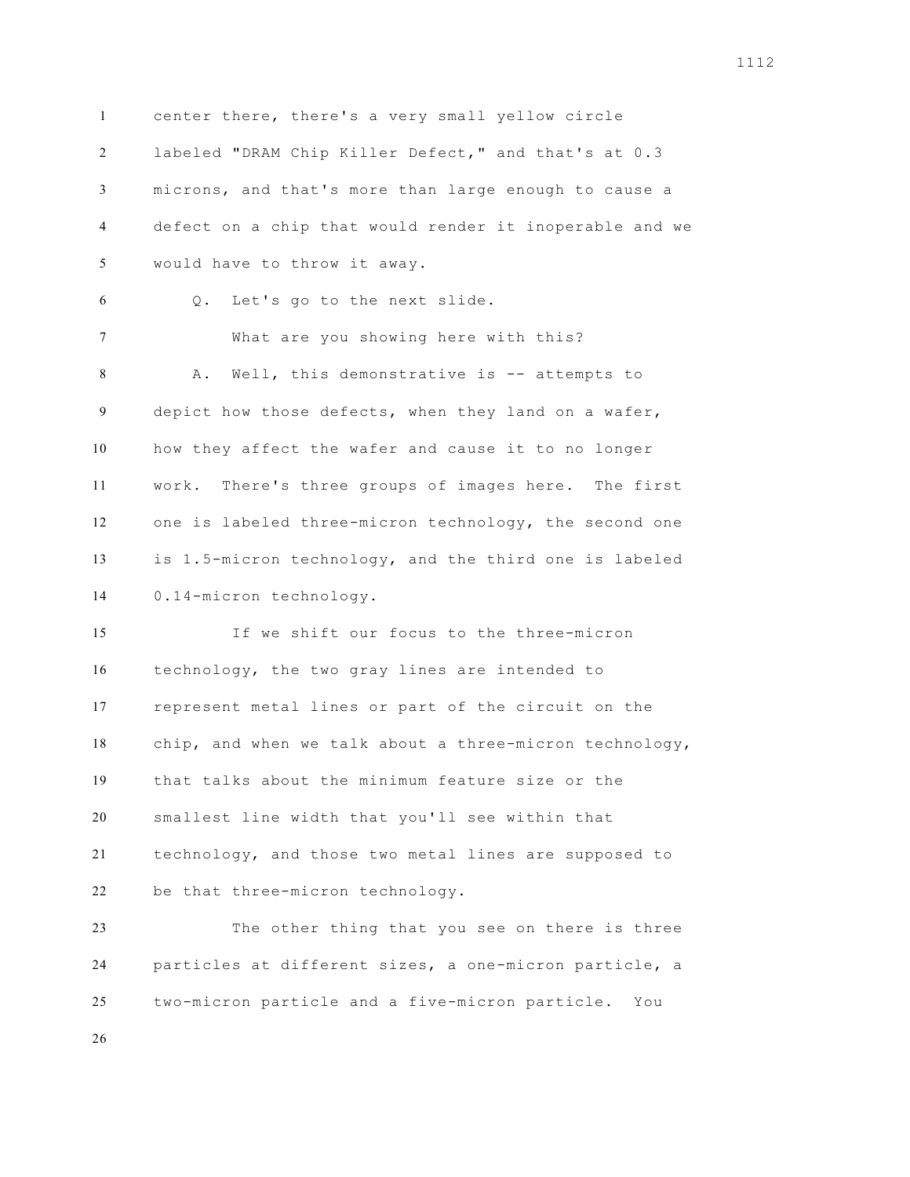center there, there's a very small yellow circle labeled "DRAM Chip Killer Defect," and that's at 0.3 microns, and that's more than large enough to cause a defect on a chip that would render it inoperable and we would have to throw it away.

Q. Let's go to the next slide.

What are you showing here with this?

A. Well, this demonstrative is -- attempts to depict how those defects, when they land on a wafer, how they affect the wafer and cause it to no longer work. There's three groups of images here. The first one is labeled three-micron technology, the second one is 1.5-micron technology, and the third one is labeled 0.14-micron technology.

If we shift our focus to the three-micron technology, the two gray lines are intended to represent metal lines or part of the circuit on the chip, and when we talk about a three-micron technology, that talks about the minimum feature size or the smallest line width that you'll see within that technology, and those two metal lines are supposed to be that three-micron technology.

The other thing that you see on there is three particles at different sizes, a one-micron particle, a two-micron particle and a five-micron particle. You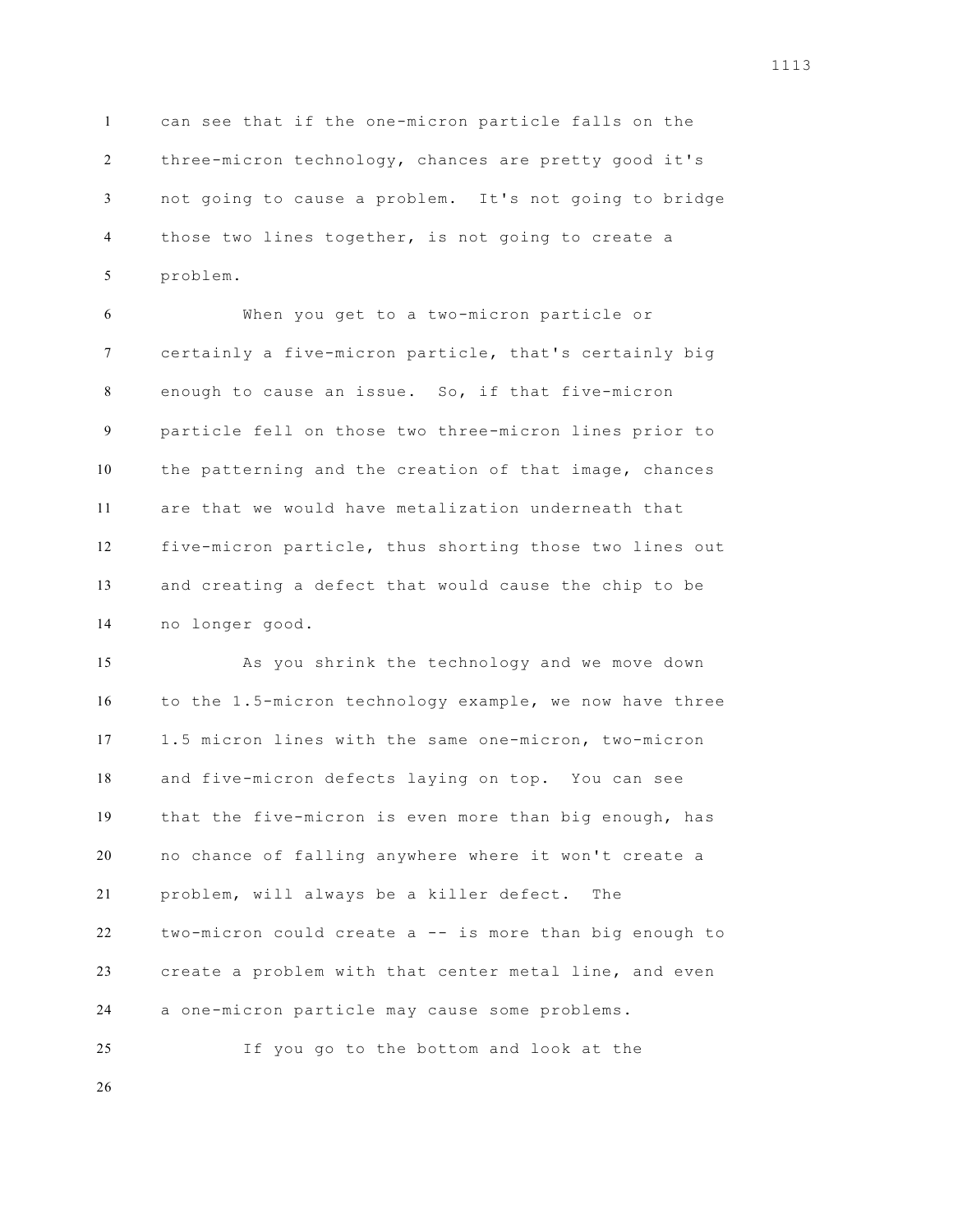can see that if the one-micron particle falls on the three-micron technology, chances are pretty good it's not going to cause a problem. It's not going to bridge those two lines together, is not going to create a problem.

When you get to a two-micron particle or certainly a five-micron particle, that's certainly big enough to cause an issue. So, if that five-micron particle fell on those two three-micron lines prior to the patterning and the creation of that image, chances are that we would have metalization underneath that five-micron particle, thus shorting those two lines out and creating a defect that would cause the chip to be no longer good.

As you shrink the technology and we move down to the 1.5-micron technology example, we now have three 1.5 micron lines with the same one-micron, two-micron and five-micron defects laying on top. You can see that the five-micron is even more than big enough, has no chance of falling anywhere where it won't create a problem, will always be a killer defect. The two-micron could create a -- is more than big enough to create a problem with that center metal line, and even a one-micron particle may cause some problems.

If you go to the bottom and look at the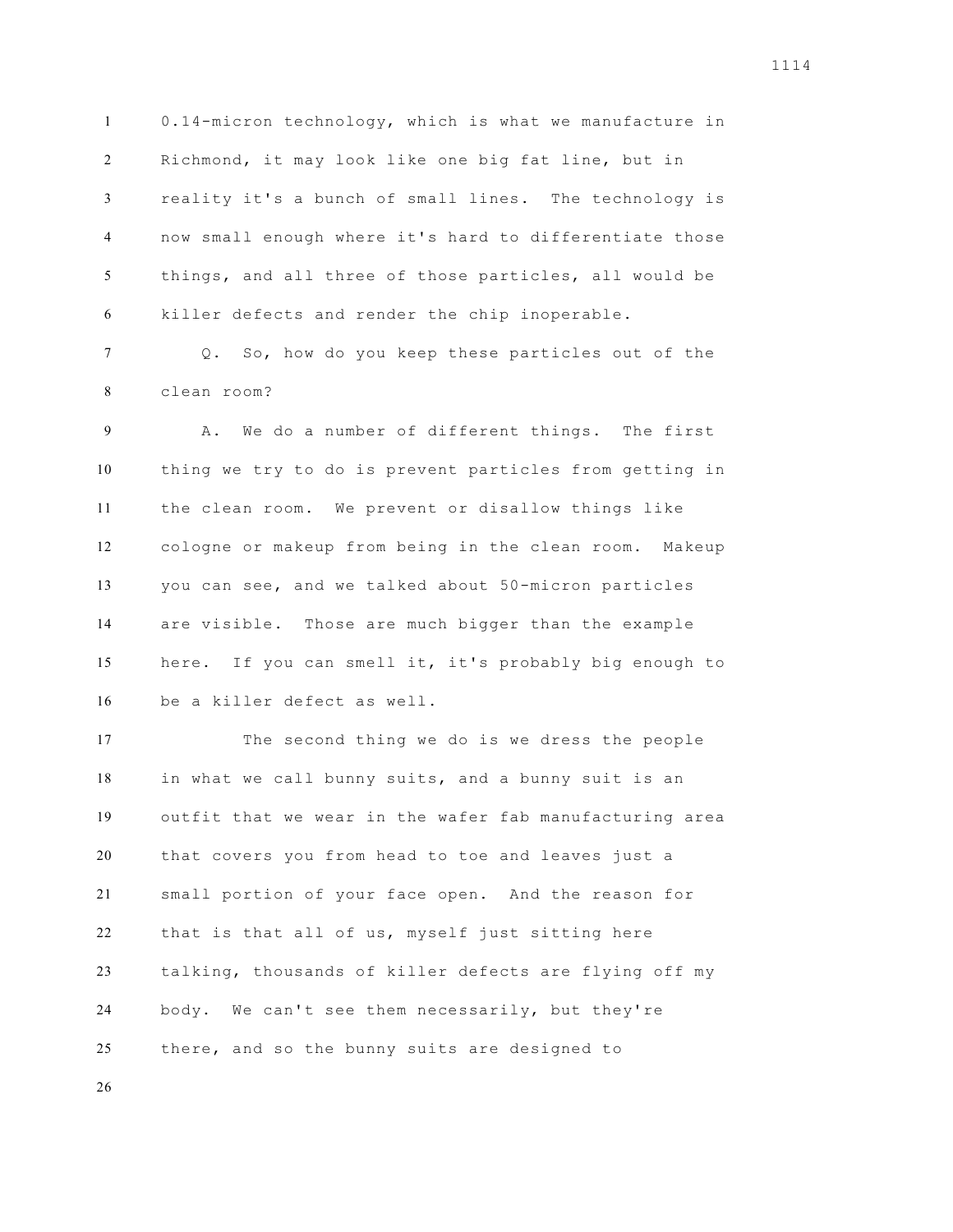0.14-micron technology, which is what we manufacture in Richmond, it may look like one big fat line, but in reality it's a bunch of small lines. The technology is now small enough where it's hard to differentiate those things, and all three of those particles, all would be killer defects and render the chip inoperable.

Q. So, how do you keep these particles out of the clean room?

A. We do a number of different things. The first thing we try to do is prevent particles from getting in the clean room. We prevent or disallow things like cologne or makeup from being in the clean room. Makeup you can see, and we talked about 50-micron particles are visible. Those are much bigger than the example here. If you can smell it, it's probably big enough to be a killer defect as well.

The second thing we do is we dress the people in what we call bunny suits, and a bunny suit is an outfit that we wear in the wafer fab manufacturing area that covers you from head to toe and leaves just a small portion of your face open. And the reason for that is that all of us, myself just sitting here talking, thousands of killer defects are flying off my body. We can't see them necessarily, but they're there, and so the bunny suits are designed to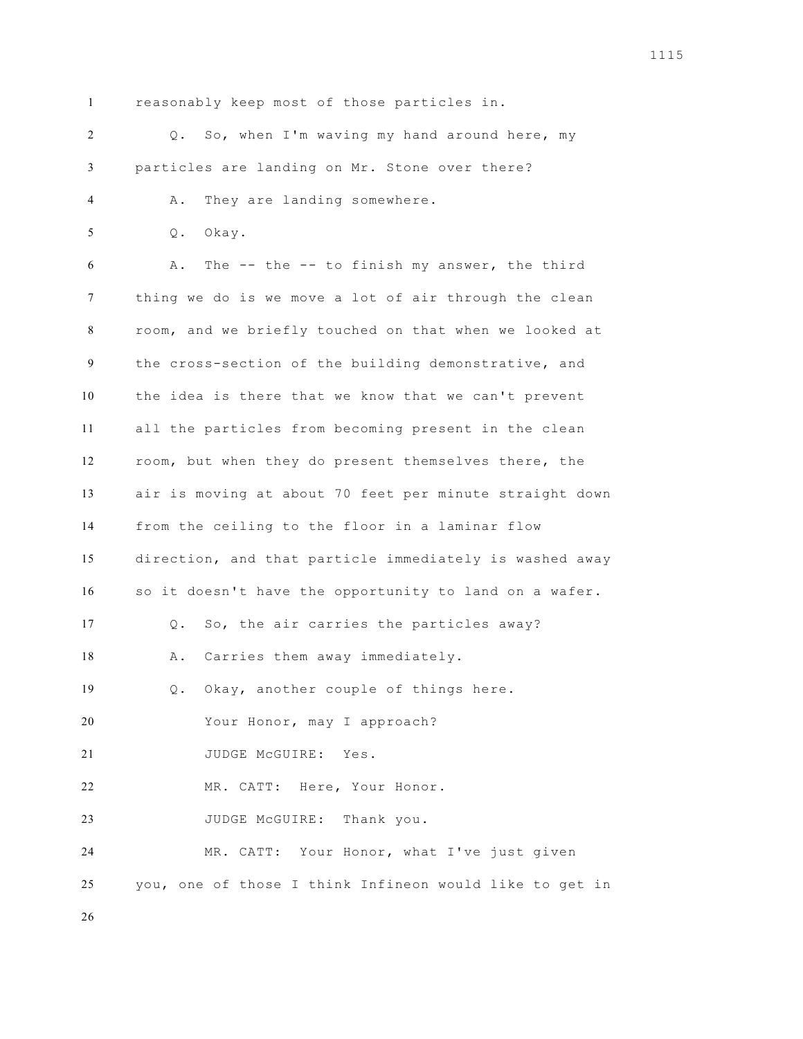reasonably keep most of those particles in.

Q. So, when I'm waving my hand around here, my particles are landing on Mr. Stone over there?

A. They are landing somewhere.

Q. Okay.

A. The -- the -- to finish my answer, the third thing we do is we move a lot of air through the clean room, and we briefly touched on that when we looked at the cross-section of the building demonstrative, and the idea is there that we know that we can't prevent all the particles from becoming present in the clean room, but when they do present themselves there, the air is moving at about 70 feet per minute straight down from the ceiling to the floor in a laminar flow direction, and that particle immediately is washed away so it doesn't have the opportunity to land on a wafer.

Q. So, the air carries the particles away?

A. Carries them away immediately.

Q. Okay, another couple of things here.

Your Honor, may I approach?

JUDGE McGUIRE: Yes.

MR. CATT: Here, Your Honor.

JUDGE McGUIRE: Thank you.

MR. CATT: Your Honor, what I've just given you, one of those I think Infineon would like to get in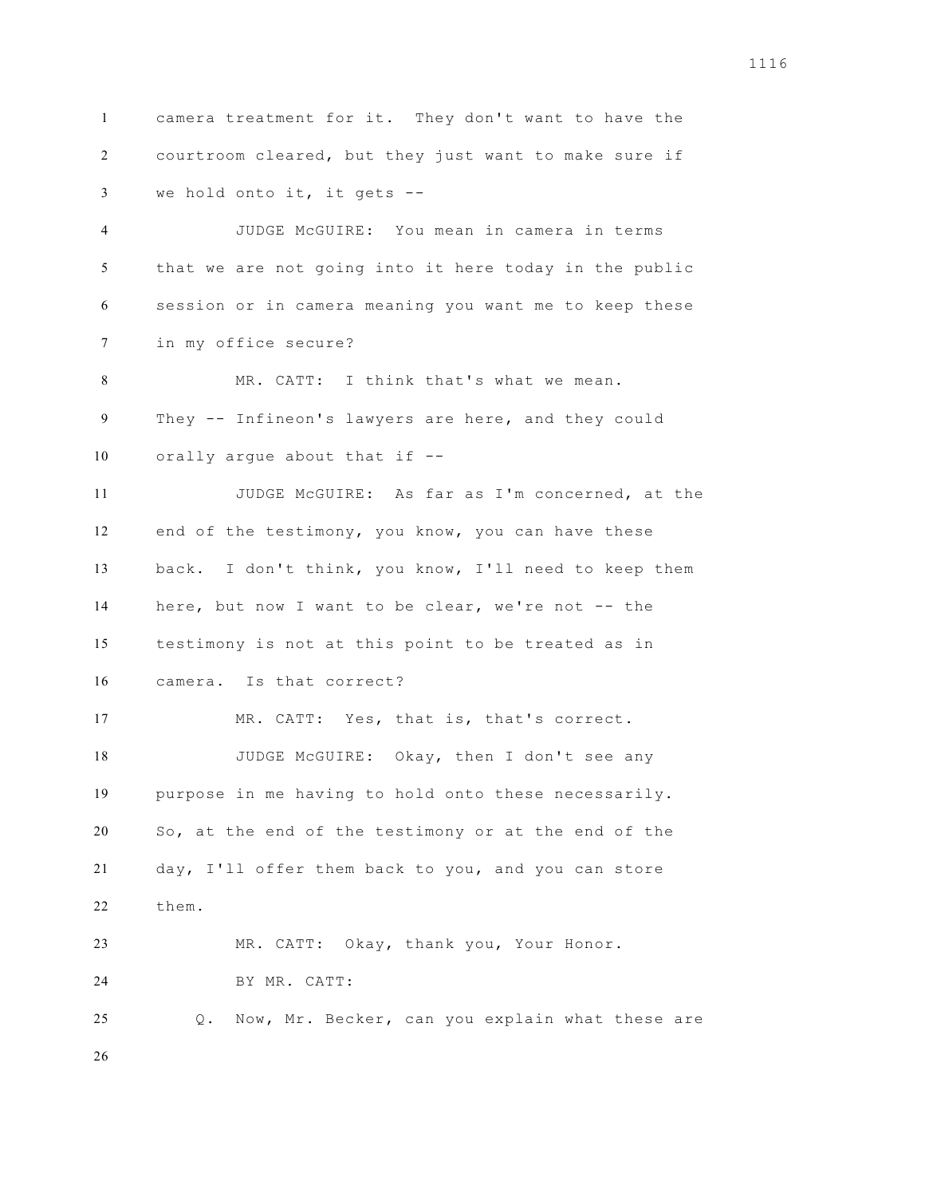camera treatment for it. They don't want to have the courtroom cleared, but they just want to make sure if we hold onto it, it gets --

JUDGE McGUIRE: You mean in camera in terms that we are not going into it here today in the public session or in camera meaning you want me to keep these in my office secure?

MR. CATT: I think that's what we mean. They -- Infineon's lawyers are here, and they could orally argue about that if --

JUDGE McGUIRE: As far as I'm concerned, at the end of the testimony, you know, you can have these back. I don't think, you know, I'll need to keep them here, but now I want to be clear, we're not -- the testimony is not at this point to be treated as in camera. Is that correct?

MR. CATT: Yes, that is, that's correct.

JUDGE McGUIRE: Okay, then I don't see any purpose in me having to hold onto these necessarily. So, at the end of the testimony or at the end of the day, I'll offer them back to you, and you can store them.

MR. CATT: Okay, thank you, Your Honor.

BY MR. CATT:

Q. Now, Mr. Becker, can you explain what these are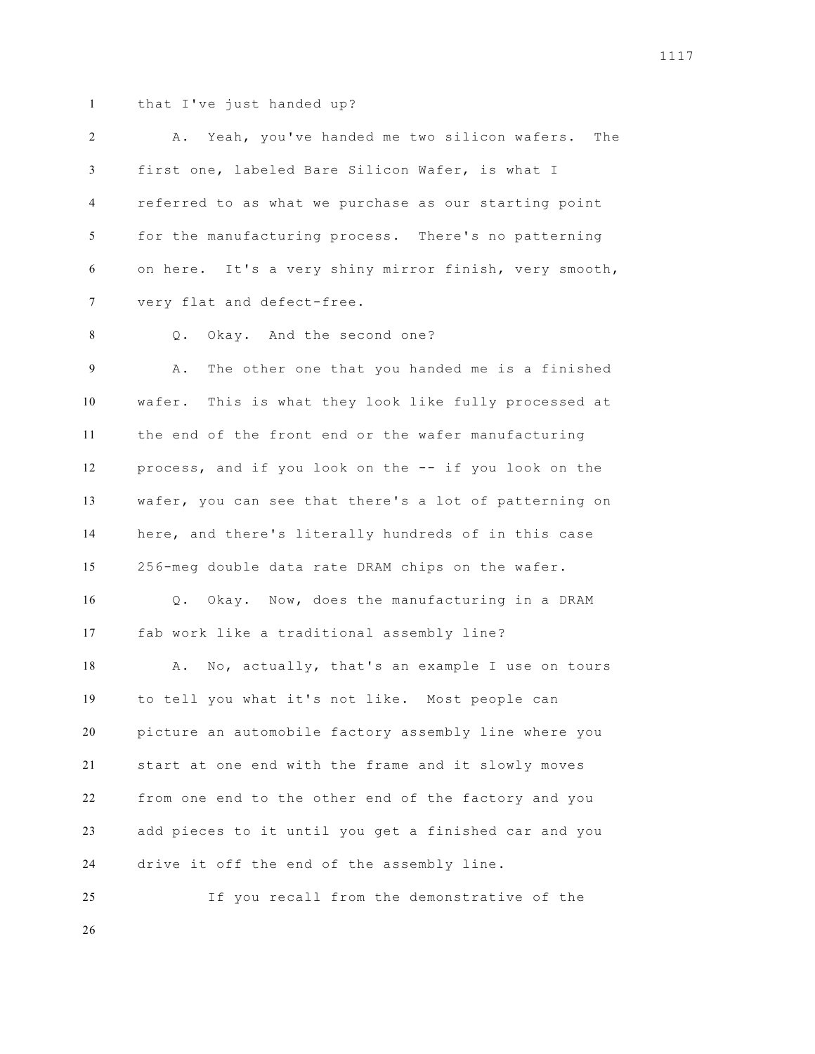that I've just handed up?

A. Yeah, you've handed me two silicon wafers. The first one, labeled Bare Silicon Wafer, is what I referred to as what we purchase as our starting point for the manufacturing process. There's no patterning on here. It's a very shiny mirror finish, very smooth, very flat and defect-free.

Q. Okay. And the second one?

A. The other one that you handed me is a finished wafer. This is what they look like fully processed at the end of the front end or the wafer manufacturing process, and if you look on the -- if you look on the wafer, you can see that there's a lot of patterning on here, and there's literally hundreds of in this case 256-meg double data rate DRAM chips on the wafer.

Q. Okay. Now, does the manufacturing in a DRAM fab work like a traditional assembly line?

A. No, actually, that's an example I use on tours to tell you what it's not like. Most people can picture an automobile factory assembly line where you start at one end with the frame and it slowly moves from one end to the other end of the factory and you add pieces to it until you get a finished car and you drive it off the end of the assembly line.

If you recall from the demonstrative of the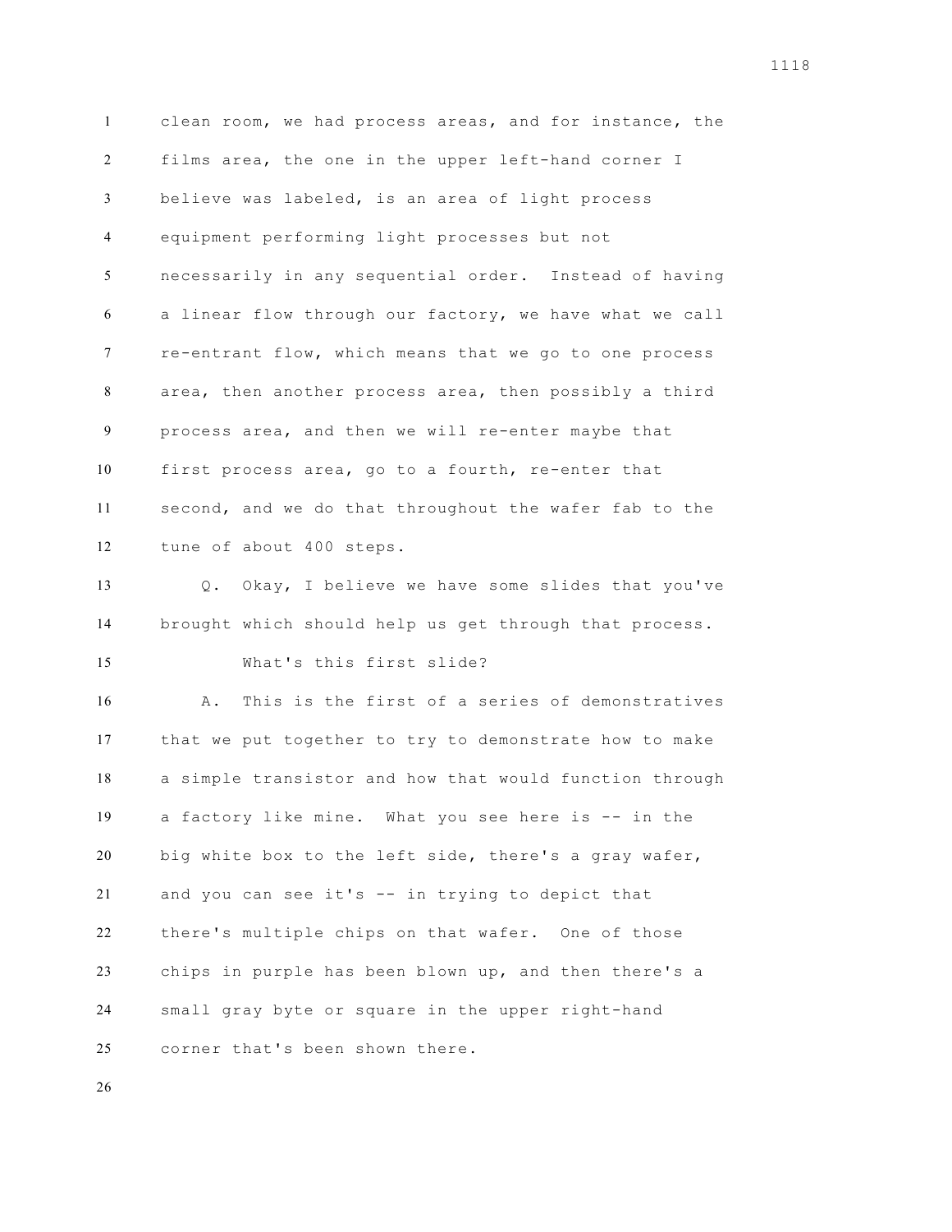clean room, we had process areas, and for instance, the films area, the one in the upper left-hand corner I believe was labeled, is an area of light process equipment performing light processes but not necessarily in any sequential order. Instead of having a linear flow through our factory, we have what we call re-entrant flow, which means that we go to one process area, then another process area, then possibly a third process area, and then we will re-enter maybe that first process area, go to a fourth, re-enter that second, and we do that throughout the wafer fab to the tune of about 400 steps.

Q. Okay, I believe we have some slides that you've brought which should help us get through that process.

What's this first slide?

A. This is the first of a series of demonstratives that we put together to try to demonstrate how to make a simple transistor and how that would function through a factory like mine. What you see here is -- in the big white box to the left side, there's a gray wafer, and you can see it's -- in trying to depict that there's multiple chips on that wafer. One of those chips in purple has been blown up, and then there's a small gray byte or square in the upper right-hand corner that's been shown there.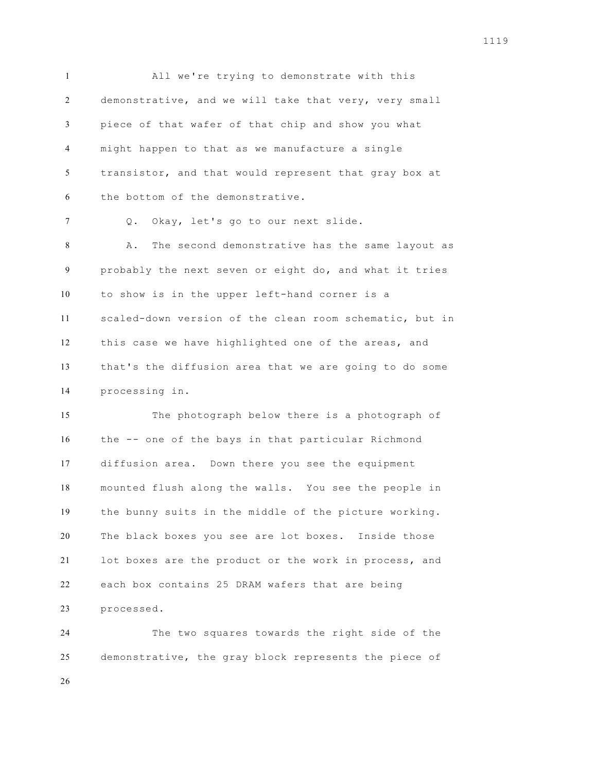All we're trying to demonstrate with this demonstrative, and we will take that very, very small piece of that wafer of that chip and show you what might happen to that as we manufacture a single transistor, and that would represent that gray box at the bottom of the demonstrative.

Q. Okay, let's go to our next slide.

A. The second demonstrative has the same layout as probably the next seven or eight do, and what it tries to show is in the upper left-hand corner is a scaled-down version of the clean room schematic, but in this case we have highlighted one of the areas, and that's the diffusion area that we are going to do some processing in.

The photograph below there is a photograph of the -- one of the bays in that particular Richmond diffusion area. Down there you see the equipment mounted flush along the walls. You see the people in the bunny suits in the middle of the picture working. The black boxes you see are lot boxes. Inside those lot boxes are the product or the work in process, and each box contains 25 DRAM wafers that are being processed.

The two squares towards the right side of the demonstrative, the gray block represents the piece of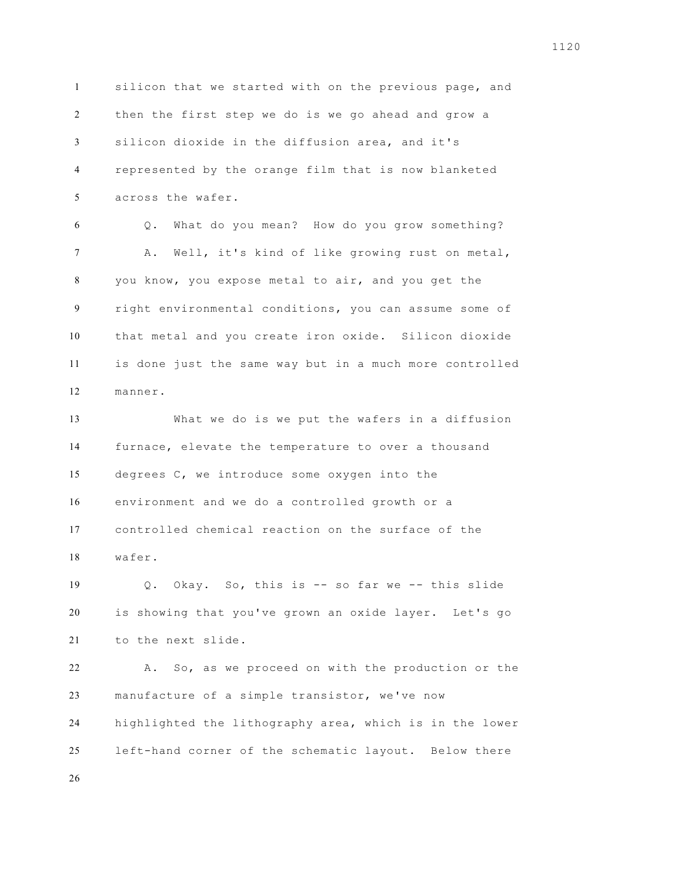silicon that we started with on the previous page, and then the first step we do is we go ahead and grow a silicon dioxide in the diffusion area, and it's represented by the orange film that is now blanketed across the wafer.

Q. What do you mean? How do you grow something?

A. Well, it's kind of like growing rust on metal, you know, you expose metal to air, and you get the right environmental conditions, you can assume some of that metal and you create iron oxide. Silicon dioxide is done just the same way but in a much more controlled manner.

What we do is we put the wafers in a diffusion furnace, elevate the temperature to over a thousand degrees C, we introduce some oxygen into the environment and we do a controlled growth or a controlled chemical reaction on the surface of the wafer.

Q. Okay. So, this is -- so far we -- this slide is showing that you've grown an oxide layer. Let's go to the next slide.

A. So, as we proceed on with the production or the manufacture of a simple transistor, we've now highlighted the lithography area, which is in the lower left-hand corner of the schematic layout. Below there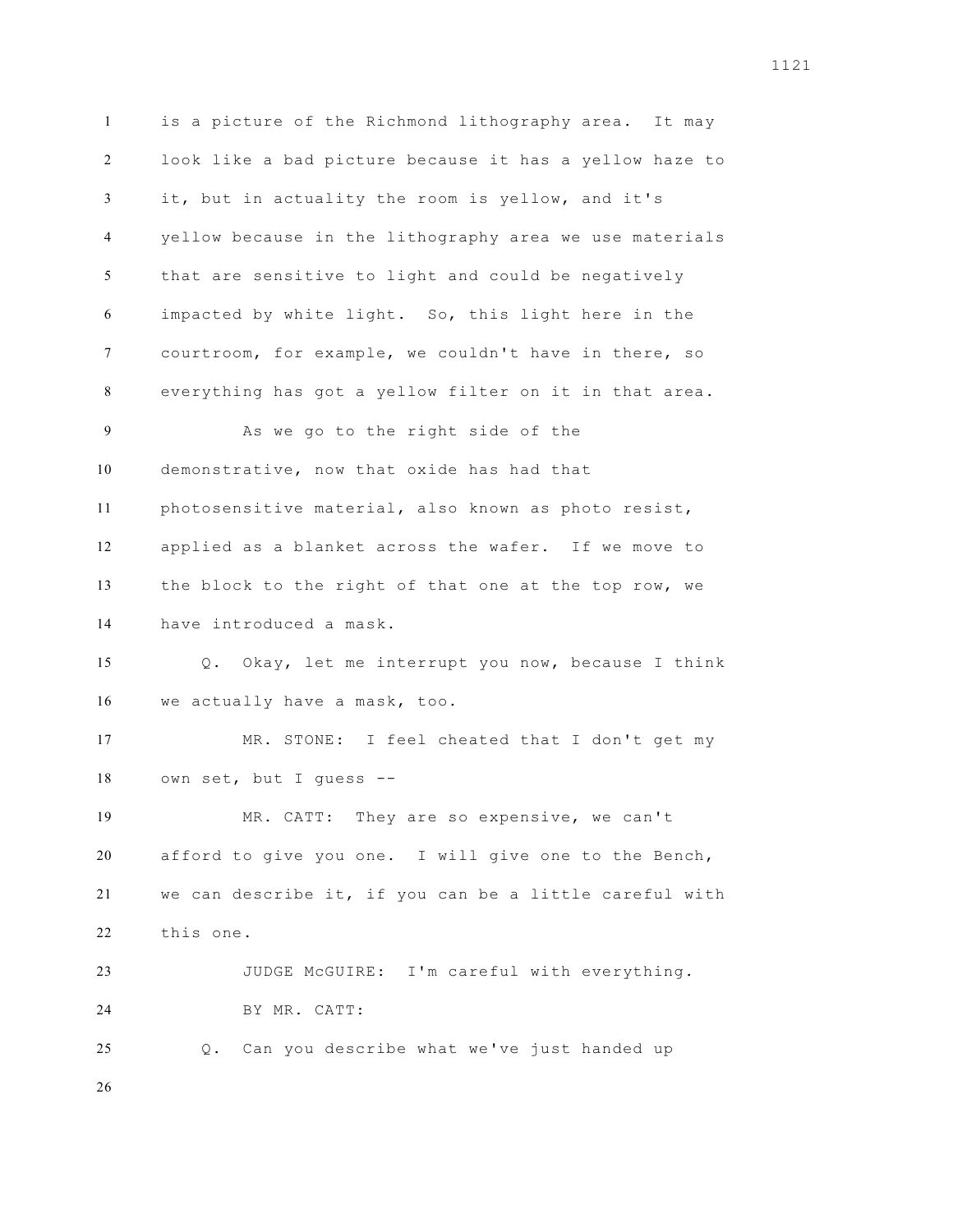is a picture of the Richmond lithography area. It may look like a bad picture because it has a yellow haze to it, but in actuality the room is yellow, and it's yellow because in the lithography area we use materials that are sensitive to light and could be negatively impacted by white light. So, this light here in the courtroom, for example, we couldn't have in there, so everything has got a yellow filter on it in that area.

As we go to the right side of the demonstrative, now that oxide has had that photosensitive material, also known as photo resist, applied as a blanket across the wafer. If we move to the block to the right of that one at the top row, we have introduced a mask.

Q. Okay, let me interrupt you now, because I think we actually have a mask, too.

MR. STONE: I feel cheated that I don't get my own set, but I guess --

MR. CATT: They are so expensive, we can't afford to give you one. I will give one to the Bench, we can describe it, if you can be a little careful with this one.

JUDGE McGUIRE: I'm careful with everything.

BY MR. CATT:

Q. Can you describe what we've just handed up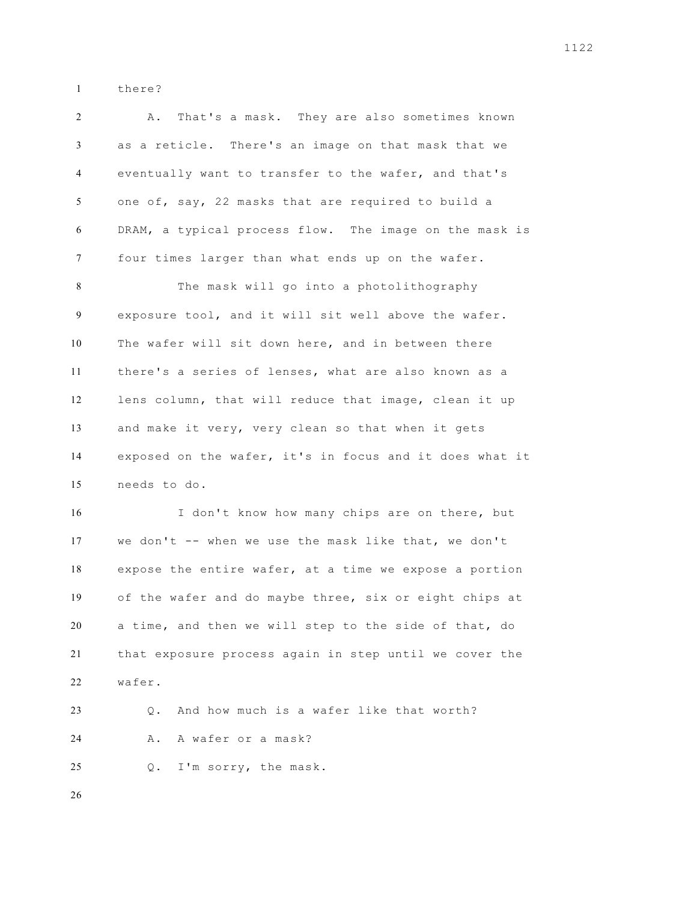there?

A. That's a mask. They are also sometimes known as a reticle. There's an image on that mask that we eventually want to transfer to the wafer, and that's one of, say, 22 masks that are required to build a DRAM, a typical process flow. The image on the mask is four times larger than what ends up on the wafer.

The mask will go into a photolithography exposure tool, and it will sit well above the wafer. The wafer will sit down here, and in between there there's a series of lenses, what are also known as a lens column, that will reduce that image, clean it up and make it very, very clean so that when it gets exposed on the wafer, it's in focus and it does what it needs to do.

I don't know how many chips are on there, but we don't -- when we use the mask like that, we don't expose the entire wafer, at a time we expose a portion of the wafer and do maybe three, six or eight chips at a time, and then we will step to the side of that, do that exposure process again in step until we cover the wafer.

Q. And how much is a wafer like that worth?

A. A wafer or a mask?

Q. I'm sorry, the mask.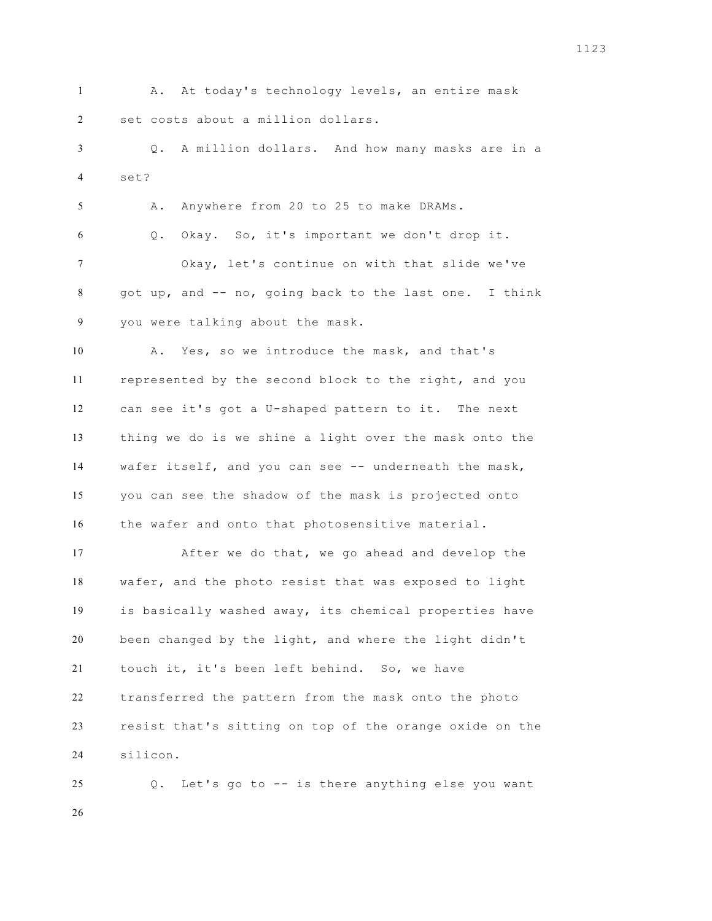A. At today's technology levels, an entire mask set costs about a million dollars.

Q. A million dollars. And how many masks are in a set?

A. Anywhere from 20 to 25 to make DRAMs.

Q. Okay. So, it's important we don't drop it.

Okay, let's continue on with that slide we've got up, and -- no, going back to the last one. I think you were talking about the mask.

A. Yes, so we introduce the mask, and that's represented by the second block to the right, and you can see it's got a U-shaped pattern to it. The next thing we do is we shine a light over the mask onto the wafer itself, and you can see -- underneath the mask, you can see the shadow of the mask is projected onto the wafer and onto that photosensitive material.

After we do that, we go ahead and develop the wafer, and the photo resist that was exposed to light is basically washed away, its chemical properties have been changed by the light, and where the light didn't touch it, it's been left behind. So, we have transferred the pattern from the mask onto the photo resist that's sitting on top of the orange oxide on the silicon.

Q. Let's go to -- is there anything else you want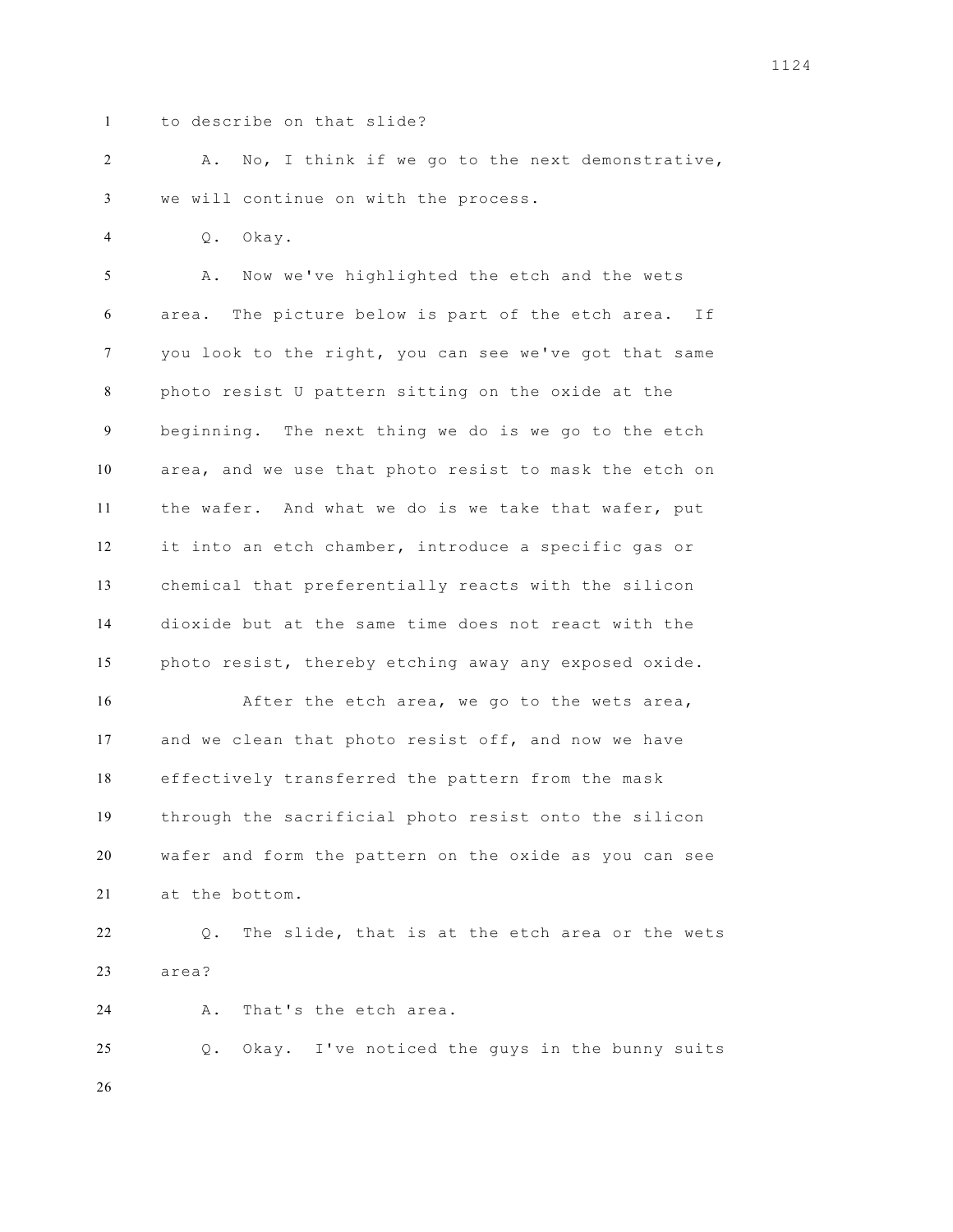1 to describe on that slide?

2 A. No, I think if we go to the next demonstrative,

3 we will continue on with the process.

4 Q. Okay.

5 A. Now we've highlighted the etch and the wets

6 area. The picture below is part of the etch area. If

7 you look to the right, you can see we've got that same

8 photo resist U pattern sitting on the oxide at the

9 beginning. The next thing we do is we go to the etch

10 area, and we use that photo resist to mask the etch on

11 the wafer. And what we do is we take that wafer, put

12 it into an etch chamber, introduce a specific gas or

13 chemical that preferentially reacts with the silicon

14 dioxide but at the same time does not react with the

15 photo resist, thereby etching away any exposed oxide.

16 After the etch area, we go to the wets area,

17 and we clean that photo resist off, and now we have

18 effectively transferred the pattern from the mask

19 through the sacrificial photo resist onto the silicon

20 wafer and form the pattern on the oxide as you can see

21 at the bottom.

22 Q. The slide, that is at the etch area or the wets

23 area?

24 A. That's the etch area.

25 Q. Okay. I've noticed the guys in the bunny suits

26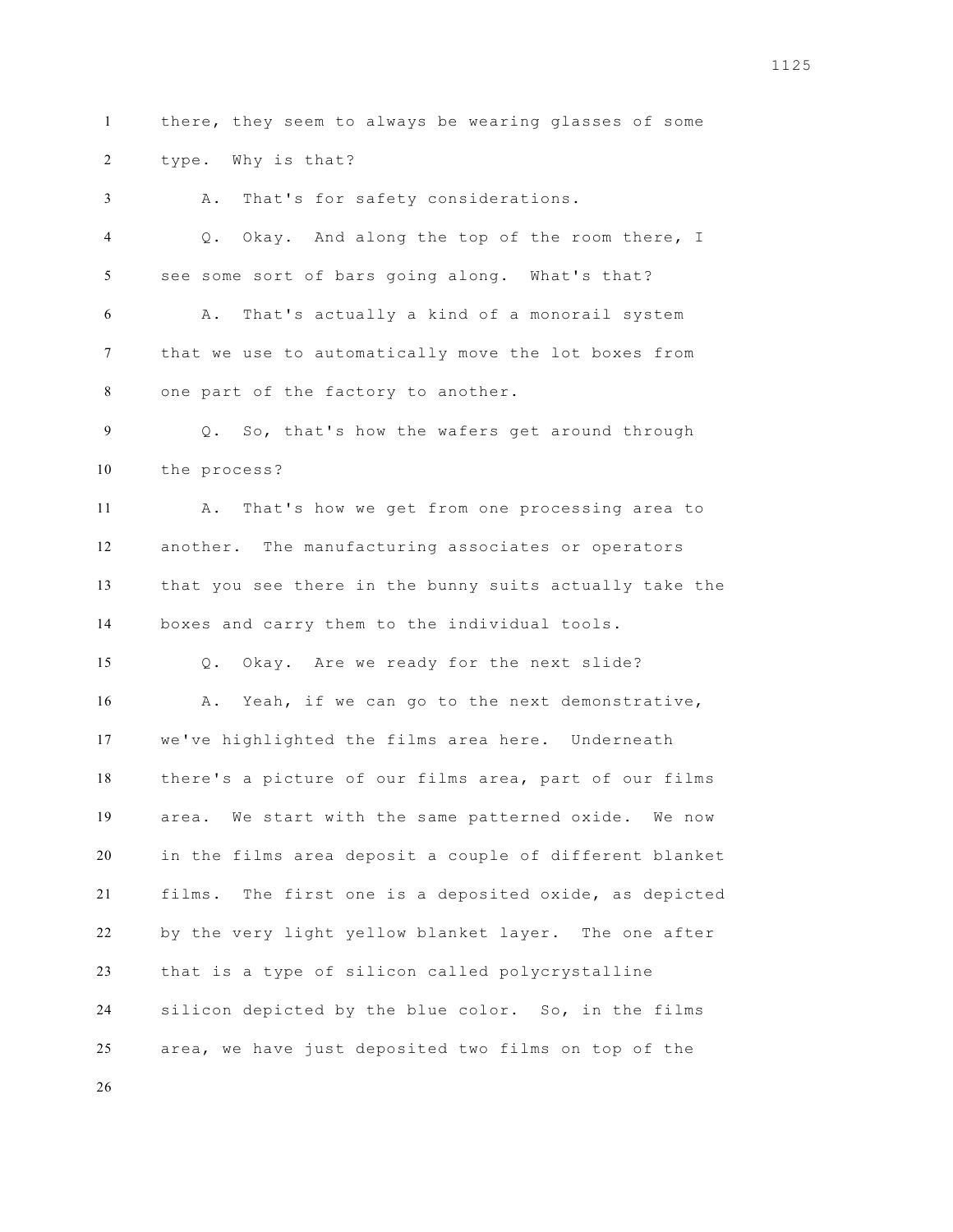there, they seem to always be wearing glasses of some type. Why is that?

A. That's for safety considerations.

Q. Okay. And along the top of the room there, I see some sort of bars going along. What's that?

A. That's actually a kind of a monorail system that we use to automatically move the lot boxes from one part of the factory to another.

Q. So, that's how the wafers get around through the process?

A. That's how we get from one processing area to another. The manufacturing associates or operators that you see there in the bunny suits actually take the boxes and carry them to the individual tools.

Q. Okay. Are we ready for the next slide?

A. Yeah, if we can go to the next demonstrative, we've highlighted the films area here. Underneath there's a picture of our films area, part of our films area. We start with the same patterned oxide. We now in the films area deposit a couple of different blanket films. The first one is a deposited oxide, as depicted by the very light yellow blanket layer. The one after that is a type of silicon called polycrystalline silicon depicted by the blue color. So, in the films area, we have just deposited two films on top of the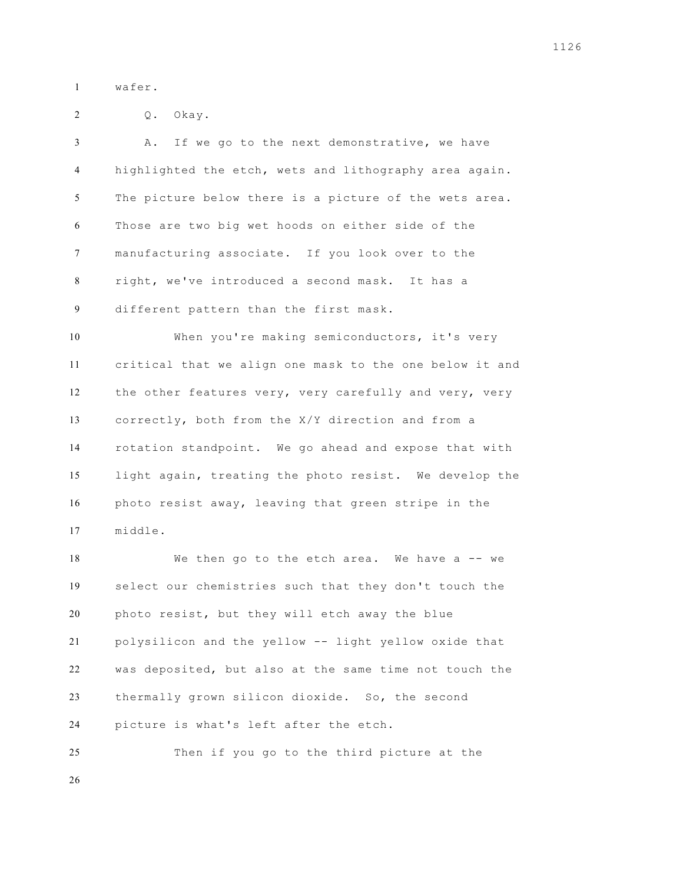wafer.

Q. Okay.

A. If we go to the next demonstrative, we have highlighted the etch, wets and lithography area again. The picture below there is a picture of the wets area. Those are two big wet hoods on either side of the manufacturing associate. If you look over to the right, we've introduced a second mask. It has a different pattern than the first mask.

When you're making semiconductors, it's very critical that we align one mask to the one below it and the other features very, very carefully and very, very correctly, both from the X/Y direction and from a rotation standpoint. We go ahead and expose that with light again, treating the photo resist. We develop the photo resist away, leaving that green stripe in the middle.

We then go to the etch area. We have a -- we select our chemistries such that they don't touch the photo resist, but they will etch away the blue polysilicon and the yellow -- light yellow oxide that was deposited, but also at the same time not touch the thermally grown silicon dioxide. So, the second picture is what's left after the etch.

Then if you go to the third picture at the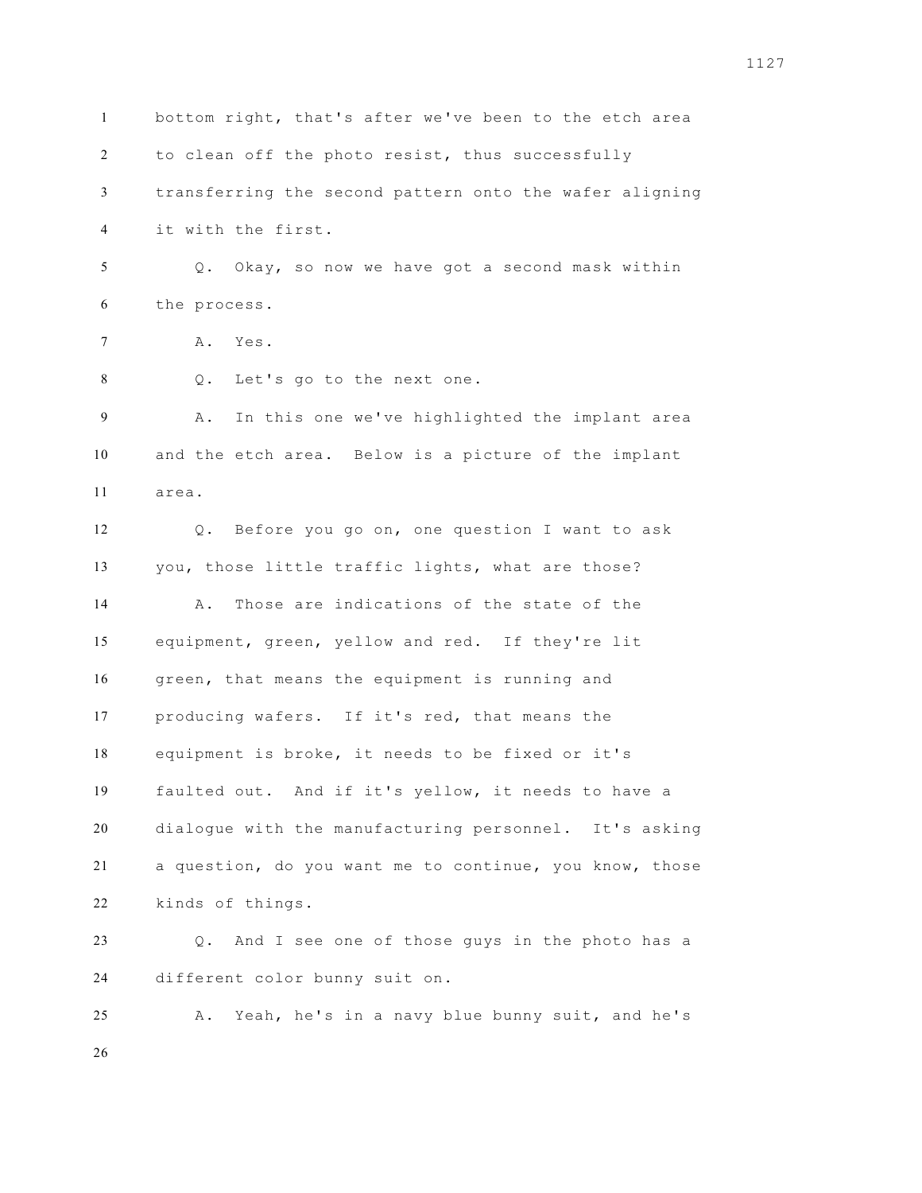bottom right, that's after we've been to the etch area to clean off the photo resist, thus successfully transferring the second pattern onto the wafer aligning it with the first.

Q. Okay, so now we have got a second mask within the process.

A. Yes.

Q. Let's go to the next one.

A. In this one we've highlighted the implant area and the etch area. Below is a picture of the implant area.

Q. Before you go on, one question I want to ask you, those little traffic lights, what are those?

A. Those are indications of the state of the equipment, green, yellow and red. If they're lit green, that means the equipment is running and producing wafers. If it's red, that means the equipment is broke, it needs to be fixed or it's faulted out. And if it's yellow, it needs to have a dialogue with the manufacturing personnel. It's asking a question, do you want me to continue, you know, those kinds of things.

Q. And I see one of those guys in the photo has a different color bunny suit on.

A. Yeah, he's in a navy blue bunny suit, and he's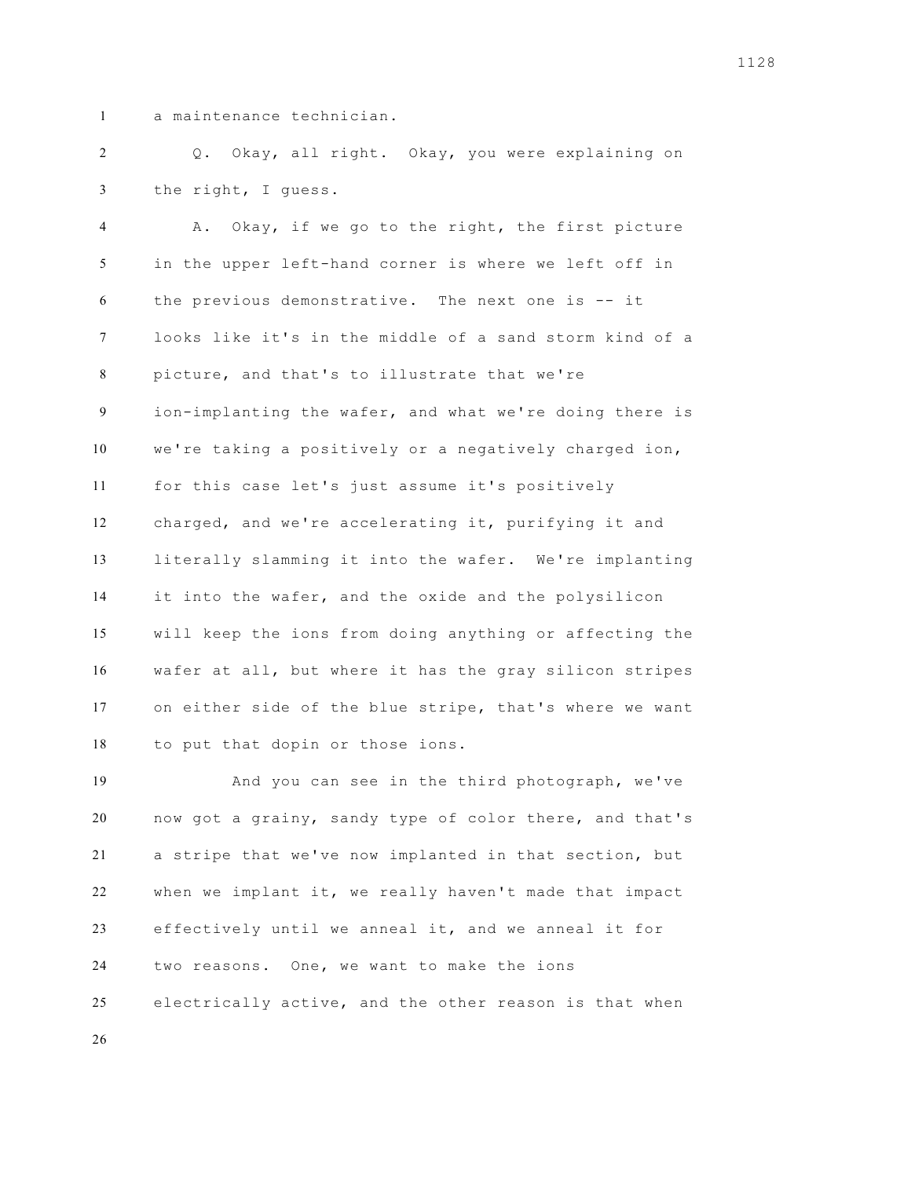a maintenance technician.

Q. Okay, all right. Okay, you were explaining on the right, I guess.

A. Okay, if we go to the right, the first picture in the upper left-hand corner is where we left off in the previous demonstrative. The next one is -- it looks like it's in the middle of a sand storm kind of a picture, and that's to illustrate that we're ion-implanting the wafer, and what we're doing there is we're taking a positively or a negatively charged ion, for this case let's just assume it's positively charged, and we're accelerating it, purifying it and literally slamming it into the wafer. We're implanting it into the wafer, and the oxide and the polysilicon will keep the ions from doing anything or affecting the wafer at all, but where it has the gray silicon stripes on either side of the blue stripe, that's where we want to put that dopin or those ions.

And you can see in the third photograph, we've now got a grainy, sandy type of color there, and that's a stripe that we've now implanted in that section, but when we implant it, we really haven't made that impact effectively until we anneal it, and we anneal it for two reasons. One, we want to make the ions electrically active, and the other reason is that when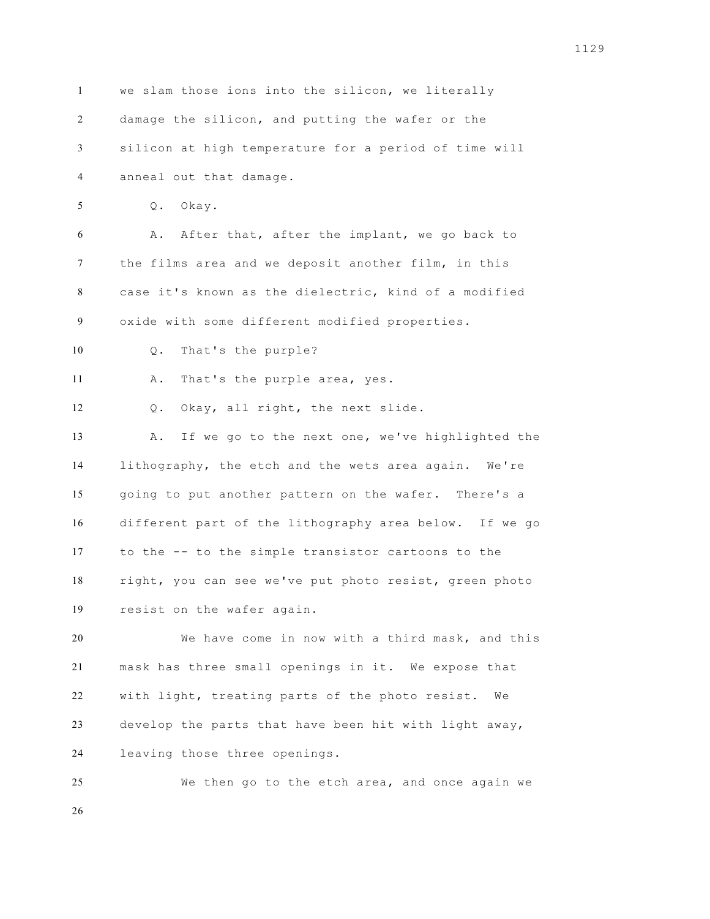we slam those ions into the silicon, we literally damage the silicon, and putting the wafer or the silicon at high temperature for a period of time will anneal out that damage.

Q. Okay.

A. After that, after the implant, we go back to the films area and we deposit another film, in this case it's known as the dielectric, kind of a modified oxide with some different modified properties.

Q. That's the purple?

A. That's the purple area, yes.

Q. Okay, all right, the next slide.

A. If we go to the next one, we've highlighted the lithography, the etch and the wets area again. We're going to put another pattern on the wafer. There's a different part of the lithography area below. If we go to the -- to the simple transistor cartoons to the right, you can see we've put photo resist, green photo resist on the wafer again.

We have come in now with a third mask, and this mask has three small openings in it. We expose that with light, treating parts of the photo resist. We develop the parts that have been hit with light away, leaving those three openings.

We then go to the etch area, and once again we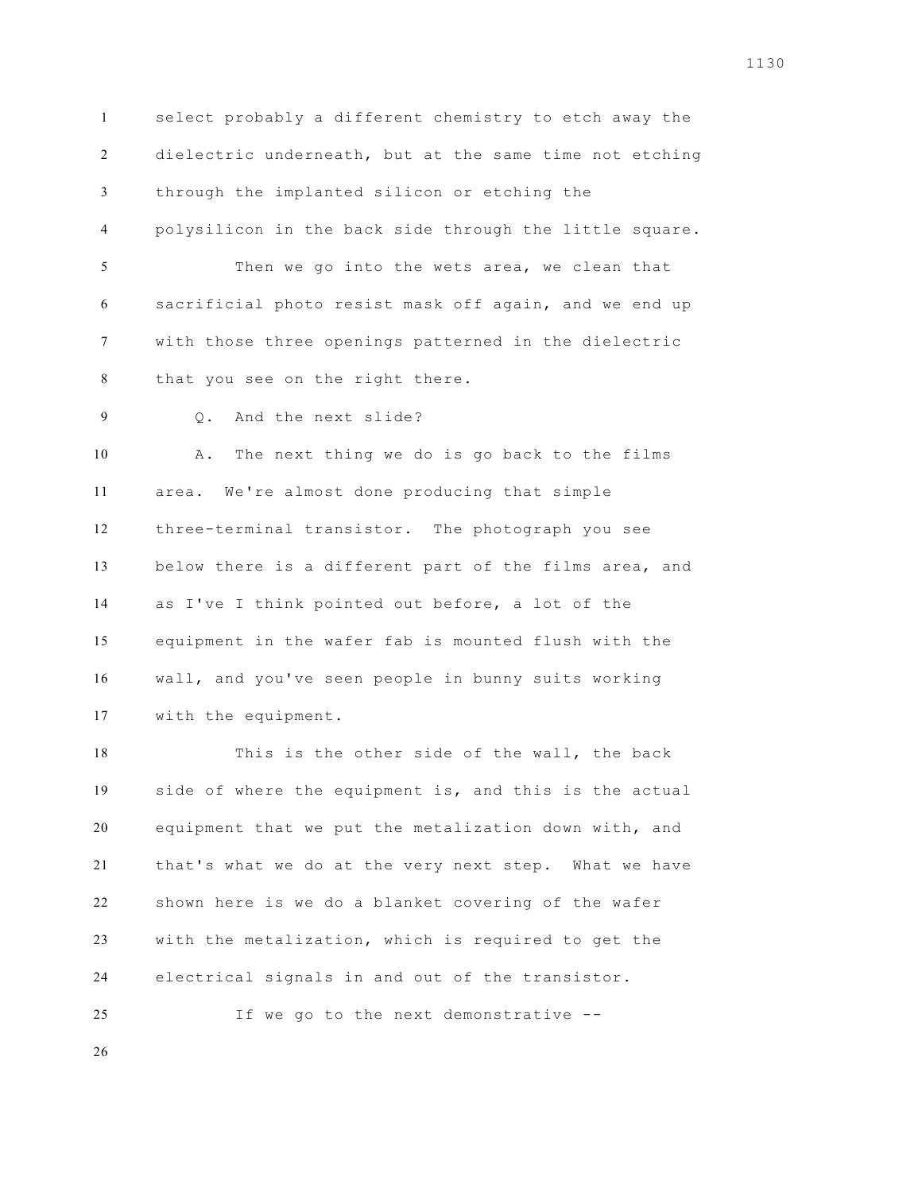select probably a different chemistry to etch away the dielectric underneath, but at the same time not etching through the implanted silicon or etching the polysilicon in the back side through the little square.

Then we go into the wets area, we clean that sacrificial photo resist mask off again, and we end up with those three openings patterned in the dielectric that you see on the right there.

Q. And the next slide?

A. The next thing we do is go back to the films area. We're almost done producing that simple three-terminal transistor. The photograph you see below there is a different part of the films area, and as I've I think pointed out before, a lot of the equipment in the wafer fab is mounted flush with the wall, and you've seen people in bunny suits working with the equipment.

This is the other side of the wall, the back side of where the equipment is, and this is the actual equipment that we put the metalization down with, and that's what we do at the very next step. What we have shown here is we do a blanket covering of the wafer with the metalization, which is required to get the electrical signals in and out of the transistor.

If we go to the next demonstrative --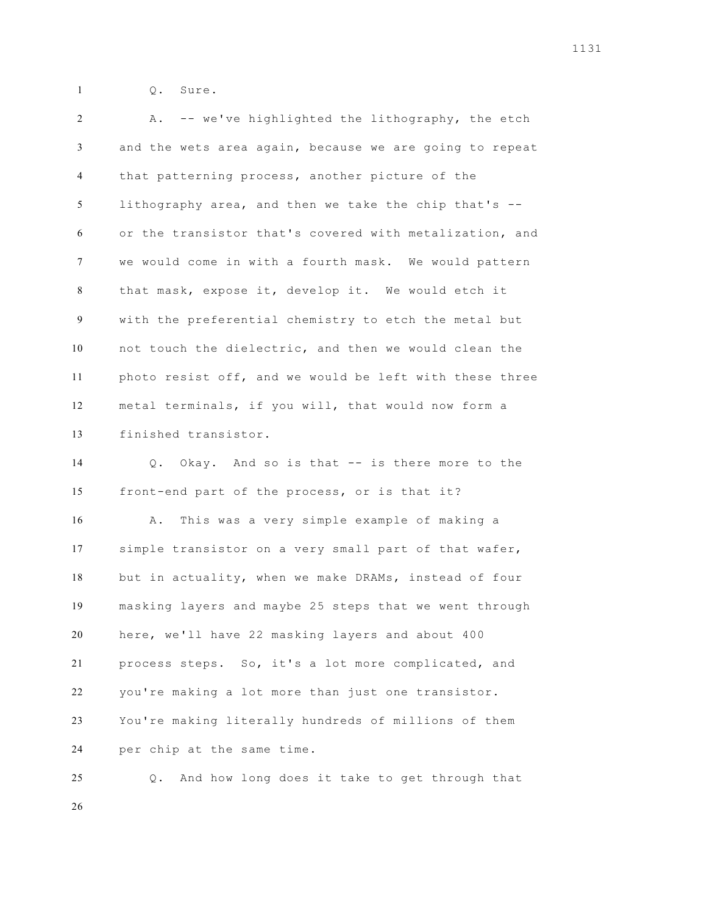Q. Sure.

A. -- we've highlighted the lithography, the etch and the wets area again, because we are going to repeat that patterning process, another picture of the lithography area, and then we take the chip that's -- or the transistor that's covered with metalization, and we would come in with a fourth mask. We would pattern that mask, expose it, develop it. We would etch it with the preferential chemistry to etch the metal but not touch the dielectric, and then we would clean the photo resist off, and we would be left with these three metal terminals, if you will, that would now form a finished transistor.

Q. Okay. And so is that -- is there more to the front-end part of the process, or is that it?

A. This was a very simple example of making a simple transistor on a very small part of that wafer, but in actuality, when we make DRAMs, instead of four masking layers and maybe 25 steps that we went through here, we'll have 22 masking layers and about 400 process steps. So, it's a lot more complicated, and you're making a lot more than just one transistor. You're making literally hundreds of millions of them per chip at the same time.

Q. And how long does it take to get through that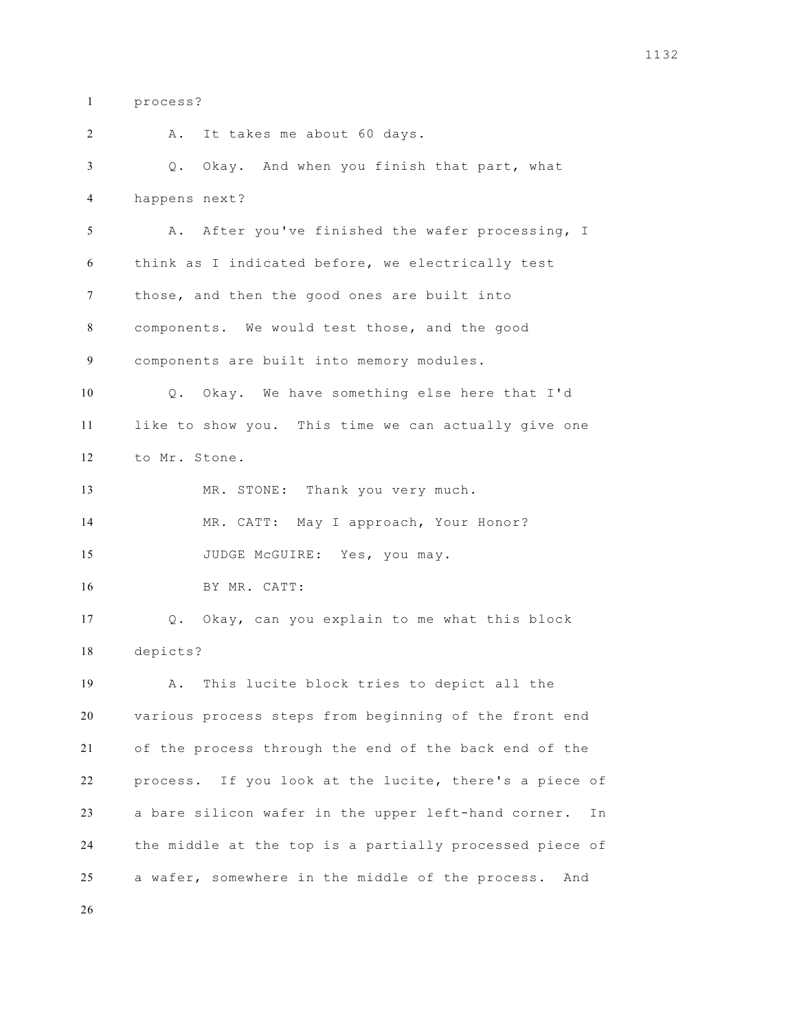process?

A. It takes me about 60 days.

Q. Okay. And when you finish that part, what happens next?

A. After you've finished the wafer processing, I think as I indicated before, we electrically test those, and then the good ones are built into components. We would test those, and the good components are built into memory modules.

Q. Okay. We have something else here that I'd like to show you. This time we can actually give one to Mr. Stone.

MR. STONE: Thank you very much.

MR. CATT: May I approach, Your Honor?

JUDGE McGUIRE: Yes, you may.

BY MR. CATT:

Q. Okay, can you explain to me what this block depicts?

A. This lucite block tries to depict all the various process steps from beginning of the front end of the process through the end of the back end of the process. If you look at the lucite, there's a piece of a bare silicon wafer in the upper left-hand corner. In the middle at the top is a partially processed piece of a wafer, somewhere in the middle of the process. And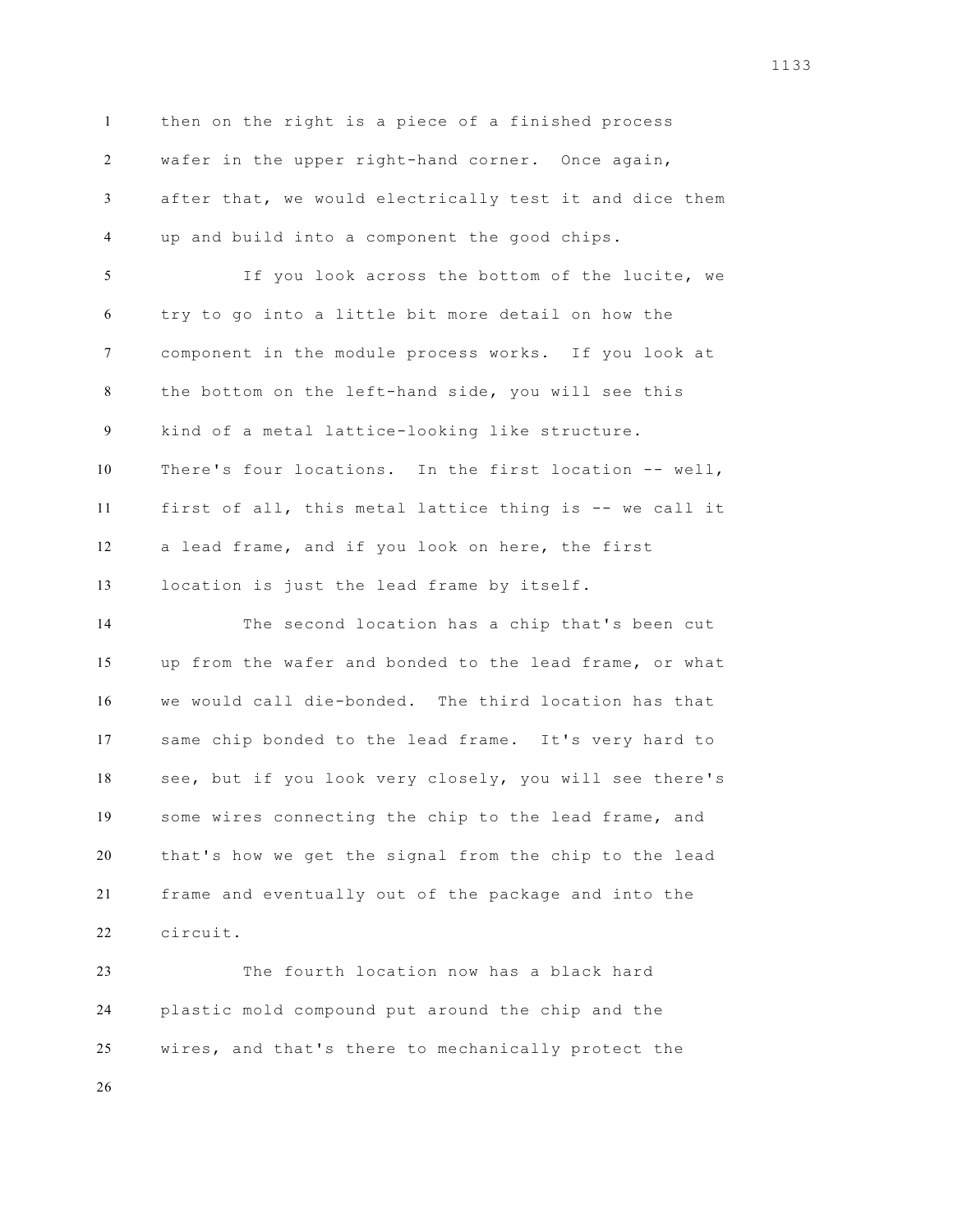then on the right is a piece of a finished process wafer in the upper right-hand corner. Once again, after that, we would electrically test it and dice them up and build into a component the good chips.

If you look across the bottom of the lucite, we try to go into a little bit more detail on how the component in the module process works. If you look at the bottom on the left-hand side, you will see this kind of a metal lattice-looking like structure. There's four locations. In the first location -- well, first of all, this metal lattice thing is -- we call it a lead frame, and if you look on here, the first location is just the lead frame by itself.

The second location has a chip that's been cut up from the wafer and bonded to the lead frame, or what we would call die-bonded. The third location has that same chip bonded to the lead frame. It's very hard to see, but if you look very closely, you will see there's some wires connecting the chip to the lead frame, and that's how we get the signal from the chip to the lead frame and eventually out of the package and into the circuit.

The fourth location now has a black hard plastic mold compound put around the chip and the wires, and that's there to mechanically protect the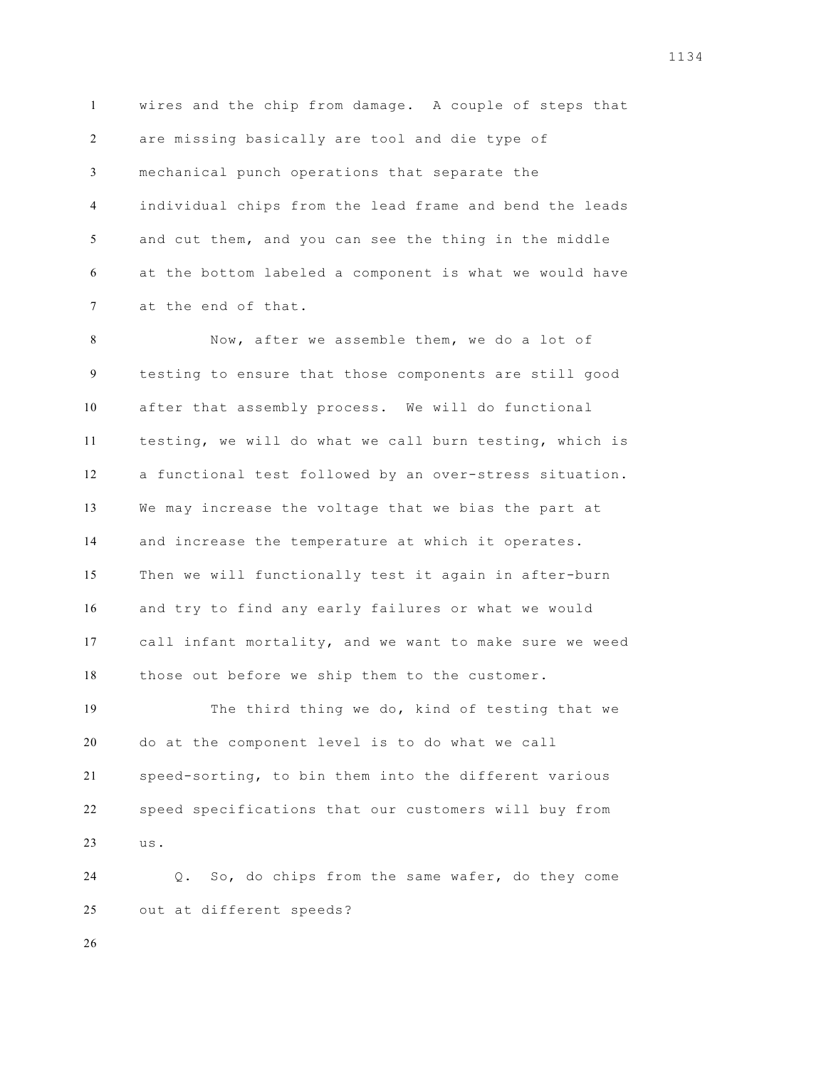wires and the chip from damage. A couple of steps that are missing basically are tool and die type of mechanical punch operations that separate the individual chips from the lead frame and bend the leads and cut them, and you can see the thing in the middle at the bottom labeled a component is what we would have at the end of that.

Now, after we assemble them, we do a lot of testing to ensure that those components are still good after that assembly process. We will do functional testing, we will do what we call burn testing, which is a functional test followed by an over-stress situation. We may increase the voltage that we bias the part at and increase the temperature at which it operates. Then we will functionally test it again in after-burn and try to find any early failures or what we would call infant mortality, and we want to make sure we weed those out before we ship them to the customer.

The third thing we do, kind of testing that we do at the component level is to do what we call speed-sorting, to bin them into the different various speed specifications that our customers will buy from us.

Q. So, do chips from the same wafer, do they come out at different speeds?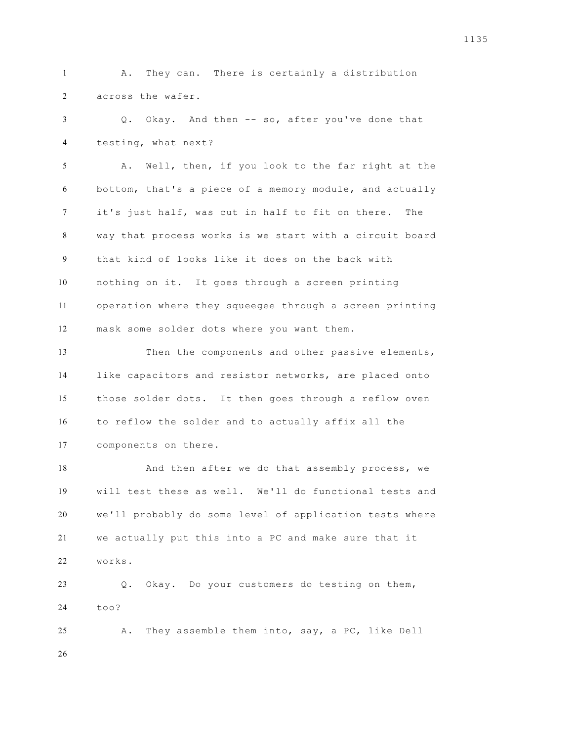A. They can. There is certainly a distribution across the wafer.

Q. Okay. And then -- so, after you've done that testing, what next?

A. Well, then, if you look to the far right at the bottom, that's a piece of a memory module, and actually it's just half, was cut in half to fit on there. The way that process works is we start with a circuit board that kind of looks like it does on the back with nothing on it. It goes through a screen printing operation where they squeegee through a screen printing mask some solder dots where you want them.

Then the components and other passive elements, like capacitors and resistor networks, are placed onto those solder dots. It then goes through a reflow oven to reflow the solder and to actually affix all the components on there.

And then after we do that assembly process, we will test these as well. We'll do functional tests and we'll probably do some level of application tests where we actually put this into a PC and make sure that it works.

Q. Okay. Do your customers do testing on them, too?

A. They assemble them into, say, a PC, like Dell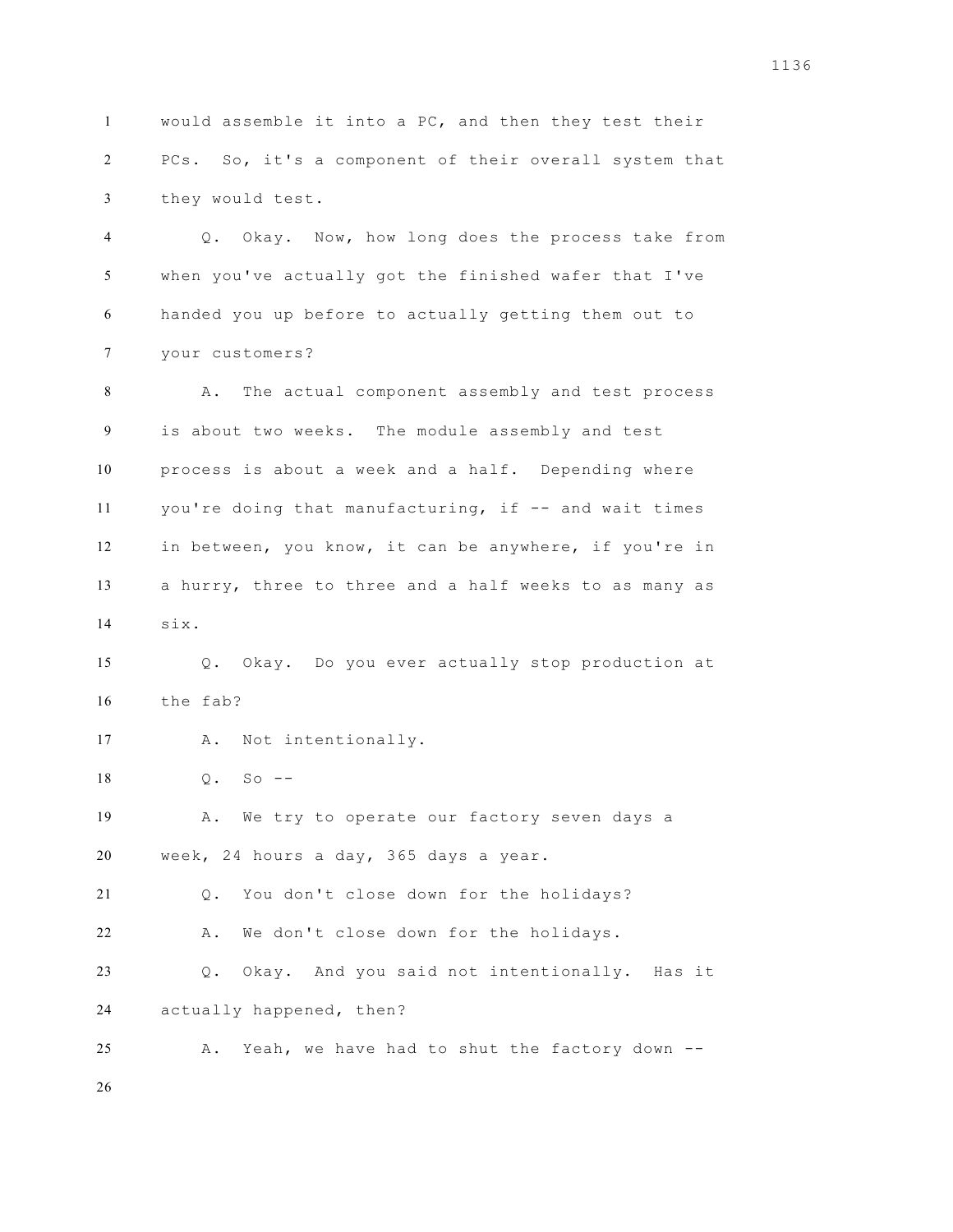would assemble it into a PC, and then they test their PCs. So, it's a component of their overall system that they would test.

Q. Okay. Now, how long does the process take from when you've actually got the finished wafer that I've handed you up before to actually getting them out to your customers?

A. The actual component assembly and test process is about two weeks. The module assembly and test process is about a week and a half. Depending where you're doing that manufacturing, if -- and wait times in between, you know, it can be anywhere, if you're in a hurry, three to three and a half weeks to as many as six.

Q. Okay. Do you ever actually stop production at the fab?

A. Not intentionally.

Q. So --

A. We try to operate our factory seven days a week, 24 hours a day, 365 days a year.

Q. You don't close down for the holidays?

A. We don't close down for the holidays.

Q. Okay. And you said not intentionally. Has it actually happened, then?

A. Yeah, we have had to shut the factory down --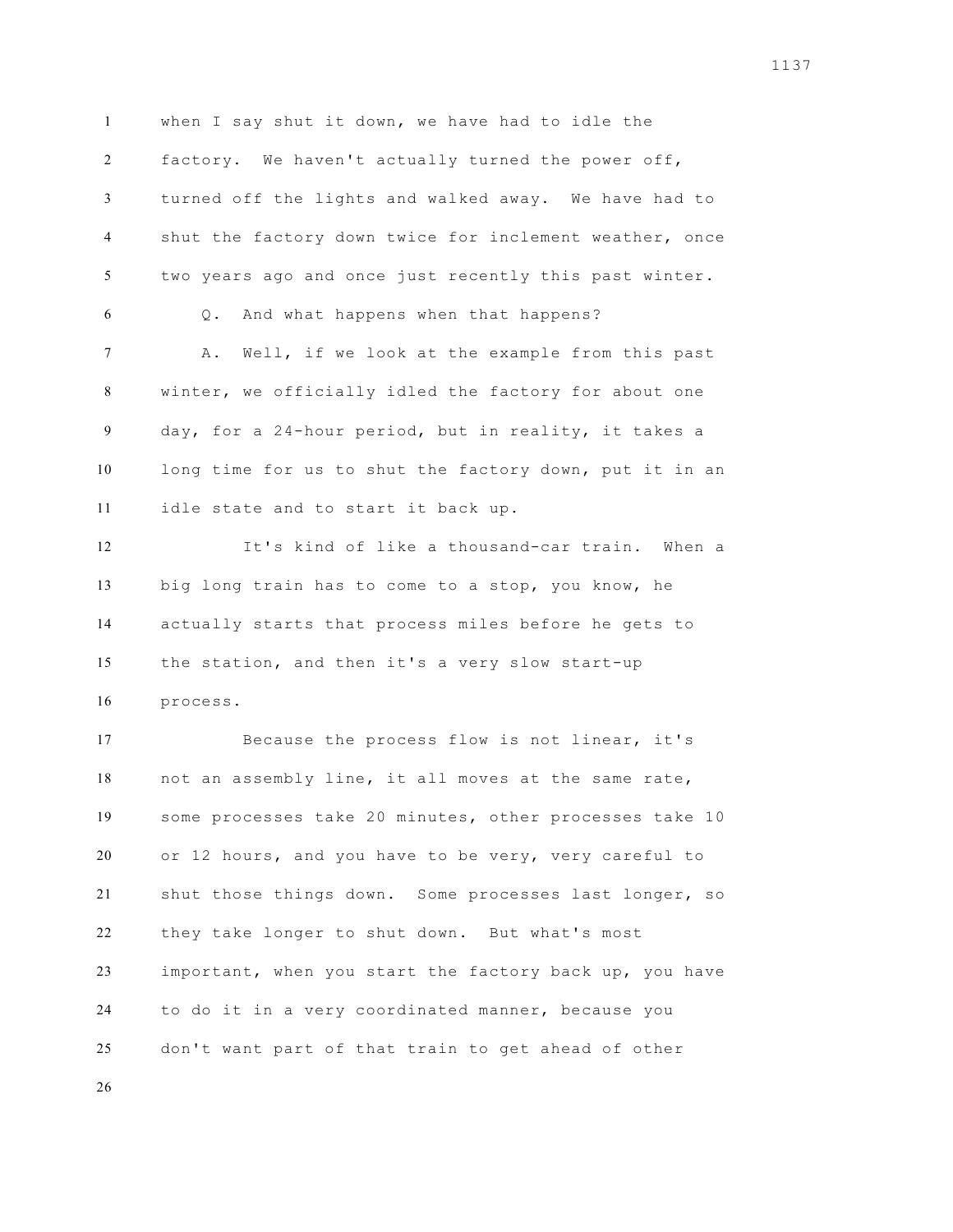when I say shut it down, we have had to idle the factory. We haven't actually turned the power off, turned off the lights and walked away. We have had to shut the factory down twice for inclement weather, once two years ago and once just recently this past winter.

Q. And what happens when that happens?

A. Well, if we look at the example from this past winter, we officially idled the factory for about one day, for a 24-hour period, but in reality, it takes a long time for us to shut the factory down, put it in an idle state and to start it back up.

It's kind of like a thousand-car train. When a big long train has to come to a stop, you know, he actually starts that process miles before he gets to the station, and then it's a very slow start-up process.

Because the process flow is not linear, it's not an assembly line, it all moves at the same rate, some processes take 20 minutes, other processes take 10 or 12 hours, and you have to be very, very careful to shut those things down. Some processes last longer, so they take longer to shut down. But what's most important, when you start the factory back up, you have to do it in a very coordinated manner, because you don't want part of that train to get ahead of other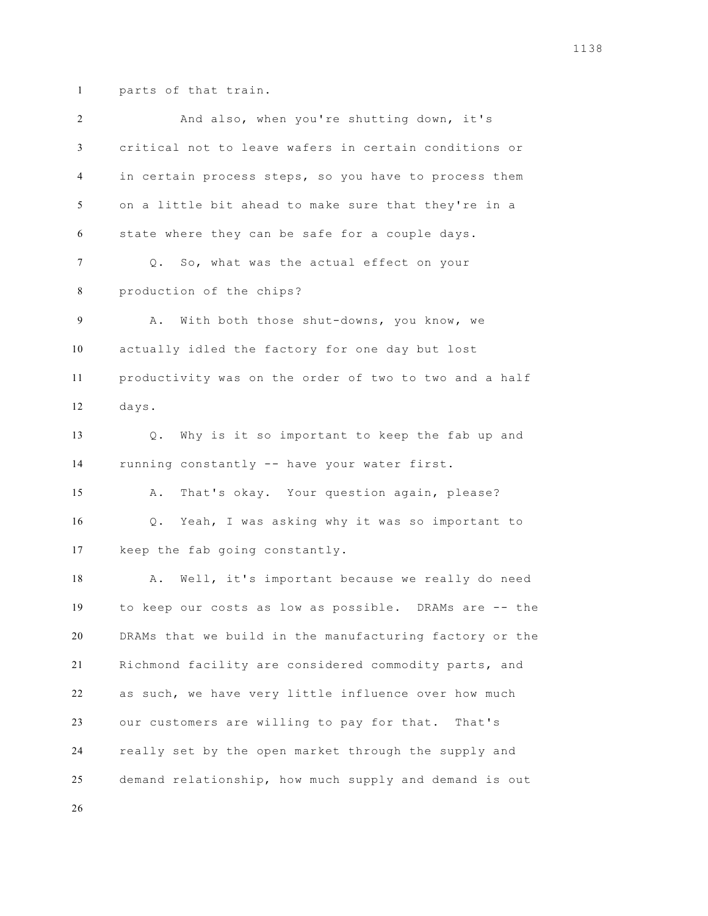parts of that train.

And also, when you're shutting down, it's critical not to leave wafers in certain conditions or in certain process steps, so you have to process them on a little bit ahead to make sure that they're in a state where they can be safe for a couple days.

Q. So, what was the actual effect on your production of the chips?

A. With both those shut-downs, you know, we actually idled the factory for one day but lost productivity was on the order of two to two and a half days.

Q. Why is it so important to keep the fab up and running constantly -- have your water first.

A. That's okay. Your question again, please?

Q. Yeah, I was asking why it was so important to keep the fab going constantly.

A. Well, it's important because we really do need to keep our costs as low as possible. DRAMs are -- the DRAMs that we build in the manufacturing factory or the Richmond facility are considered commodity parts, and as such, we have very little influence over how much our customers are willing to pay for that. That's really set by the open market through the supply and demand relationship, how much supply and demand is out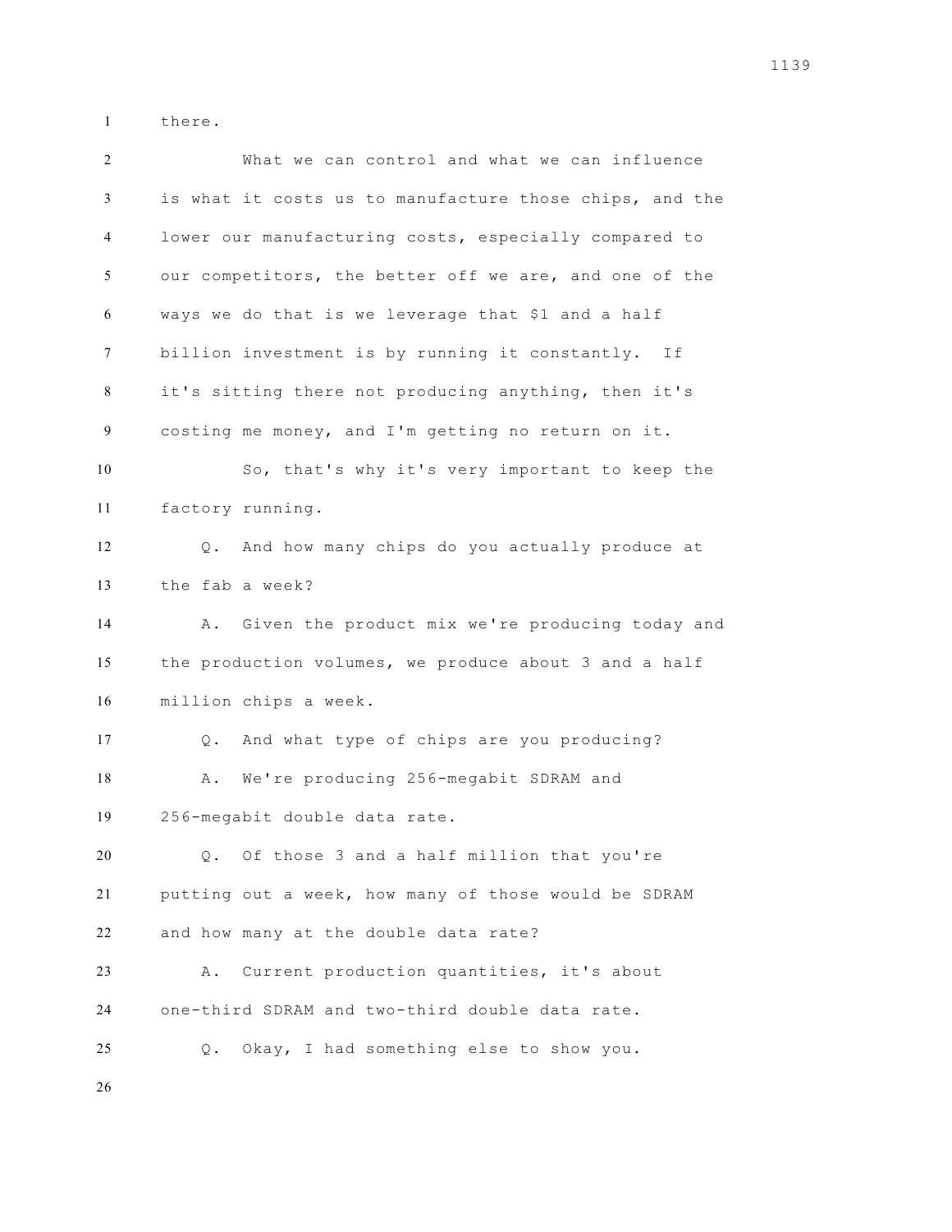there.

What we can control and what we can influence is what it costs us to manufacture those chips, and the lower our manufacturing costs, especially compared to our competitors, the better off we are, and one of the ways we do that is we leverage that $1 and a half billion investment is by running it constantly. If it's sitting there not producing anything, then it's costing me money, and I'm getting no return on it.

So, that's why it's very important to keep the factory running.

Q. And how many chips do you actually produce at the fab a week?

A. Given the product mix we're producing today and the production volumes, we produce about 3 and a half million chips a week.

Q. And what type of chips are you producing?

A. We're producing 256-megabit SDRAM and 256-megabit double data rate.

Q. Of those 3 and a half million that you're putting out a week, how many of those would be SDRAM and how many at the double data rate?

A. Current production quantities, it's about one-third SDRAM and two-third double data rate.

Q. Okay, I had something else to show you.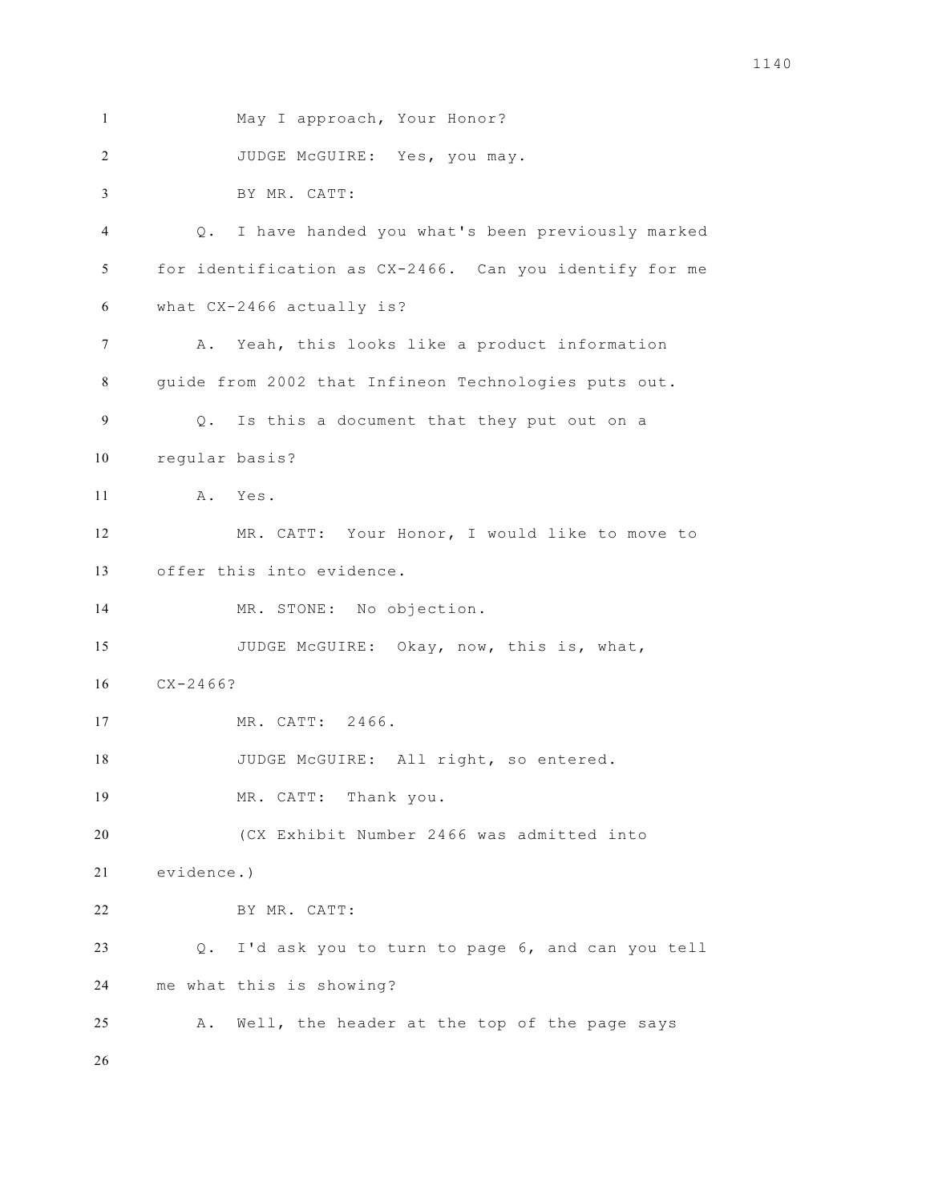May I approach, Your Honor?

JUDGE McGUIRE: Yes, you may.

BY MR. CATT:

Q. I have handed you what's been previously marked for identification as CX-2466. Can you identify for me what CX-2466 actually is?

A. Yeah, this looks like a product information guide from 2002 that Infineon Technologies puts out.

Q. Is this a document that they put out on a regular basis?

A. Yes.

MR. CATT: Your Honor, I would like to move to offer this into evidence.

MR. STONE: No objection.

JUDGE McGUIRE: Okay, now, this is, what, CX-2466?

MR. CATT: 2466.

JUDGE McGUIRE: All right, so entered.

MR. CATT: Thank you.

(CX Exhibit Number 2466 was admitted into evidence.)

BY MR. CATT:

Q. I'd ask you to turn to page 6, and can you tell me what this is showing?

A. Well, the header at the top of the page says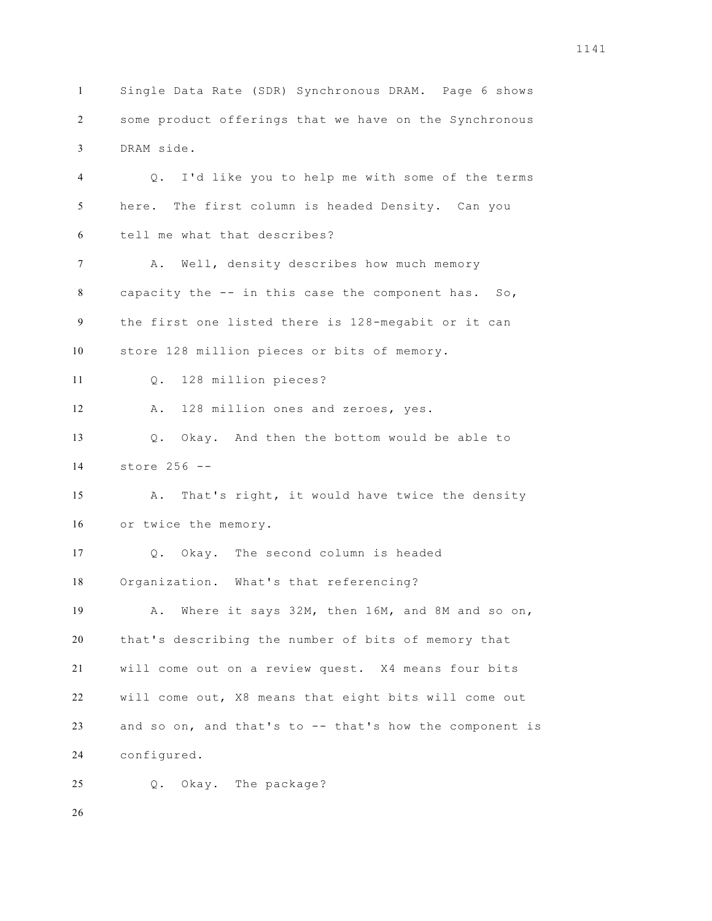Single Data Rate (SDR) Synchronous DRAM. Page 6 shows some product offerings that we have on the Synchronous DRAM side.

Q. I'd like you to help me with some of the terms here. The first column is headed Density. Can you tell me what that describes?

A. Well, density describes how much memory capacity the -- in this case the component has. So, the first one listed there is 128-megabit or it can store 128 million pieces or bits of memory.

Q. 128 million pieces?

A. 128 million ones and zeroes, yes.

Q. Okay. And then the bottom would be able to store 256 --

A. That's right, it would have twice the density or twice the memory.

Q. Okay. The second column is headed Organization. What's that referencing?

A. Where it says 32M, then 16M, and 8M and so on, that's describing the number of bits of memory that will come out on a review quest. X4 means four bits will come out, X8 means that eight bits will come out and so on, and that's to -- that's how the component is configured.

Q. Okay. The package?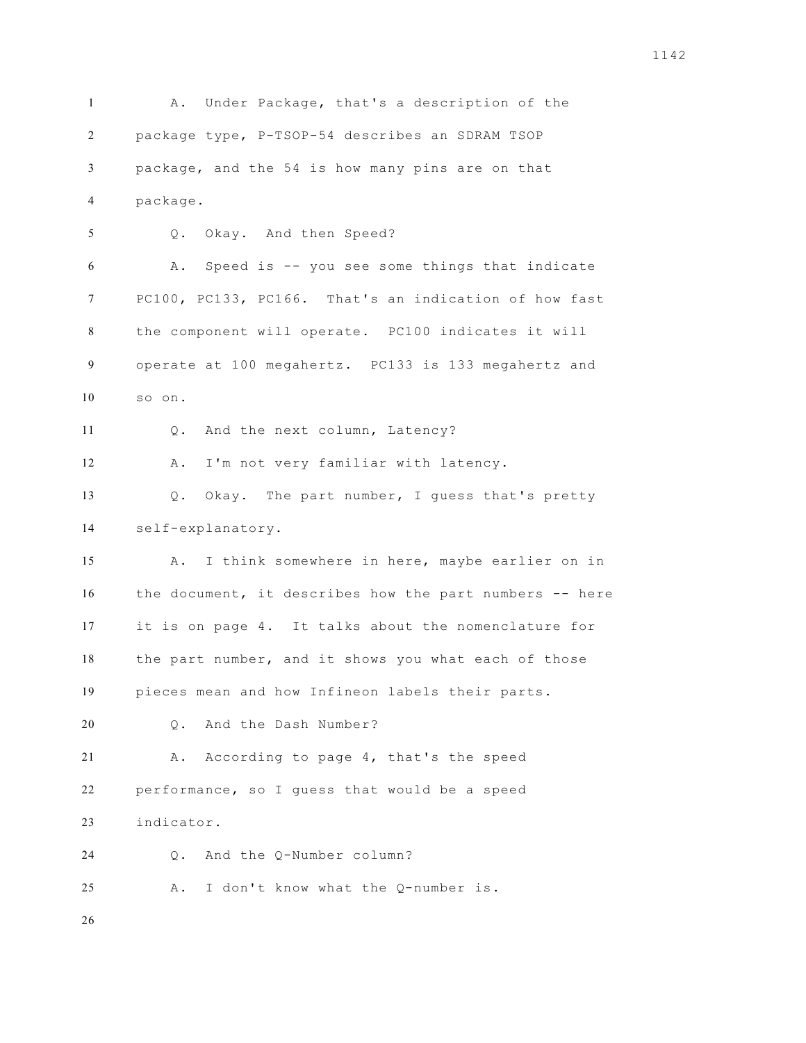A. Under Package, that's a description of the package type, P-TSOP-54 describes an SDRAM TSOP package, and the 54 is how many pins are on that package.

Q. Okay. And then Speed?

A. Speed is -- you see some things that indicate PC100, PC133, PC166. That's an indication of how fast the component will operate. PC100 indicates it will operate at 100 megahertz. PC133 is 133 megahertz and so on.

Q. And the next column, Latency?

A. I'm not very familiar with latency.

Q. Okay. The part number, I guess that's pretty self-explanatory.

A. I think somewhere in here, maybe earlier on in the document, it describes how the part numbers -- here it is on page 4. It talks about the nomenclature for the part number, and it shows you what each of those pieces mean and how Infineon labels their parts.

Q. And the Dash Number?

A. According to page 4, that's the speed performance, so I guess that would be a speed indicator.

Q. And the Q-Number column?

A. I don't know what the Q-number is.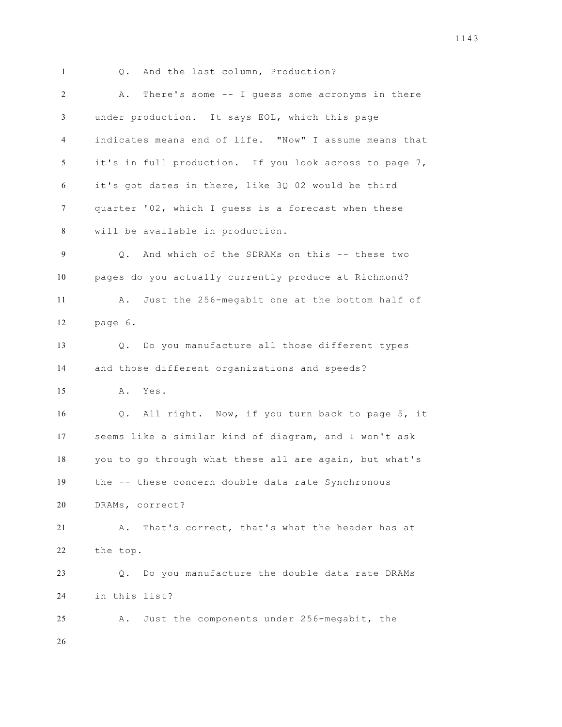Q. And the last column, Production?

A. There's some -- I guess some acronyms in there under production. It says EOL, which this page indicates means end of life. "Now" I assume means that it's in full production. If you look across to page 7, it's got dates in there, like 3Q 02 would be third quarter '02, which I guess is a forecast when these will be available in production.

Q. And which of the SDRAMs on this -- these two pages do you actually currently produce at Richmond?

A. Just the 256-megabit one at the bottom half of page 6.

Q. Do you manufacture all those different types and those different organizations and speeds?

A. Yes.

Q. All right. Now, if you turn back to page 5, it seems like a similar kind of diagram, and I won't ask you to go through what these all are again, but what's the -- these concern double data rate Synchronous DRAMs, correct?

A. That's correct, that's what the header has at the top.

Q. Do you manufacture the double data rate DRAMs in this list?

A. Just the components under 256-megabit, the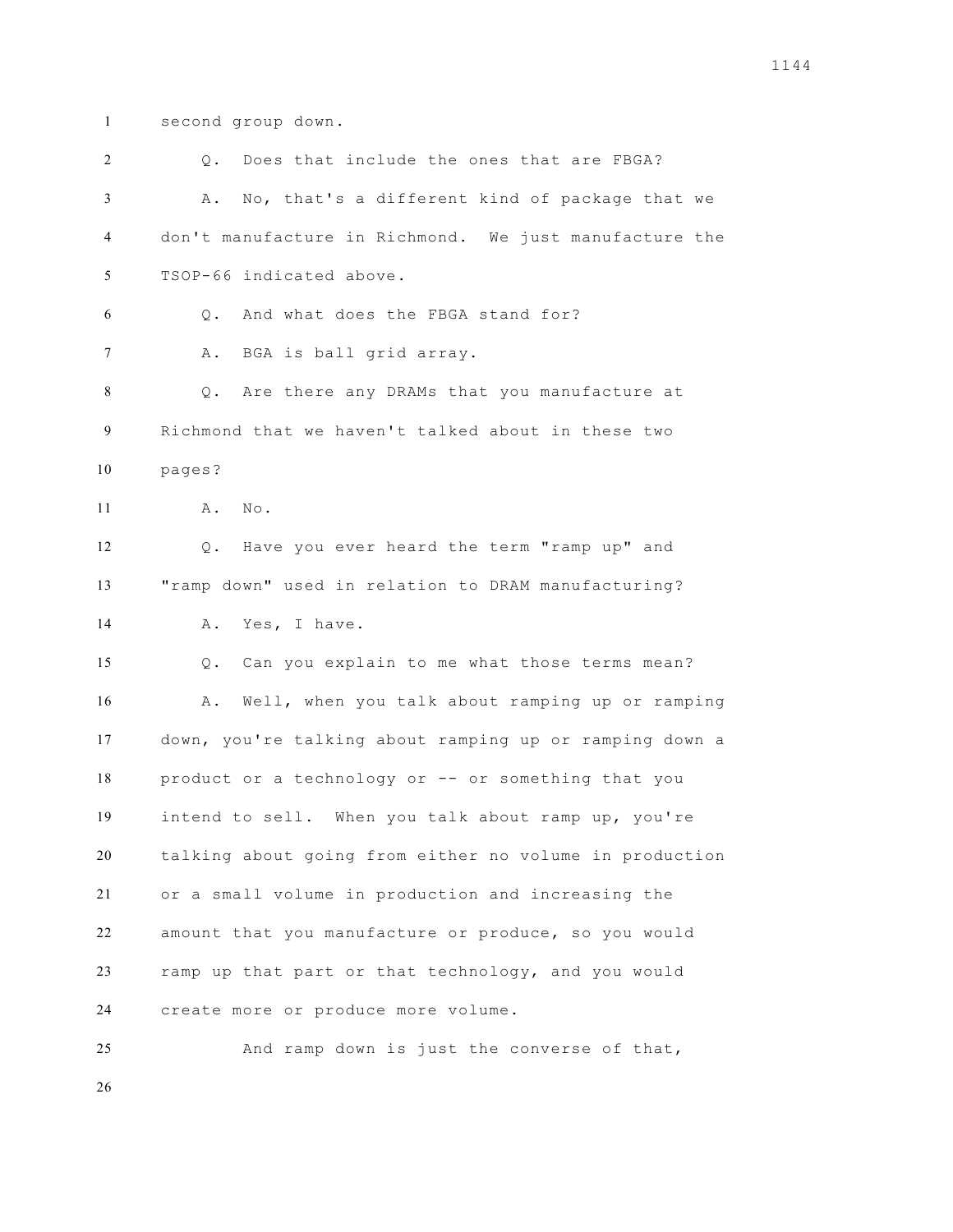second group down.

Q. Does that include the ones that are FBGA?

A. No, that's a different kind of package that we don't manufacture in Richmond. We just manufacture the TSOP-66 indicated above.

Q. And what does the FBGA stand for?

A. BGA is ball grid array.

Q. Are there any DRAMs that you manufacture at Richmond that we haven't talked about in these two pages?

A. No.

Q. Have you ever heard the term "ramp up" and "ramp down" used in relation to DRAM manufacturing?

A. Yes, I have.

Q. Can you explain to me what those terms mean?

A. Well, when you talk about ramping up or ramping down, you're talking about ramping up or ramping down a product or a technology or -- or something that you intend to sell. When you talk about ramp up, you're talking about going from either no volume in production or a small volume in production and increasing the amount that you manufacture or produce, so you would ramp up that part or that technology, and you would create more or produce more volume.

And ramp down is just the converse of that,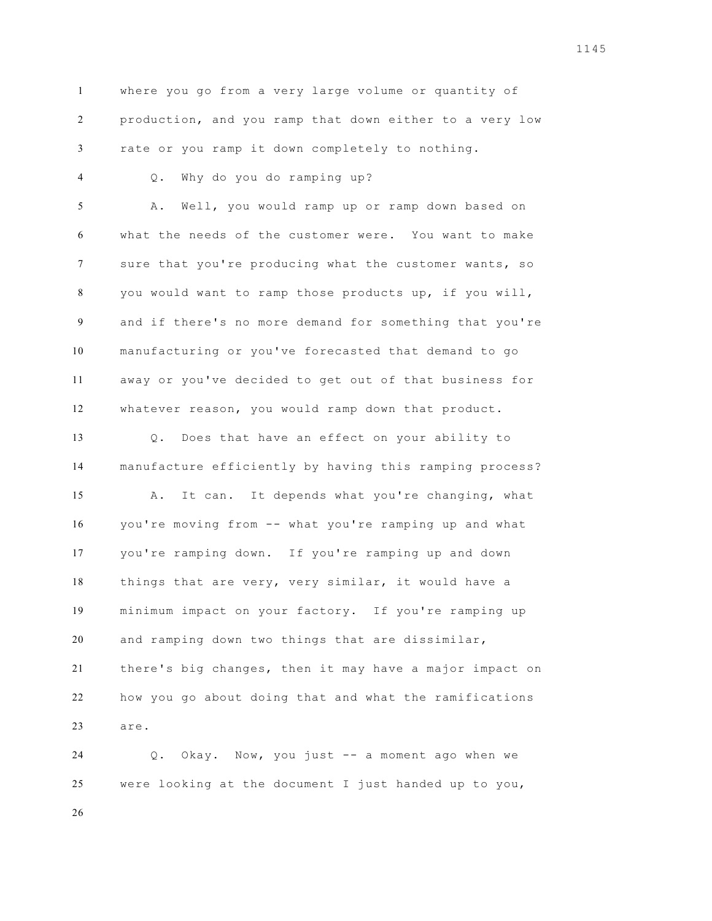where you go from a very large volume or quantity of production, and you ramp that down either to a very low rate or you ramp it down completely to nothing.

Q. Why do you do ramping up?

A. Well, you would ramp up or ramp down based on what the needs of the customer were. You want to make sure that you're producing what the customer wants, so you would want to ramp those products up, if you will, and if there's no more demand for something that you're manufacturing or you've forecasted that demand to go away or you've decided to get out of that business for whatever reason, you would ramp down that product.

Q. Does that have an effect on your ability to manufacture efficiently by having this ramping process?

A. It can. It depends what you're changing, what you're moving from -- what you're ramping up and what you're ramping down. If you're ramping up and down things that are very, very similar, it would have a minimum impact on your factory. If you're ramping up and ramping down two things that are dissimilar, there's big changes, then it may have a major impact on how you go about doing that and what the ramifications are.

Q. Okay. Now, you just -- a moment ago when we were looking at the document I just handed up to you,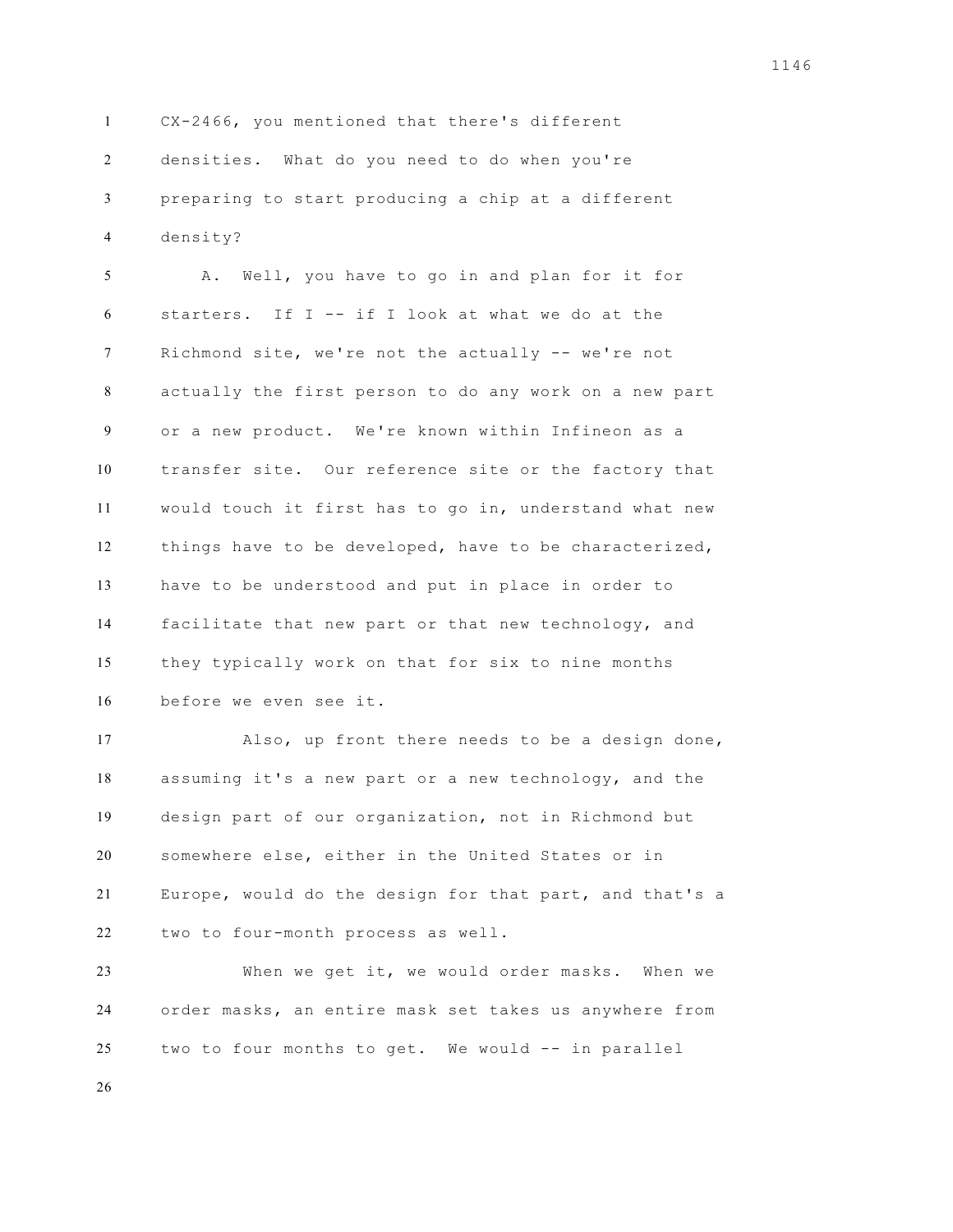CX-2466, you mentioned that there's different densities. What do you need to do when you're preparing to start producing a chip at a different density?

A. Well, you have to go in and plan for it for starters. If I -- if I look at what we do at the Richmond site, we're not the actually -- we're not actually the first person to do any work on a new part or a new product. We're known within Infineon as a transfer site. Our reference site or the factory that would touch it first has to go in, understand what new things have to be developed, have to be characterized, have to be understood and put in place in order to facilitate that new part or that new technology, and they typically work on that for six to nine months before we even see it.

Also, up front there needs to be a design done, assuming it's a new part or a new technology, and the design part of our organization, not in Richmond but somewhere else, either in the United States or in Europe, would do the design for that part, and that's a two to four-month process as well.

When we get it, we would order masks. When we order masks, an entire mask set takes us anywhere from two to four months to get. We would -- in parallel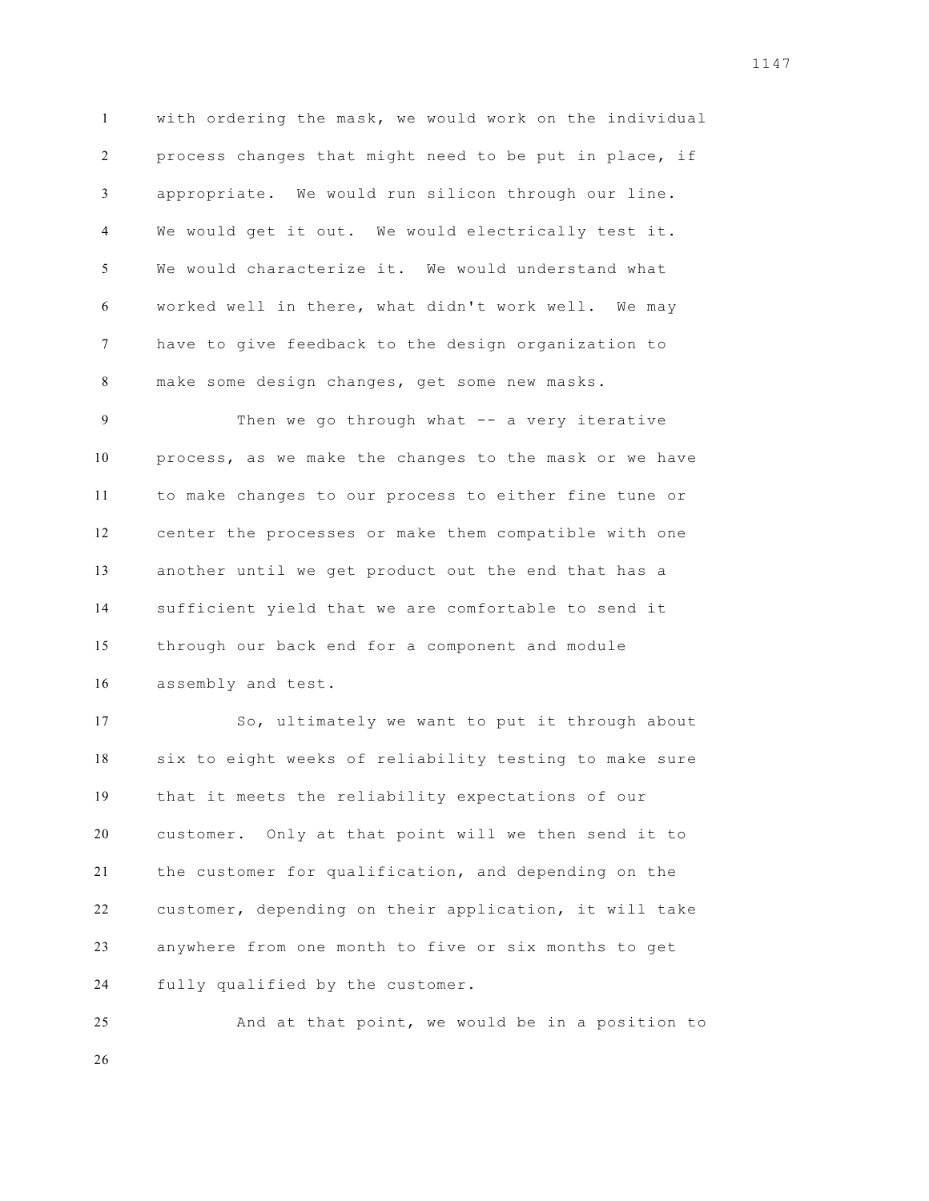with ordering the mask, we would work on the individual process changes that might need to be put in place, if appropriate. We would run silicon through our line. We would get it out. We would electrically test it. We would characterize it. We would understand what worked well in there, what didn't work well. We may have to give feedback to the design organization to make some design changes, get some new masks.

Then we go through what -- a very iterative process, as we make the changes to the mask or we have to make changes to our process to either fine tune or center the processes or make them compatible with one another until we get product out the end that has a sufficient yield that we are comfortable to send it through our back end for a component and module assembly and test.

So, ultimately we want to put it through about six to eight weeks of reliability testing to make sure that it meets the reliability expectations of our customer. Only at that point will we then send it to the customer for qualification, and depending on the customer, depending on their application, it will take anywhere from one month to five or six months to get fully qualified by the customer.

And at that point, we would be in a position to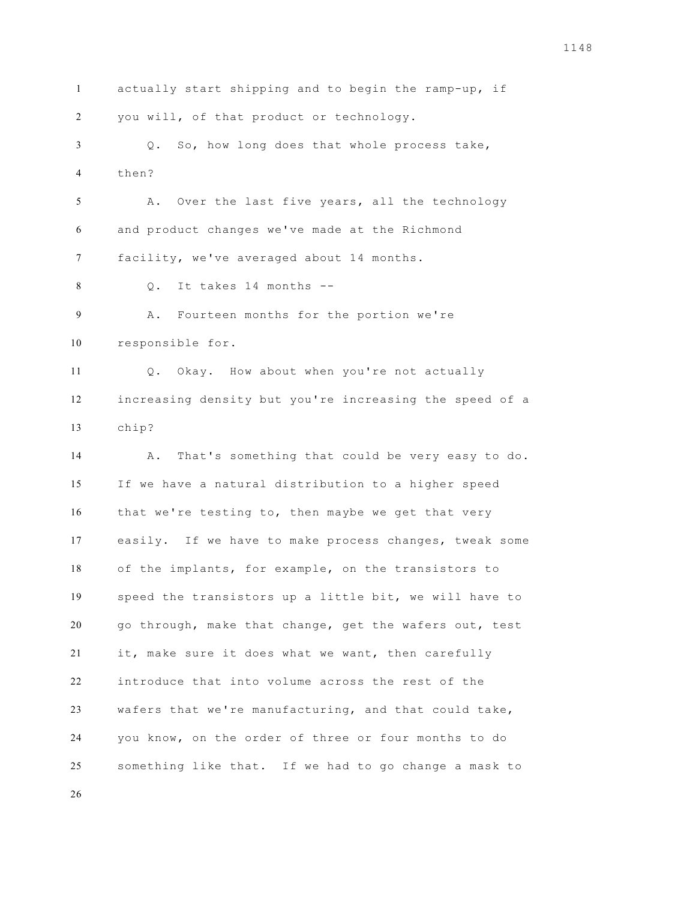actually start shipping and to begin the ramp-up, if you will, of that product or technology.

Q. So, how long does that whole process take, then?

A. Over the last five years, all the technology and product changes we've made at the Richmond facility, we've averaged about 14 months.

Q. It takes 14 months --

A. Fourteen months for the portion we're responsible for.

Q. Okay. How about when you're not actually increasing density but you're increasing the speed of a chip?

A. That's something that could be very easy to do. If we have a natural distribution to a higher speed that we're testing to, then maybe we get that very easily. If we have to make process changes, tweak some of the implants, for example, on the transistors to speed the transistors up a little bit, we will have to go through, make that change, get the wafers out, test it, make sure it does what we want, then carefully introduce that into volume across the rest of the wafers that we're manufacturing, and that could take, you know, on the order of three or four months to do something like that. If we had to go change a mask to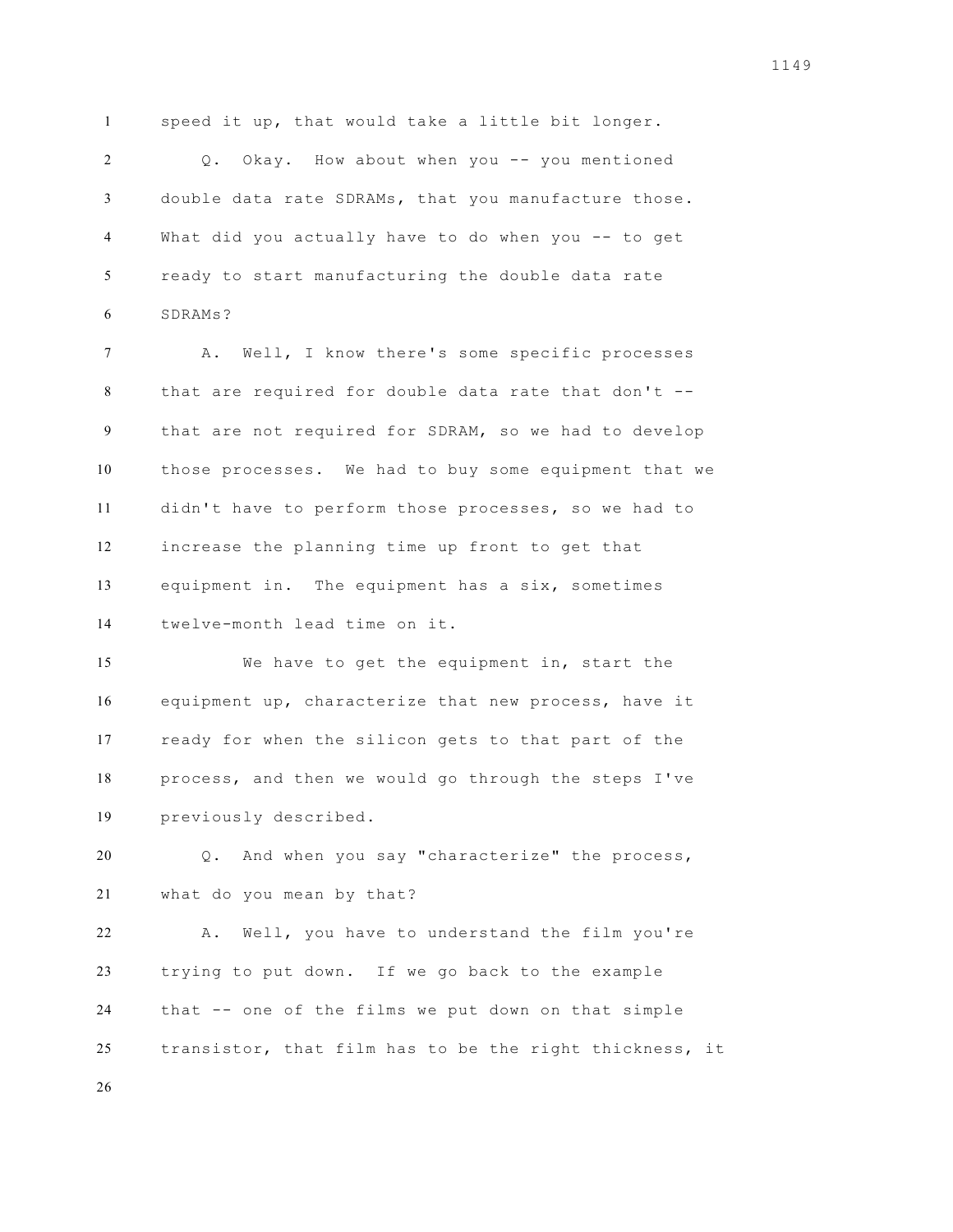speed it up, that would take a little bit longer.

Q. Okay. How about when you -- you mentioned double data rate SDRAMs, that you manufacture those. What did you actually have to do when you -- to get ready to start manufacturing the double data rate SDRAMs?

A. Well, I know there's some specific processes that are required for double data rate that don't -- that are not required for SDRAM, so we had to develop those processes. We had to buy some equipment that we didn't have to perform those processes, so we had to increase the planning time up front to get that equipment in. The equipment has a six, sometimes twelve-month lead time on it.

We have to get the equipment in, start the equipment up, characterize that new process, have it ready for when the silicon gets to that part of the process, and then we would go through the steps I've previously described.

Q. And when you say "characterize" the process, what do you mean by that?

A. Well, you have to understand the film you're trying to put down. If we go back to the example that -- one of the films we put down on that simple transistor, that film has to be the right thickness, it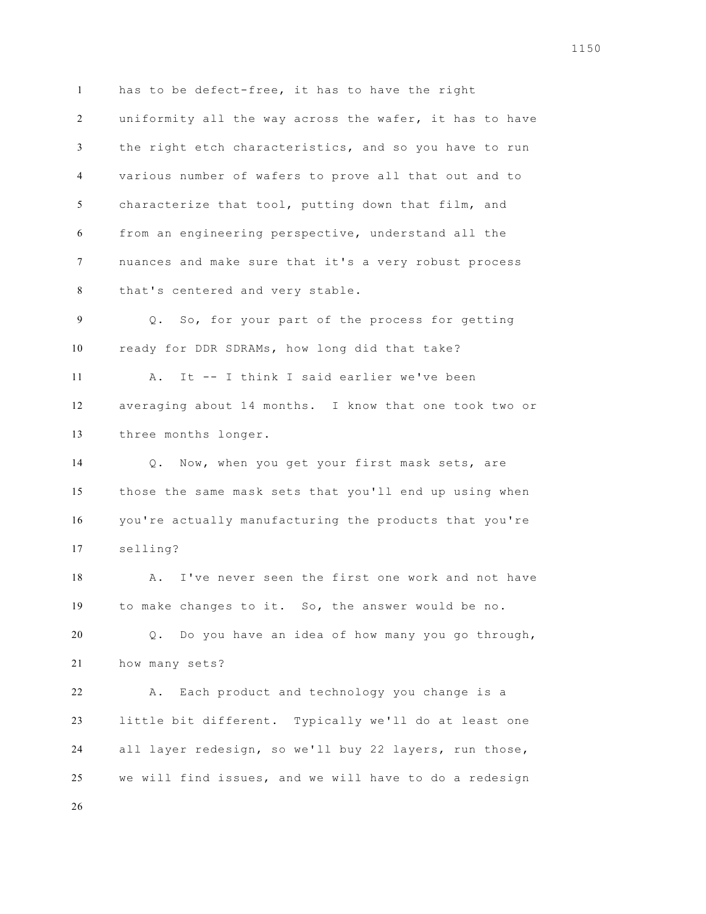has to be defect-free, it has to have the right uniformity all the way across the wafer, it has to have the right etch characteristics, and so you have to run various number of wafers to prove all that out and to characterize that tool, putting down that film, and from an engineering perspective, understand all the nuances and make sure that it's a very robust process that's centered and very stable.

Q. So, for your part of the process for getting ready for DDR SDRAMs, how long did that take?

A. It -- I think I said earlier we've been averaging about 14 months. I know that one took two or three months longer.

Q. Now, when you get your first mask sets, are those the same mask sets that you'll end up using when you're actually manufacturing the products that you're selling?

A. I've never seen the first one work and not have to make changes to it. So, the answer would be no.

Q. Do you have an idea of how many you go through, how many sets?

A. Each product and technology you change is a little bit different. Typically we'll do at least one all layer redesign, so we'll buy 22 layers, run those, we will find issues, and we will have to do a redesign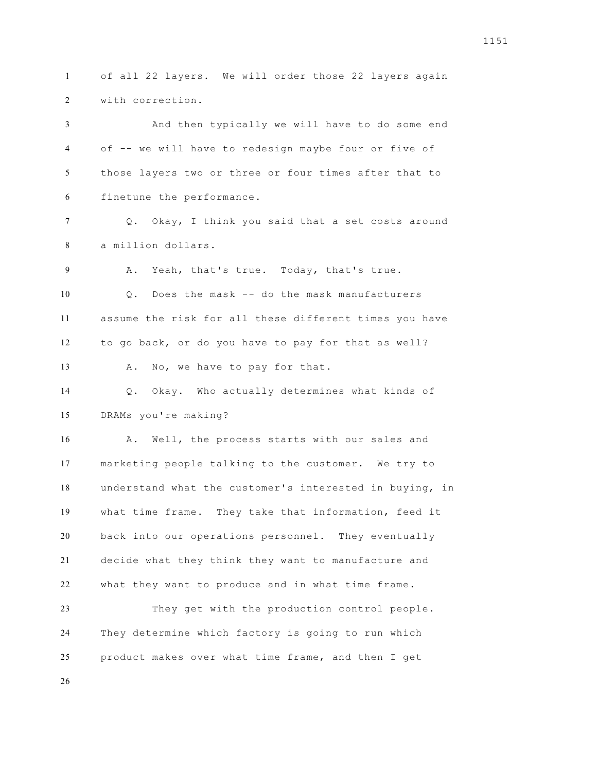of all 22 layers. We will order those 22 layers again with correction.

And then typically we will have to do some end of -- we will have to redesign maybe four or five of those layers two or three or four times after that to finetune the performance.

Q. Okay, I think you said that a set costs around a million dollars.

A. Yeah, that's true. Today, that's true.

Q. Does the mask -- do the mask manufacturers assume the risk for all these different times you have to go back, or do you have to pay for that as well?

A. No, we have to pay for that.

Q. Okay. Who actually determines what kinds of DRAMs you're making?

A. Well, the process starts with our sales and marketing people talking to the customer. We try to understand what the customer's interested in buying, in what time frame. They take that information, feed it back into our operations personnel. They eventually decide what they think they want to manufacture and what they want to produce and in what time frame.

They get with the production control people. They determine which factory is going to run which product makes over what time frame, and then I get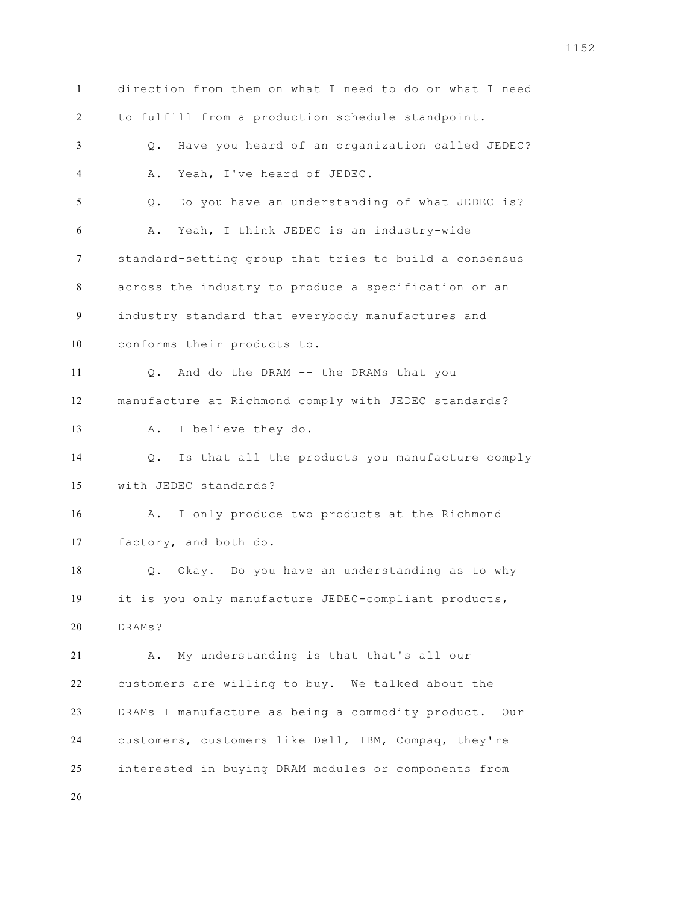direction from them on what I need to do or what I need to fulfill from a production schedule standpoint.

Q. Have you heard of an organization called JEDEC?

A. Yeah, I've heard of JEDEC.

Q. Do you have an understanding of what JEDEC is?

A. Yeah, I think JEDEC is an industry-wide standard-setting group that tries to build a consensus across the industry to produce a specification or an industry standard that everybody manufactures and conforms their products to.

Q. And do the DRAM -- the DRAMs that you manufacture at Richmond comply with JEDEC standards?

A. I believe they do.

Q. Is that all the products you manufacture comply with JEDEC standards?

A. I only produce two products at the Richmond factory, and both do.

Q. Okay. Do you have an understanding as to why it is you only manufacture JEDEC-compliant products, DRAMs?

A. My understanding is that that's all our customers are willing to buy. We talked about the DRAMs I manufacture as being a commodity product. Our customers, customers like Dell, IBM, Compaq, they're interested in buying DRAM modules or components from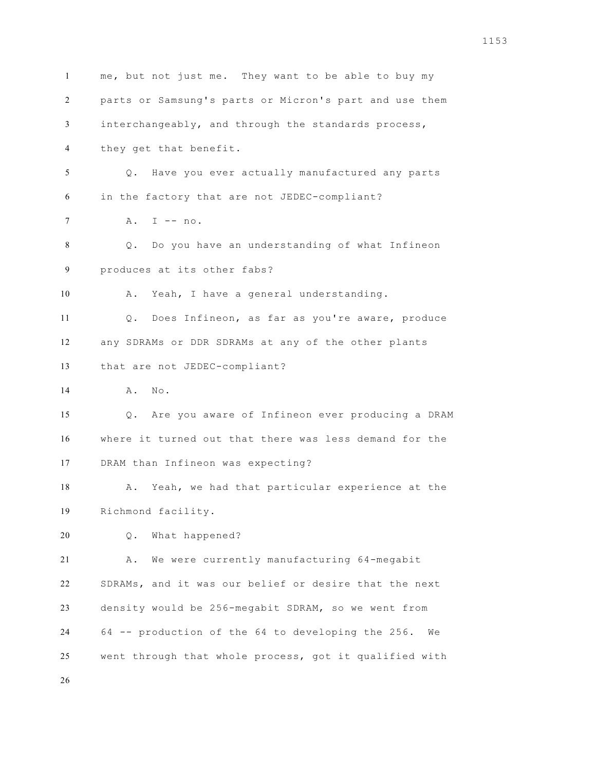me, but not just me. They want to be able to buy my parts or Samsung's parts or Micron's part and use them interchangeably, and through the standards process, they get that benefit.

Q. Have you ever actually manufactured any parts in the factory that are not JEDEC-compliant?

A. I -- no.

Q. Do you have an understanding of what Infineon produces at its other fabs?

A. Yeah, I have a general understanding.

Q. Does Infineon, as far as you're aware, produce any SDRAMs or DDR SDRAMs at any of the other plants that are not JEDEC-compliant?

A. No.

Q. Are you aware of Infineon ever producing a DRAM where it turned out that there was less demand for the DRAM than Infineon was expecting?

A. Yeah, we had that particular experience at the Richmond facility.

Q. What happened?

A. We were currently manufacturing 64-megabit SDRAMs, and it was our belief or desire that the next density would be 256-megabit SDRAM, so we went from 64 -- production of the 64 to developing the 256. We went through that whole process, got it qualified with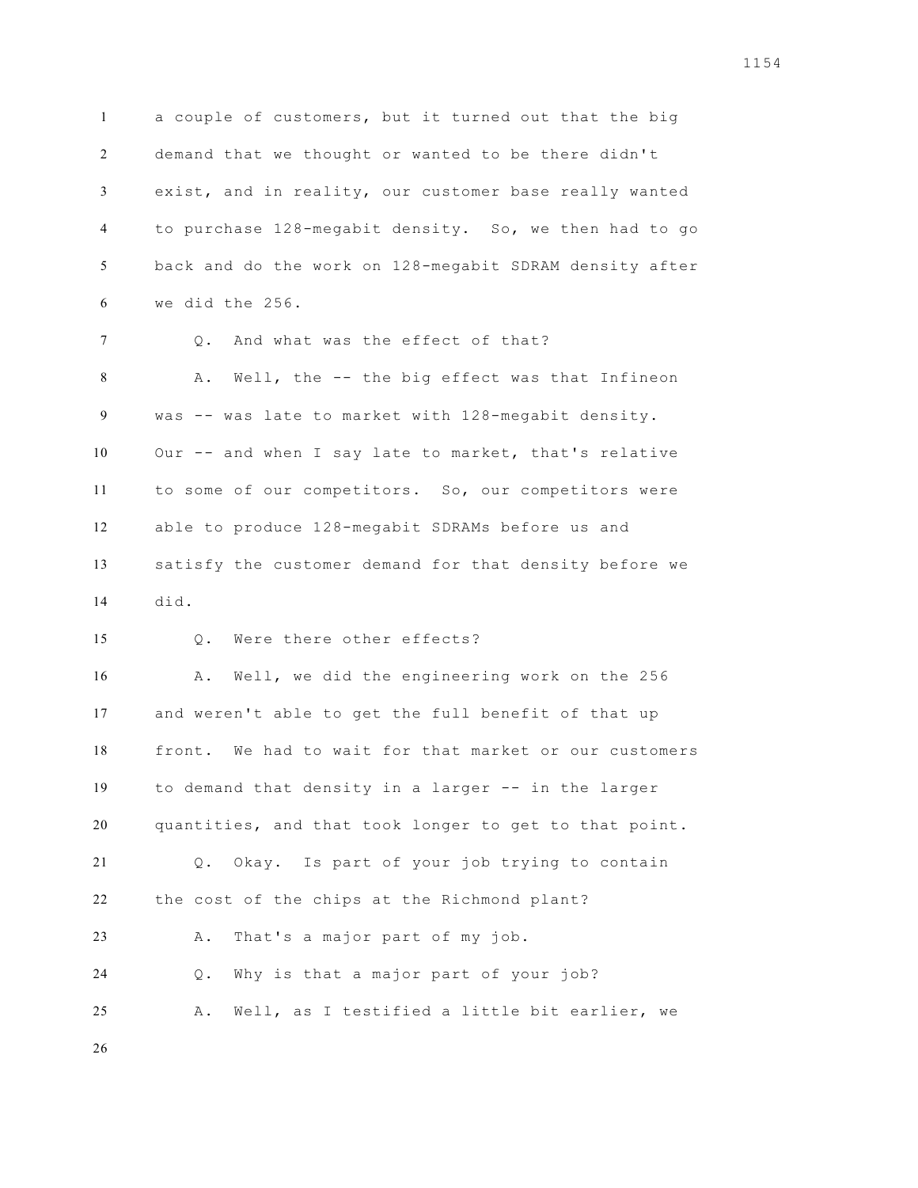a couple of customers, but it turned out that the big demand that we thought or wanted to be there didn't exist, and in reality, our customer base really wanted to purchase 128-megabit density. So, we then had to go back and do the work on 128-megabit SDRAM density after we did the 256.

Q. And what was the effect of that?

A. Well, the -- the big effect was that Infineon was -- was late to market with 128-megabit density. Our -- and when I say late to market, that's relative to some of our competitors. So, our competitors were able to produce 128-megabit SDRAMs before us and satisfy the customer demand for that density before we did.

Q. Were there other effects?

A. Well, we did the engineering work on the 256 and weren't able to get the full benefit of that up front. We had to wait for that market or our customers to demand that density in a larger -- in the larger quantities, and that took longer to get to that point.

Q. Okay. Is part of your job trying to contain the cost of the chips at the Richmond plant?

A. That's a major part of my job.

Q. Why is that a major part of your job?

A. Well, as I testified a little bit earlier, we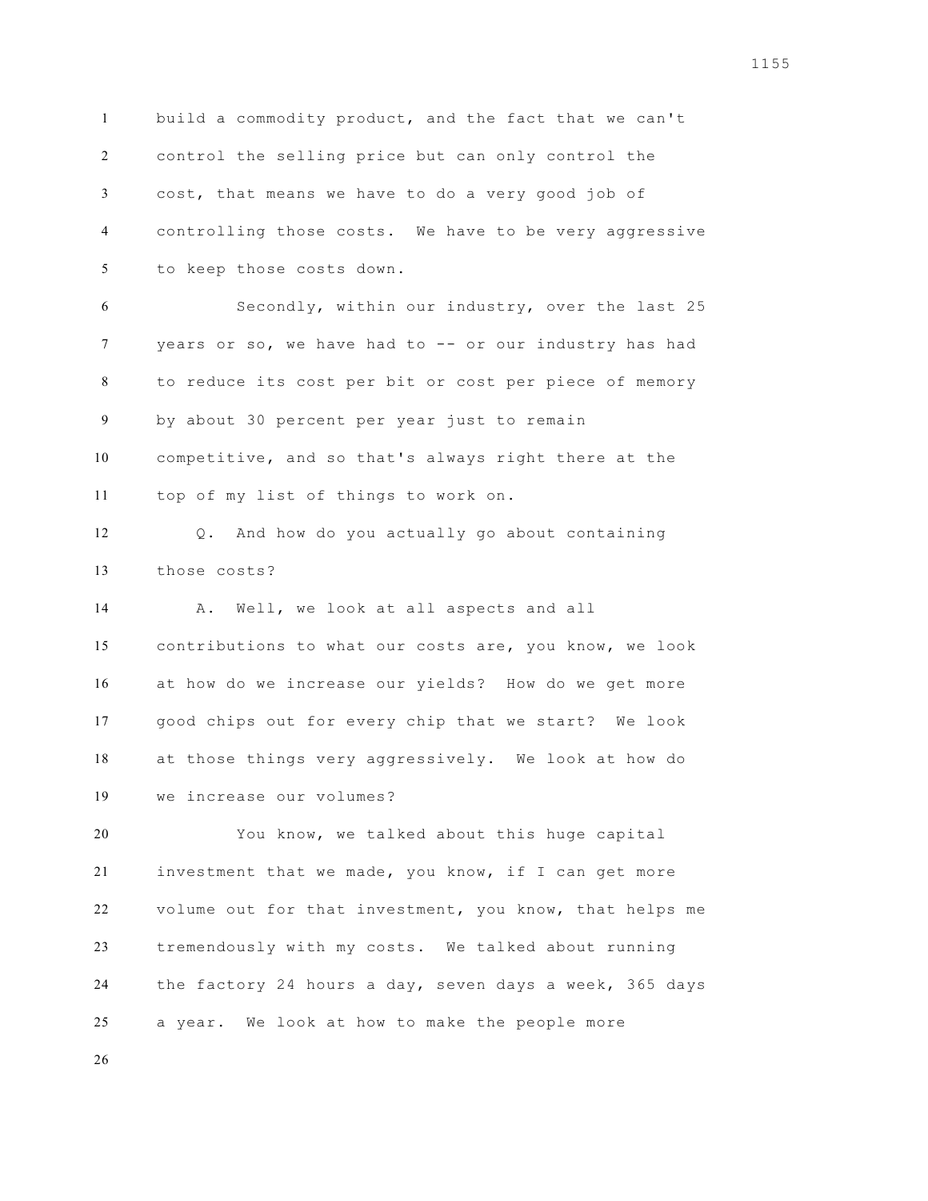build a commodity product, and the fact that we can't control the selling price but can only control the cost, that means we have to do a very good job of controlling those costs. We have to be very aggressive to keep those costs down.

Secondly, within our industry, over the last 25 years or so, we have had to -- or our industry has had to reduce its cost per bit or cost per piece of memory by about 30 percent per year just to remain competitive, and so that's always right there at the top of my list of things to work on.

Q. And how do you actually go about containing those costs?

A. Well, we look at all aspects and all contributions to what our costs are, you know, we look at how do we increase our yields? How do we get more good chips out for every chip that we start? We look at those things very aggressively. We look at how do we increase our volumes?

You know, we talked about this huge capital investment that we made, you know, if I can get more volume out for that investment, you know, that helps me tremendously with my costs. We talked about running the factory 24 hours a day, seven days a week, 365 days a year. We look at how to make the people more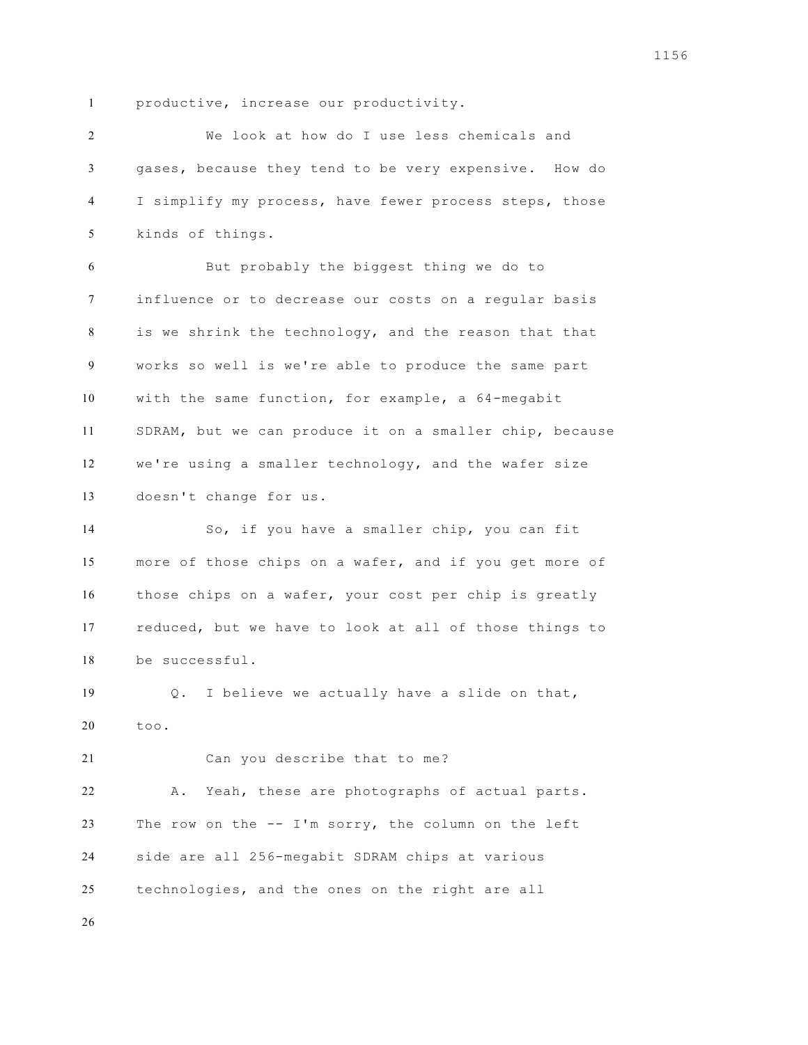productive, increase our productivity.

We look at how do I use less chemicals and gases, because they tend to be very expensive. How do I simplify my process, have fewer process steps, those kinds of things.

But probably the biggest thing we do to influence or to decrease our costs on a regular basis is we shrink the technology, and the reason that that works so well is we're able to produce the same part with the same function, for example, a 64-megabit SDRAM, but we can produce it on a smaller chip, because we're using a smaller technology, and the wafer size doesn't change for us.

So, if you have a smaller chip, you can fit more of those chips on a wafer, and if you get more of those chips on a wafer, your cost per chip is greatly reduced, but we have to look at all of those things to be successful.

Q. I believe we actually have a slide on that, too.

Can you describe that to me?

A. Yeah, these are photographs of actual parts. The row on the -- I'm sorry, the column on the left side are all 256-megabit SDRAM chips at various technologies, and the ones on the right are all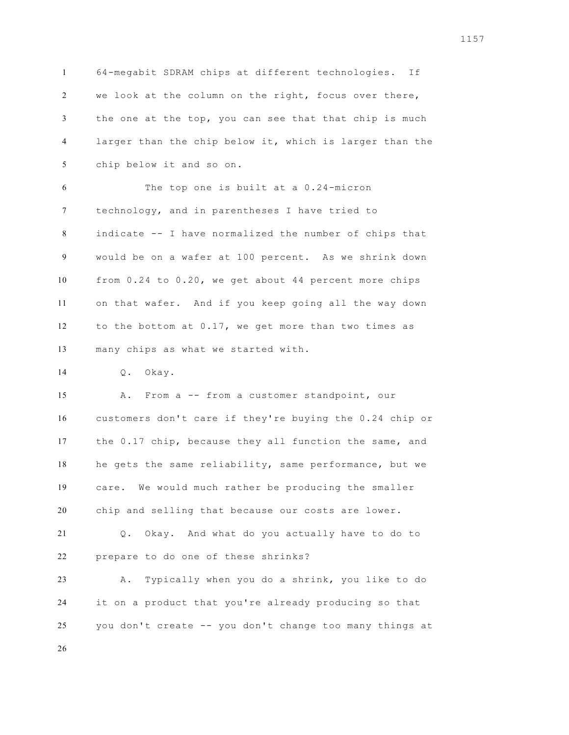64-megabit SDRAM chips at different technologies. If we look at the column on the right, focus over there, the one at the top, you can see that that chip is much larger than the chip below it, which is larger than the chip below it and so on.

The top one is built at a 0.24-micron technology, and in parentheses I have tried to indicate -- I have normalized the number of chips that would be on a wafer at 100 percent. As we shrink down from 0.24 to 0.20, we get about 44 percent more chips on that wafer. And if you keep going all the way down to the bottom at 0.17, we get more than two times as many chips as what we started with.

Q. Okay.

A. From a -- from a customer standpoint, our customers don't care if they're buying the 0.24 chip or the 0.17 chip, because they all function the same, and he gets the same reliability, same performance, but we care. We would much rather be producing the smaller chip and selling that because our costs are lower.

Q. Okay. And what do you actually have to do to prepare to do one of these shrinks?

A. Typically when you do a shrink, you like to do it on a product that you're already producing so that you don't create -- you don't change too many things at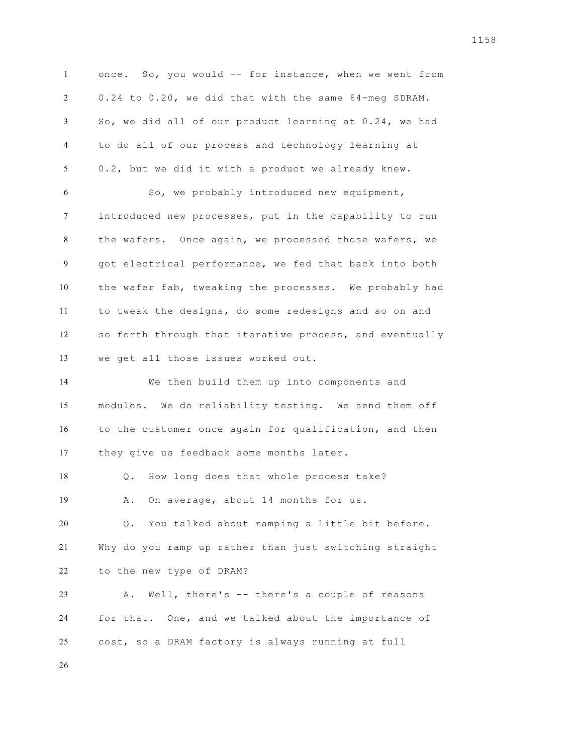once. So, you would -- for instance, when we went from 0.24 to 0.20, we did that with the same 64-meg SDRAM. So, we did all of our product learning at 0.24, we had to do all of our process and technology learning at 0.2, but we did it with a product we already knew.

So, we probably introduced new equipment, introduced new processes, put in the capability to run the wafers. Once again, we processed those wafers, we got electrical performance, we fed that back into both the wafer fab, tweaking the processes. We probably had to tweak the designs, do some redesigns and so on and so forth through that iterative process, and eventually we get all those issues worked out.

We then build them up into components and modules. We do reliability testing. We send them off to the customer once again for qualification, and then they give us feedback some months later.

Q. How long does that whole process take?

A. On average, about 14 months for us.

Q. You talked about ramping a little bit before. Why do you ramp up rather than just switching straight to the new type of DRAM?

A. Well, there's -- there's a couple of reasons for that. One, and we talked about the importance of cost, so a DRAM factory is always running at full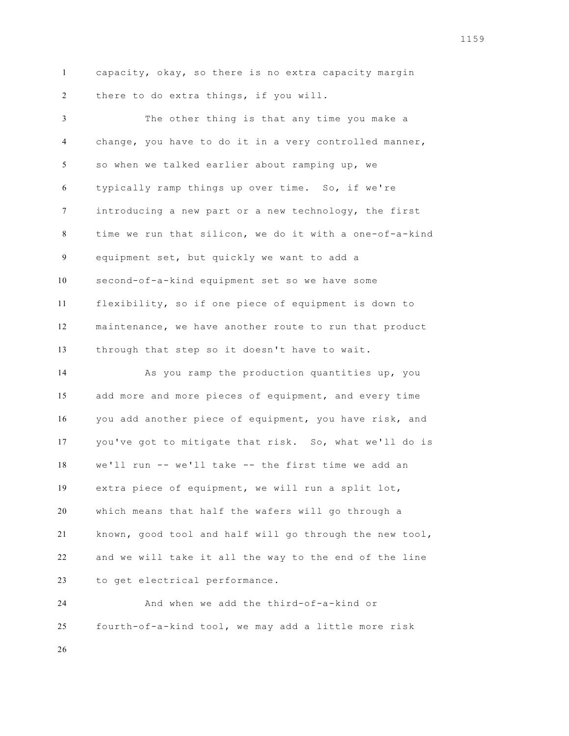capacity, okay, so there is no extra capacity margin there to do extra things, if you will.

The other thing is that any time you make a change, you have to do it in a very controlled manner, so when we talked earlier about ramping up, we typically ramp things up over time. So, if we're introducing a new part or a new technology, the first time we run that silicon, we do it with a one-of-a-kind equipment set, but quickly we want to add a second-of-a-kind equipment set so we have some flexibility, so if one piece of equipment is down to maintenance, we have another route to run that product through that step so it doesn't have to wait.

As you ramp the production quantities up, you add more and more pieces of equipment, and every time you add another piece of equipment, you have risk, and you've got to mitigate that risk. So, what we'll do is we'll run -- we'll take -- the first time we add an extra piece of equipment, we will run a split lot, which means that half the wafers will go through a known, good tool and half will go through the new tool, and we will take it all the way to the end of the line to get electrical performance.

And when we add the third-of-a-kind or fourth-of-a-kind tool, we may add a little more risk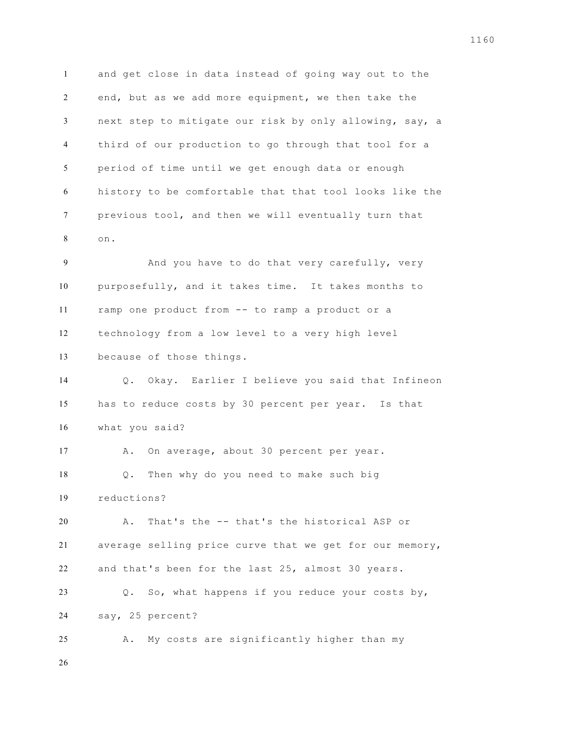and get close in data instead of going way out to the end, but as we add more equipment, we then take the next step to mitigate our risk by only allowing, say, a third of our production to go through that tool for a period of time until we get enough data or enough history to be comfortable that that tool looks like the previous tool, and then we will eventually turn that on.

And you have to do that very carefully, very purposefully, and it takes time. It takes months to ramp one product from -- to ramp a product or a technology from a low level to a very high level because of those things.

Q. Okay. Earlier I believe you said that Infineon has to reduce costs by 30 percent per year. Is that what you said?

A. On average, about 30 percent per year.

Q. Then why do you need to make such big reductions?

A. That's the -- that's the historical ASP or average selling price curve that we get for our memory, and that's been for the last 25, almost 30 years.

Q. So, what happens if you reduce your costs by, say, 25 percent?

A. My costs are significantly higher than my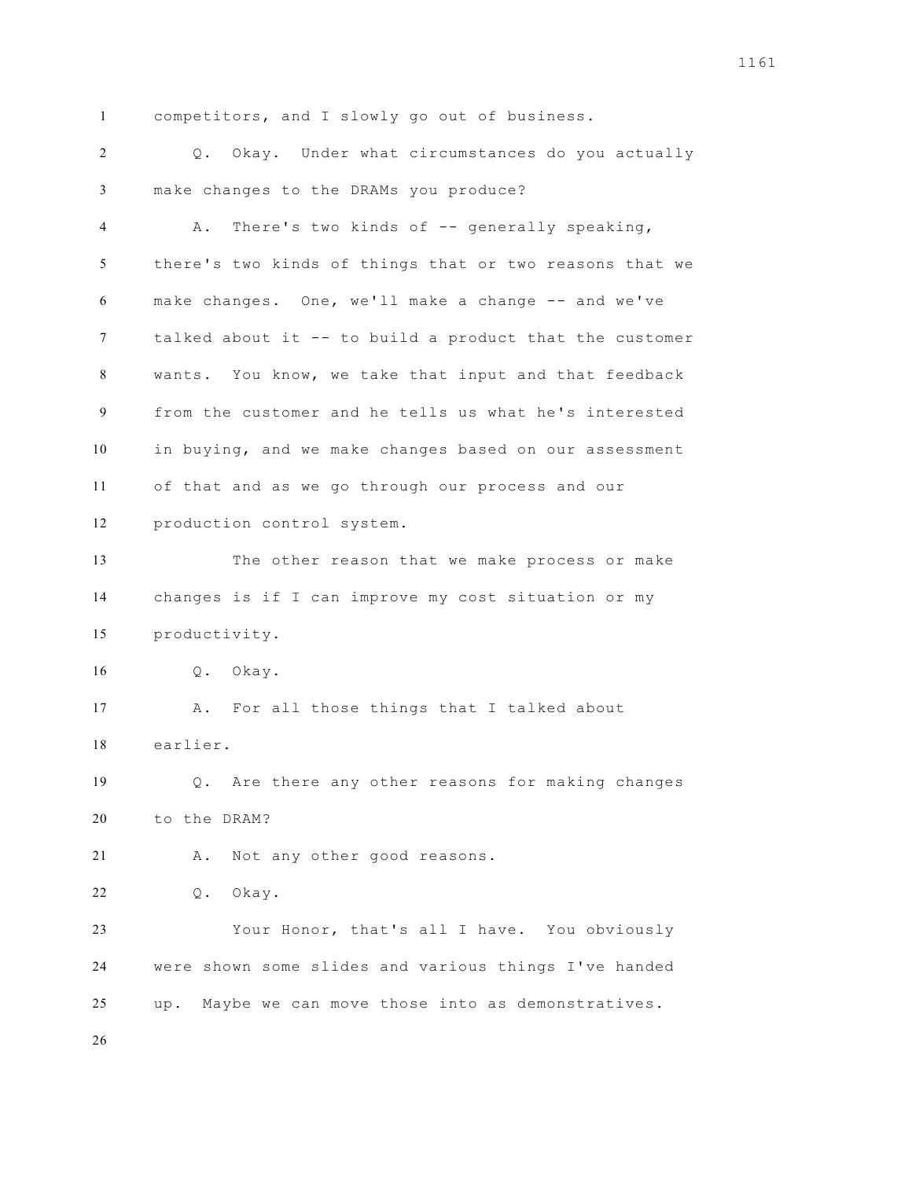competitors, and I slowly go out of business.

Q. Okay. Under what circumstances do you actually make changes to the DRAMs you produce?

A. There's two kinds of -- generally speaking, there's two kinds of things that or two reasons that we make changes. One, we'll make a change -- and we've talked about it -- to build a product that the customer wants. You know, we take that input and that feedback from the customer and he tells us what he's interested in buying, and we make changes based on our assessment of that and as we go through our process and our production control system.

The other reason that we make process or make changes is if I can improve my cost situation or my productivity.

Q. Okay.

A. For all those things that I talked about earlier.

Q. Are there any other reasons for making changes to the DRAM?

A. Not any other good reasons.

Q. Okay.

Your Honor, that's all I have. You obviously were shown some slides and various things I've handed up. Maybe we can move those into as demonstratives.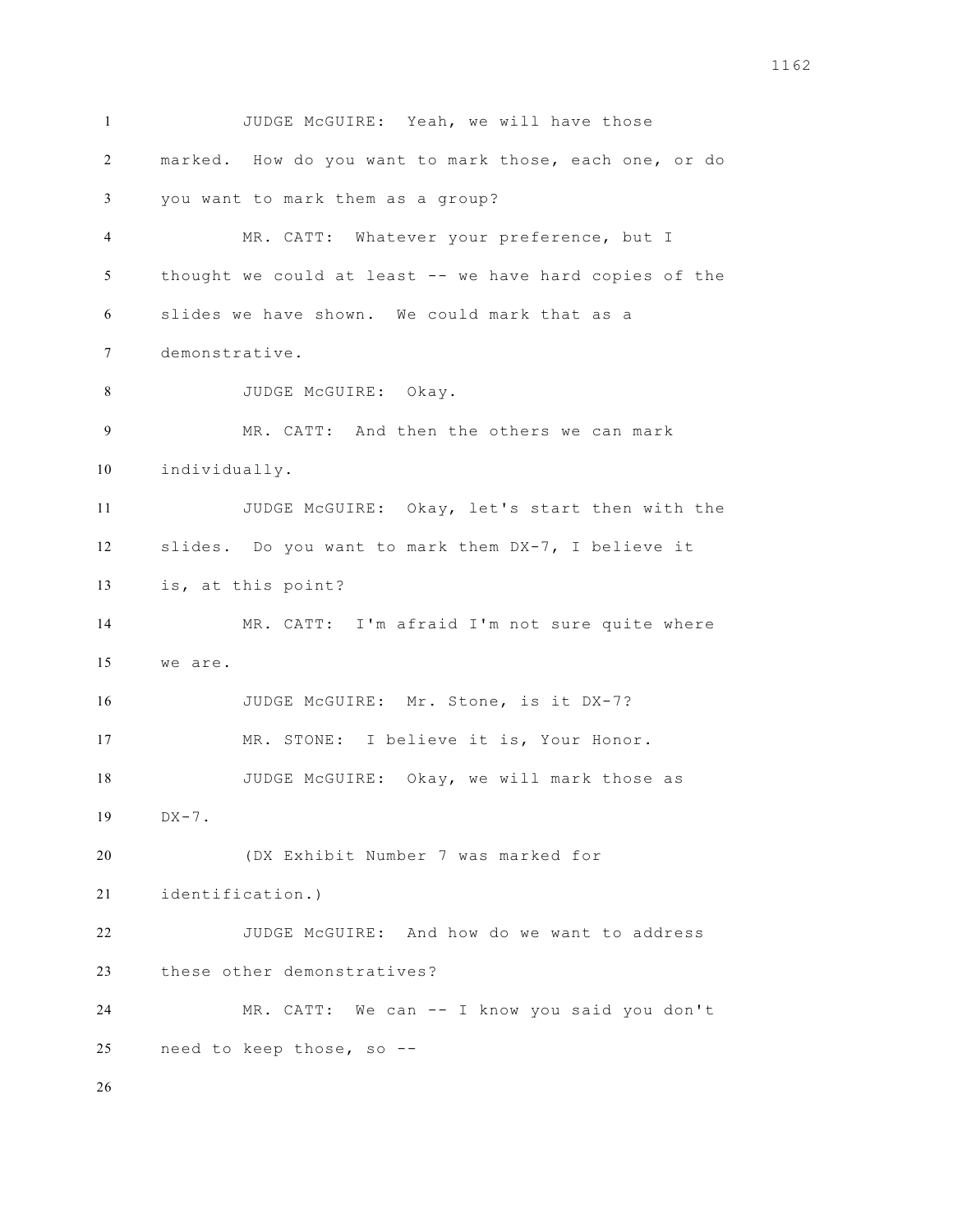JUDGE McGUIRE: Yeah, we will have those marked. How do you want to mark those, each one, or do you want to mark them as a group?

MR. CATT: Whatever your preference, but I thought we could at least -- we have hard copies of the slides we have shown. We could mark that as a demonstrative.

JUDGE McGUIRE: Okay.

MR. CATT: And then the others we can mark individually.

JUDGE McGUIRE: Okay, let's start then with the slides. Do you want to mark them DX-7, I believe it is, at this point?

MR. CATT: I'm afraid I'm not sure quite where we are.

JUDGE McGUIRE: Mr. Stone, is it DX-7?

MR. STONE: I believe it is, Your Honor.

JUDGE McGUIRE: Okay, we will mark those as DX-7.

(DX Exhibit Number 7 was marked for identification.)

JUDGE McGUIRE: And how do we want to address these other demonstratives?

MR. CATT: We can -- I know you said you don't need to keep those, so --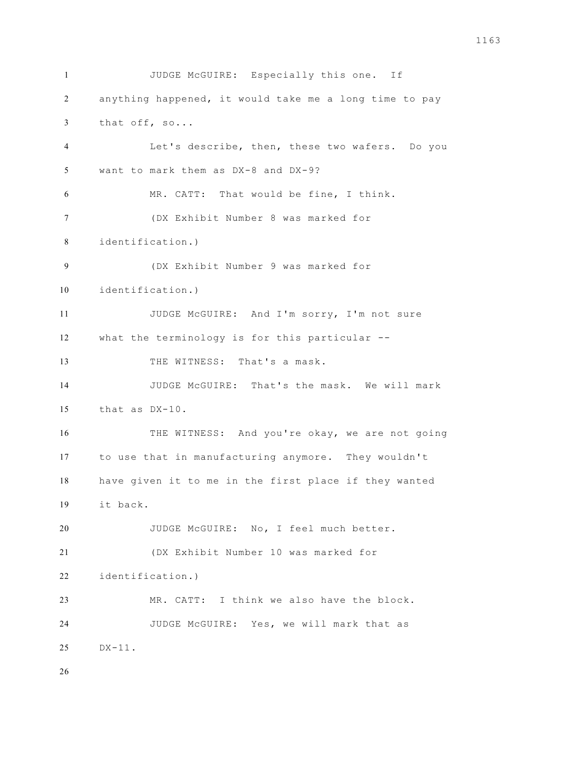JUDGE McGUIRE: Especially this one. If anything happened, it would take me a long time to pay that off, so...

Let's describe, then, these two wafers. Do you want to mark them as DX-8 and DX-9?

MR. CATT: That would be fine, I think.

(DX Exhibit Number 8 was marked for identification.)

(DX Exhibit Number 9 was marked for identification.)

JUDGE McGUIRE: And I'm sorry, I'm not sure what the terminology is for this particular --

THE WITNESS: That's a mask.

JUDGE McGUIRE: That's the mask. We will mark that as DX-10.

THE WITNESS: And you're okay, we are not going to use that in manufacturing anymore. They wouldn't have given it to me in the first place if they wanted it back.

JUDGE McGUIRE: No, I feel much better.

(DX Exhibit Number 10 was marked for identification.)

MR. CATT: I think we also have the block.

JUDGE McGUIRE: Yes, we will mark that as DX-11.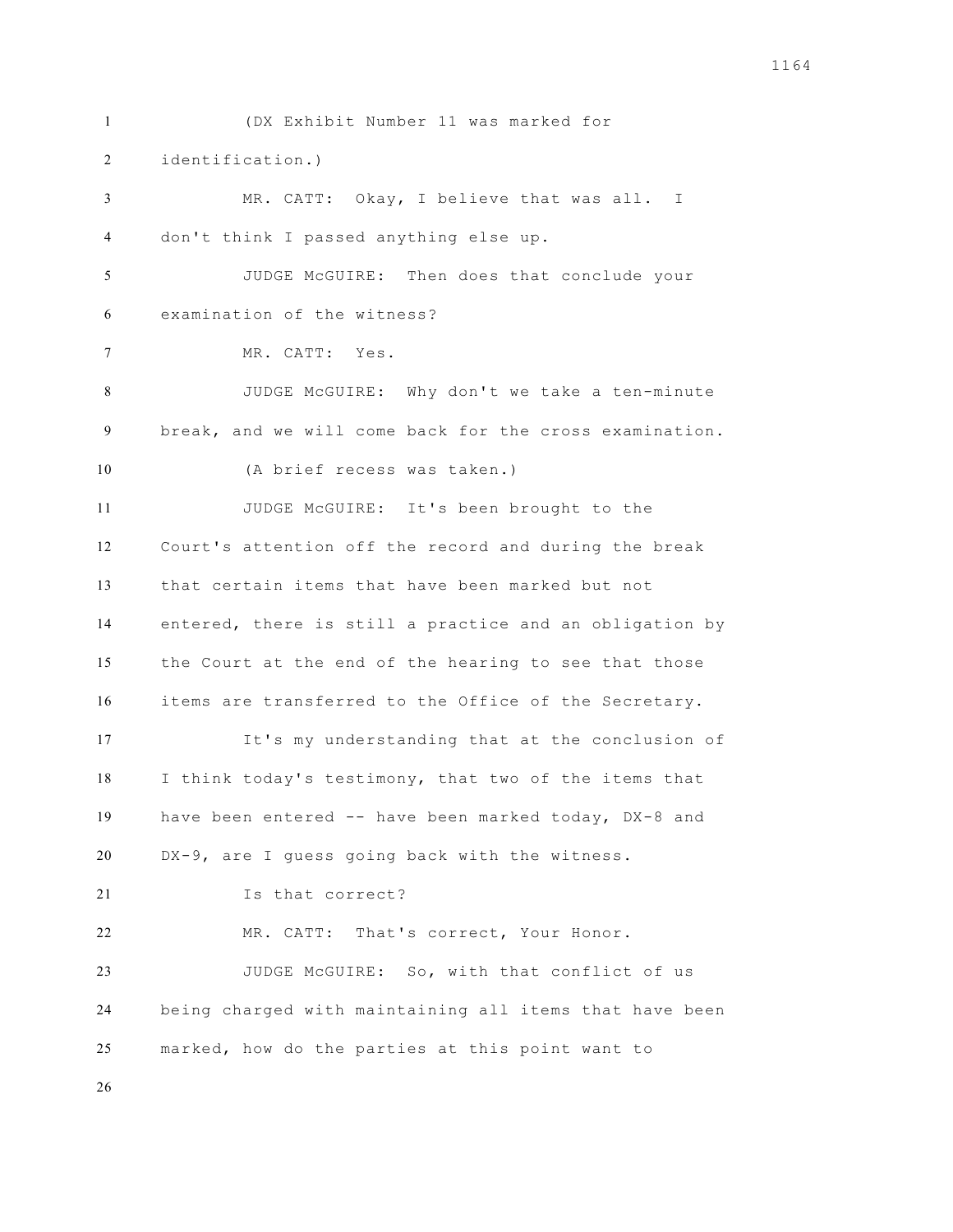(DX Exhibit Number 11 was marked for identification.)

MR. CATT: Okay, I believe that was all. I don't think I passed anything else up.

JUDGE McGUIRE: Then does that conclude your examination of the witness?

MR. CATT: Yes.

JUDGE McGUIRE: Why don't we take a ten-minute break, and we will come back for the cross examination.

(A brief recess was taken.)

JUDGE McGUIRE: It's been brought to the Court's attention off the record and during the break that certain items that have been marked but not entered, there is still a practice and an obligation by the Court at the end of the hearing to see that those items are transferred to the Office of the Secretary.

It's my understanding that at the conclusion of I think today's testimony, that two of the items that have been entered -- have been marked today, DX-8 and DX-9, are I guess going back with the witness.

Is that correct?

MR. CATT: That's correct, Your Honor.

JUDGE McGUIRE: So, with that conflict of us being charged with maintaining all items that have been marked, how do the parties at this point want to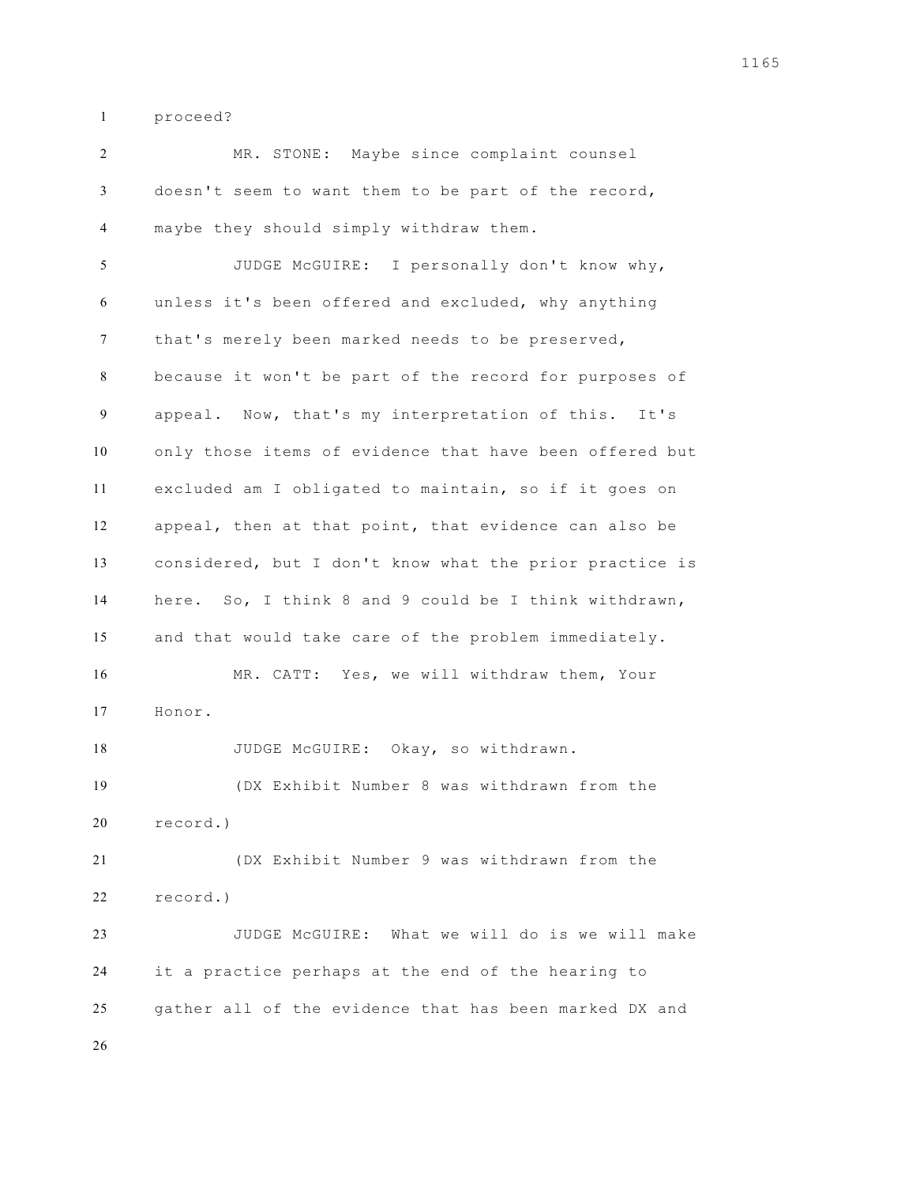proceed?

MR. STONE: Maybe since complaint counsel doesn't seem to want them to be part of the record, maybe they should simply withdraw them.

JUDGE McGUIRE: I personally don't know why, unless it's been offered and excluded, why anything that's merely been marked needs to be preserved, because it won't be part of the record for purposes of appeal. Now, that's my interpretation of this. It's only those items of evidence that have been offered but excluded am I obligated to maintain, so if it goes on appeal, then at that point, that evidence can also be considered, but I don't know what the prior practice is here. So, I think 8 and 9 could be I think withdrawn, and that would take care of the problem immediately.

MR. CATT: Yes, we will withdraw them, Your Honor.

JUDGE McGUIRE: Okay, so withdrawn.

(DX Exhibit Number 8 was withdrawn from the record.)

(DX Exhibit Number 9 was withdrawn from the record.)

JUDGE McGUIRE: What we will do is we will make it a practice perhaps at the end of the hearing to gather all of the evidence that has been marked DX and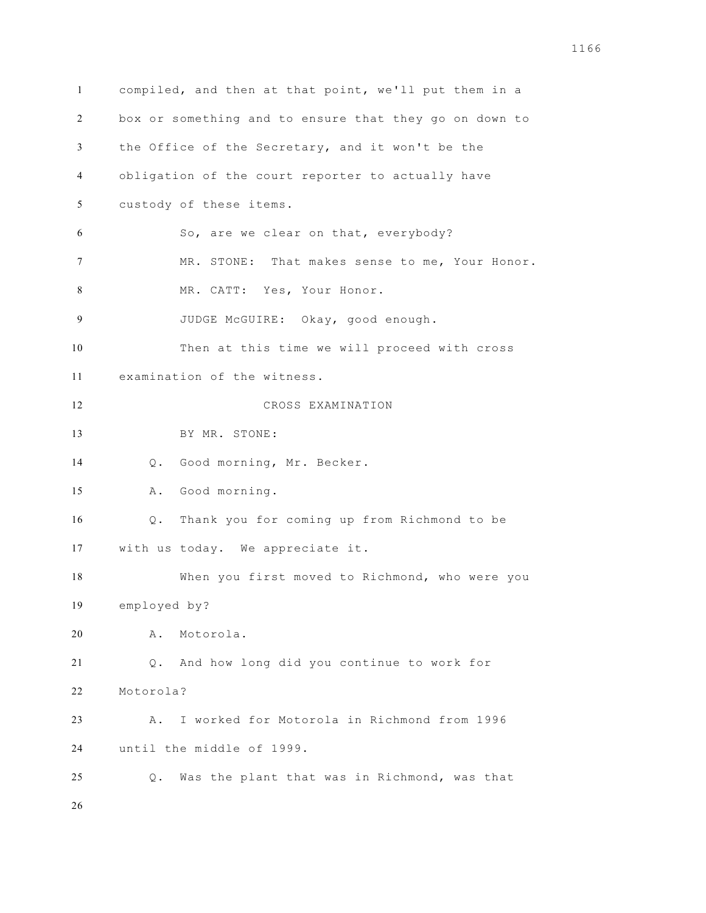compiled, and then at that point, we'll put them in a box or something and to ensure that they go on down to the Office of the Secretary, and it won't be the obligation of the court reporter to actually have custody of these items.

So, are we clear on that, everybody?

MR. STONE: That makes sense to me, Your Honor.

MR. CATT: Yes, Your Honor.

JUDGE McGUIRE: Okay, good enough.

Then at this time we will proceed with cross examination of the witness.

CROSS EXAMINATION

BY MR. STONE:

Q. Good morning, Mr. Becker.

A. Good morning.

Q. Thank you for coming up from Richmond to be with us today. We appreciate it.

When you first moved to Richmond, who were you employed by?

A. Motorola.

Q. And how long did you continue to work for Motorola?

A. I worked for Motorola in Richmond from 1996 until the middle of 1999.

Q. Was the plant that was in Richmond, was that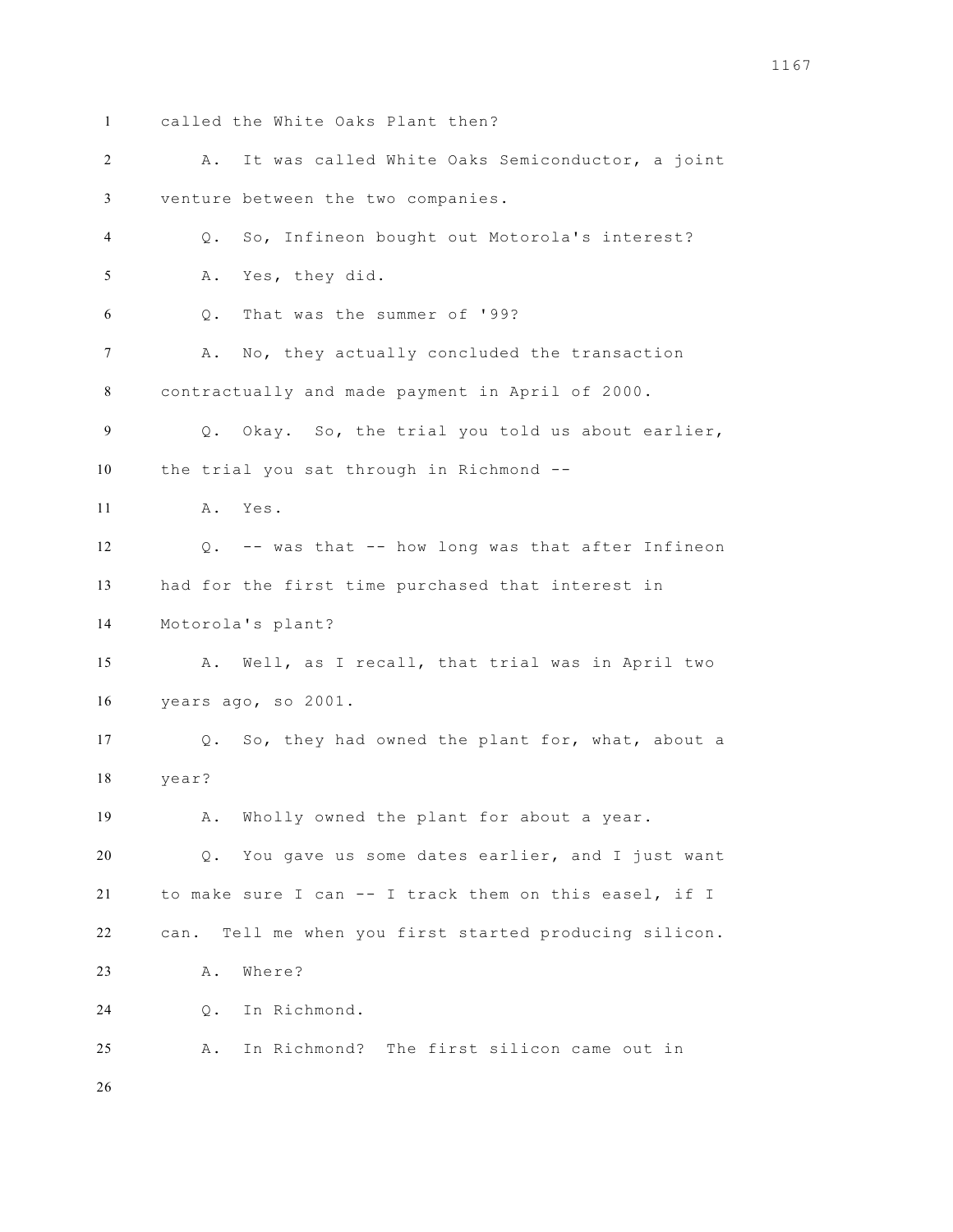called the White Oaks Plant then?

A. It was called White Oaks Semiconductor, a joint venture between the two companies.

Q. So, Infineon bought out Motorola's interest?

A. Yes, they did.

Q. That was the summer of '99?

A. No, they actually concluded the transaction contractually and made payment in April of 2000.

Q. Okay. So, the trial you told us about earlier, the trial you sat through in Richmond --

A. Yes.

Q. -- was that -- how long was that after Infineon had for the first time purchased that interest in Motorola's plant?

A. Well, as I recall, that trial was in April two years ago, so 2001.

Q. So, they had owned the plant for, what, about a year?

A. Wholly owned the plant for about a year.

Q. You gave us some dates earlier, and I just want to make sure I can -- I track them on this easel, if I can. Tell me when you first started producing silicon.

A. Where?

Q. In Richmond.

A. In Richmond? The first silicon came out in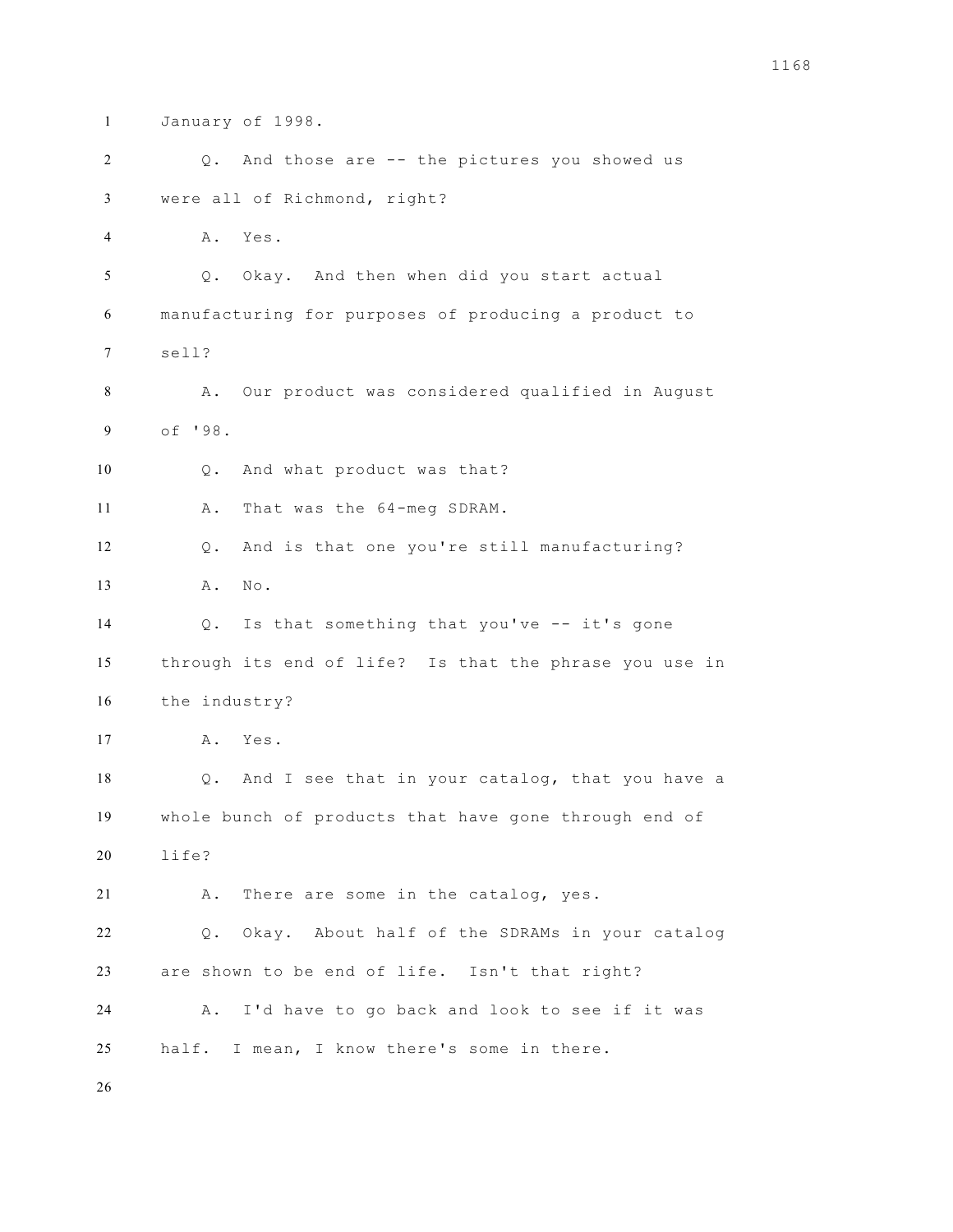January of 1998.

Q. And those are -- the pictures you showed us were all of Richmond, right?

A. Yes.

Q. Okay. And then when did you start actual manufacturing for purposes of producing a product to sell?

A. Our product was considered qualified in August of '98.

Q. And what product was that?

A. That was the 64-meg SDRAM.

Q. And is that one you're still manufacturing?

A. No.

Q. Is that something that you've -- it's gone through its end of life? Is that the phrase you use in the industry?

A. Yes.

Q. And I see that in your catalog, that you have a whole bunch of products that have gone through end of life?

A. There are some in the catalog, yes.

Q. Okay. About half of the SDRAMs in your catalog are shown to be end of life. Isn't that right?

A. I'd have to go back and look to see if it was half. I mean, I know there's some in there.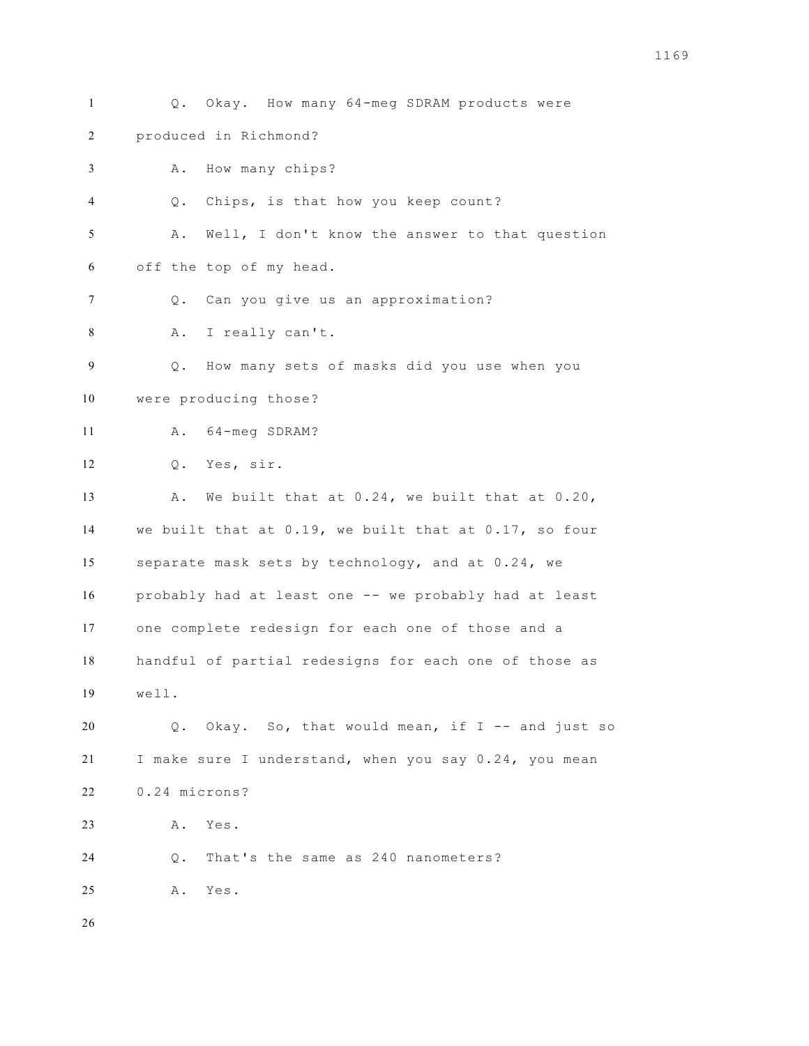Q. Okay. How many 64-meg SDRAM products were produced in Richmond?

A. How many chips?

Q. Chips, is that how you keep count?

A. Well, I don't know the answer to that question off the top of my head.

Q. Can you give us an approximation?

A. I really can't.

Q. How many sets of masks did you use when you were producing those?

A. 64-meg SDRAM?

Q. Yes, sir.

A. We built that at 0.24, we built that at 0.20, we built that at 0.19, we built that at 0.17, so four separate mask sets by technology, and at 0.24, we probably had at least one -- we probably had at least one complete redesign for each one of those and a handful of partial redesigns for each one of those as well.

Q. Okay. So, that would mean, if I -- and just so I make sure I understand, when you say 0.24, you mean 0.24 microns?

A. Yes.

Q. That's the same as 240 nanometers?

A. Yes.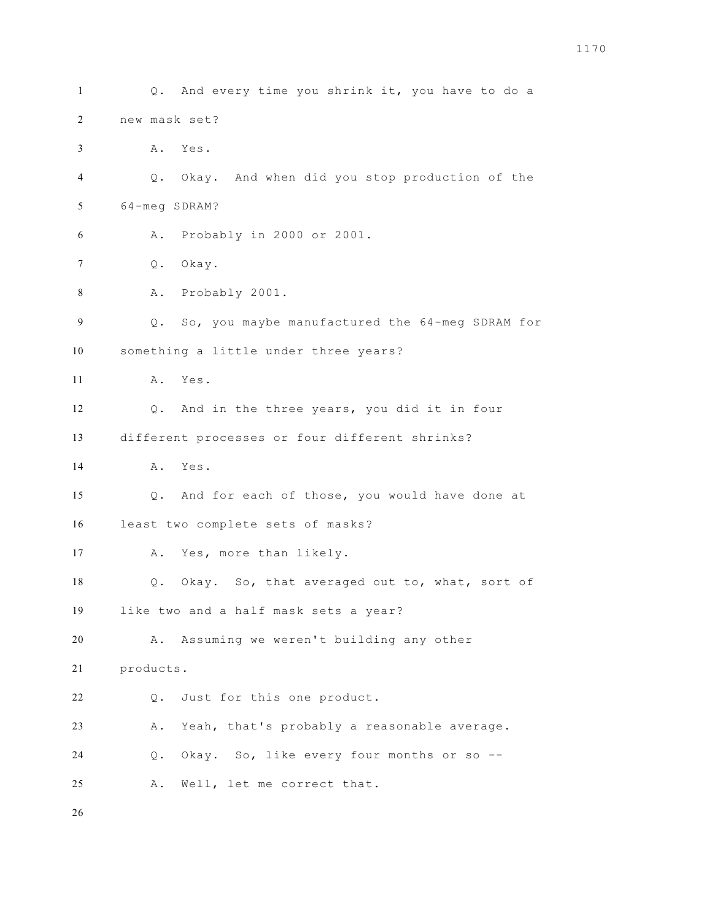Q. And every time you shrink it, you have to do a new mask set?

A. Yes.

Q. Okay. And when did you stop production of the 64-meg SDRAM?

A. Probably in 2000 or 2001.

Q. Okay.

A. Probably 2001.

Q. So, you maybe manufactured the 64-meg SDRAM for something a little under three years?

A. Yes.

Q. And in the three years, you did it in four different processes or four different shrinks?

A. Yes.

Q. And for each of those, you would have done at least two complete sets of masks?

A. Yes, more than likely.

Q. Okay. So, that averaged out to, what, sort of like two and a half mask sets a year?

A. Assuming we weren't building any other products.

Q. Just for this one product.

A. Yeah, that's probably a reasonable average.

Q. Okay. So, like every four months or so --

A. Well, let me correct that.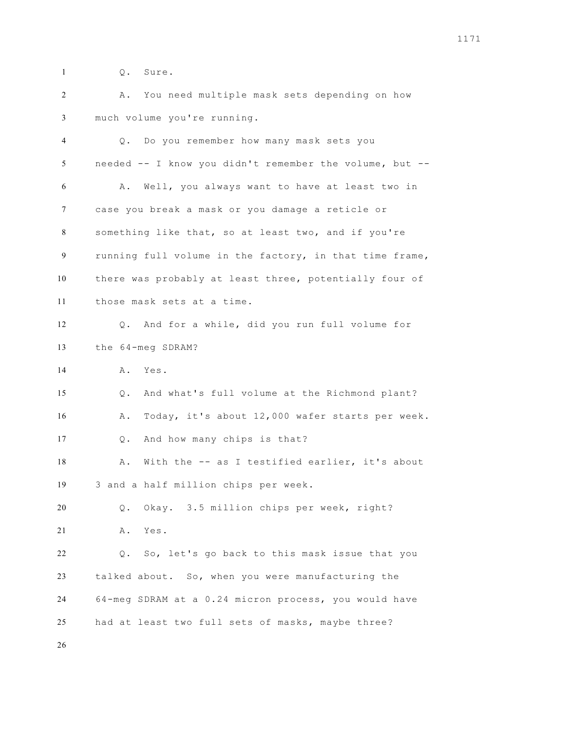Q. Sure.

A. You need multiple mask sets depending on how much volume you're running.

Q. Do you remember how many mask sets you needed -- I know you didn't remember the volume, but --

A. Well, you always want to have at least two in case you break a mask or you damage a reticle or something like that, so at least two, and if you're running full volume in the factory, in that time frame, there was probably at least three, potentially four of those mask sets at a time.

Q. And for a while, did you run full volume for the 64-meg SDRAM?

A. Yes.

Q. And what's full volume at the Richmond plant?

A. Today, it's about 12,000 wafer starts per week.

Q. And how many chips is that?

A. With the -- as I testified earlier, it's about 3 and a half million chips per week.

Q. Okay. 3.5 million chips per week, right?

A. Yes.

Q. So, let's go back to this mask issue that you talked about. So, when you were manufacturing the 64-meg SDRAM at a 0.24 micron process, you would have had at least two full sets of masks, maybe three?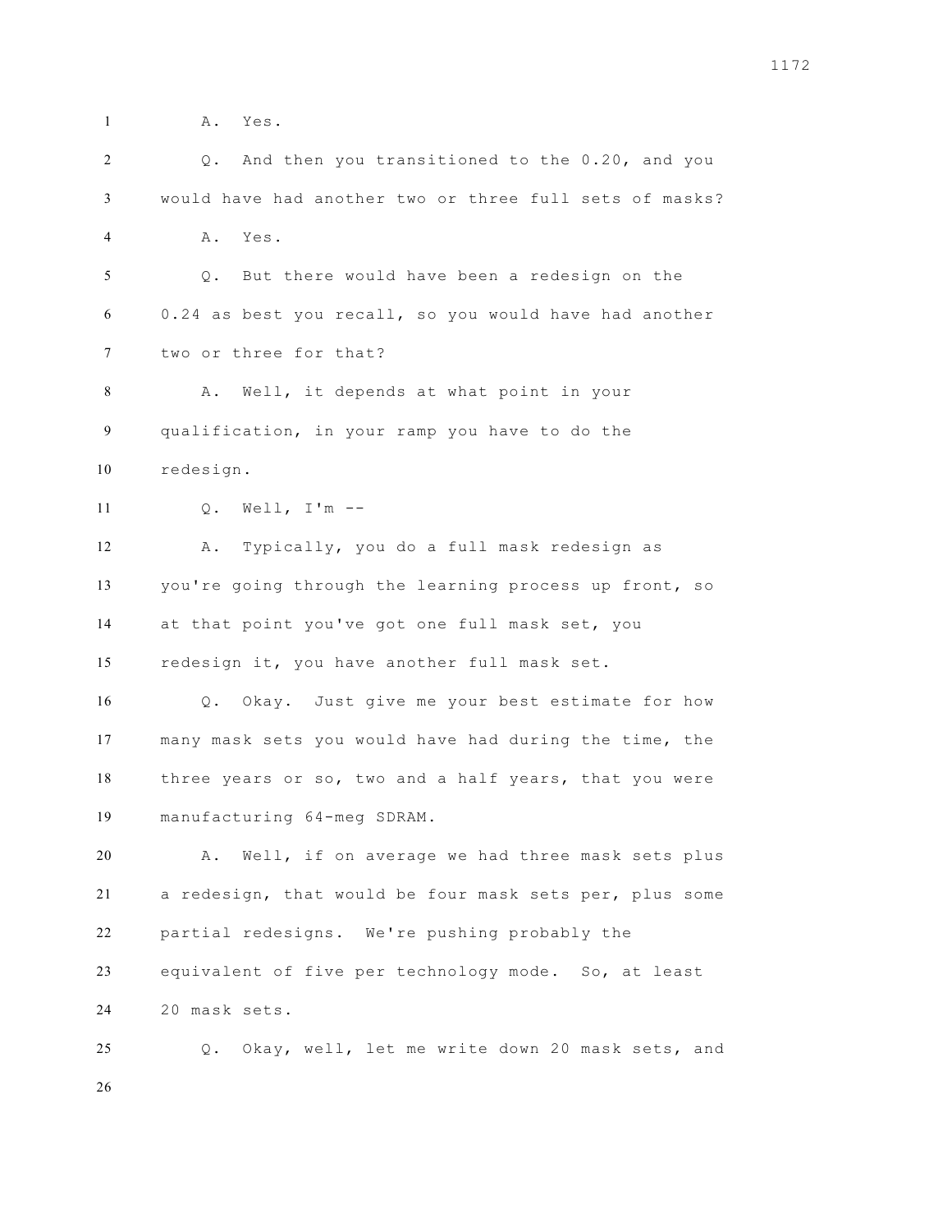A. Yes.

Q. And then you transitioned to the 0.20, and you would have had another two or three full sets of masks?

A. Yes.

Q. But there would have been a redesign on the 0.24 as best you recall, so you would have had another two or three for that?

A. Well, it depends at what point in your qualification, in your ramp you have to do the redesign.

Q. Well, I'm --

A. Typically, you do a full mask redesign as you're going through the learning process up front, so at that point you've got one full mask set, you redesign it, you have another full mask set.

Q. Okay. Just give me your best estimate for how many mask sets you would have had during the time, the three years or so, two and a half years, that you were manufacturing 64-meg SDRAM.

A. Well, if on average we had three mask sets plus a redesign, that would be four mask sets per, plus some partial redesigns. We're pushing probably the equivalent of five per technology mode. So, at least 20 mask sets.

Q. Okay, well, let me write down 20 mask sets, and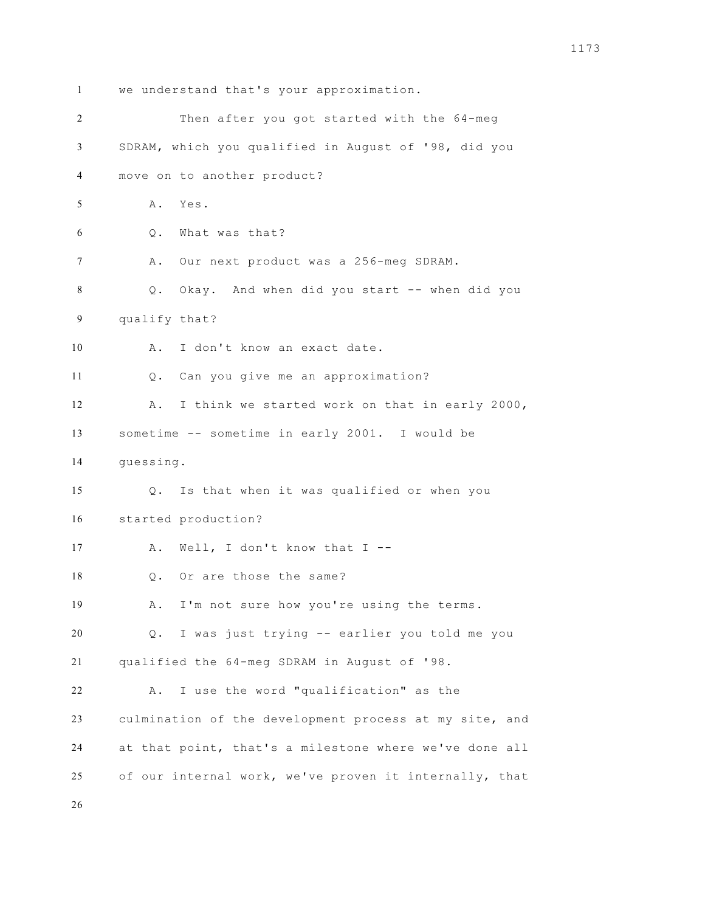1 we understand that's your approximation.

2 Then after you got started with the 64-meg

3 SDRAM, which you qualified in August of '98, did you

4 move on to another product?

5 A. Yes.

6 Q. What was that?

7 A. Our next product was a 256-meg SDRAM.

8 Q. Okay. And when did you start -- when did you

9 qualify that?

10 A. I don't know an exact date.

11 Q. Can you give me an approximation?

12 A. I think we started work on that in early 2000,

13 sometime -- sometime in early 2001. I would be

14 guessing.

15 Q. Is that when it was qualified or when you

16 started production?

17 A. Well, I don't know that I --

18 Q. Or are those the same?

19 A. I'm not sure how you're using the terms.

20 Q. I was just trying -- earlier you told me you

21 qualified the 64-meg SDRAM in August of '98.

22 A. I use the word "qualification" as the

23 culmination of the development process at my site, and

24 at that point, that's a milestone where we've done all

25 of our internal work, we've proven it internally, that

26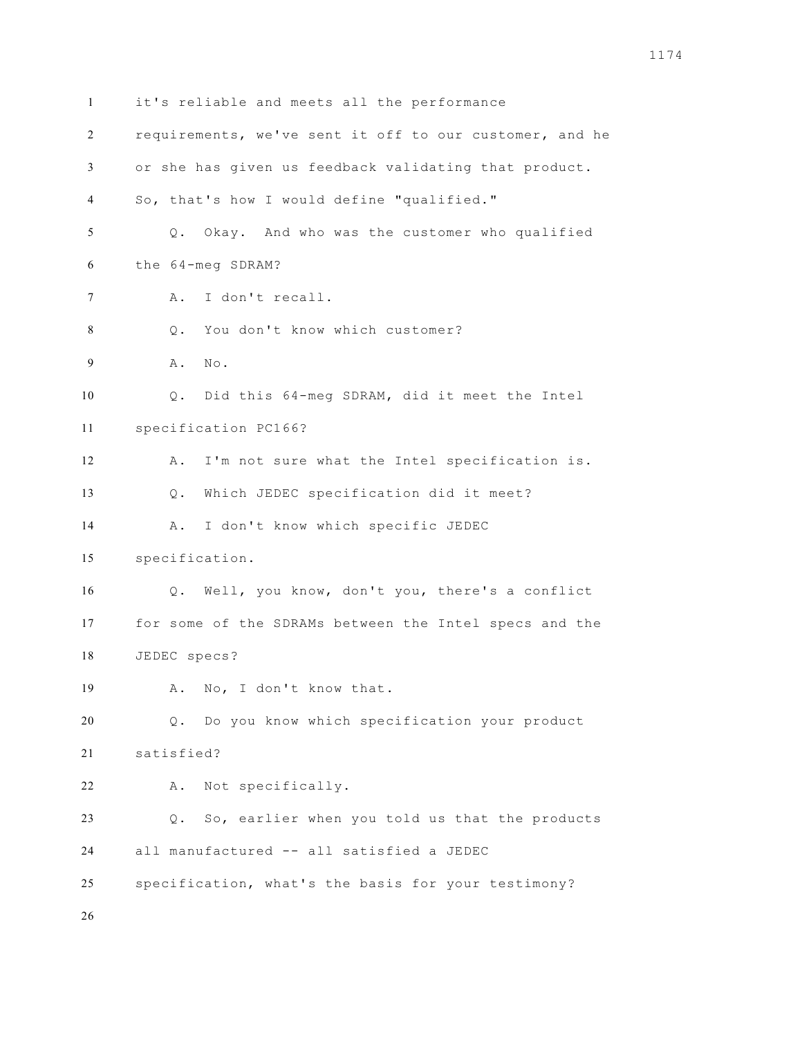it's reliable and meets all the performance requirements, we've sent it off to our customer, and he or she has given us feedback validating that product. So, that's how I would define "qualified."

Q. Okay. And who was the customer who qualified the 64-meg SDRAM?

A. I don't recall.

Q. You don't know which customer?

A. No.

Q. Did this 64-meg SDRAM, did it meet the Intel specification PC166?

A. I'm not sure what the Intel specification is.

Q. Which JEDEC specification did it meet?

A. I don't know which specific JEDEC specification.

Q. Well, you know, don't you, there's a conflict for some of the SDRAMs between the Intel specs and the JEDEC specs?

A. No, I don't know that.

Q. Do you know which specification your product satisfied?

A. Not specifically.

Q. So, earlier when you told us that the products all manufactured -- all satisfied a JEDEC specification, what's the basis for your testimony?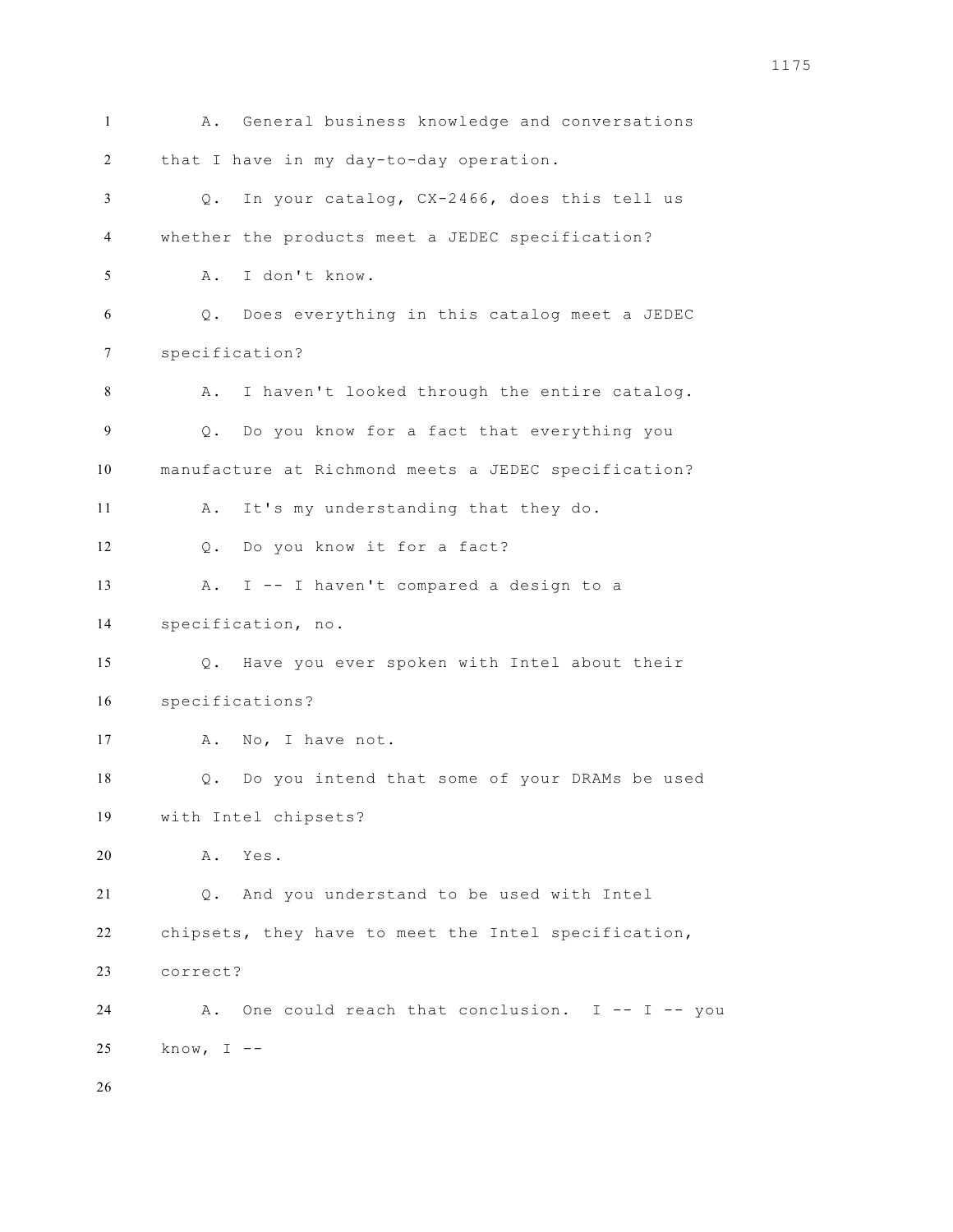A. General business knowledge and conversations that I have in my day-to-day operation.

Q. In your catalog, CX-2466, does this tell us whether the products meet a JEDEC specification?

A. I don't know.

Q. Does everything in this catalog meet a JEDEC specification?

A. I haven't looked through the entire catalog.

Q. Do you know for a fact that everything you manufacture at Richmond meets a JEDEC specification?

A. It's my understanding that they do.

Q. Do you know it for a fact?

A. I -- I haven't compared a design to a specification, no.

Q. Have you ever spoken with Intel about their specifications?

A. No, I have not.

Q. Do you intend that some of your DRAMs be used with Intel chipsets?

A. Yes.

Q. And you understand to be used with Intel chipsets, they have to meet the Intel specification, correct?

A. One could reach that conclusion. I -- I -- you know, I --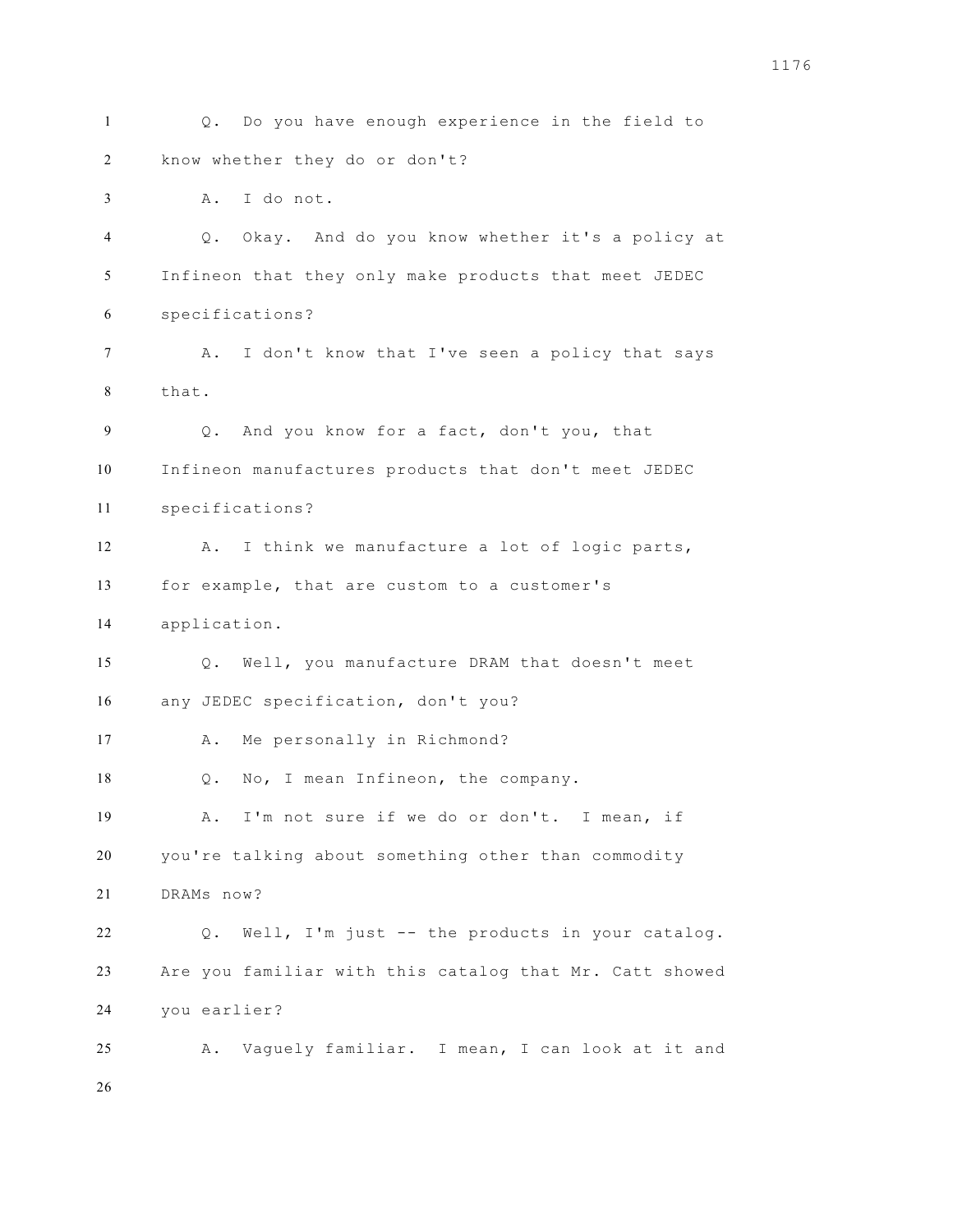Q. Do you have enough experience in the field to know whether they do or don't?

A. I do not.

Q. Okay. And do you know whether it's a policy at Infineon that they only make products that meet JEDEC specifications?

A. I don't know that I've seen a policy that says that.

Q. And you know for a fact, don't you, that Infineon manufactures products that don't meet JEDEC specifications?

A. I think we manufacture a lot of logic parts, for example, that are custom to a customer's application.

Q. Well, you manufacture DRAM that doesn't meet any JEDEC specification, don't you?

A. Me personally in Richmond?

Q. No, I mean Infineon, the company.

A. I'm not sure if we do or don't. I mean, if you're talking about something other than commodity DRAMs now?

Q. Well, I'm just -- the products in your catalog. Are you familiar with this catalog that Mr. Catt showed you earlier?

A. Vaguely familiar. I mean, I can look at it and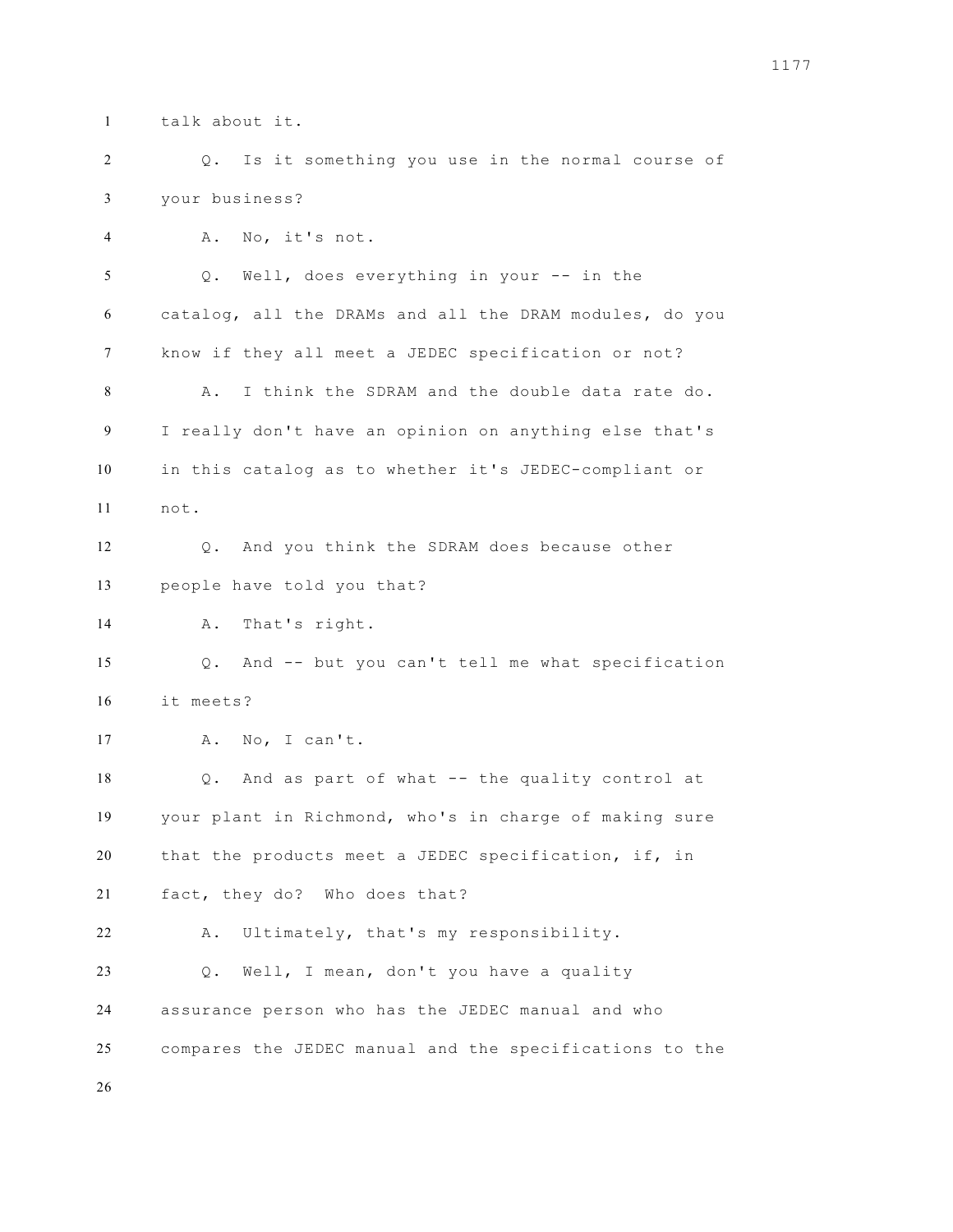talk about it.

Q. Is it something you use in the normal course of your business?

A. No, it's not.

Q. Well, does everything in your -- in the catalog, all the DRAMs and all the DRAM modules, do you know if they all meet a JEDEC specification or not?

A. I think the SDRAM and the double data rate do. I really don't have an opinion on anything else that's in this catalog as to whether it's JEDEC-compliant or not.

Q. And you think the SDRAM does because other people have told you that?

A. That's right.

Q. And -- but you can't tell me what specification it meets?

A. No, I can't.

Q. And as part of what -- the quality control at your plant in Richmond, who's in charge of making sure that the products meet a JEDEC specification, if, in fact, they do? Who does that?

A. Ultimately, that's my responsibility.

Q. Well, I mean, don't you have a quality assurance person who has the JEDEC manual and who compares the JEDEC manual and the specifications to the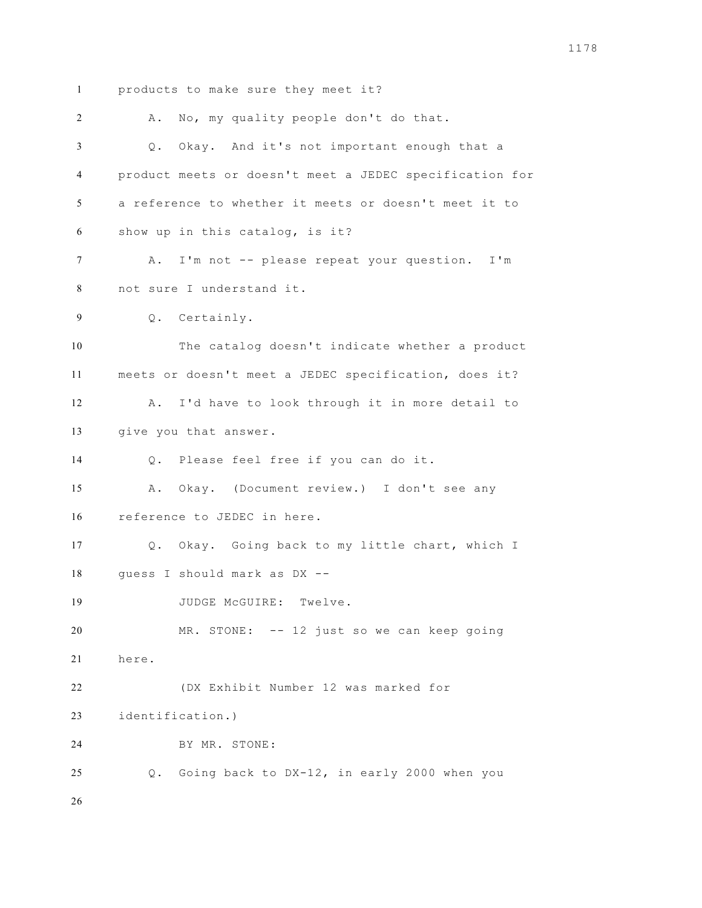products to make sure they meet it?

A. No, my quality people don't do that.

Q. Okay. And it's not important enough that a product meets or doesn't meet a JEDEC specification for a reference to whether it meets or doesn't meet it to show up in this catalog, is it?

A. I'm not -- please repeat your question. I'm not sure I understand it.

Q. Certainly.

The catalog doesn't indicate whether a product meets or doesn't meet a JEDEC specification, does it?

A. I'd have to look through it in more detail to give you that answer.

Q. Please feel free if you can do it.

A. Okay. (Document review.) I don't see any reference to JEDEC in here.

Q. Okay. Going back to my little chart, which I guess I should mark as DX --

JUDGE McGUIRE: Twelve.

MR. STONE: -- 12 just so we can keep going here.

(DX Exhibit Number 12 was marked for identification.)

BY MR. STONE:

Q. Going back to DX-12, in early 2000 when you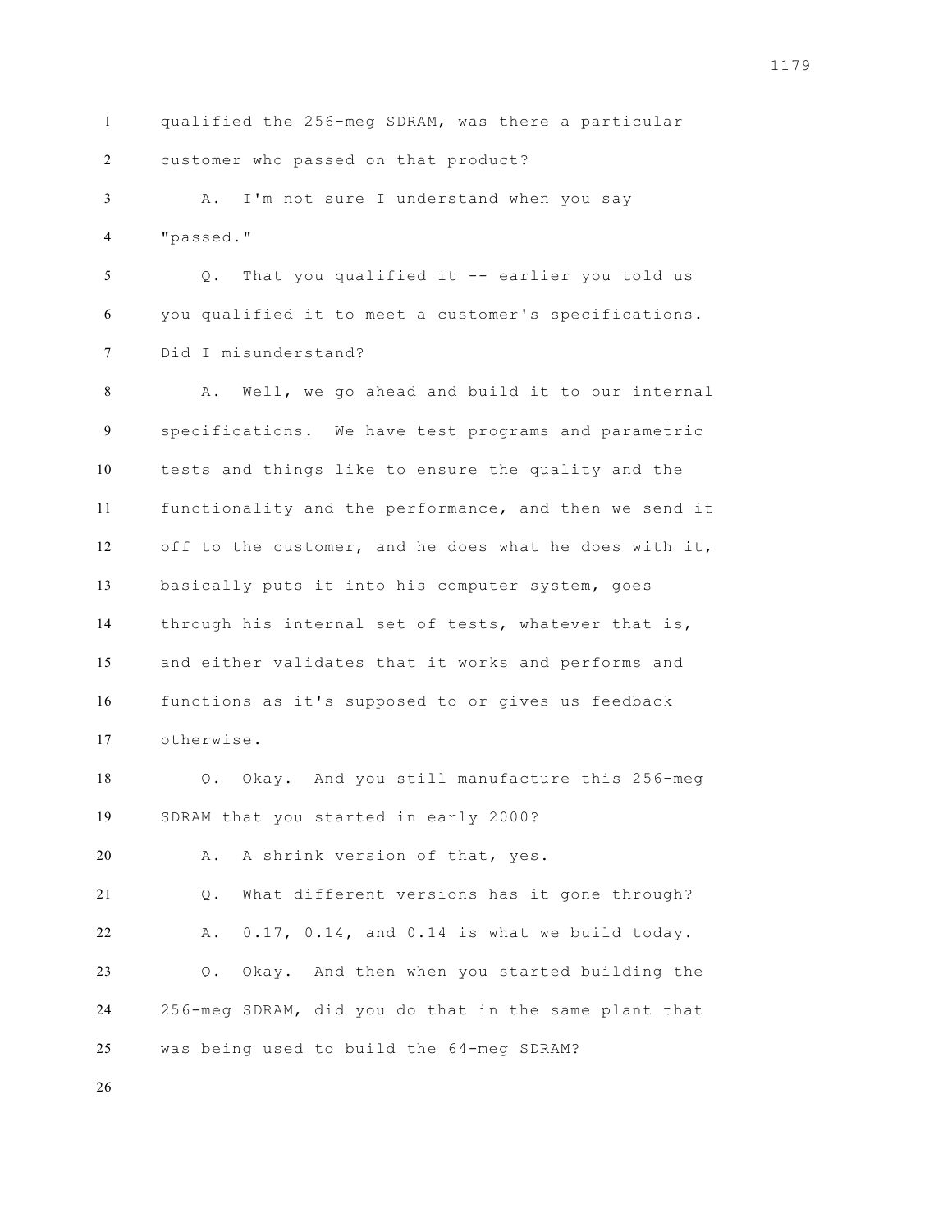qualified the 256-meg SDRAM, was there a particular customer who passed on that product?

A. I'm not sure I understand when you say "passed."

Q. That you qualified it -- earlier you told us you qualified it to meet a customer's specifications. Did I misunderstand?

A. Well, we go ahead and build it to our internal specifications. We have test programs and parametric tests and things like to ensure the quality and the functionality and the performance, and then we send it off to the customer, and he does what he does with it, basically puts it into his computer system, goes through his internal set of tests, whatever that is, and either validates that it works and performs and functions as it's supposed to or gives us feedback otherwise.

Q. Okay. And you still manufacture this 256-meg SDRAM that you started in early 2000?

A. A shrink version of that, yes.

Q. What different versions has it gone through?

A. 0.17, 0.14, and 0.14 is what we build today.

Q. Okay. And then when you started building the 256-meg SDRAM, did you do that in the same plant that was being used to build the 64-meg SDRAM?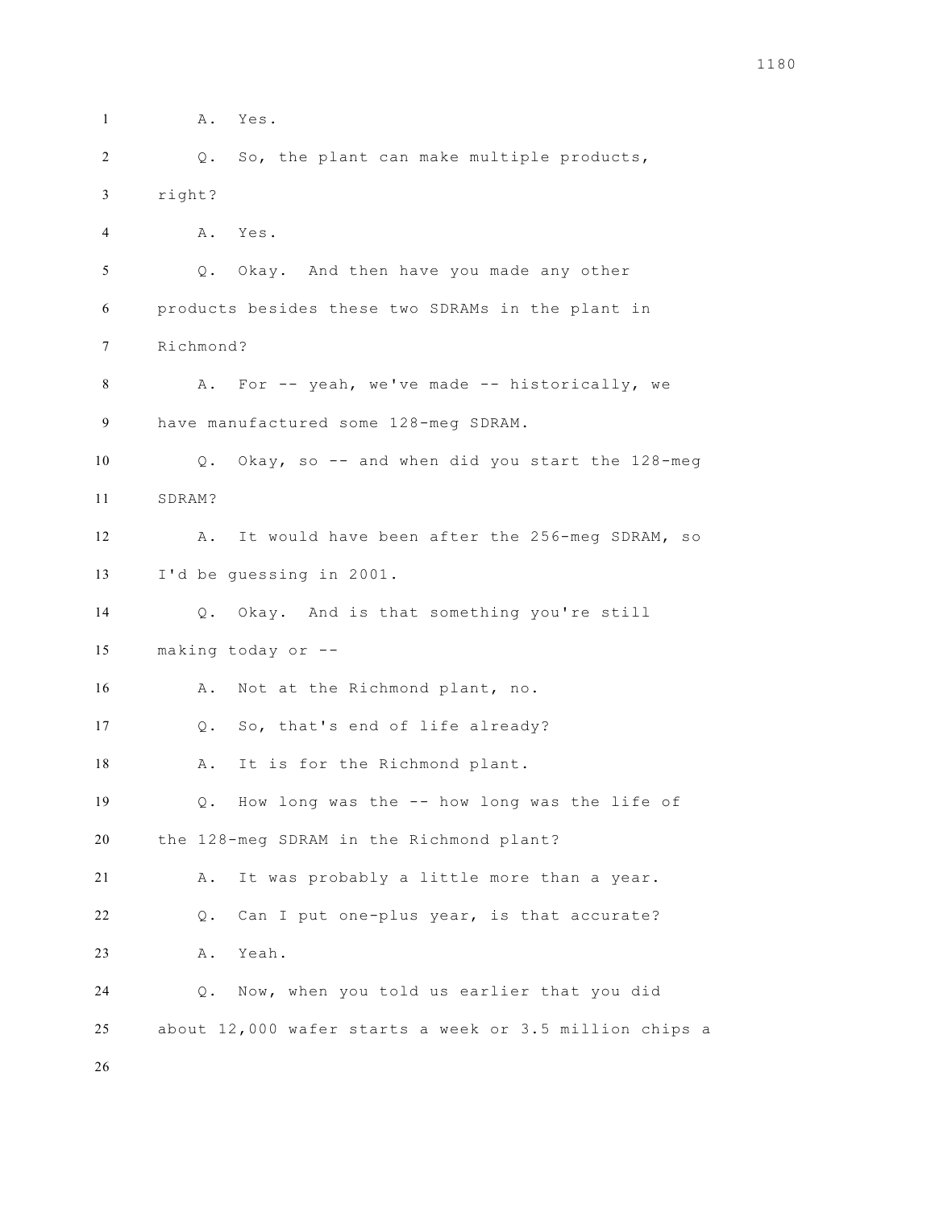A. Yes.

Q. So, the plant can make multiple products, right?

A. Yes.

Q. Okay. And then have you made any other products besides these two SDRAMs in the plant in Richmond?

A. For -- yeah, we've made -- historically, we have manufactured some 128-meg SDRAM.

Q. Okay, so -- and when did you start the 128-meg SDRAM?

A. It would have been after the 256-meg SDRAM, so I'd be guessing in 2001.

Q. Okay. And is that something you're still making today or --

A. Not at the Richmond plant, no.

Q. So, that's end of life already?

A. It is for the Richmond plant.

Q. How long was the -- how long was the life of the 128-meg SDRAM in the Richmond plant?

A. It was probably a little more than a year.

Q. Can I put one-plus year, is that accurate?

A. Yeah.

Q. Now, when you told us earlier that you did about 12,000 wafer starts a week or 3.5 million chips a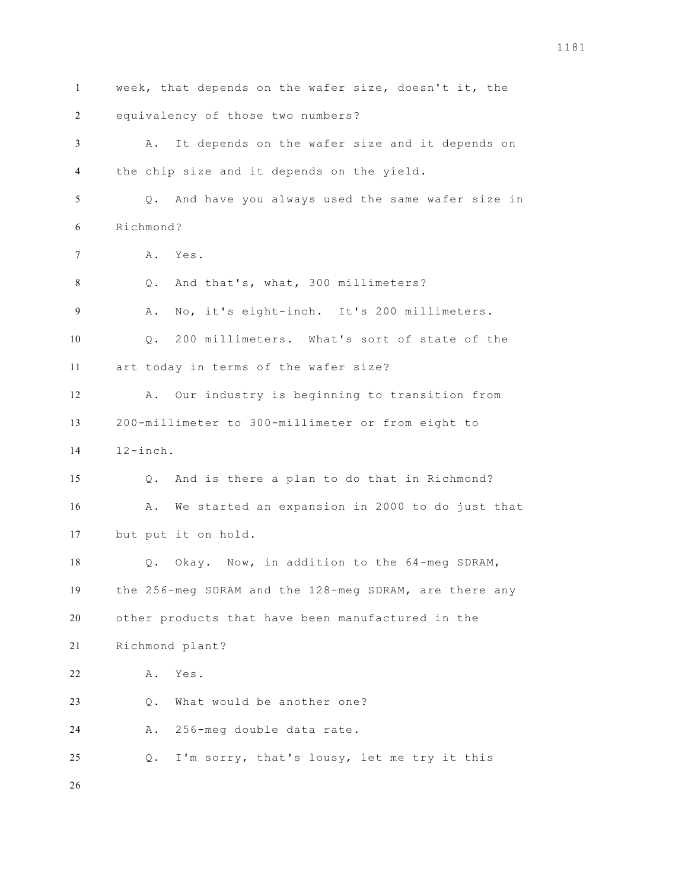week, that depends on the wafer size, doesn't it, the equivalency of those two numbers?

A. It depends on the wafer size and it depends on the chip size and it depends on the yield.

Q. And have you always used the same wafer size in Richmond?

A. Yes.

Q. And that's, what, 300 millimeters?

A. No, it's eight-inch. It's 200 millimeters.

Q. 200 millimeters. What's sort of state of the art today in terms of the wafer size?

A. Our industry is beginning to transition from 200-millimeter to 300-millimeter or from eight to 12-inch.

Q. And is there a plan to do that in Richmond?

A. We started an expansion in 2000 to do just that but put it on hold.

Q. Okay. Now, in addition to the 64-meg SDRAM, the 256-meg SDRAM and the 128-meg SDRAM, are there any other products that have been manufactured in the Richmond plant?

A. Yes.

Q. What would be another one?

A. 256-meg double data rate.

Q. I'm sorry, that's lousy, let me try it this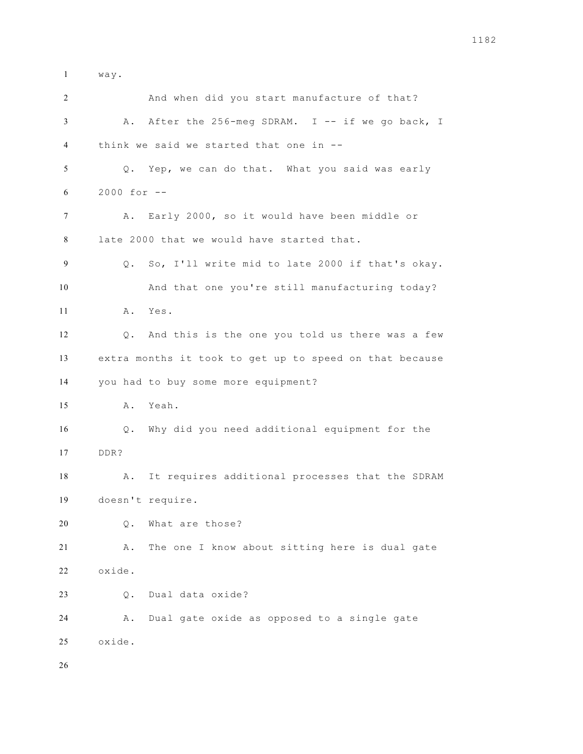way.

And when did you start manufacture of that?

A. After the 256-meg SDRAM. I -- if we go back, I think we said we started that one in --

Q. Yep, we can do that. What you said was early 2000 for --

A. Early 2000, so it would have been middle or late 2000 that we would have started that.

Q. So, I'll write mid to late 2000 if that's okay.

And that one you're still manufacturing today?

A. Yes.

Q. And this is the one you told us there was a few extra months it took to get up to speed on that because you had to buy some more equipment?

A. Yeah.

Q. Why did you need additional equipment for the DDR?

A. It requires additional processes that the SDRAM doesn't require.

Q. What are those?

A. The one I know about sitting here is dual gate oxide.

Q. Dual data oxide?

A. Dual gate oxide as opposed to a single gate oxide.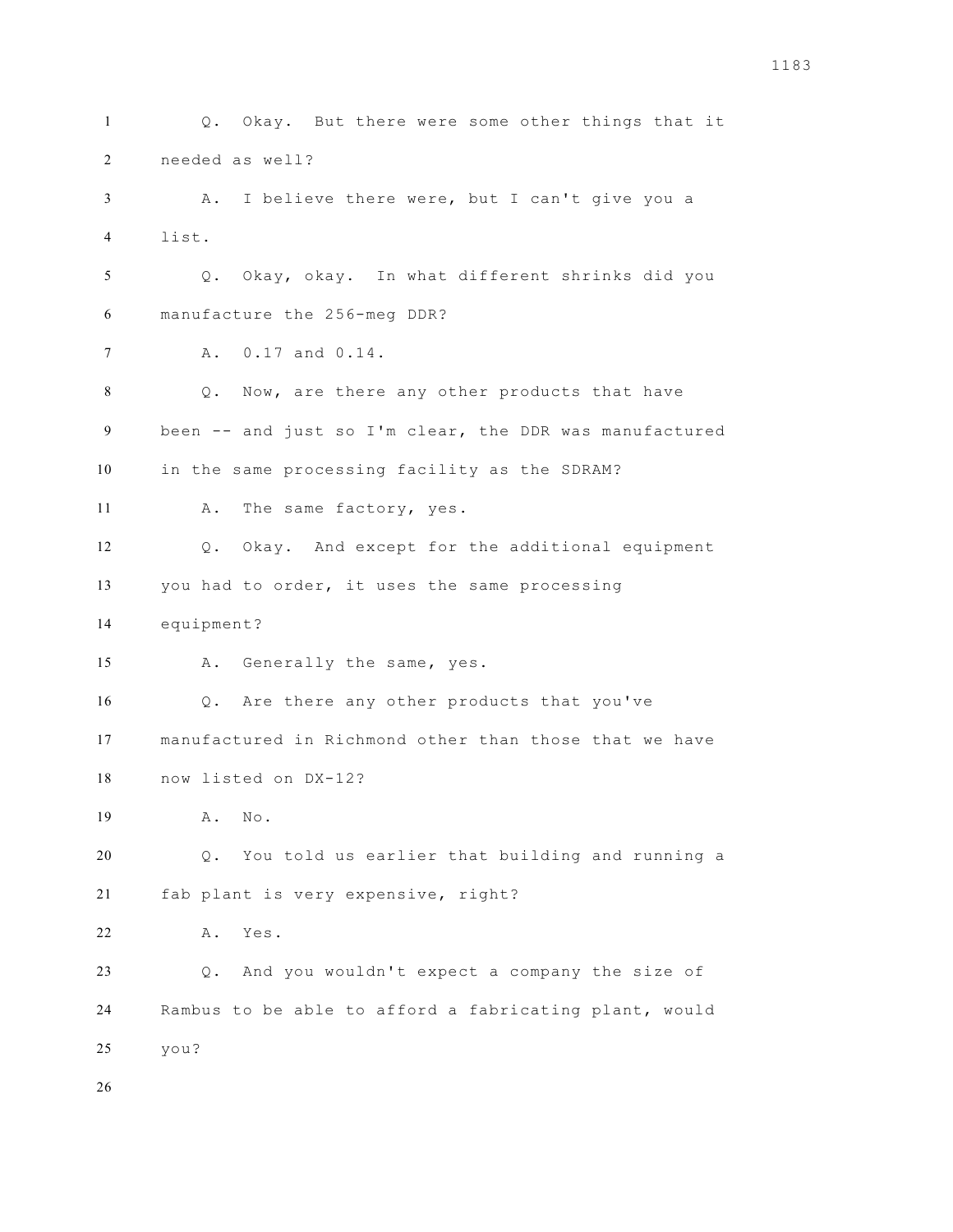Q. Okay. But there were some other things that it needed as well?

A. I believe there were, but I can't give you a list.

Q. Okay, okay. In what different shrinks did you manufacture the 256-meg DDR?

A. 0.17 and 0.14.

Q. Now, are there any other products that have been -- and just so I'm clear, the DDR was manufactured in the same processing facility as the SDRAM?

A. The same factory, yes.

Q. Okay. And except for the additional equipment you had to order, it uses the same processing equipment?

A. Generally the same, yes.

Q. Are there any other products that you've manufactured in Richmond other than those that we have now listed on DX-12?

A. No.

Q. You told us earlier that building and running a fab plant is very expensive, right?

A. Yes.

Q. And you wouldn't expect a company the size of Rambus to be able to afford a fabricating plant, would you?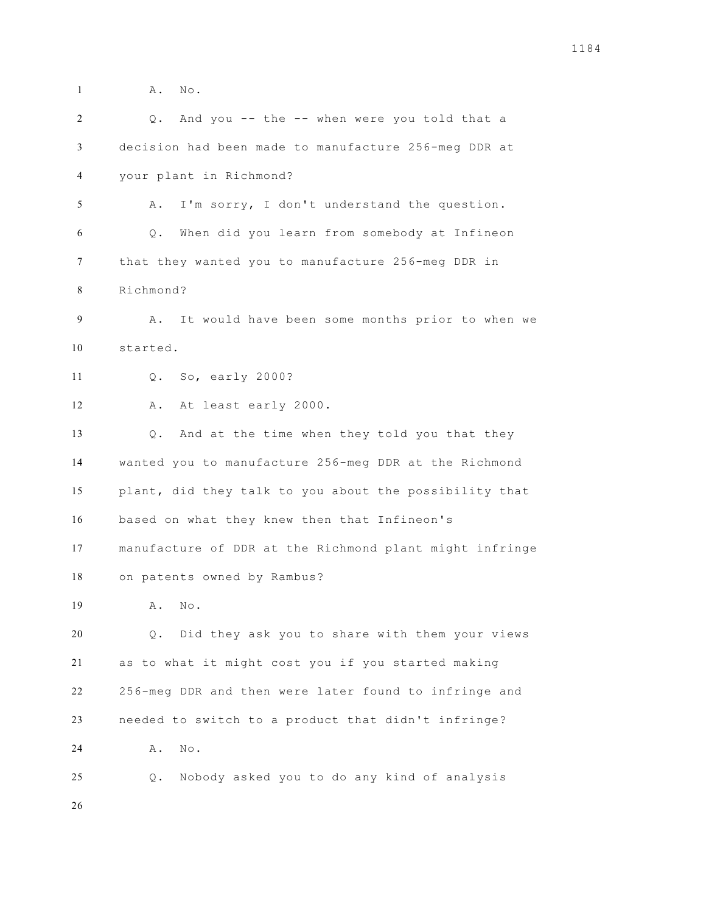A. No.

Q. And you -- the -- when were you told that a decision had been made to manufacture 256-meg DDR at your plant in Richmond?

A. I'm sorry, I don't understand the question.

Q. When did you learn from somebody at Infineon that they wanted you to manufacture 256-meg DDR in Richmond?

A. It would have been some months prior to when we started.

Q. So, early 2000?

A. At least early 2000.

Q. And at the time when they told you that they wanted you to manufacture 256-meg DDR at the Richmond plant, did they talk to you about the possibility that based on what they knew then that Infineon's manufacture of DDR at the Richmond plant might infringe on patents owned by Rambus?

A. No.

Q. Did they ask you to share with them your views as to what it might cost you if you started making 256-meg DDR and then were later found to infringe and needed to switch to a product that didn't infringe?

A. No.

Q. Nobody asked you to do any kind of analysis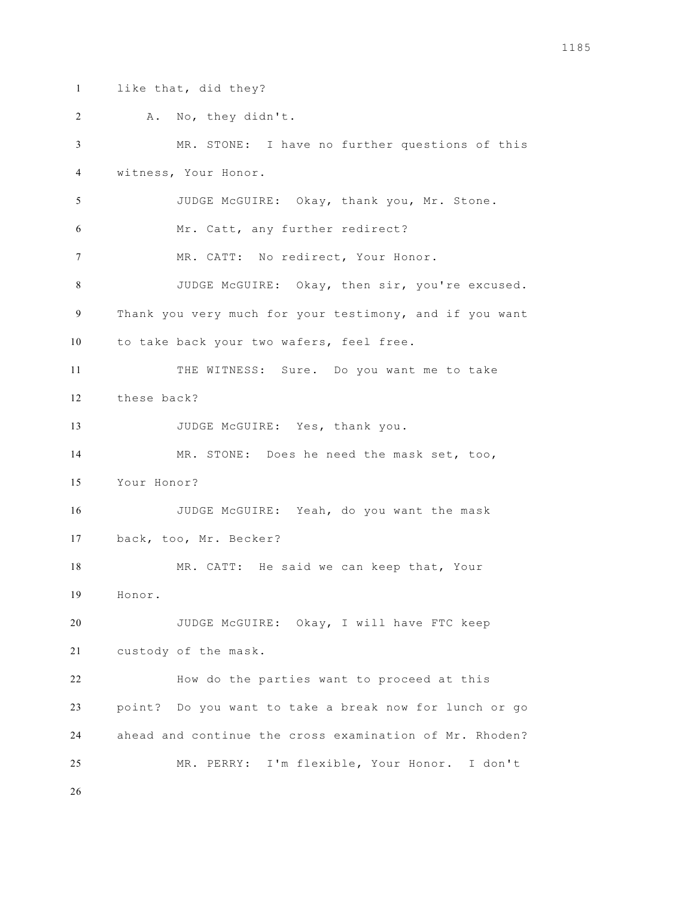like that, did they?

A. No, they didn't.

MR. STONE: I have no further questions of this witness, Your Honor.

JUDGE McGUIRE: Okay, thank you, Mr. Stone.

Mr. Catt, any further redirect?

MR. CATT: No redirect, Your Honor.

JUDGE McGUIRE: Okay, then sir, you're excused. Thank you very much for your testimony, and if you want to take back your two wafers, feel free.

THE WITNESS: Sure. Do you want me to take these back?

JUDGE McGUIRE: Yes, thank you.

MR. STONE: Does he need the mask set, too, Your Honor?

JUDGE McGUIRE: Yeah, do you want the mask back, too, Mr. Becker?

MR. CATT: He said we can keep that, Your Honor.

JUDGE McGUIRE: Okay, I will have FTC keep custody of the mask.

How do the parties want to proceed at this point? Do you want to take a break now for lunch or go ahead and continue the cross examination of Mr. Rhoden?

MR. PERRY: I'm flexible, Your Honor. I don't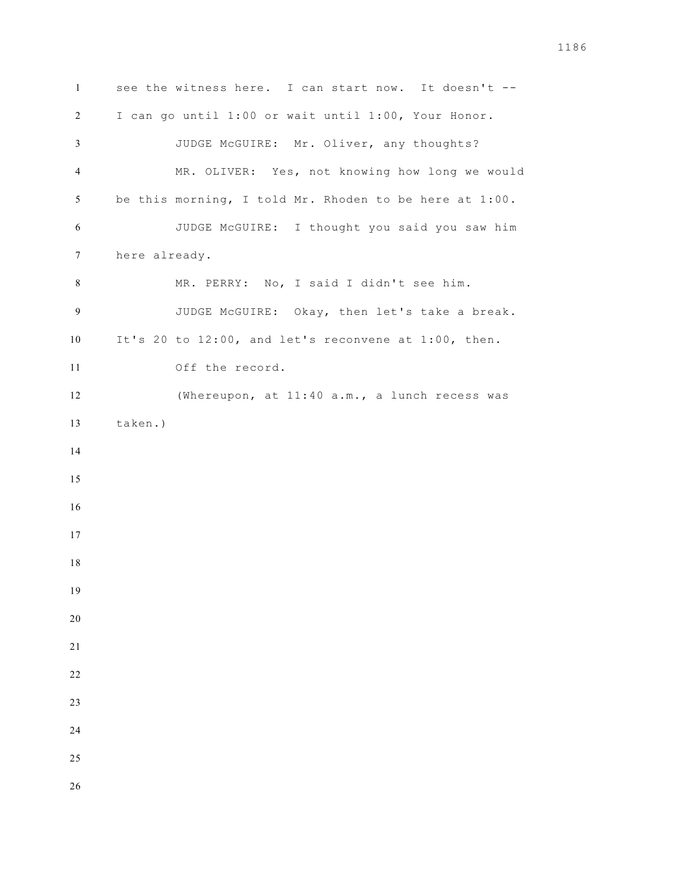see the witness here. I can start now. It doesn't -- I can go until 1:00 or wait until 1:00, Your Honor.

JUDGE McGUIRE: Mr. Oliver, any thoughts?

MR. OLIVER: Yes, not knowing how long we would be this morning, I told Mr. Rhoden to be here at 1:00.

JUDGE McGUIRE: I thought you said you saw him here already.

MR. PERRY: No, I said I didn't see him.

JUDGE McGUIRE: Okay, then let's take a break. It's 20 to 12:00, and let's reconvene at 1:00, then.

Off the record.

(Whereupon, at 11:40 a.m., a lunch recess was taken.)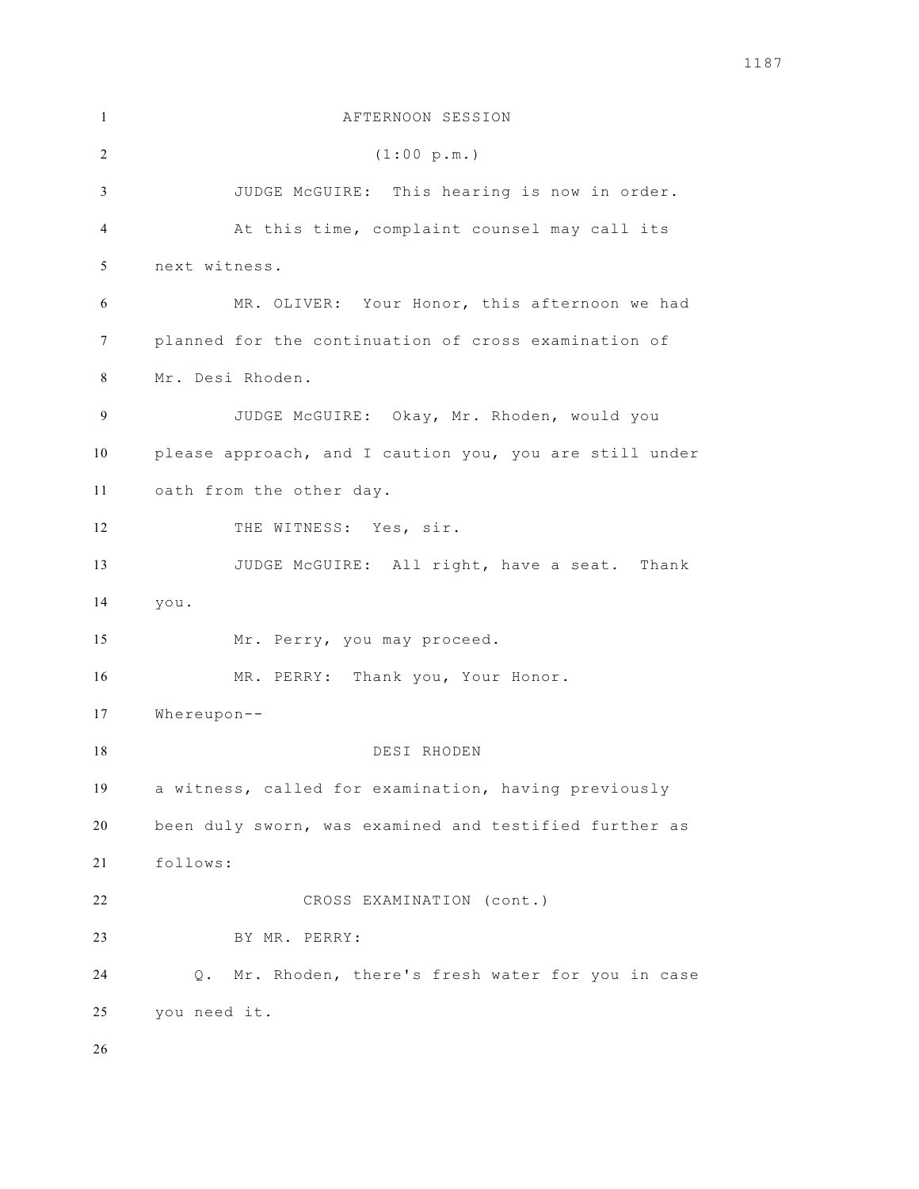AFTERNOON SESSION

(1:00 p.m.)

JUDGE McGUIRE: This hearing is now in order.

At this time, complaint counsel may call its next witness.

MR. OLIVER: Your Honor, this afternoon we had planned for the continuation of cross examination of Mr. Desi Rhoden.

JUDGE McGUIRE: Okay, Mr. Rhoden, would you please approach, and I caution you, you are still under oath from the other day.

THE WITNESS: Yes, sir.

JUDGE McGUIRE: All right, have a seat. Thank you.

Mr. Perry, you may proceed.

MR. PERRY: Thank you, Your Honor.

Whereupon--

DESI RHODEN

a witness, called for examination, having previously been duly sworn, was examined and testified further as follows:

CROSS EXAMINATION (cont.)

BY MR. PERRY:

Q. Mr. Rhoden, there's fresh water for you in case you need it.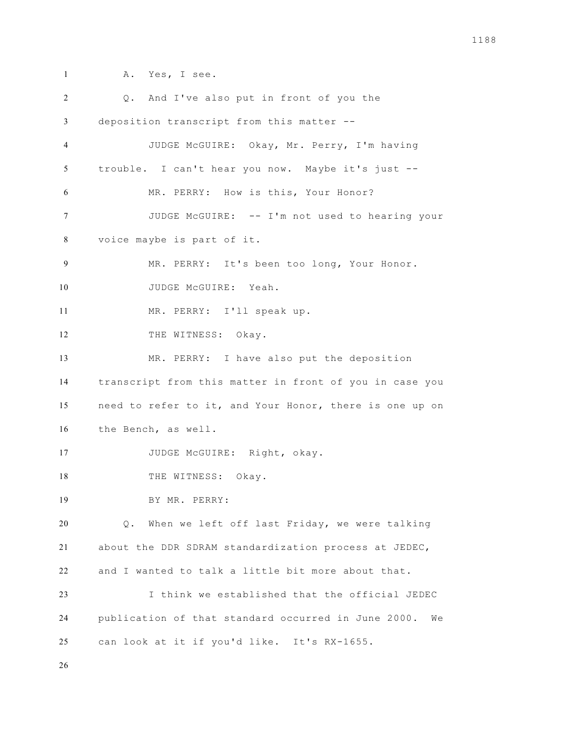A. Yes, I see.

Q. And I've also put in front of you the deposition transcript from this matter --

JUDGE McGUIRE: Okay, Mr. Perry, I'm having trouble. I can't hear you now. Maybe it's just --

MR. PERRY: How is this, Your Honor?

JUDGE McGUIRE: -- I'm not used to hearing your voice maybe is part of it.

MR. PERRY: It's been too long, Your Honor.

JUDGE McGUIRE: Yeah.

MR. PERRY: I'll speak up.

THE WITNESS: Okay.

MR. PERRY: I have also put the deposition transcript from this matter in front of you in case you need to refer to it, and Your Honor, there is one up on the Bench, as well.

JUDGE McGUIRE: Right, okay.

THE WITNESS: Okay.

BY MR. PERRY:

Q. When we left off last Friday, we were talking about the DDR SDRAM standardization process at JEDEC, and I wanted to talk a little bit more about that.

I think we established that the official JEDEC publication of that standard occurred in June 2000. We can look at it if you'd like. It's RX-1655.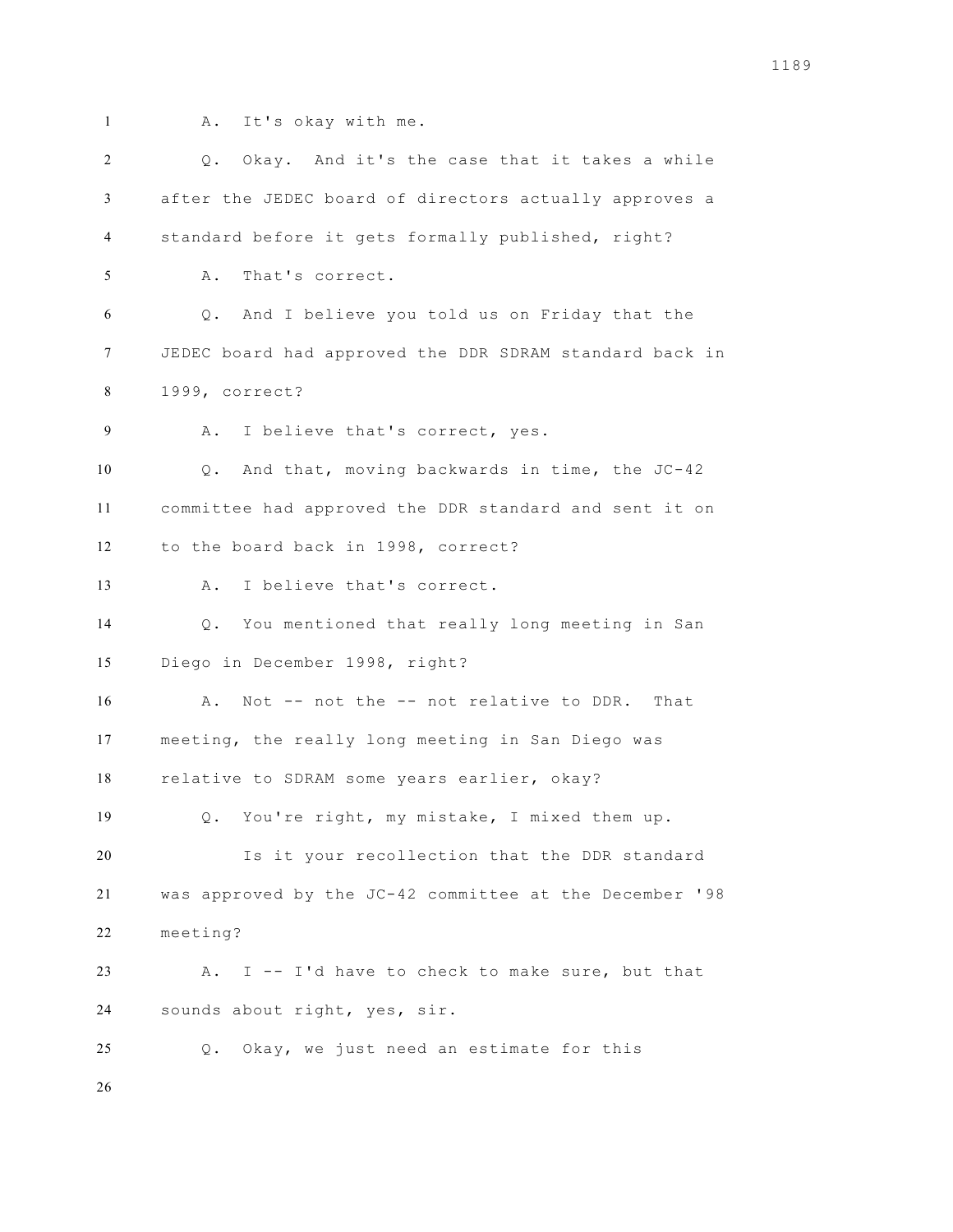A. It's okay with me.

Q. Okay. And it's the case that it takes a while after the JEDEC board of directors actually approves a standard before it gets formally published, right?

A. That's correct.

Q. And I believe you told us on Friday that the JEDEC board had approved the DDR SDRAM standard back in 1999, correct?

A. I believe that's correct, yes.

Q. And that, moving backwards in time, the JC-42 committee had approved the DDR standard and sent it on to the board back in 1998, correct?

A. I believe that's correct.

Q. You mentioned that really long meeting in San Diego in December 1998, right?

A. Not -- not the -- not relative to DDR. That meeting, the really long meeting in San Diego was relative to SDRAM some years earlier, okay?

Q. You're right, my mistake, I mixed them up.

Is it your recollection that the DDR standard was approved by the JC-42 committee at the December '98 meeting?

A. I -- I'd have to check to make sure, but that sounds about right, yes, sir.

Q. Okay, we just need an estimate for this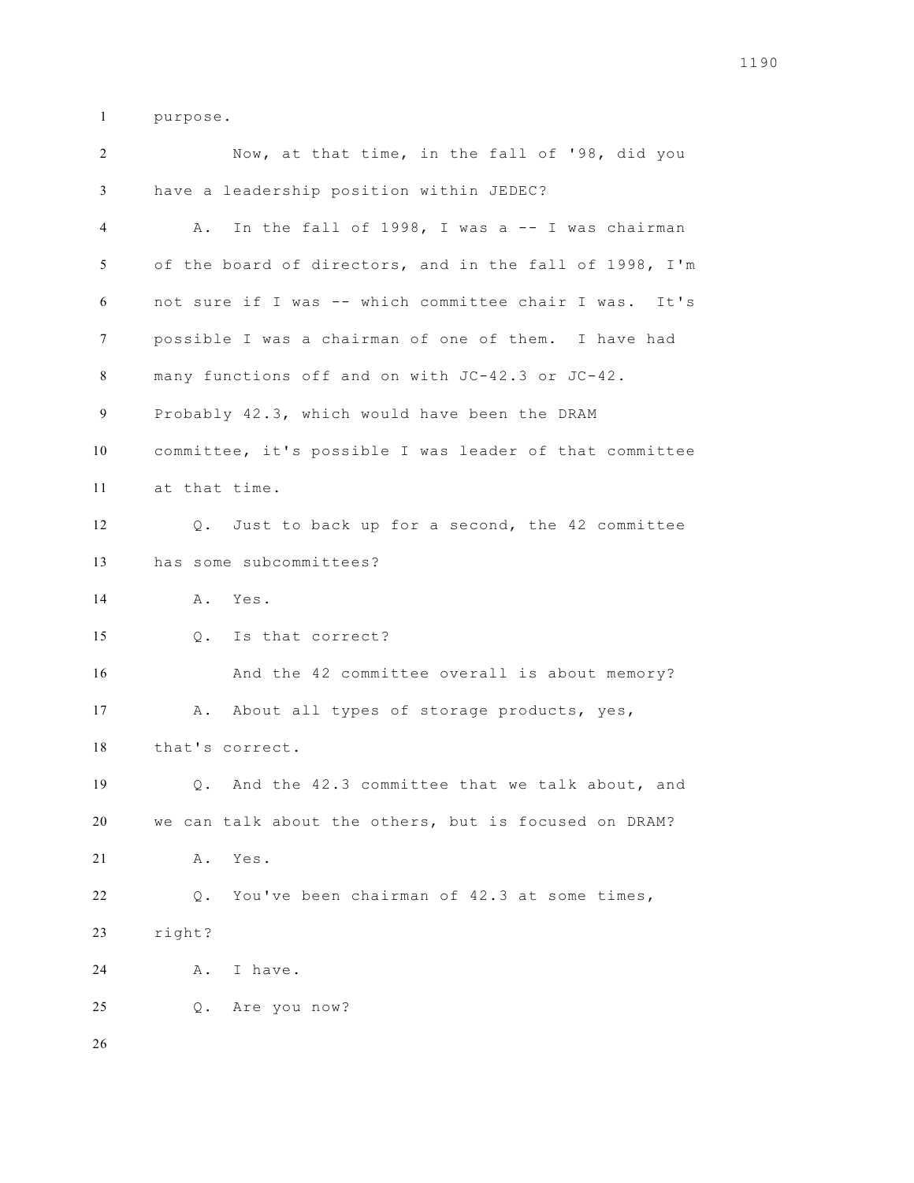purpose.

Now, at that time, in the fall of '98, did you have a leadership position within JEDEC?

A. In the fall of 1998, I was a -- I was chairman of the board of directors, and in the fall of 1998, I'm not sure if I was -- which committee chair I was. It's possible I was a chairman of one of them. I have had many functions off and on with JC-42.3 or JC-42. Probably 42.3, which would have been the DRAM committee, it's possible I was leader of that committee at that time.

Q. Just to back up for a second, the 42 committee has some subcommittees?

A. Yes.

Q. Is that correct?

And the 42 committee overall is about memory?

A. About all types of storage products, yes, that's correct.

Q. And the 42.3 committee that we talk about, and we can talk about the others, but is focused on DRAM?

A. Yes.

Q. You've been chairman of 42.3 at some times, right?

A. I have.

Q. Are you now?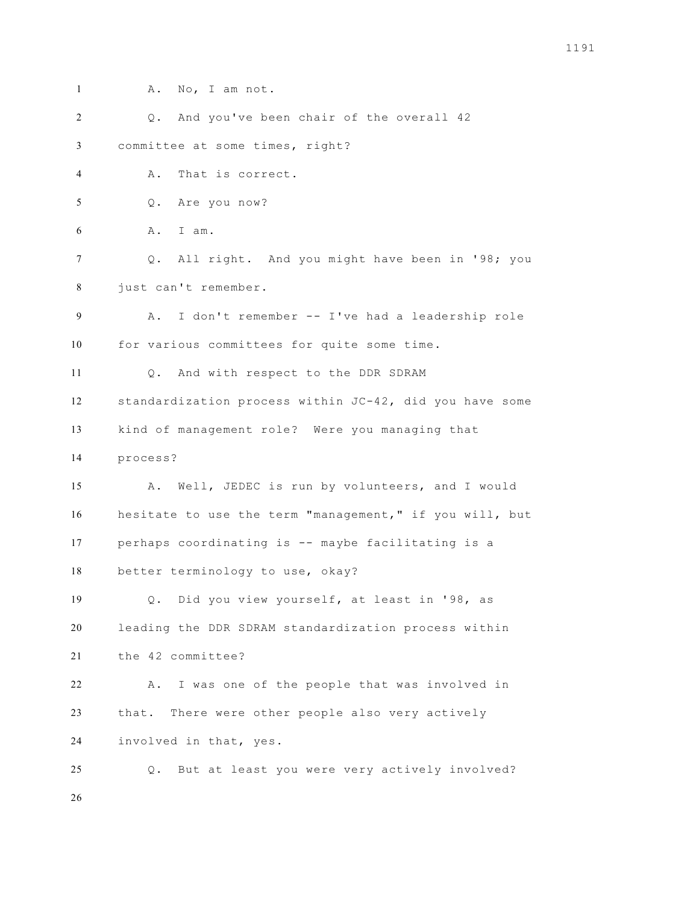A. No, I am not.

Q. And you've been chair of the overall 42 committee at some times, right?

A. That is correct.

Q. Are you now?

A. I am.

Q. All right. And you might have been in '98; you just can't remember.

A. I don't remember -- I've had a leadership role for various committees for quite some time.

Q. And with respect to the DDR SDRAM standardization process within JC-42, did you have some kind of management role? Were you managing that process?

A. Well, JEDEC is run by volunteers, and I would hesitate to use the term "management," if you will, but perhaps coordinating is -- maybe facilitating is a better terminology to use, okay?

Q. Did you view yourself, at least in '98, as leading the DDR SDRAM standardization process within the 42 committee?

A. I was one of the people that was involved in that. There were other people also very actively involved in that, yes.

Q. But at least you were very actively involved?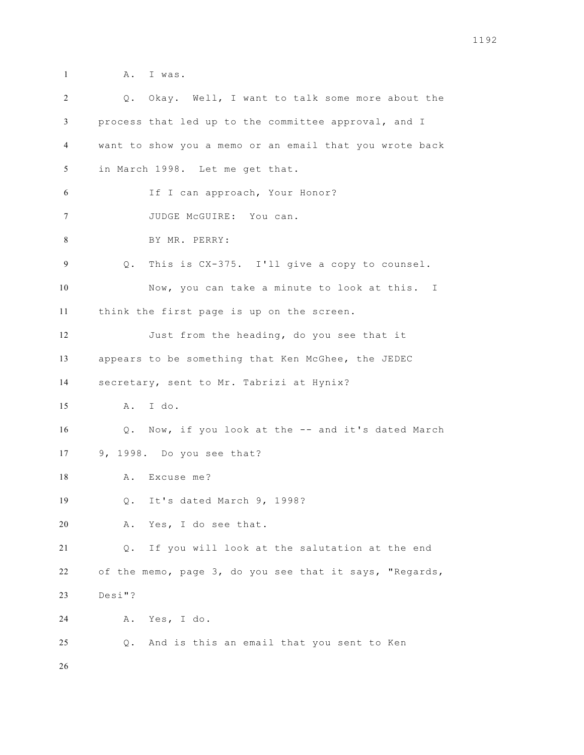A. I was.

Q. Okay. Well, I want to talk some more about the process that led up to the committee approval, and I want to show you a memo or an email that you wrote back in March 1998. Let me get that.

If I can approach, Your Honor?

JUDGE McGUIRE: You can.

BY MR. PERRY:

Q. This is CX-375. I'll give a copy to counsel.

Now, you can take a minute to look at this. I think the first page is up on the screen.

Just from the heading, do you see that it appears to be something that Ken McGhee, the JEDEC secretary, sent to Mr. Tabrizi at Hynix?

A. I do.

Q. Now, if you look at the -- and it's dated March 9, 1998. Do you see that?

A. Excuse me?

Q. It's dated March 9, 1998?

A. Yes, I do see that.

Q. If you will look at the salutation at the end of the memo, page 3, do you see that it says, "Regards, Desi"?

A. Yes, I do.

Q. And is this an email that you sent to Ken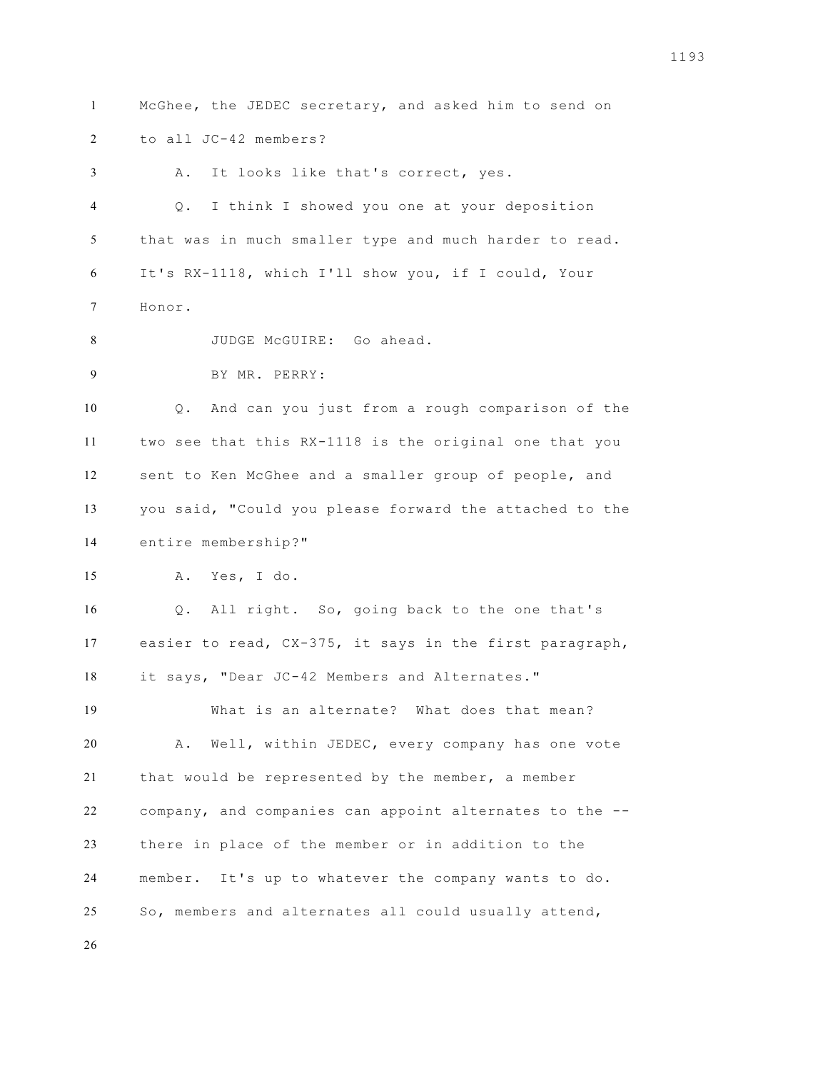McGhee, the JEDEC secretary, and asked him to send on to all JC-42 members?

A. It looks like that's correct, yes.

Q. I think I showed you one at your deposition that was in much smaller type and much harder to read. It's RX-1118, which I'll show you, if I could, Your Honor.

JUDGE McGUIRE: Go ahead.

BY MR. PERRY:

Q. And can you just from a rough comparison of the two see that this RX-1118 is the original one that you sent to Ken McGhee and a smaller group of people, and you said, "Could you please forward the attached to the entire membership?"

A. Yes, I do.

Q. All right. So, going back to the one that's easier to read, CX-375, it says in the first paragraph, it says, "Dear JC-42 Members and Alternates."

What is an alternate? What does that mean?

A. Well, within JEDEC, every company has one vote that would be represented by the member, a member company, and companies can appoint alternates to the -- there in place of the member or in addition to the member. It's up to whatever the company wants to do. So, members and alternates all could usually attend,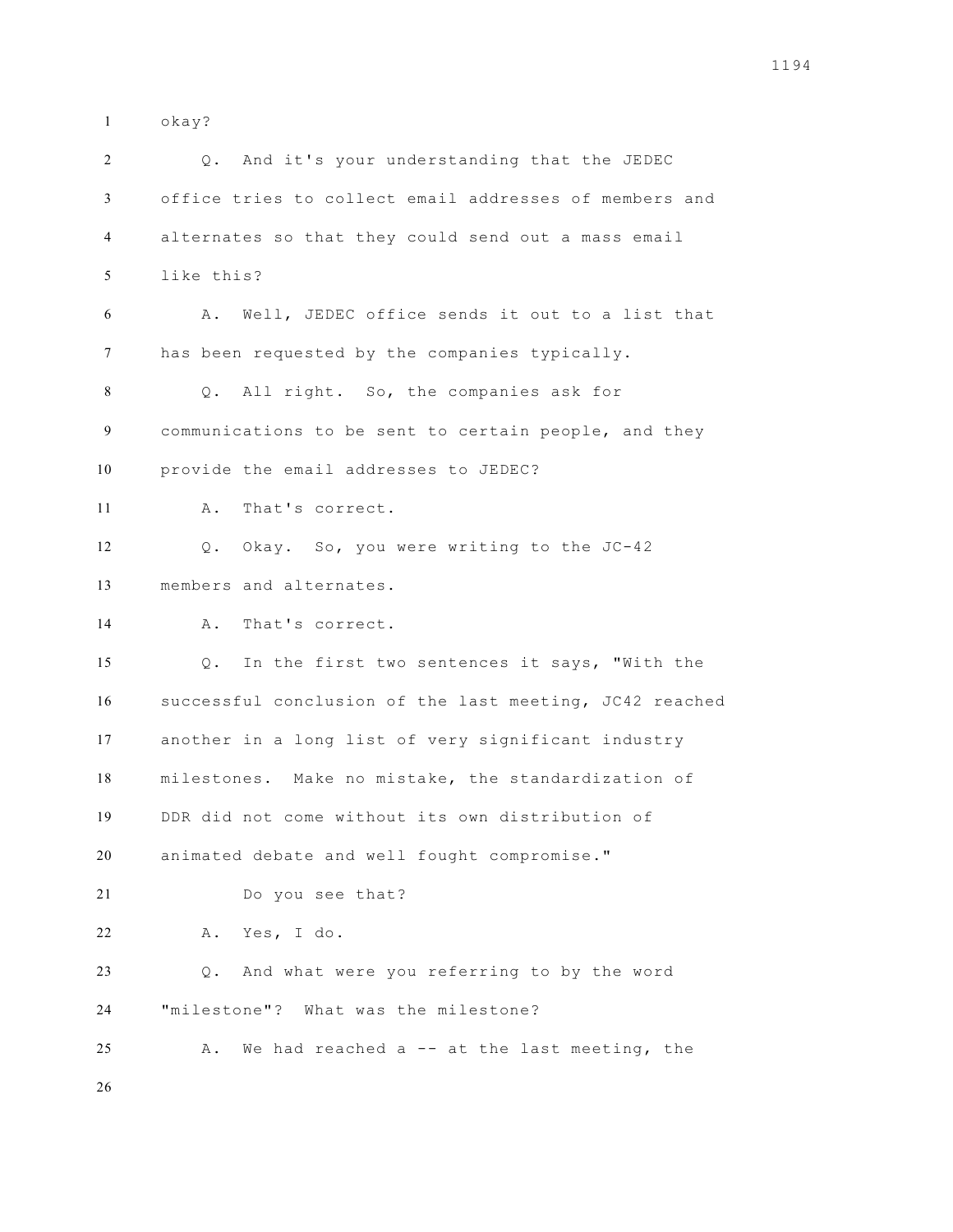okay?

Q. And it's your understanding that the JEDEC office tries to collect email addresses of members and alternates so that they could send out a mass email like this?

A. Well, JEDEC office sends it out to a list that has been requested by the companies typically.

Q. All right. So, the companies ask for communications to be sent to certain people, and they provide the email addresses to JEDEC?

A. That's correct.

Q. Okay. So, you were writing to the JC-42 members and alternates.

A. That's correct.

Q. In the first two sentences it says, "With the successful conclusion of the last meeting, JC42 reached another in a long list of very significant industry milestones. Make no mistake, the standardization of DDR did not come without its own distribution of animated debate and well fought compromise."

Do you see that?

A. Yes, I do.

Q. And what were you referring to by the word "milestone"? What was the milestone?

A. We had reached a -- at the last meeting, the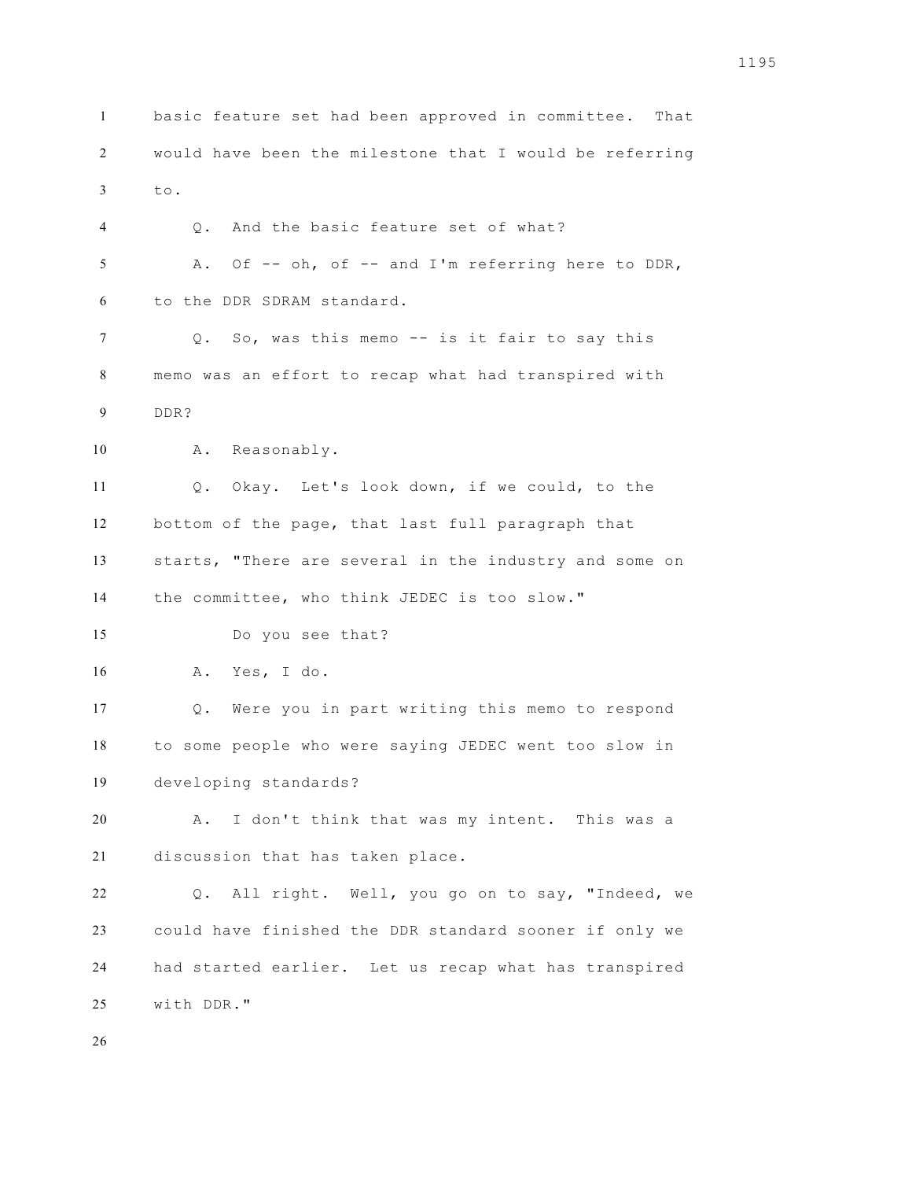basic feature set had been approved in committee. That would have been the milestone that I would be referring to.

Q. And the basic feature set of what?

A. Of -- oh, of -- and I'm referring here to DDR, to the DDR SDRAM standard.

Q. So, was this memo -- is it fair to say this memo was an effort to recap what had transpired with DDR?

A. Reasonably.

Q. Okay. Let's look down, if we could, to the bottom of the page, that last full paragraph that starts, "There are several in the industry and some on the committee, who think JEDEC is too slow."

Do you see that?

A. Yes, I do.

Q. Were you in part writing this memo to respond to some people who were saying JEDEC went too slow in developing standards?

A. I don't think that was my intent. This was a discussion that has taken place.

Q. All right. Well, you go on to say, "Indeed, we could have finished the DDR standard sooner if only we had started earlier. Let us recap what has transpired with DDR."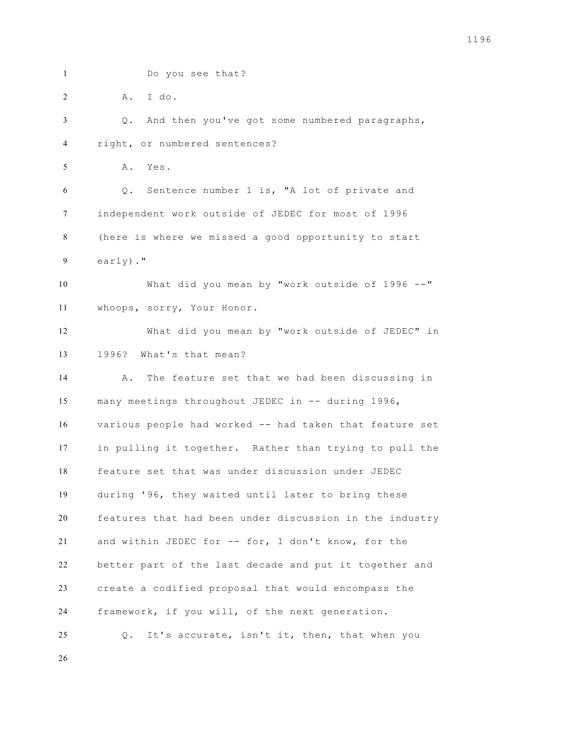Do you see that?

A. I do.

Q. And then you've got some numbered paragraphs, right, or numbered sentences?

A. Yes.

Q. Sentence number 1 is, "A lot of private and independent work outside of JEDEC for most of 1996 (here is where we missed a good opportunity to start early)."

What did you mean by "work outside of 1996 --" whoops, sorry, Your Honor.

What did you mean by "work outside of JEDEC" in 1996? What's that mean?

A. The feature set that we had been discussing in many meetings throughout JEDEC in -- during 1996, various people had worked -- had taken that feature set in pulling it together. Rather than trying to pull the feature set that was under discussion under JEDEC during '96, they waited until later to bring these features that had been under discussion in the industry and within JEDEC for -- for, I don't know, for the better part of the last decade and put it together and create a codified proposal that would encompass the framework, if you will, of the next generation.

Q. It's accurate, isn't it, then, that when you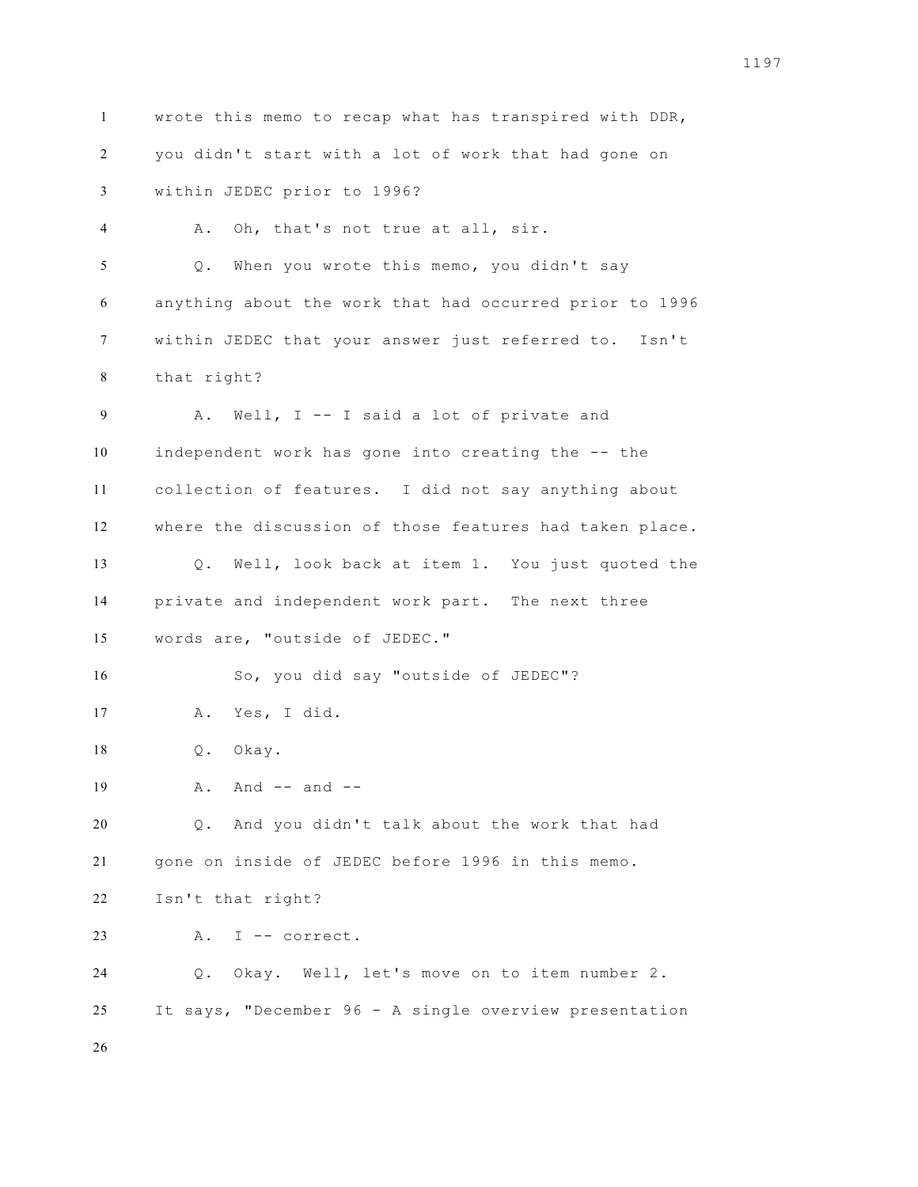wrote this memo to recap what has transpired with DDR, you didn't start with a lot of work that had gone on within JEDEC prior to 1996?

A. Oh, that's not true at all, sir.

Q. When you wrote this memo, you didn't say anything about the work that had occurred prior to 1996 within JEDEC that your answer just referred to. Isn't that right?

A. Well, I -- I said a lot of private and independent work has gone into creating the -- the collection of features. I did not say anything about where the discussion of those features had taken place.

Q. Well, look back at item 1. You just quoted the private and independent work part. The next three words are, "outside of JEDEC."

So, you did say "outside of JEDEC"?

A. Yes, I did.

Q. Okay.

A. And -- and --

Q. And you didn't talk about the work that had gone on inside of JEDEC before 1996 in this memo. Isn't that right?

A. I -- correct.

Q. Okay. Well, let's move on to item number 2. It says, "December 96 - A single overview presentation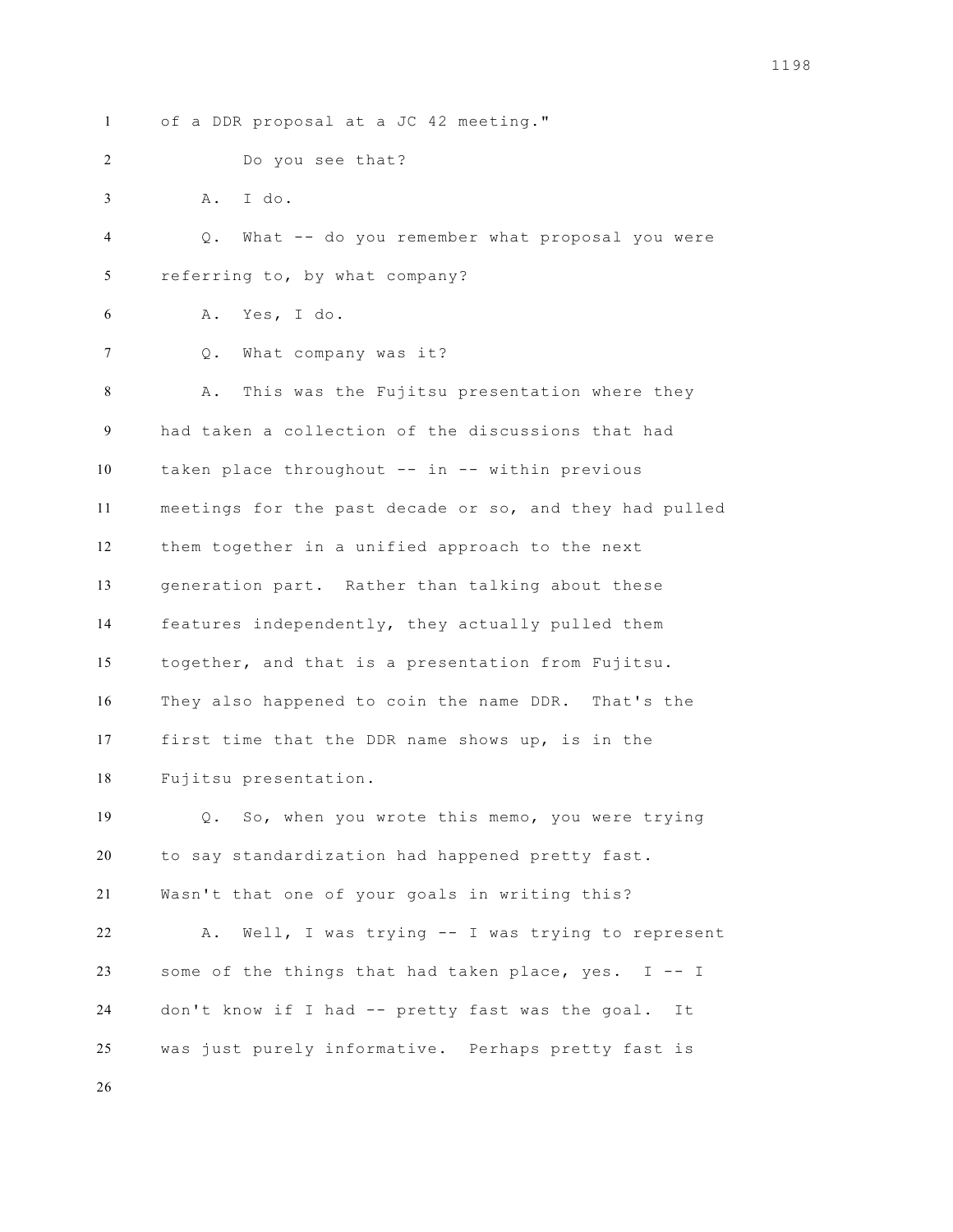of a DDR proposal at a JC 42 meeting."

Do you see that?

A. I do.

Q. What -- do you remember what proposal you were referring to, by what company?

A. Yes, I do.

Q. What company was it?

A. This was the Fujitsu presentation where they had taken a collection of the discussions that had taken place throughout -- in -- within previous meetings for the past decade or so, and they had pulled them together in a unified approach to the next generation part. Rather than talking about these features independently, they actually pulled them together, and that is a presentation from Fujitsu. They also happened to coin the name DDR. That's the first time that the DDR name shows up, is in the Fujitsu presentation.

Q. So, when you wrote this memo, you were trying to say standardization had happened pretty fast. Wasn't that one of your goals in writing this?

A. Well, I was trying -- I was trying to represent some of the things that had taken place, yes. I -- I don't know if I had -- pretty fast was the goal. It was just purely informative. Perhaps pretty fast is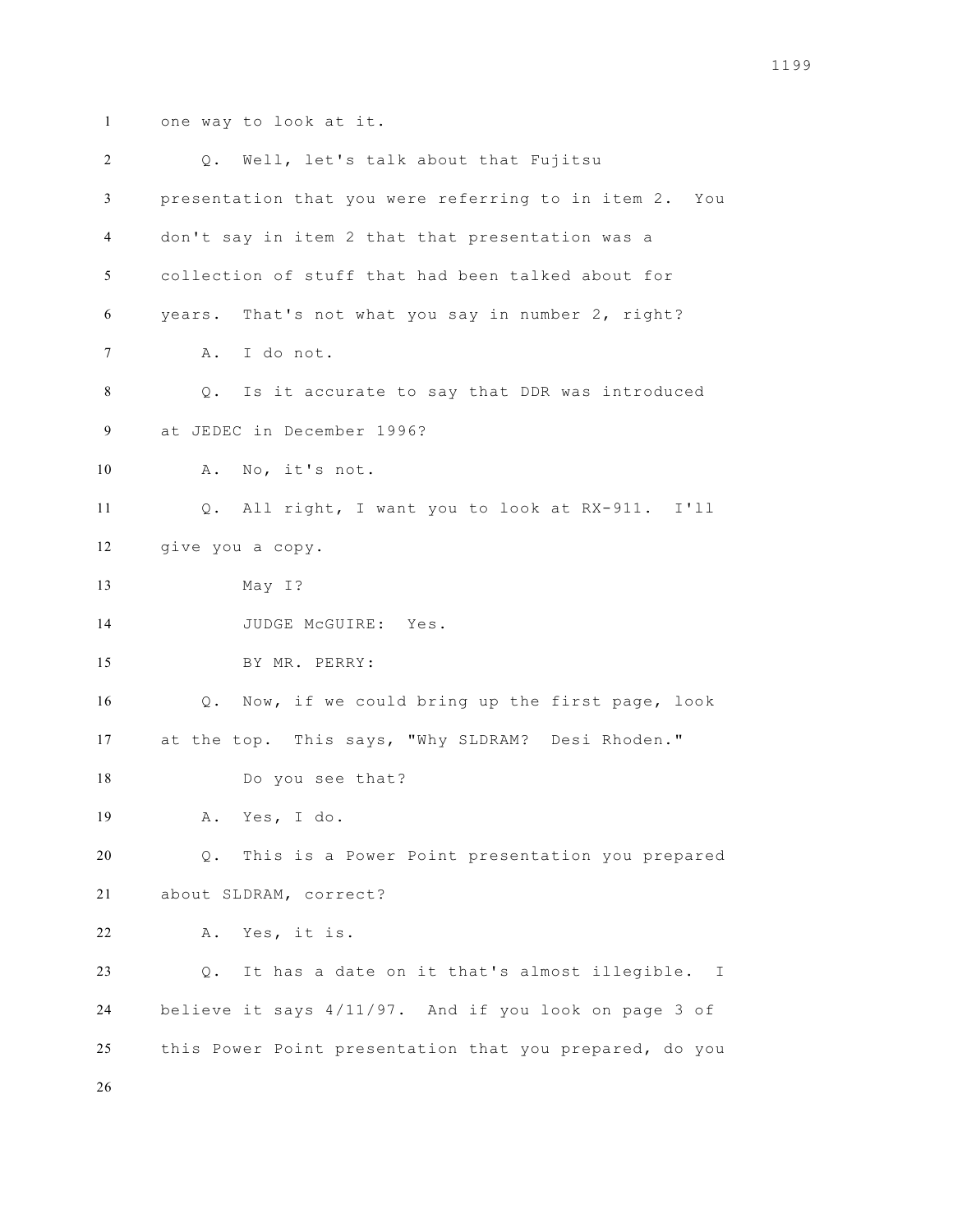one way to look at it.

Q. Well, let's talk about that Fujitsu presentation that you were referring to in item 2. You don't say in item 2 that that presentation was a collection of stuff that had been talked about for years. That's not what you say in number 2, right?

A. I do not.

Q. Is it accurate to say that DDR was introduced at JEDEC in December 1996?

A. No, it's not.

Q. All right, I want you to look at RX-911. I'll give you a copy.

May I?

JUDGE McGUIRE: Yes.

BY MR. PERRY:

Q. Now, if we could bring up the first page, look at the top. This says, "Why SLDRAM? Desi Rhoden."

Do you see that?

A. Yes, I do.

Q. This is a Power Point presentation you prepared about SLDRAM, correct?

A. Yes, it is.

Q. It has a date on it that's almost illegible. I believe it says 4/11/97. And if you look on page 3 of this Power Point presentation that you prepared, do you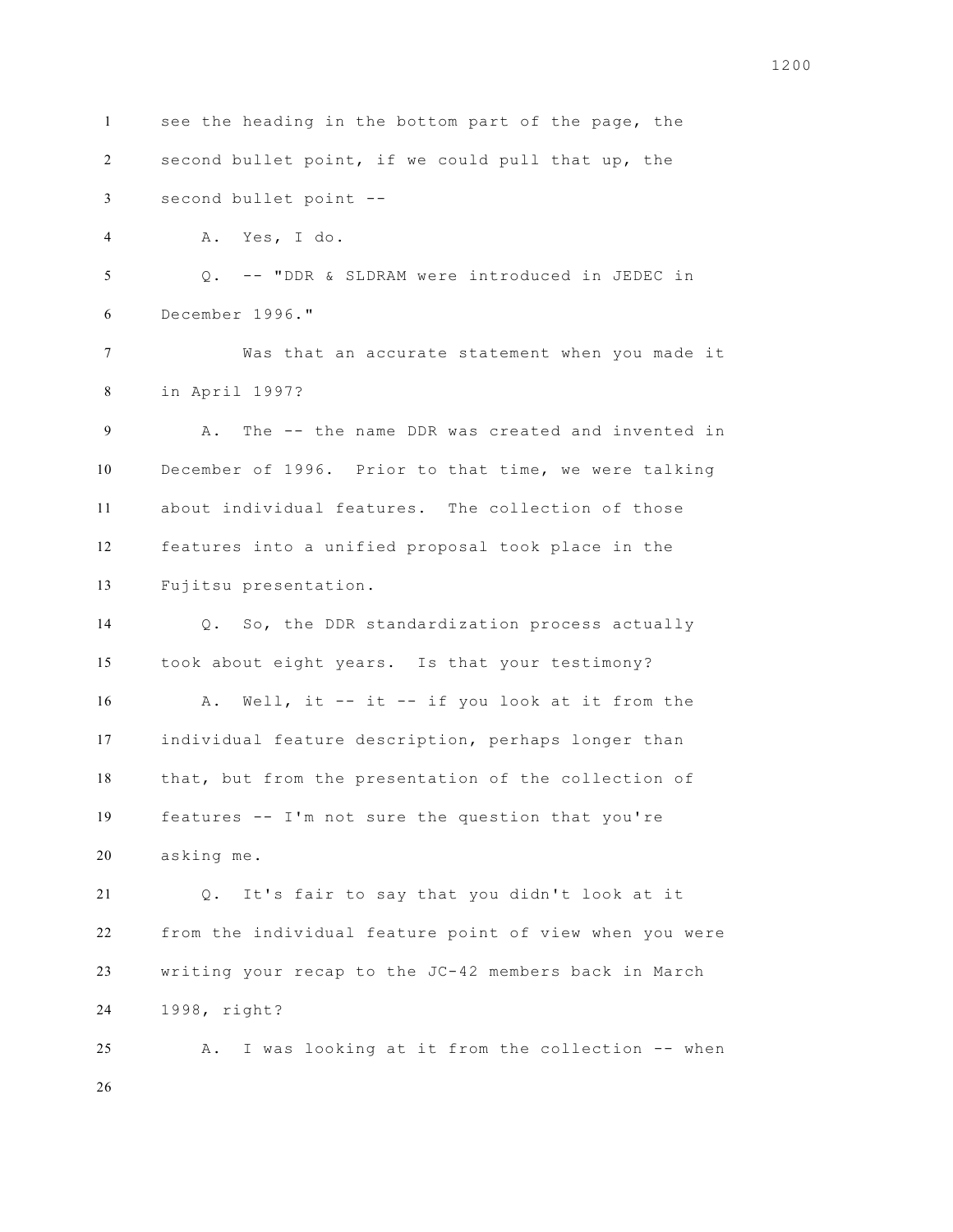see the heading in the bottom part of the page, the second bullet point, if we could pull that up, the second bullet point --

A. Yes, I do.

Q. -- "DDR & SLDRAM were introduced in JEDEC in December 1996."

Was that an accurate statement when you made it in April 1997?

A. The -- the name DDR was created and invented in December of 1996. Prior to that time, we were talking about individual features. The collection of those features into a unified proposal took place in the Fujitsu presentation.

Q. So, the DDR standardization process actually took about eight years. Is that your testimony?

A. Well, it -- it -- if you look at it from the individual feature description, perhaps longer than that, but from the presentation of the collection of features -- I'm not sure the question that you're asking me.

Q. It's fair to say that you didn't look at it from the individual feature point of view when you were writing your recap to the JC-42 members back in March 1998, right?

A. I was looking at it from the collection -- when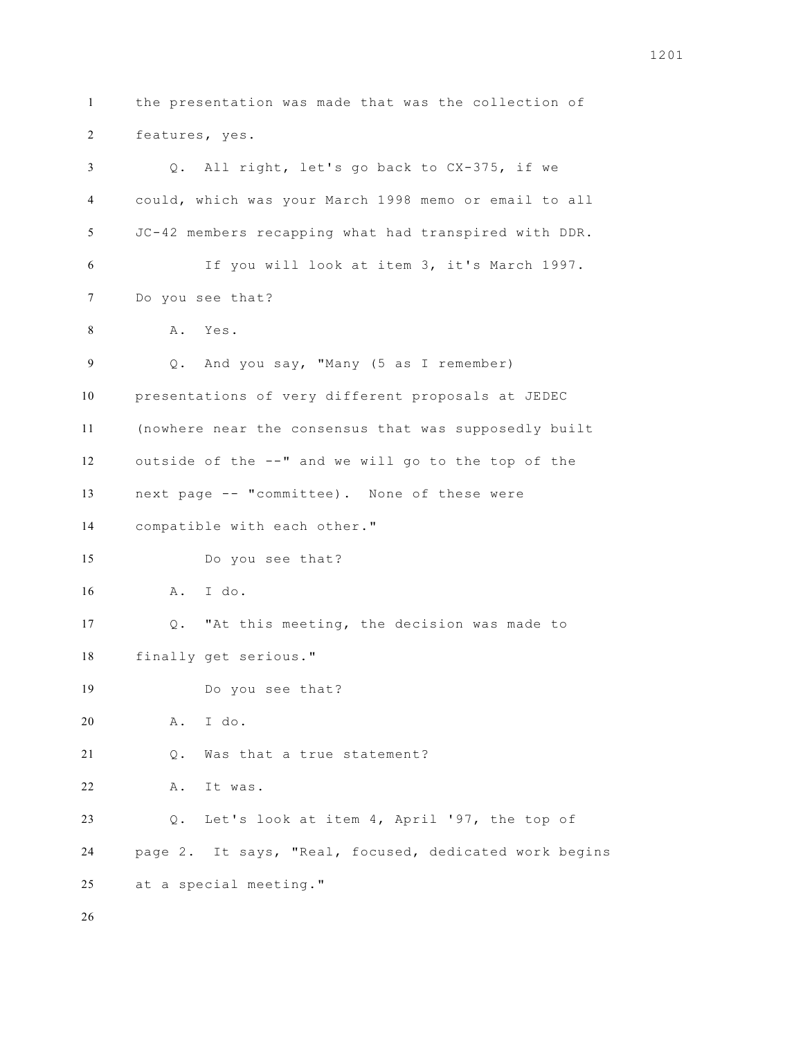the presentation was made that was the collection of features, yes.

Q. All right, let's go back to CX-375, if we could, which was your March 1998 memo or email to all JC-42 members recapping what had transpired with DDR.

If you will look at item 3, it's March 1997. Do you see that?

A. Yes.

Q. And you say, "Many (5 as I remember) presentations of very different proposals at JEDEC (nowhere near the consensus that was supposedly built outside of the --" and we will go to the top of the next page -- "committee). None of these were compatible with each other."

Do you see that?

A. I do.

Q. "At this meeting, the decision was made to finally get serious."

Do you see that?

A. I do.

Q. Was that a true statement?

A. It was.

Q. Let's look at item 4, April '97, the top of page 2. It says, "Real, focused, dedicated work begins at a special meeting."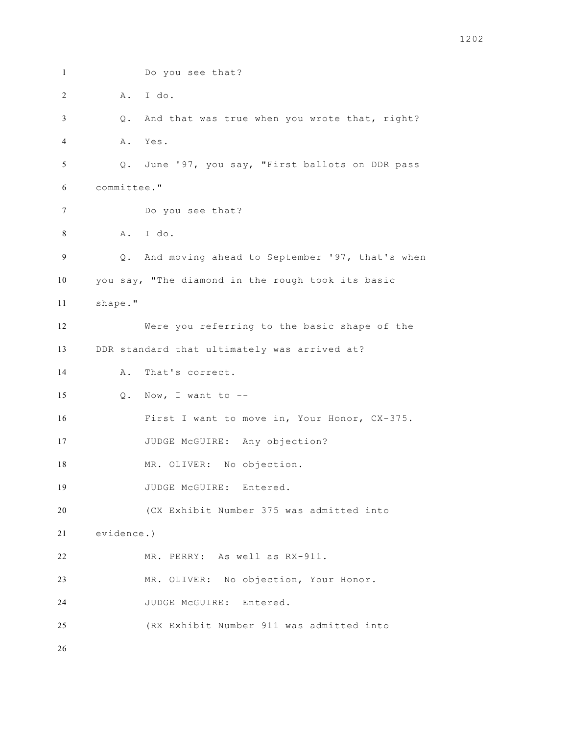Do you see that?

A. I do.

Q. And that was true when you wrote that, right?

A. Yes.

Q. June '97, you say, "First ballots on DDR pass committee."

Do you see that?

A. I do.

Q. And moving ahead to September '97, that's when you say, "The diamond in the rough took its basic shape."

Were you referring to the basic shape of the DDR standard that ultimately was arrived at?

A. That's correct.

Q. Now, I want to --

First I want to move in, Your Honor, CX-375.

JUDGE McGUIRE: Any objection?

MR. OLIVER: No objection.

JUDGE McGUIRE: Entered.

(CX Exhibit Number 375 was admitted into evidence.)

MR. PERRY: As well as RX-911.

MR. OLIVER: No objection, Your Honor.

JUDGE McGUIRE: Entered.

(RX Exhibit Number 911 was admitted into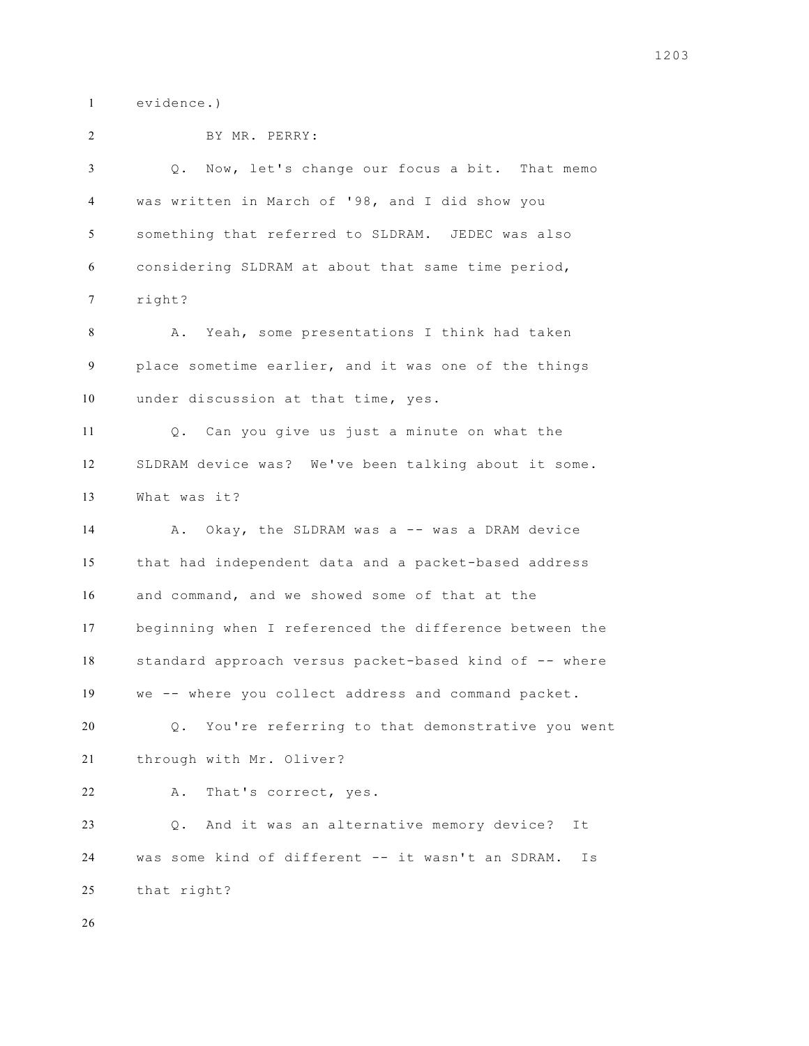evidence.)

BY MR. PERRY:

Q. Now, let's change our focus a bit. That memo was written in March of '98, and I did show you something that referred to SLDRAM. JEDEC was also considering SLDRAM at about that same time period, right?

A. Yeah, some presentations I think had taken place sometime earlier, and it was one of the things under discussion at that time, yes.

Q. Can you give us just a minute on what the SLDRAM device was? We've been talking about it some. What was it?

A. Okay, the SLDRAM was a -- was a DRAM device that had independent data and a packet-based address and command, and we showed some of that at the beginning when I referenced the difference between the standard approach versus packet-based kind of -- where we -- where you collect address and command packet.

Q. You're referring to that demonstrative you went through with Mr. Oliver?

A. That's correct, yes.

Q. And it was an alternative memory device? It was some kind of different -- it wasn't an SDRAM. Is that right?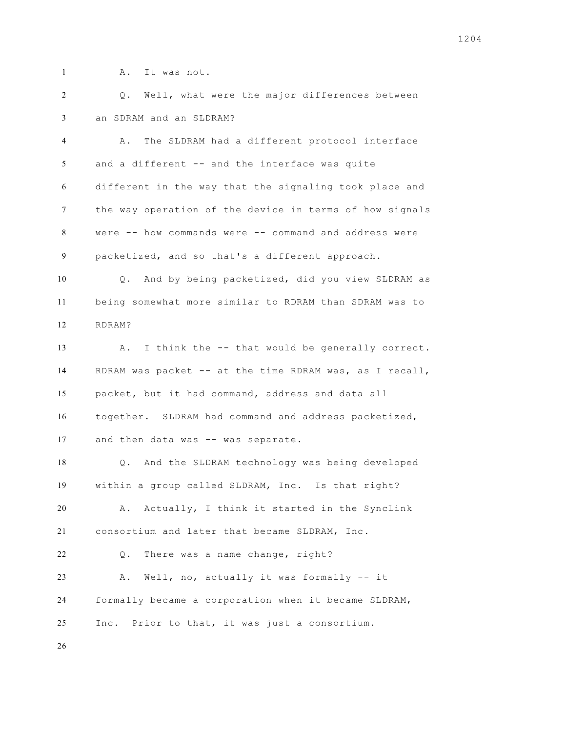A. It was not.

Q. Well, what were the major differences between an SDRAM and an SLDRAM?

A. The SLDRAM had a different protocol interface and a different -- and the interface was quite different in the way that the signaling took place and the way operation of the device in terms of how signals were -- how commands were -- command and address were packetized, and so that's a different approach.

Q. And by being packetized, did you view SLDRAM as being somewhat more similar to RDRAM than SDRAM was to RDRAM?

A. I think the -- that would be generally correct. RDRAM was packet -- at the time RDRAM was, as I recall, packet, but it had command, address and data all together. SLDRAM had command and address packetized, and then data was -- was separate.

Q. And the SLDRAM technology was being developed within a group called SLDRAM, Inc. Is that right?

A. Actually, I think it started in the SyncLink consortium and later that became SLDRAM, Inc.

Q. There was a name change, right?

A. Well, no, actually it was formally -- it formally became a corporation when it became SLDRAM, Inc. Prior to that, it was just a consortium.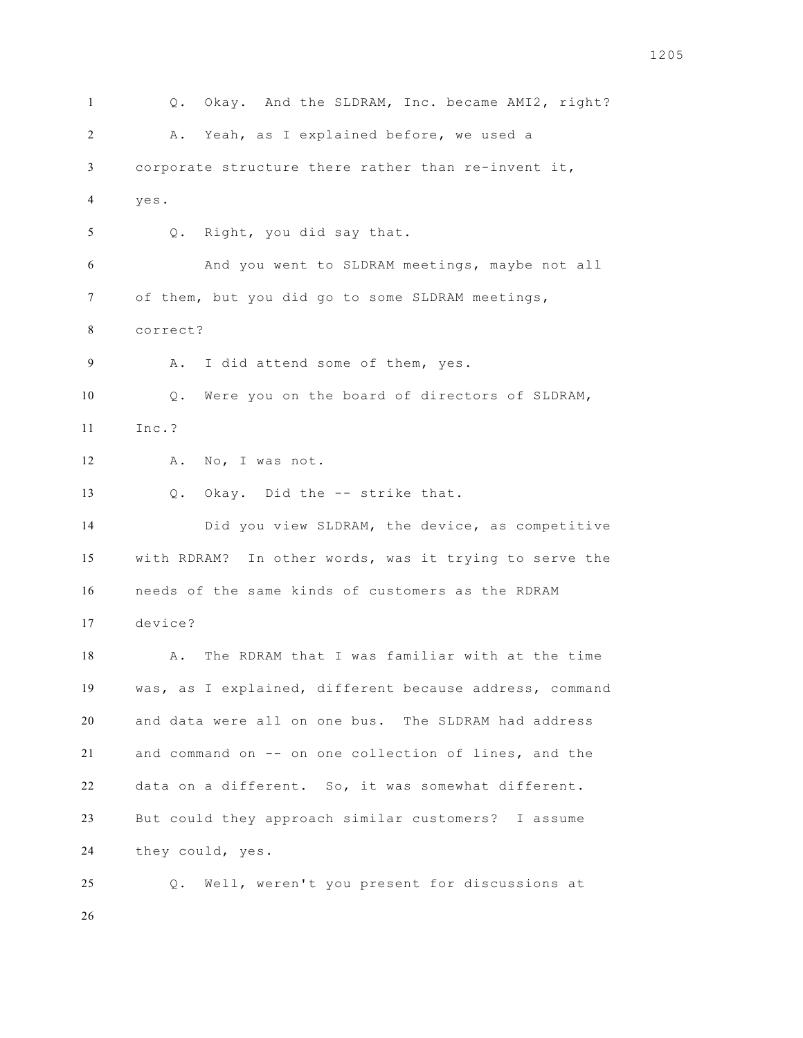Q. Okay. And the SLDRAM, Inc. became AMI2, right?

A. Yeah, as I explained before, we used a corporate structure there rather than re-invent it, yes.

Q. Right, you did say that.

And you went to SLDRAM meetings, maybe not all of them, but you did go to some SLDRAM meetings, correct?

A. I did attend some of them, yes.

Q. Were you on the board of directors of SLDRAM, Inc.?

A. No, I was not.

Q. Okay. Did the -- strike that.

Did you view SLDRAM, the device, as competitive with RDRAM? In other words, was it trying to serve the needs of the same kinds of customers as the RDRAM device?

A. The RDRAM that I was familiar with at the time was, as I explained, different because address, command and data were all on one bus. The SLDRAM had address and command on -- on one collection of lines, and the data on a different. So, it was somewhat different. But could they approach similar customers? I assume they could, yes.

Q. Well, weren't you present for discussions at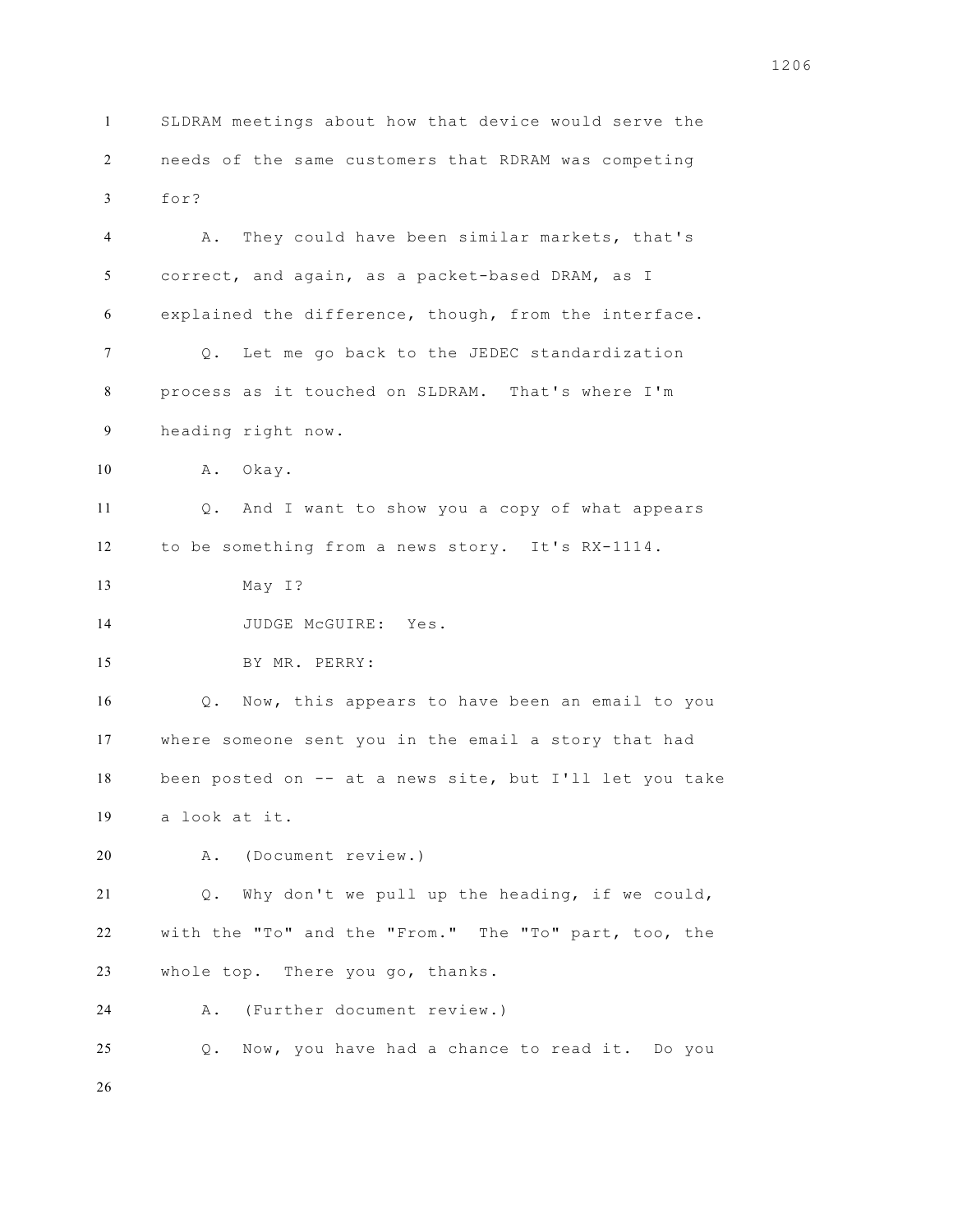SLDRAM meetings about how that device would serve the needs of the same customers that RDRAM was competing for?

A. They could have been similar markets, that's correct, and again, as a packet-based DRAM, as I explained the difference, though, from the interface.

Q. Let me go back to the JEDEC standardization process as it touched on SLDRAM. That's where I'm heading right now.

A. Okay.

Q. And I want to show you a copy of what appears to be something from a news story. It's RX-1114.

May I?

JUDGE McGUIRE: Yes.

BY MR. PERRY:

Q. Now, this appears to have been an email to you where someone sent you in the email a story that had been posted on -- at a news site, but I'll let you take a look at it.

A. (Document review.)

Q. Why don't we pull up the heading, if we could, with the "To" and the "From." The "To" part, too, the whole top. There you go, thanks.

A. (Further document review.)

Q. Now, you have had a chance to read it. Do you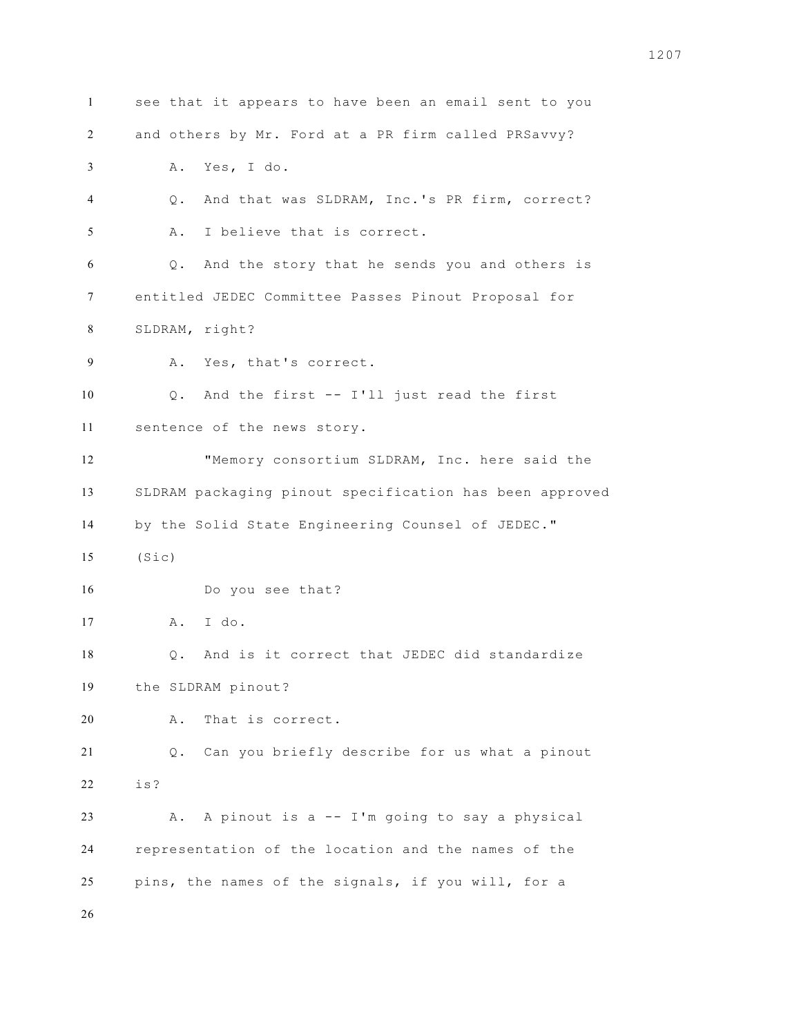see that it appears to have been an email sent to you and others by Mr. Ford at a PR firm called PRSavvy?

A. Yes, I do.

Q. And that was SLDRAM, Inc.'s PR firm, correct?

A. I believe that is correct.

Q. And the story that he sends you and others is entitled JEDEC Committee Passes Pinout Proposal for SLDRAM, right?

A. Yes, that's correct.

Q. And the first -- I'll just read the first sentence of the news story.

"Memory consortium SLDRAM, Inc. here said the SLDRAM packaging pinout specification has been approved by the Solid State Engineering Counsel of JEDEC." (Sic)

Do you see that?

A. I do.

Q. And is it correct that JEDEC did standardize the SLDRAM pinout?

A. That is correct.

Q. Can you briefly describe for us what a pinout is?

A. A pinout is a -- I'm going to say a physical representation of the location and the names of the pins, the names of the signals, if you will, for a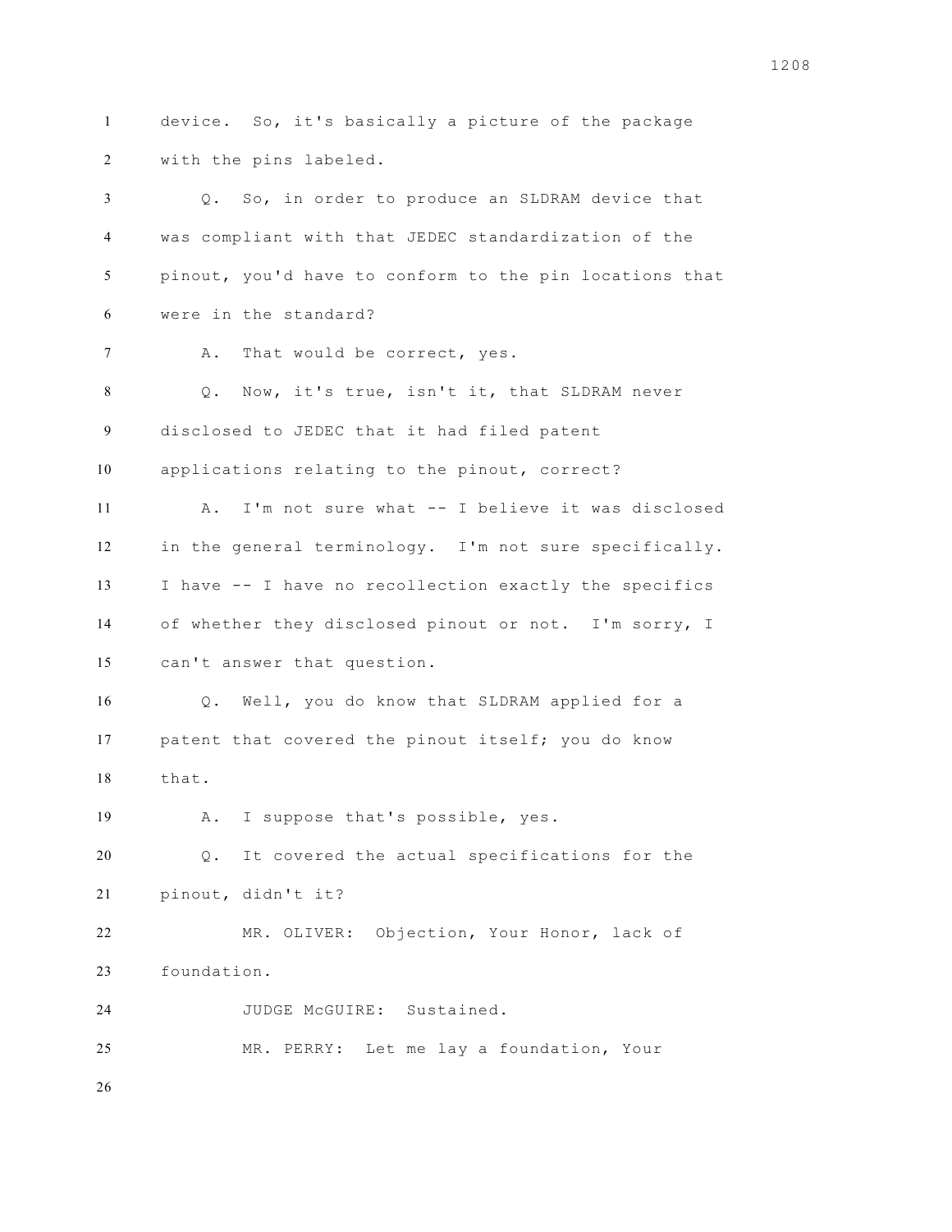device. So, it's basically a picture of the package with the pins labeled.

Q. So, in order to produce an SLDRAM device that was compliant with that JEDEC standardization of the pinout, you'd have to conform to the pin locations that were in the standard?

A. That would be correct, yes.

Q. Now, it's true, isn't it, that SLDRAM never disclosed to JEDEC that it had filed patent applications relating to the pinout, correct?

A. I'm not sure what -- I believe it was disclosed in the general terminology. I'm not sure specifically. I have -- I have no recollection exactly the specifics of whether they disclosed pinout or not. I'm sorry, I can't answer that question.

Q. Well, you do know that SLDRAM applied for a patent that covered the pinout itself; you do know that.

A. I suppose that's possible, yes.

Q. It covered the actual specifications for the pinout, didn't it?

MR. OLIVER: Objection, Your Honor, lack of foundation.

JUDGE McGUIRE: Sustained.

MR. PERRY: Let me lay a foundation, Your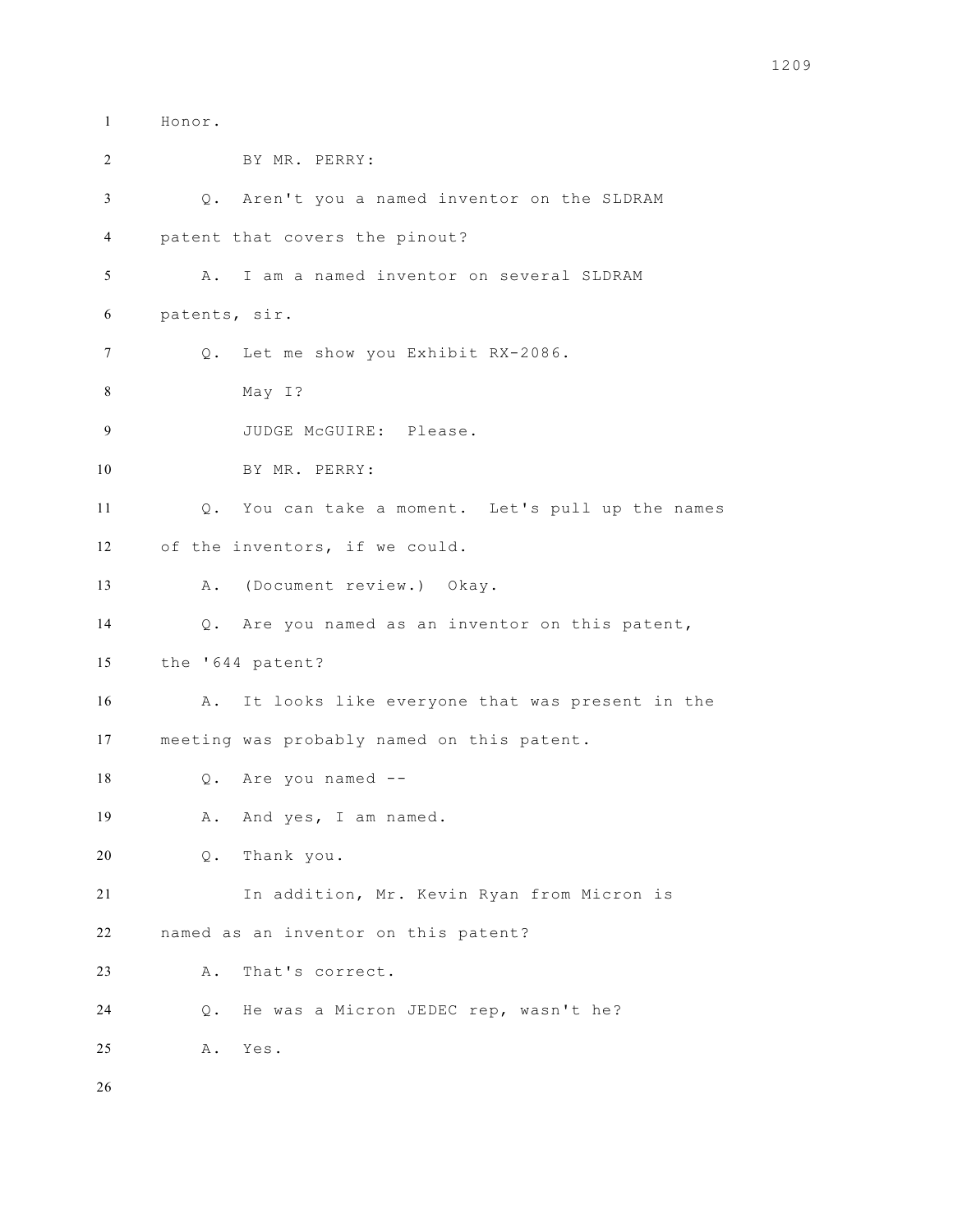Honor.

BY MR. PERRY:

Q. Aren't you a named inventor on the SLDRAM patent that covers the pinout?

A. I am a named inventor on several SLDRAM patents, sir.

Q. Let me show you Exhibit RX-2086.

May I?

JUDGE McGUIRE: Please.

BY MR. PERRY:

Q. You can take a moment. Let's pull up the names of the inventors, if we could.

A. (Document review.) Okay.

Q. Are you named as an inventor on this patent, the '644 patent?

A. It looks like everyone that was present in the meeting was probably named on this patent.

Q. Are you named --

A. And yes, I am named.

Q. Thank you.

In addition, Mr. Kevin Ryan from Micron is named as an inventor on this patent?

A. That's correct.

Q. He was a Micron JEDEC rep, wasn't he?

A. Yes.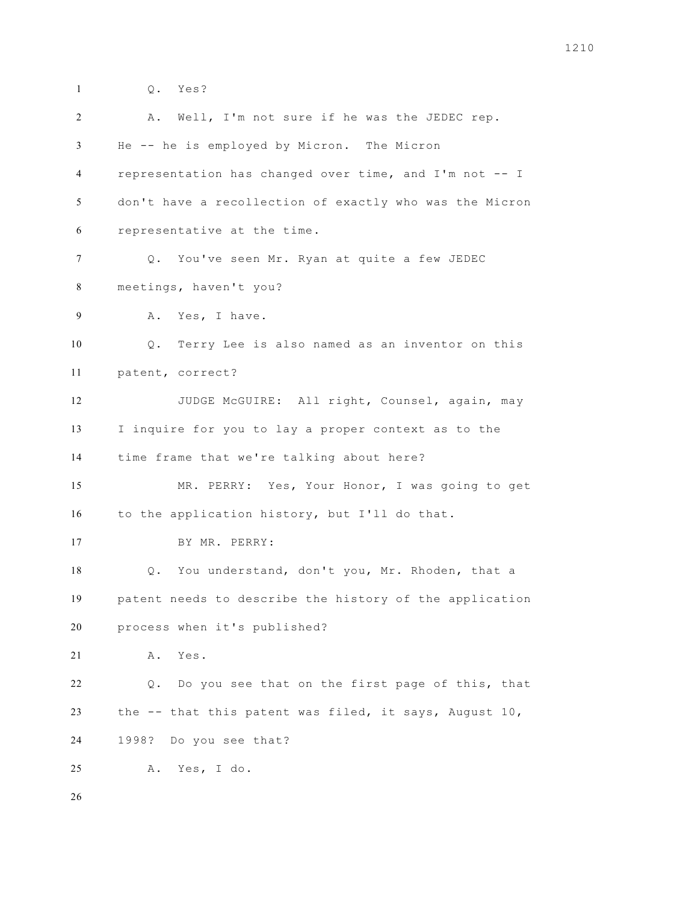Q. Yes?

A. Well, I'm not sure if he was the JEDEC rep. He -- he is employed by Micron. The Micron representation has changed over time, and I'm not -- I don't have a recollection of exactly who was the Micron representative at the time.

Q. You've seen Mr. Ryan at quite a few JEDEC meetings, haven't you?

A. Yes, I have.

Q. Terry Lee is also named as an inventor on this patent, correct?

JUDGE McGUIRE: All right, Counsel, again, may I inquire for you to lay a proper context as to the time frame that we're talking about here?

MR. PERRY: Yes, Your Honor, I was going to get to the application history, but I'll do that.

BY MR. PERRY:

Q. You understand, don't you, Mr. Rhoden, that a patent needs to describe the history of the application process when it's published?

A. Yes.

Q. Do you see that on the first page of this, that the -- that this patent was filed, it says, August 10, 1998? Do you see that?

A. Yes, I do.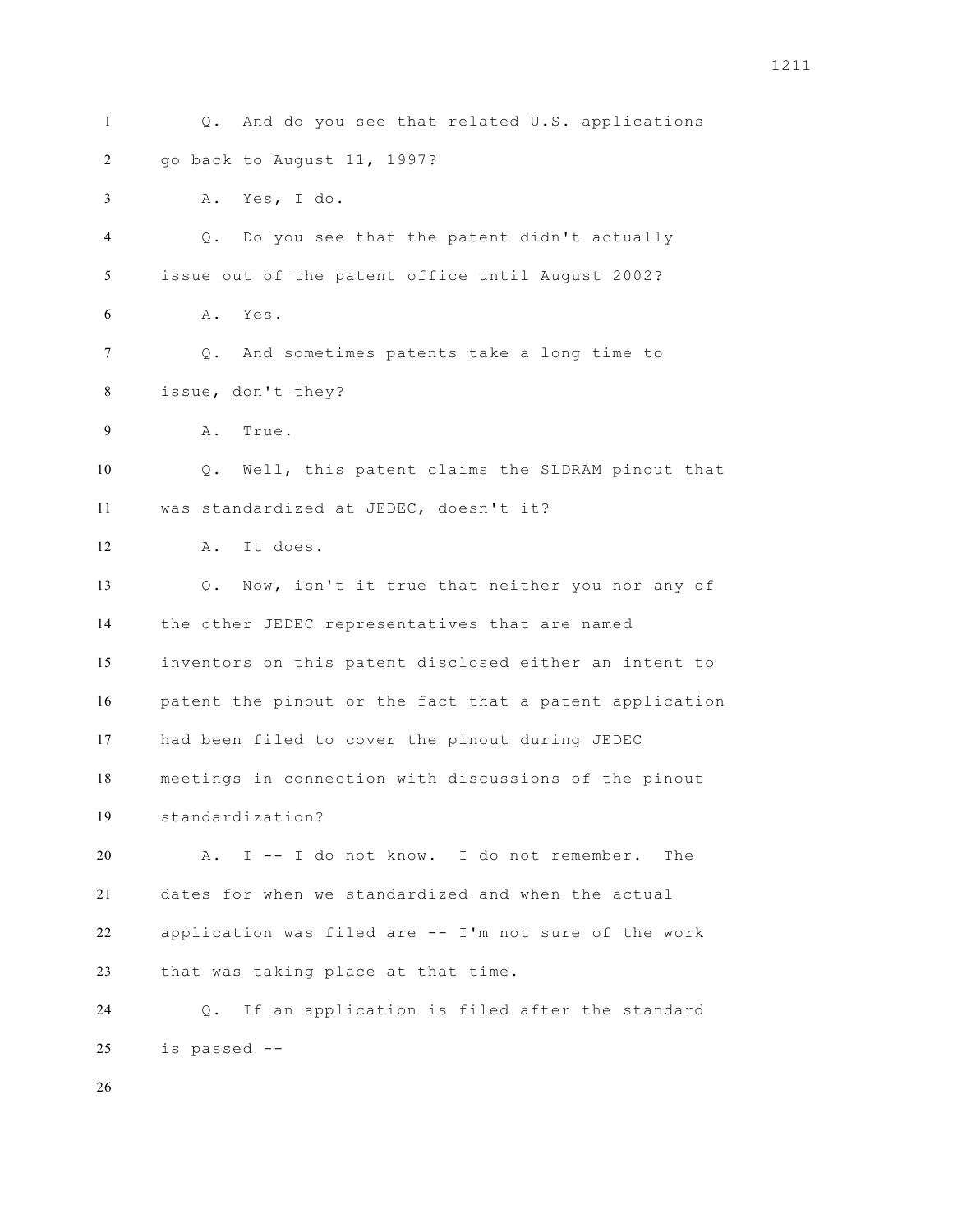Q. And do you see that related U.S. applications go back to August 11, 1997?

A. Yes, I do.

Q. Do you see that the patent didn't actually issue out of the patent office until August 2002?

A. Yes.

Q. And sometimes patents take a long time to issue, don't they?

A. True.

Q. Well, this patent claims the SLDRAM pinout that was standardized at JEDEC, doesn't it?

A. It does.

Q. Now, isn't it true that neither you nor any of the other JEDEC representatives that are named inventors on this patent disclosed either an intent to patent the pinout or the fact that a patent application had been filed to cover the pinout during JEDEC meetings in connection with discussions of the pinout standardization?

A. I -- I do not know. I do not remember. The dates for when we standardized and when the actual application was filed are -- I'm not sure of the work that was taking place at that time.

Q. If an application is filed after the standard is passed --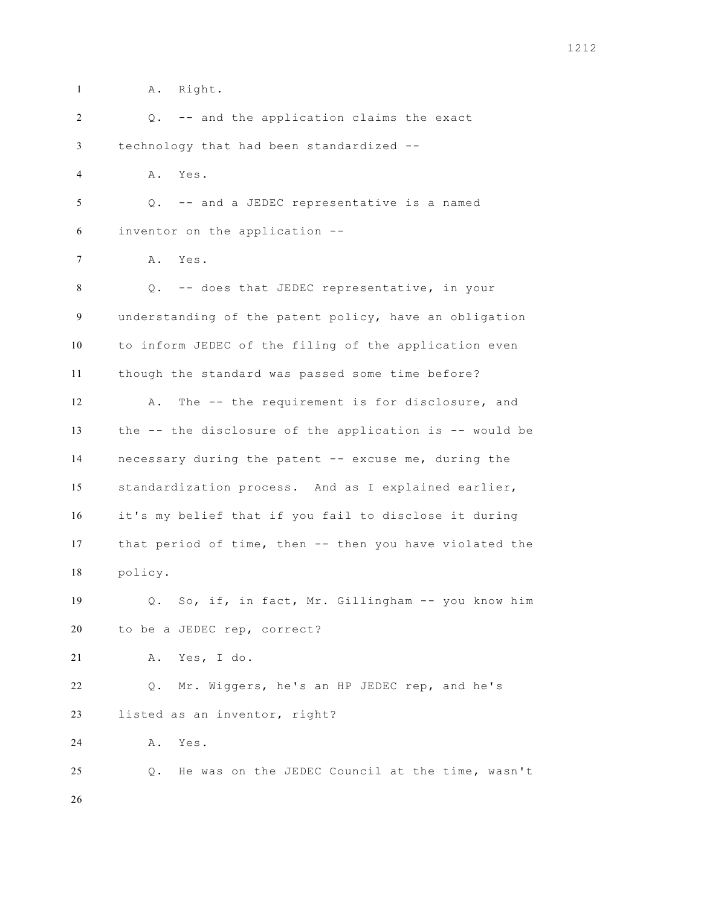A. Right.

Q. -- and the application claims the exact technology that had been standardized --

A. Yes.

Q. -- and a JEDEC representative is a named inventor on the application --

A. Yes.

Q. -- does that JEDEC representative, in your understanding of the patent policy, have an obligation to inform JEDEC of the filing of the application even though the standard was passed some time before?

A. The -- the requirement is for disclosure, and the -- the disclosure of the application is -- would be necessary during the patent -- excuse me, during the standardization process. And as I explained earlier, it's my belief that if you fail to disclose it during that period of time, then -- then you have violated the policy.

Q. So, if, in fact, Mr. Gillingham -- you know him to be a JEDEC rep, correct?

A. Yes, I do.

Q. Mr. Wiggers, he's an HP JEDEC rep, and he's listed as an inventor, right?

A. Yes.

Q. He was on the JEDEC Council at the time, wasn't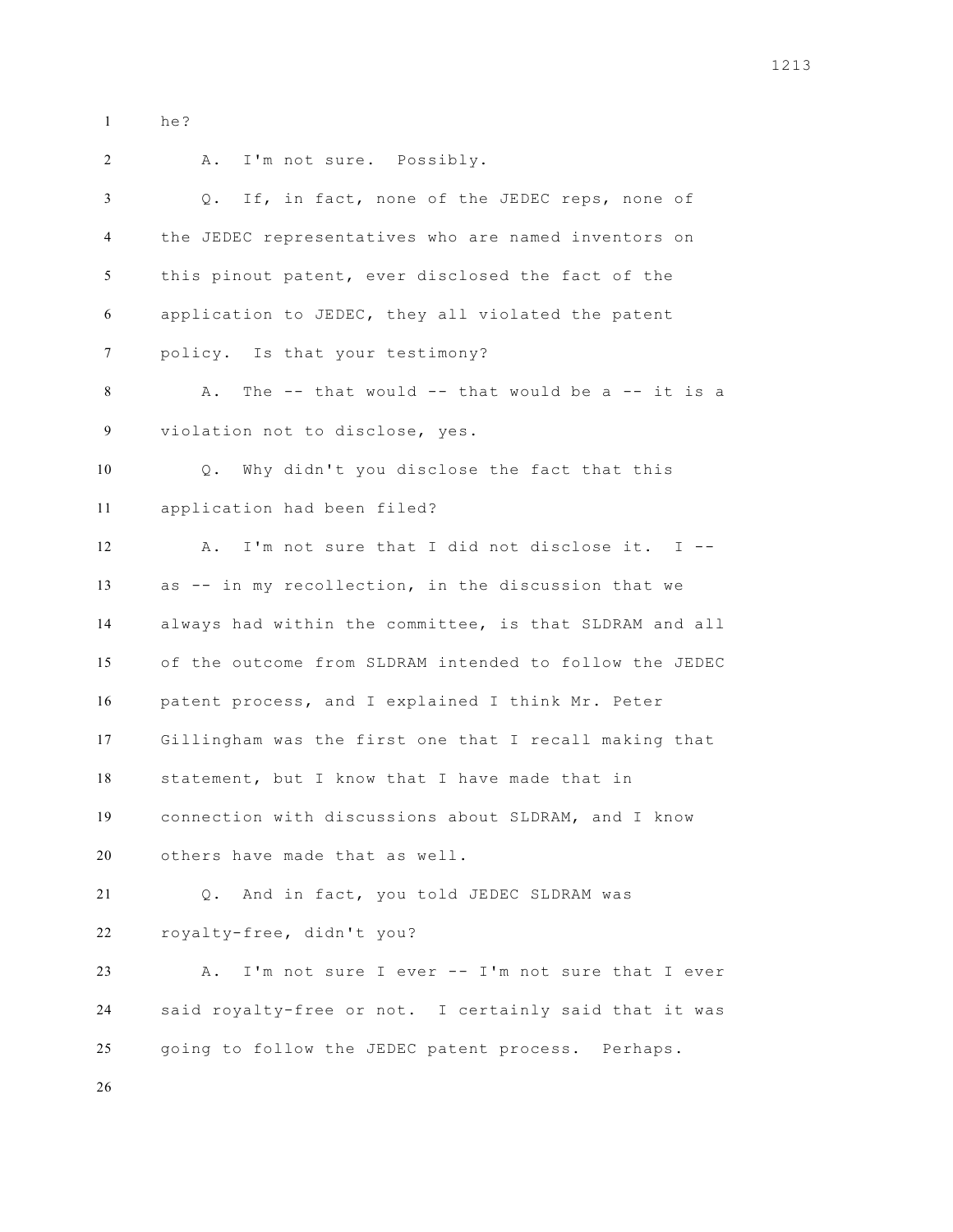1 he?

2 A. I'm not sure. Possibly.

3 Q. If, in fact, none of the JEDEC reps, none of

4 the JEDEC representatives who are named inventors on

5 this pinout patent, ever disclosed the fact of the

6 application to JEDEC, they all violated the patent

7 policy. Is that your testimony?

8 A. The -- that would -- that would be a -- it is a

9 violation not to disclose, yes.

10 Q. Why didn't you disclose the fact that this

11 application had been filed?

12 A. I'm not sure that I did not disclose it. I --

13 as -- in my recollection, in the discussion that we

14 always had within the committee, is that SLDRAM and all

15 of the outcome from SLDRAM intended to follow the JEDEC

16 patent process, and I explained I think Mr. Peter

17 Gillingham was the first one that I recall making that

18 statement, but I know that I have made that in

19 connection with discussions about SLDRAM, and I know

20 others have made that as well.

21 Q. And in fact, you told JEDEC SLDRAM was

22 royalty-free, didn't you?

23 A. I'm not sure I ever -- I'm not sure that I ever

24 said royalty-free or not. I certainly said that it was

25 going to follow the JEDEC patent process. Perhaps.

26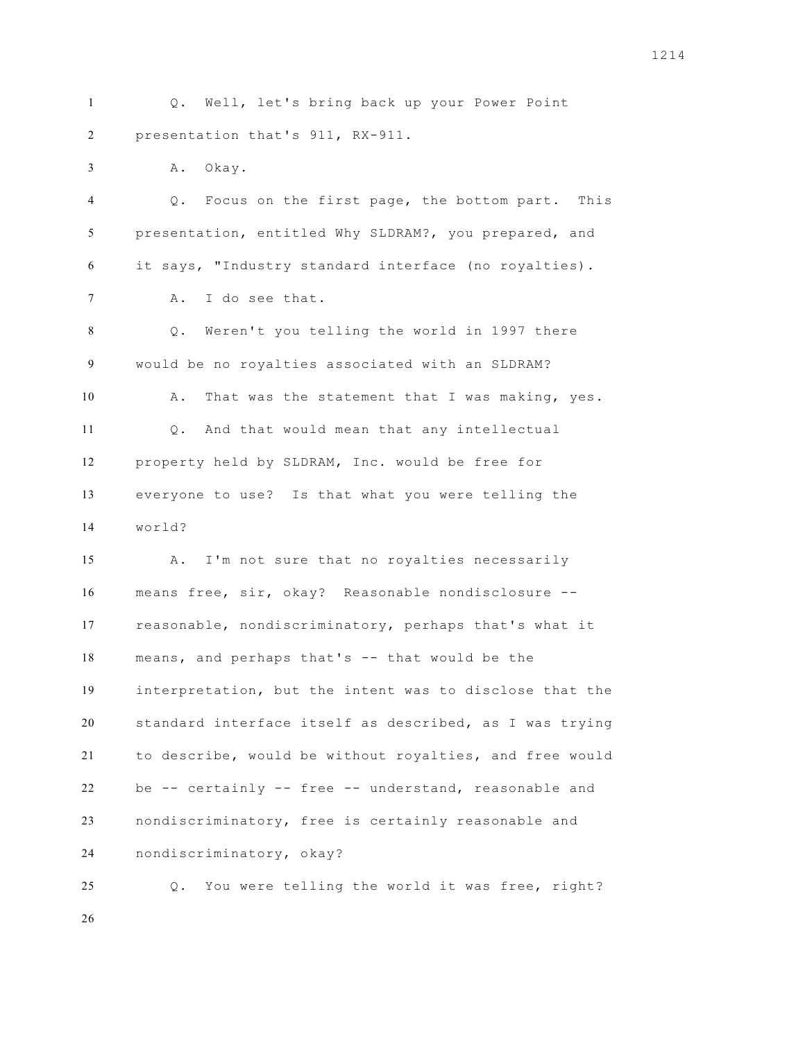Q. Well, let's bring back up your Power Point presentation that's 911, RX-911.

A. Okay.

Q. Focus on the first page, the bottom part. This presentation, entitled Why SLDRAM?, you prepared, and it says, "Industry standard interface (no royalties).

A. I do see that.

Q. Weren't you telling the world in 1997 there would be no royalties associated with an SLDRAM?

A. That was the statement that I was making, yes.

Q. And that would mean that any intellectual property held by SLDRAM, Inc. would be free for everyone to use? Is that what you were telling the world?

A. I'm not sure that no royalties necessarily means free, sir, okay? Reasonable nondisclosure -- reasonable, nondiscriminatory, perhaps that's what it means, and perhaps that's -- that would be the interpretation, but the intent was to disclose that the standard interface itself as described, as I was trying to describe, would be without royalties, and free would be -- certainly -- free -- understand, reasonable and nondiscriminatory, free is certainly reasonable and nondiscriminatory, okay?

Q. You were telling the world it was free, right?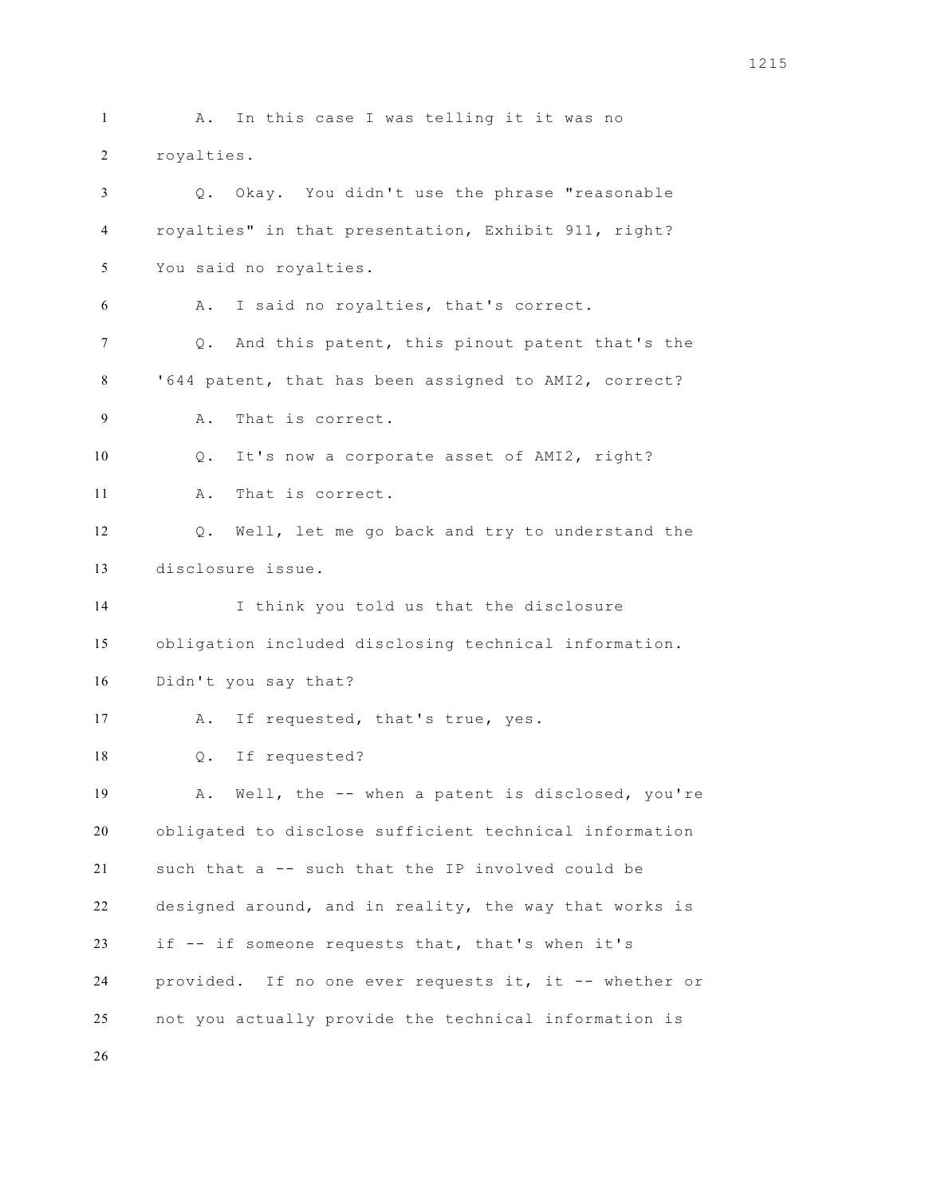A. In this case I was telling it it was no royalties.

Q. Okay. You didn't use the phrase "reasonable royalties" in that presentation, Exhibit 911, right? You said no royalties.

A. I said no royalties, that's correct.

Q. And this patent, this pinout patent that's the '644 patent, that has been assigned to AMI2, correct?

A. That is correct.

Q. It's now a corporate asset of AMI2, right?

A. That is correct.

Q. Well, let me go back and try to understand the disclosure issue.

I think you told us that the disclosure obligation included disclosing technical information. Didn't you say that?

A. If requested, that's true, yes.

Q. If requested?

A. Well, the -- when a patent is disclosed, you're obligated to disclose sufficient technical information such that a -- such that the IP involved could be designed around, and in reality, the way that works is if -- if someone requests that, that's when it's provided. If no one ever requests it, it -- whether or not you actually provide the technical information is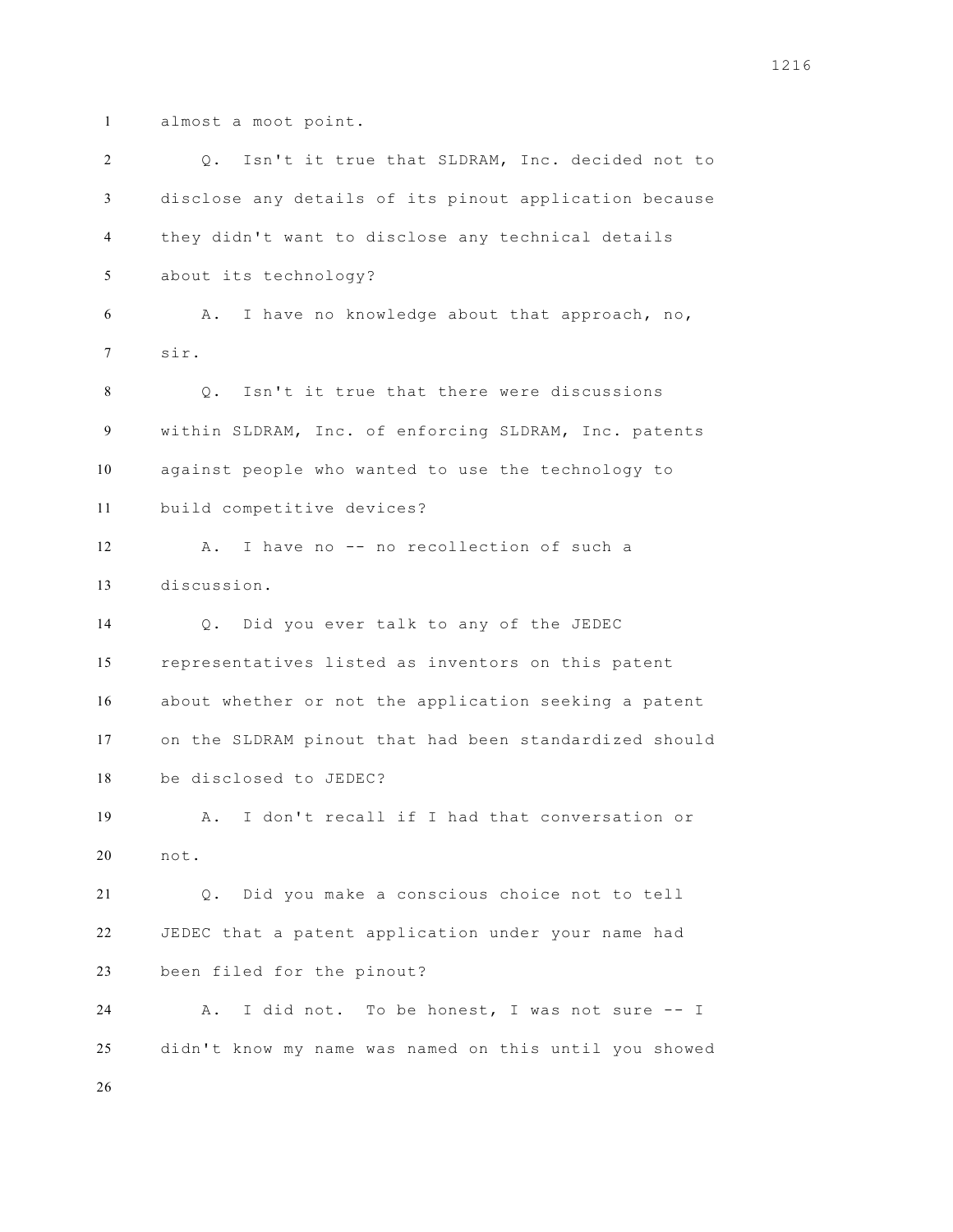almost a moot point.

Q. Isn't it true that SLDRAM, Inc. decided not to disclose any details of its pinout application because they didn't want to disclose any technical details about its technology?

A. I have no knowledge about that approach, no, sir.

Q. Isn't it true that there were discussions within SLDRAM, Inc. of enforcing SLDRAM, Inc. patents against people who wanted to use the technology to build competitive devices?

A. I have no -- no recollection of such a discussion.

Q. Did you ever talk to any of the JEDEC representatives listed as inventors on this patent about whether or not the application seeking a patent on the SLDRAM pinout that had been standardized should be disclosed to JEDEC?

A. I don't recall if I had that conversation or not.

Q. Did you make a conscious choice not to tell JEDEC that a patent application under your name had been filed for the pinout?

A. I did not. To be honest, I was not sure -- I didn't know my name was named on this until you showed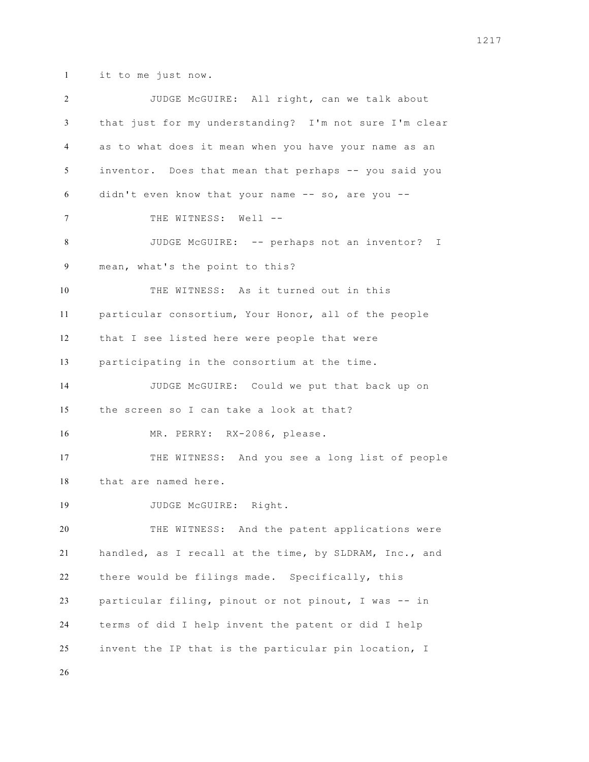it to me just now.

JUDGE McGUIRE: All right, can we talk about that just for my understanding? I'm not sure I'm clear as to what does it mean when you have your name as an inventor. Does that mean that perhaps -- you said you didn't even know that your name -- so, are you --

THE WITNESS: Well --

JUDGE McGUIRE: -- perhaps not an inventor? I mean, what's the point to this?

THE WITNESS: As it turned out in this particular consortium, Your Honor, all of the people that I see listed here were people that were participating in the consortium at the time.

JUDGE McGUIRE: Could we put that back up on the screen so I can take a look at that?

MR. PERRY: RX-2086, please.

THE WITNESS: And you see a long list of people that are named here.

JUDGE McGUIRE: Right.

THE WITNESS: And the patent applications were handled, as I recall at the time, by SLDRAM, Inc., and there would be filings made. Specifically, this particular filing, pinout or not pinout, I was -- in terms of did I help invent the patent or did I help invent the IP that is the particular pin location, I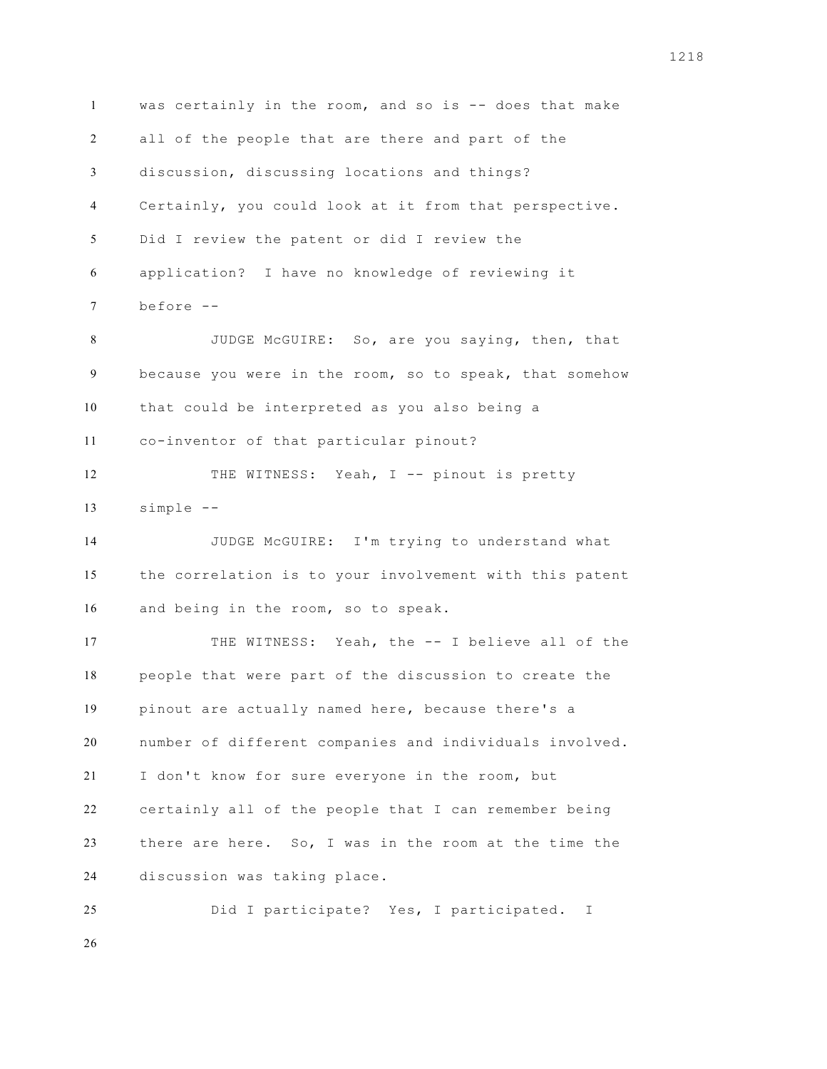was certainly in the room, and so is -- does that make all of the people that are there and part of the discussion, discussing locations and things? Certainly, you could look at it from that perspective. Did I review the patent or did I review the application? I have no knowledge of reviewing it before --

JUDGE McGUIRE: So, are you saying, then, that because you were in the room, so to speak, that somehow that could be interpreted as you also being a co-inventor of that particular pinout?

THE WITNESS: Yeah, I -- pinout is pretty simple --

JUDGE McGUIRE: I'm trying to understand what the correlation is to your involvement with this patent and being in the room, so to speak.

THE WITNESS: Yeah, the -- I believe all of the people that were part of the discussion to create the pinout are actually named here, because there's a number of different companies and individuals involved. I don't know for sure everyone in the room, but certainly all of the people that I can remember being there are here. So, I was in the room at the time the discussion was taking place.

Did I participate? Yes, I participated. I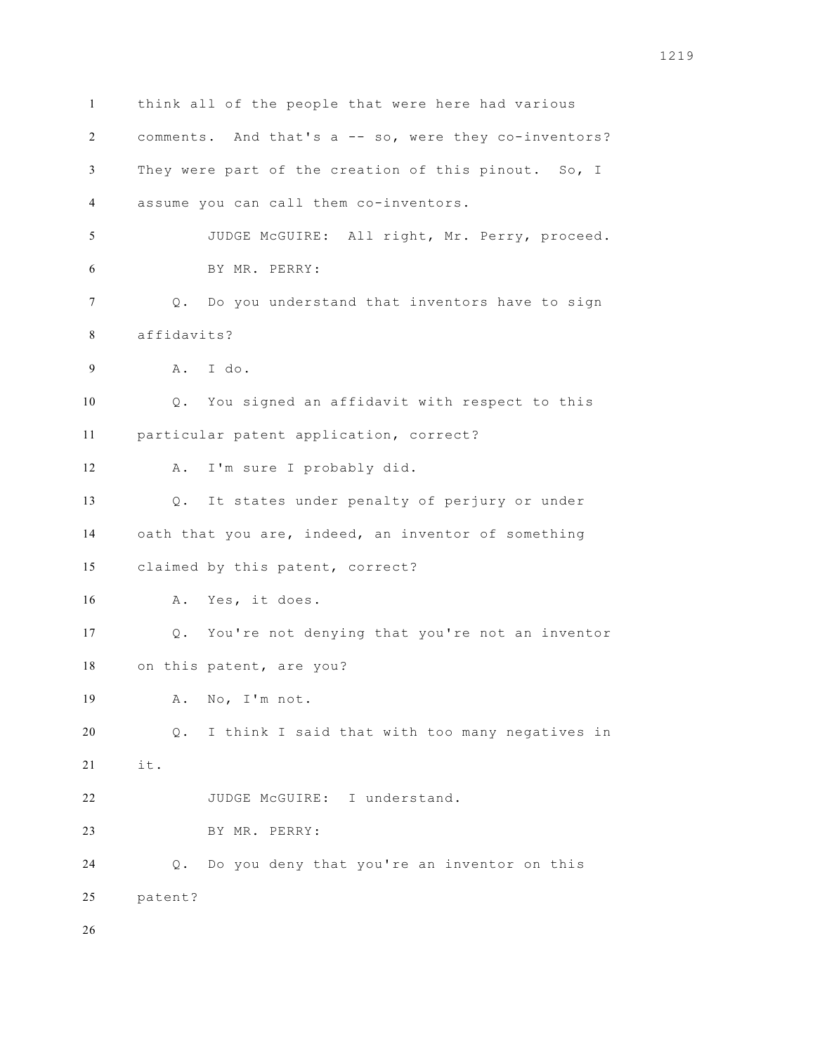1 think all of the people that were here had various

2 comments. And that's a -- so, were they co-inventors?

3 They were part of the creation of this pinout. So, I

4 assume you can call them co-inventors.

5 JUDGE McGUIRE: All right, Mr. Perry, proceed.

6 BY MR. PERRY:

7 Q. Do you understand that inventors have to sign

8 affidavits?

9 A. I do.

10 Q. You signed an affidavit with respect to this

11 particular patent application, correct?

12 A. I'm sure I probably did.

13 Q. It states under penalty of perjury or under

14 oath that you are, indeed, an inventor of something

15 claimed by this patent, correct?

16 A. Yes, it does.

17 Q. You're not denying that you're not an inventor

18 on this patent, are you?

19 A. No, I'm not.

20 Q. I think I said that with too many negatives in

21 it.

22 JUDGE McGUIRE: I understand.

23 BY MR. PERRY:

24 Q. Do you deny that you're an inventor on this

25 patent?

26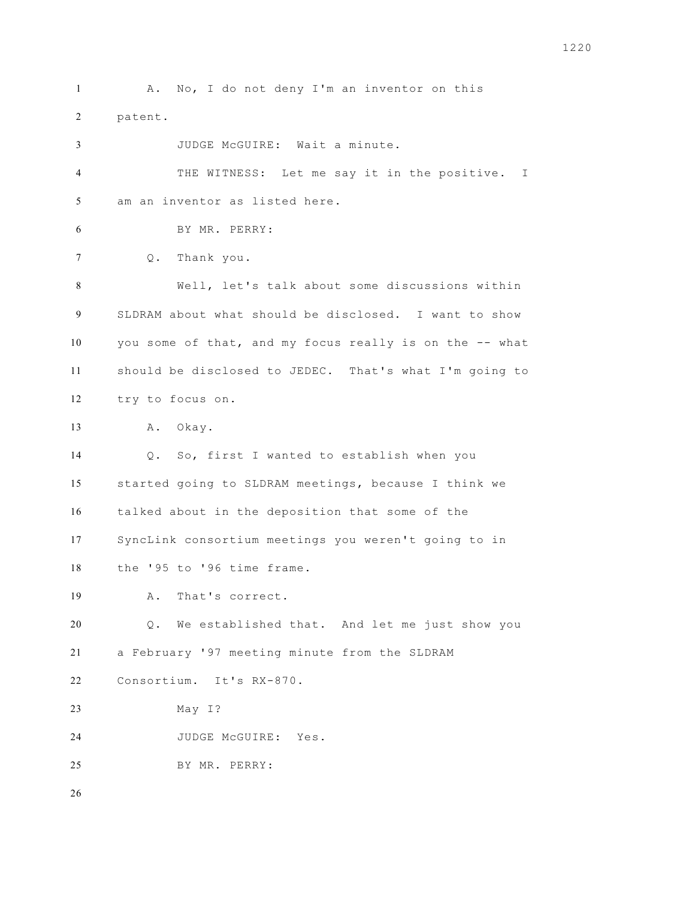A. No, I do not deny I'm an inventor on this patent.

JUDGE McGUIRE: Wait a minute.

THE WITNESS: Let me say it in the positive. I am an inventor as listed here.

BY MR. PERRY:

Q. Thank you.

Well, let's talk about some discussions within SLDRAM about what should be disclosed. I want to show you some of that, and my focus really is on the -- what should be disclosed to JEDEC. That's what I'm going to try to focus on.

A. Okay.

Q. So, first I wanted to establish when you started going to SLDRAM meetings, because I think we talked about in the deposition that some of the SyncLink consortium meetings you weren't going to in the '95 to '96 time frame.

A. That's correct.

Q. We established that. And let me just show you a February '97 meeting minute from the SLDRAM Consortium. It's RX-870.

May I?

JUDGE McGUIRE: Yes.

BY MR. PERRY: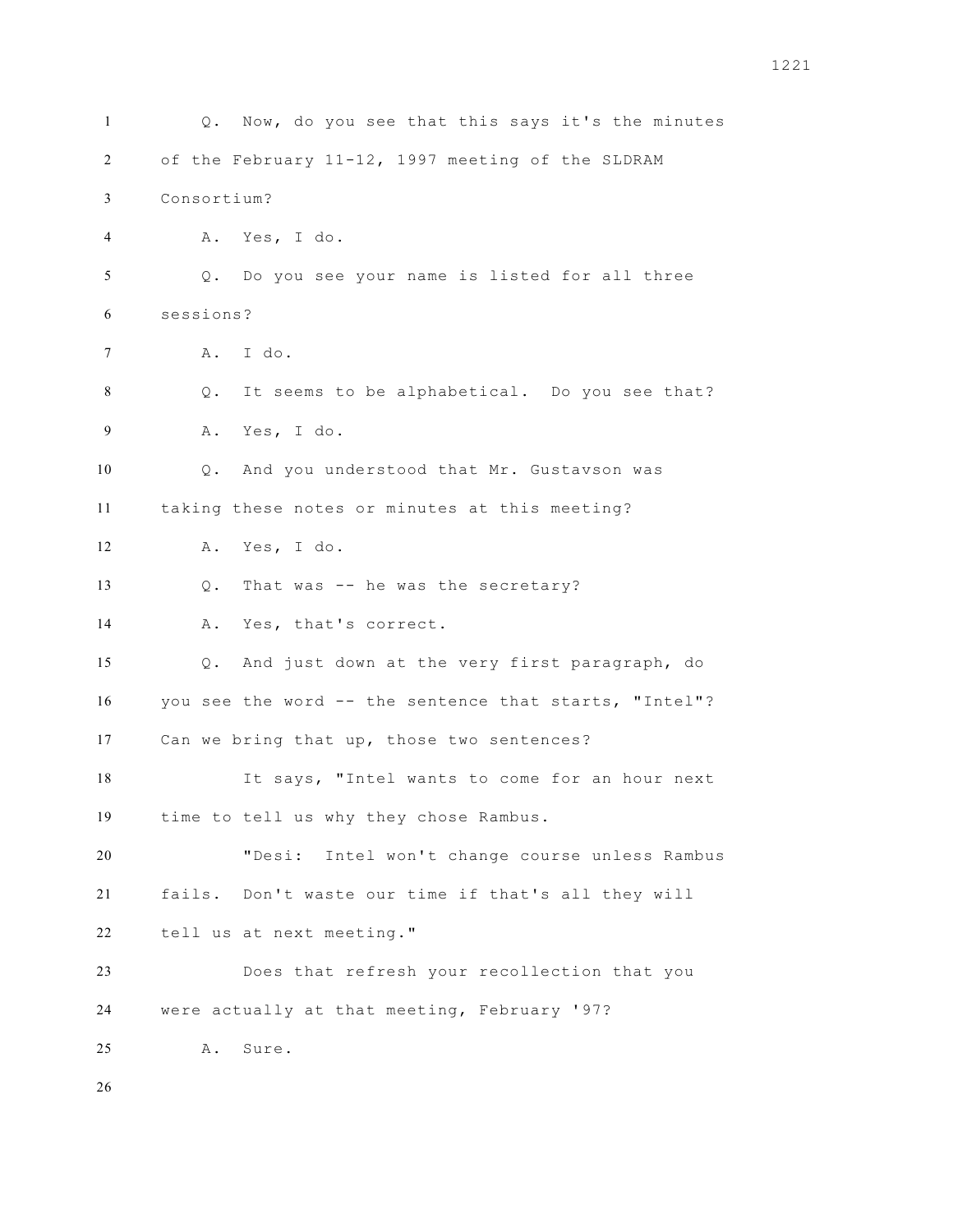Q. Now, do you see that this says it's the minutes of the February 11-12, 1997 meeting of the SLDRAM Consortium?

A. Yes, I do.

Q. Do you see your name is listed for all three sessions?

A. I do.

Q. It seems to be alphabetical. Do you see that?

A. Yes, I do.

Q. And you understood that Mr. Gustavson was taking these notes or minutes at this meeting?

A. Yes, I do.

Q. That was -- he was the secretary?

A. Yes, that's correct.

Q. And just down at the very first paragraph, do you see the word -- the sentence that starts, "Intel"? Can we bring that up, those two sentences?

It says, "Intel wants to come for an hour next time to tell us why they chose Rambus.

"Desi: Intel won't change course unless Rambus fails. Don't waste our time if that's all they will tell us at next meeting."

Does that refresh your recollection that you were actually at that meeting, February '97?

A. Sure.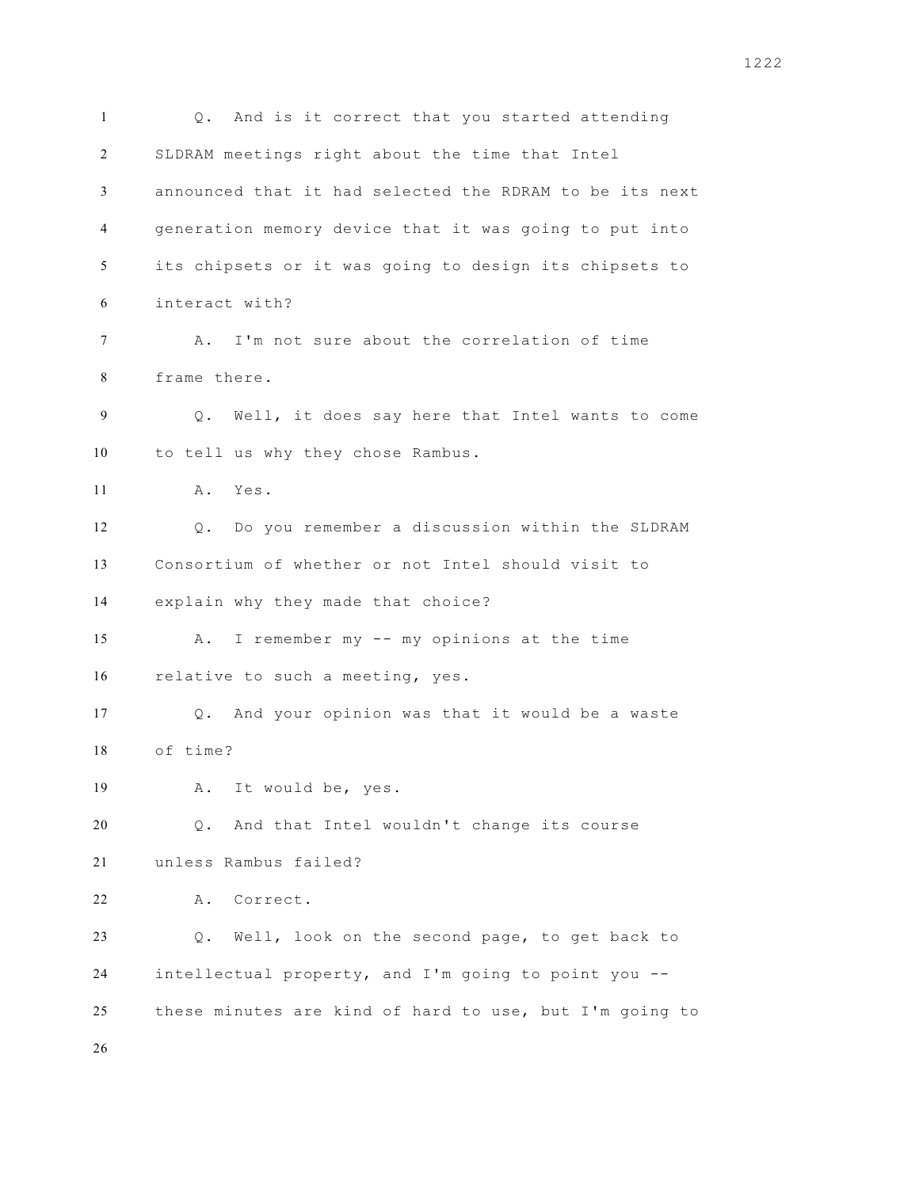Q. And is it correct that you started attending SLDRAM meetings right about the time that Intel announced that it had selected the RDRAM to be its next generation memory device that it was going to put into its chipsets or it was going to design its chipsets to interact with?

A. I'm not sure about the correlation of time frame there.

Q. Well, it does say here that Intel wants to come to tell us why they chose Rambus.

A. Yes.

Q. Do you remember a discussion within the SLDRAM Consortium of whether or not Intel should visit to explain why they made that choice?

A. I remember my -- my opinions at the time relative to such a meeting, yes.

Q. And your opinion was that it would be a waste of time?

A. It would be, yes.

Q. And that Intel wouldn't change its course unless Rambus failed?

A. Correct.

Q. Well, look on the second page, to get back to intellectual property, and I'm going to point you -- these minutes are kind of hard to use, but I'm going to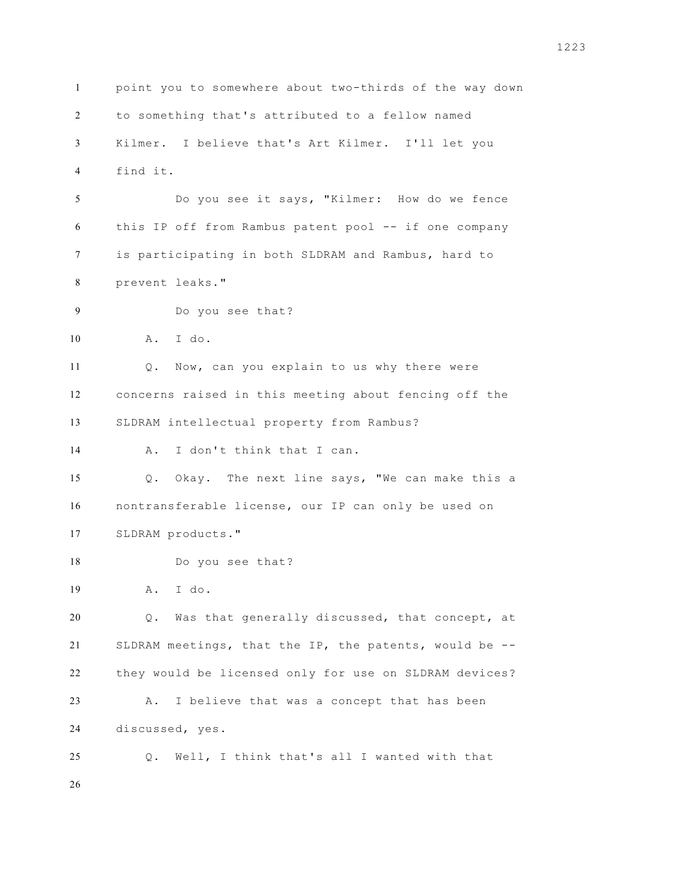point you to somewhere about two-thirds of the way down to something that's attributed to a fellow named Kilmer. I believe that's Art Kilmer. I'll let you find it.

Do you see it says, "Kilmer: How do we fence this IP off from Rambus patent pool -- if one company is participating in both SLDRAM and Rambus, hard to prevent leaks."

Do you see that?

A. I do.

Q. Now, can you explain to us why there were concerns raised in this meeting about fencing off the SLDRAM intellectual property from Rambus?

A. I don't think that I can.

Q. Okay. The next line says, "We can make this a nontransferable license, our IP can only be used on SLDRAM products."

Do you see that?

A. I do.

Q. Was that generally discussed, that concept, at SLDRAM meetings, that the IP, the patents, would be -- they would be licensed only for use on SLDRAM devices?

A. I believe that was a concept that has been discussed, yes.

Q. Well, I think that's all I wanted with that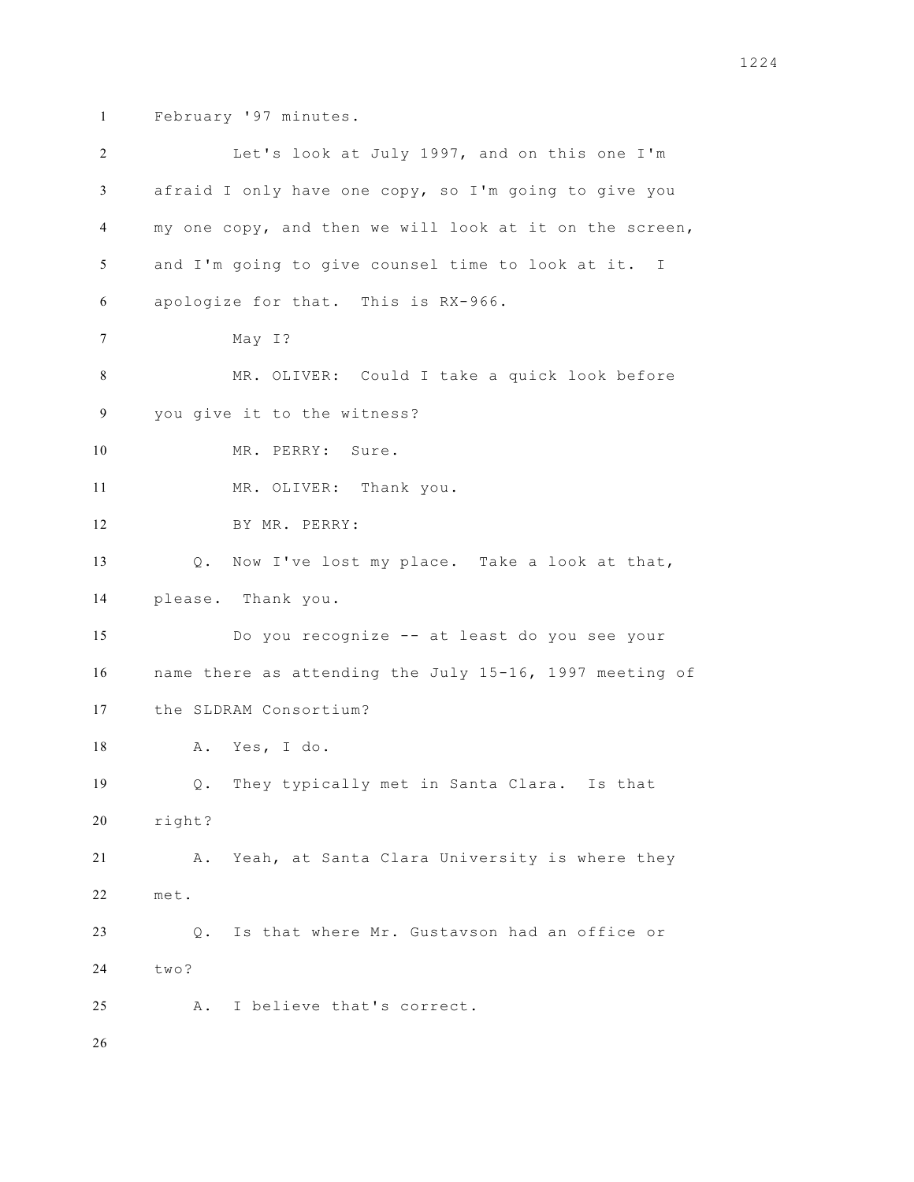February '97 minutes.

Let's look at July 1997, and on this one I'm afraid I only have one copy, so I'm going to give you my one copy, and then we will look at it on the screen, and I'm going to give counsel time to look at it. I apologize for that. This is RX-966.

May I?

MR. OLIVER: Could I take a quick look before you give it to the witness?

MR. PERRY: Sure.

MR. OLIVER: Thank you.

BY MR. PERRY:

Q. Now I've lost my place. Take a look at that, please. Thank you.

Do you recognize -- at least do you see your name there as attending the July 15-16, 1997 meeting of the SLDRAM Consortium?

A. Yes, I do.

Q. They typically met in Santa Clara. Is that right?

A. Yeah, at Santa Clara University is where they met.

Q. Is that where Mr. Gustavson had an office or two?

A. I believe that's correct.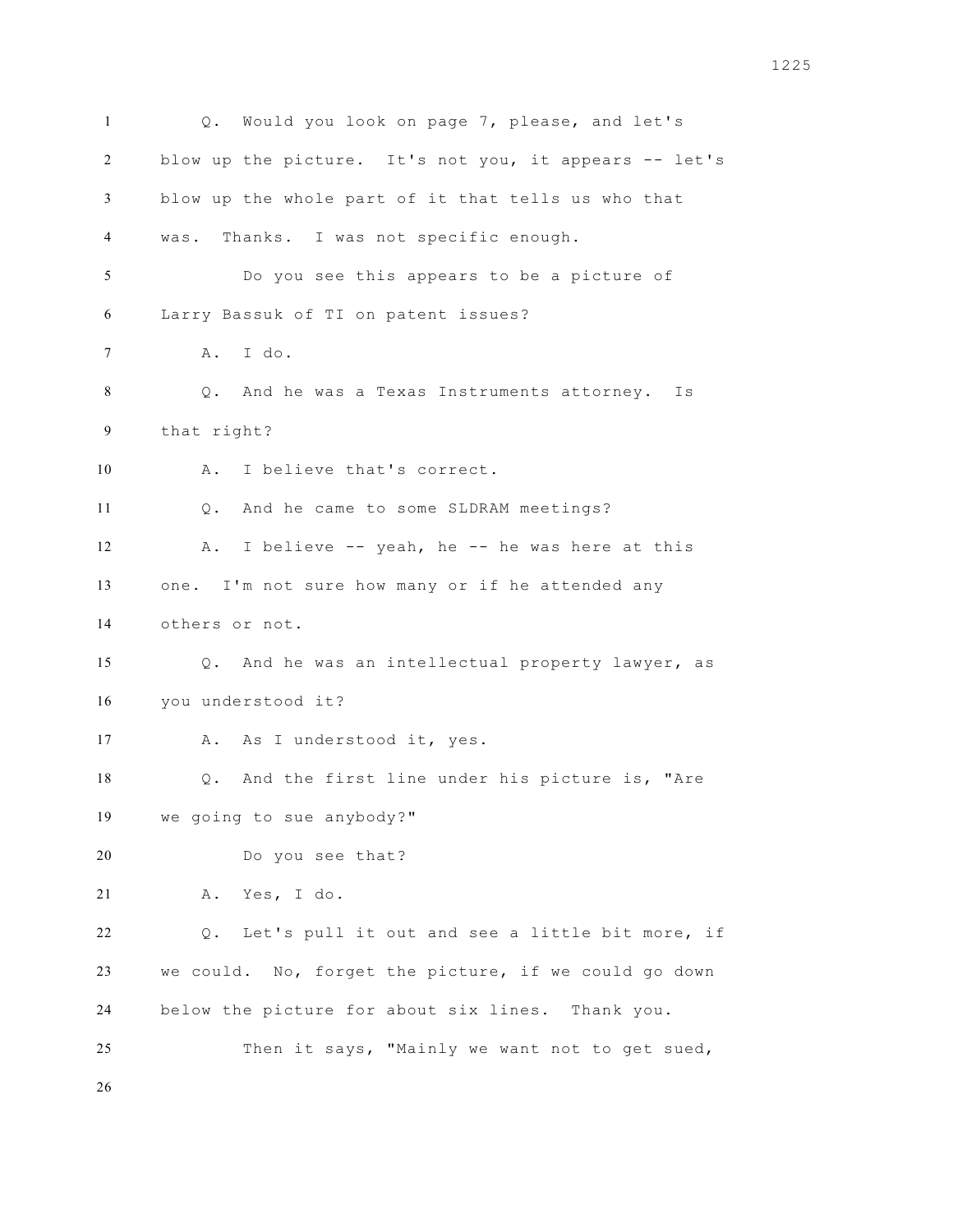Q. Would you look on page 7, please, and let's blow up the picture. It's not you, it appears -- let's blow up the whole part of it that tells us who that was. Thanks. I was not specific enough.

Do you see this appears to be a picture of Larry Bassuk of TI on patent issues?

A. I do.

Q. And he was a Texas Instruments attorney. Is that right?

A. I believe that's correct.

Q. And he came to some SLDRAM meetings?

A. I believe -- yeah, he -- he was here at this one. I'm not sure how many or if he attended any others or not.

Q. And he was an intellectual property lawyer, as you understood it?

A. As I understood it, yes.

Q. And the first line under his picture is, "Are we going to sue anybody?"

Do you see that?

A. Yes, I do.

Q. Let's pull it out and see a little bit more, if we could. No, forget the picture, if we could go down below the picture for about six lines. Thank you.

Then it says, "Mainly we want not to get sued,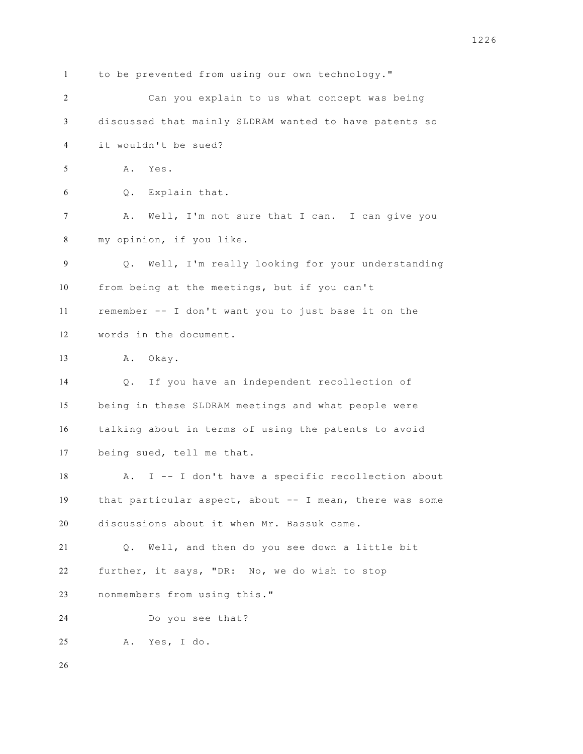to be prevented from using our own technology."

Can you explain to us what concept was being discussed that mainly SLDRAM wanted to have patents so it wouldn't be sued?

A. Yes.

Q. Explain that.

A. Well, I'm not sure that I can. I can give you my opinion, if you like.

Q. Well, I'm really looking for your understanding from being at the meetings, but if you can't remember -- I don't want you to just base it on the words in the document.

A. Okay.

Q. If you have an independent recollection of being in these SLDRAM meetings and what people were talking about in terms of using the patents to avoid being sued, tell me that.

A. I -- I don't have a specific recollection about that particular aspect, about -- I mean, there was some discussions about it when Mr. Bassuk came.

Q. Well, and then do you see down a little bit further, it says, "DR: No, we do wish to stop nonmembers from using this."

Do you see that?

A. Yes, I do.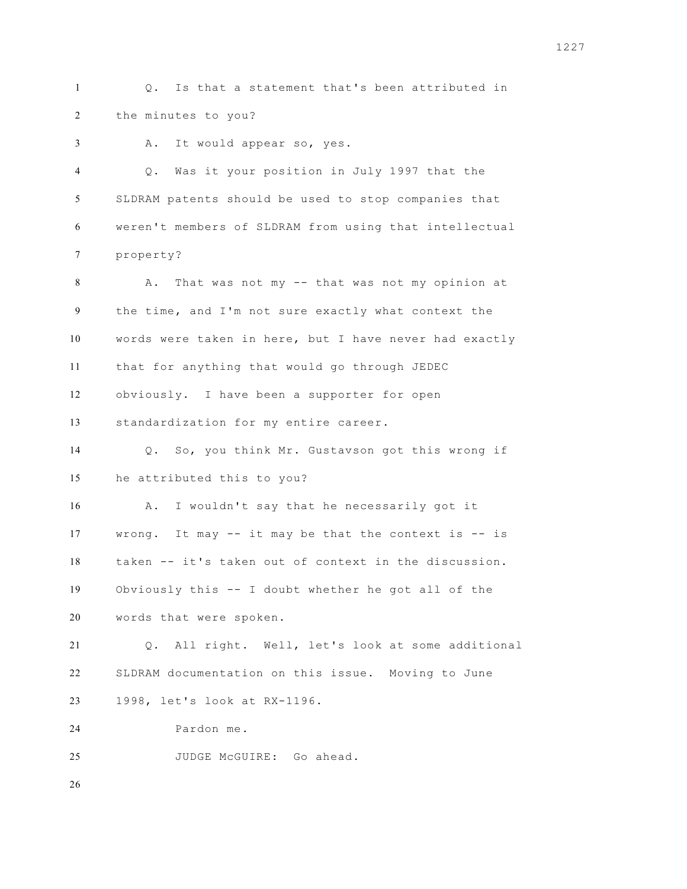Q. Is that a statement that's been attributed in the minutes to you?

A. It would appear so, yes.

Q. Was it your position in July 1997 that the SLDRAM patents should be used to stop companies that weren't members of SLDRAM from using that intellectual property?

A. That was not my -- that was not my opinion at the time, and I'm not sure exactly what context the words were taken in here, but I have never had exactly that for anything that would go through JEDEC obviously. I have been a supporter for open standardization for my entire career.

Q. So, you think Mr. Gustavson got this wrong if he attributed this to you?

A. I wouldn't say that he necessarily got it wrong. It may -- it may be that the context is -- is taken -- it's taken out of context in the discussion. Obviously this -- I doubt whether he got all of the words that were spoken.

Q. All right. Well, let's look at some additional SLDRAM documentation on this issue. Moving to June 1998, let's look at RX-1196.

Pardon me.

JUDGE McGUIRE: Go ahead.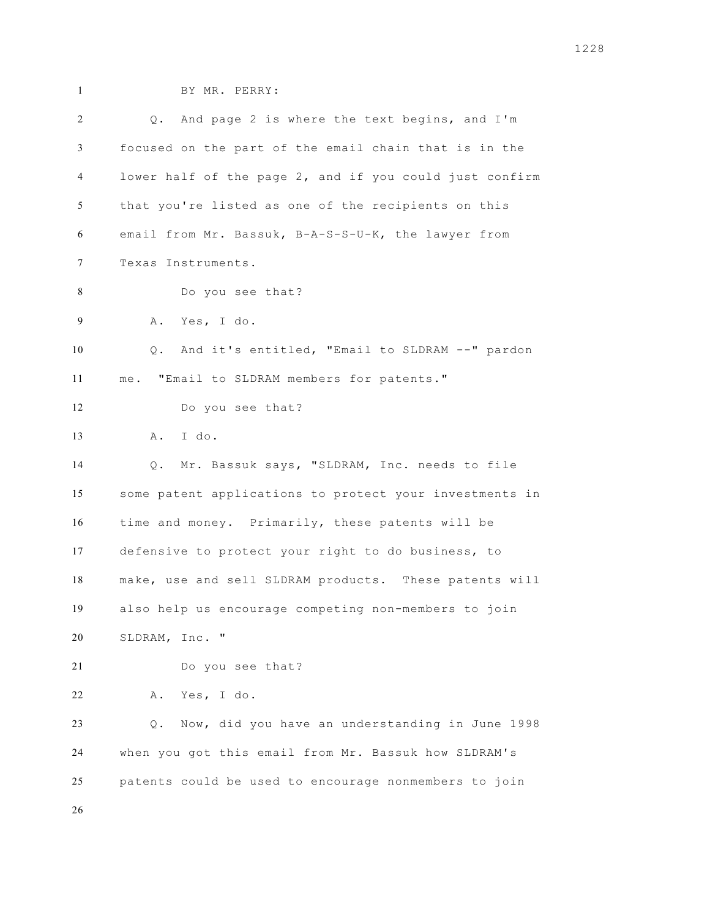BY MR. PERRY:

Q. And page 2 is where the text begins, and I'm focused on the part of the email chain that is in the lower half of the page 2, and if you could just confirm that you're listed as one of the recipients on this email from Mr. Bassuk, B-A-S-S-U-K, the lawyer from Texas Instruments.

Do you see that?

A. Yes, I do.

Q. And it's entitled, "Email to SLDRAM --" pardon me. "Email to SLDRAM members for patents."

Do you see that?

A. I do.

Q. Mr. Bassuk says, "SLDRAM, Inc. needs to file some patent applications to protect your investments in time and money. Primarily, these patents will be defensive to protect your right to do business, to make, use and sell SLDRAM products. These patents will also help us encourage competing non-members to join SLDRAM, Inc. "

Do you see that?

A. Yes, I do.

Q. Now, did you have an understanding in June 1998 when you got this email from Mr. Bassuk how SLDRAM's patents could be used to encourage nonmembers to join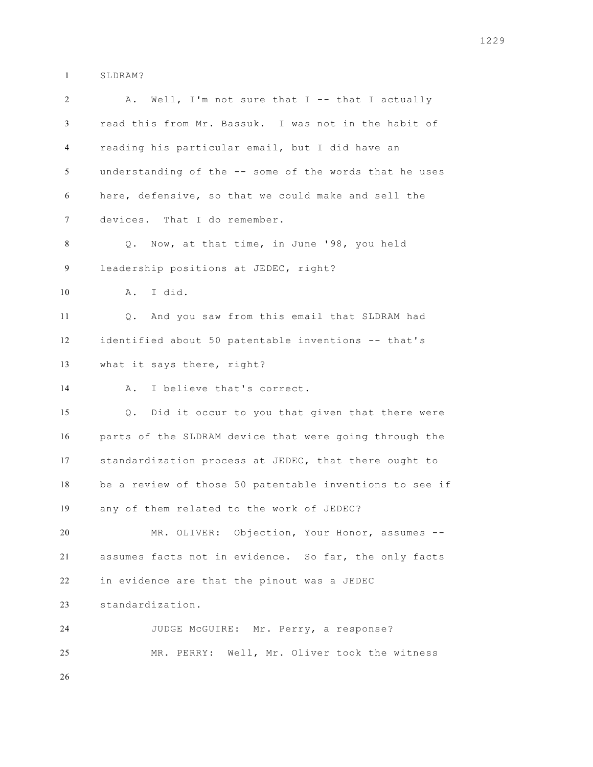SLDRAM?

A. Well, I'm not sure that I -- that I actually read this from Mr. Bassuk. I was not in the habit of reading his particular email, but I did have an understanding of the -- some of the words that he uses here, defensive, so that we could make and sell the devices. That I do remember.

Q. Now, at that time, in June '98, you held leadership positions at JEDEC, right?

A. I did.

Q. And you saw from this email that SLDRAM had identified about 50 patentable inventions -- that's what it says there, right?

A. I believe that's correct.

Q. Did it occur to you that given that there were parts of the SLDRAM device that were going through the standardization process at JEDEC, that there ought to be a review of those 50 patentable inventions to see if any of them related to the work of JEDEC?

MR. OLIVER: Objection, Your Honor, assumes -- assumes facts not in evidence. So far, the only facts in evidence are that the pinout was a JEDEC standardization.

JUDGE McGUIRE: Mr. Perry, a response?

MR. PERRY: Well, Mr. Oliver took the witness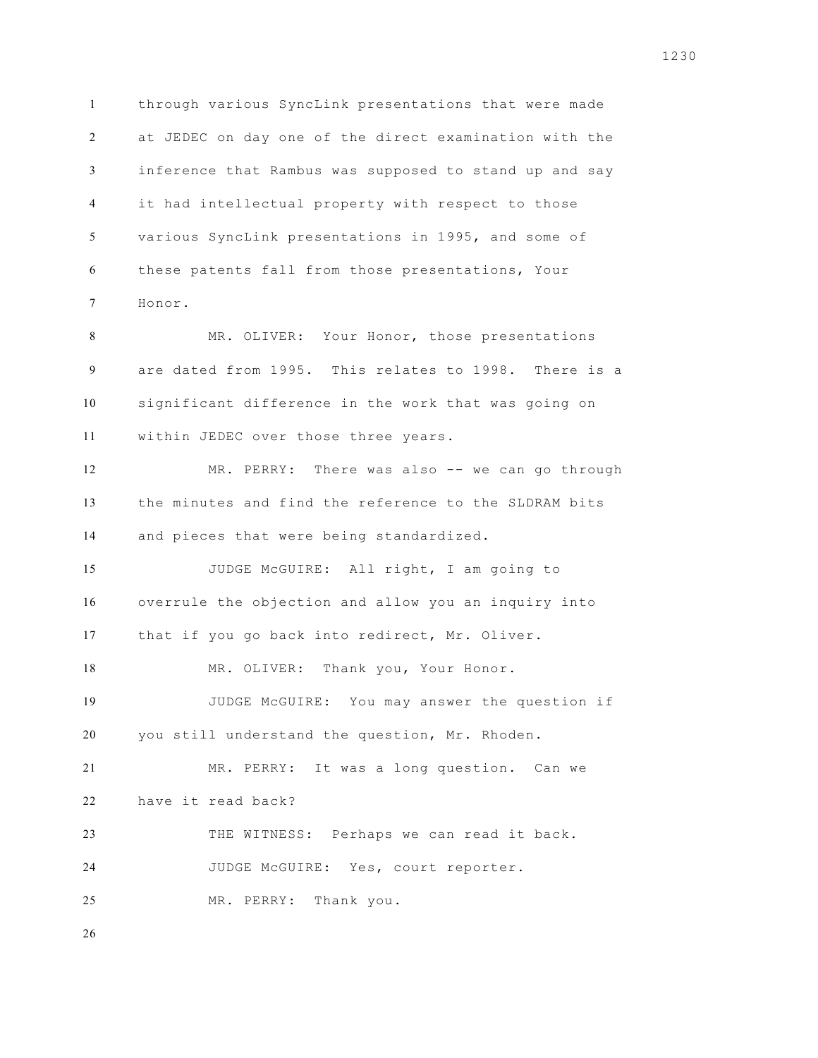through various SyncLink presentations that were made at JEDEC on day one of the direct examination with the inference that Rambus was supposed to stand up and say it had intellectual property with respect to those various SyncLink presentations in 1995, and some of these patents fall from those presentations, Your Honor.

MR. OLIVER: Your Honor, those presentations are dated from 1995. This relates to 1998. There is a significant difference in the work that was going on within JEDEC over those three years.

MR. PERRY: There was also -- we can go through the minutes and find the reference to the SLDRAM bits and pieces that were being standardized.

JUDGE McGUIRE: All right, I am going to overrule the objection and allow you an inquiry into that if you go back into redirect, Mr. Oliver.

MR. OLIVER: Thank you, Your Honor.

JUDGE McGUIRE: You may answer the question if you still understand the question, Mr. Rhoden.

MR. PERRY: It was a long question. Can we have it read back?

THE WITNESS: Perhaps we can read it back.

JUDGE McGUIRE: Yes, court reporter.

MR. PERRY: Thank you.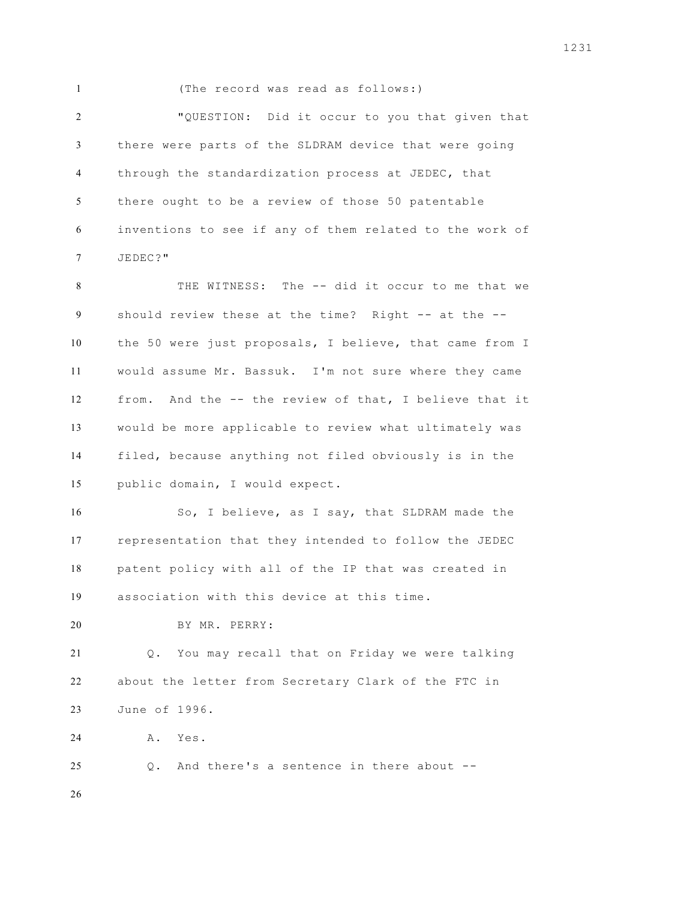(The record was read as follows:)

"QUESTION: Did it occur to you that given that there were parts of the SLDRAM device that were going through the standardization process at JEDEC, that there ought to be a review of those 50 patentable inventions to see if any of them related to the work of JEDEC?"

THE WITNESS: The -- did it occur to me that we should review these at the time? Right -- at the -- the 50 were just proposals, I believe, that came from I would assume Mr. Bassuk. I'm not sure where they came from. And the -- the review of that, I believe that it would be more applicable to review what ultimately was filed, because anything not filed obviously is in the public domain, I would expect.

So, I believe, as I say, that SLDRAM made the representation that they intended to follow the JEDEC patent policy with all of the IP that was created in association with this device at this time.

BY MR. PERRY:

Q. You may recall that on Friday we were talking about the letter from Secretary Clark of the FTC in June of 1996.

A. Yes.

Q. And there's a sentence in there about --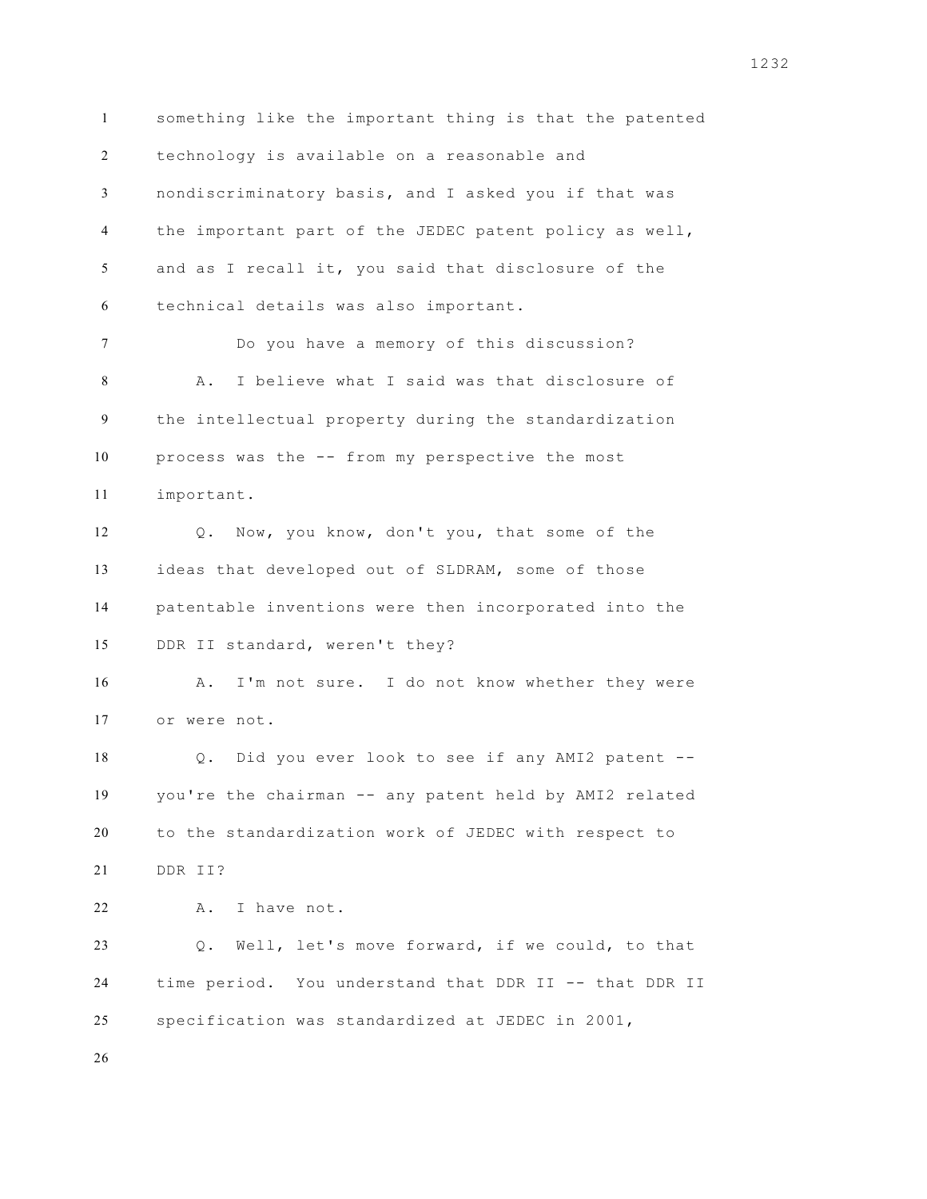something like the important thing is that the patented technology is available on a reasonable and nondiscriminatory basis, and I asked you if that was the important part of the JEDEC patent policy as well, and as I recall it, you said that disclosure of the technical details was also important.

Do you have a memory of this discussion?

A. I believe what I said was that disclosure of the intellectual property during the standardization process was the -- from my perspective the most important.

Q. Now, you know, don't you, that some of the ideas that developed out of SLDRAM, some of those patentable inventions were then incorporated into the DDR II standard, weren't they?

A. I'm not sure. I do not know whether they were or were not.

Q. Did you ever look to see if any AMI2 patent -- you're the chairman -- any patent held by AMI2 related to the standardization work of JEDEC with respect to DDR II?

A. I have not.

Q. Well, let's move forward, if we could, to that time period. You understand that DDR II -- that DDR II specification was standardized at JEDEC in 2001,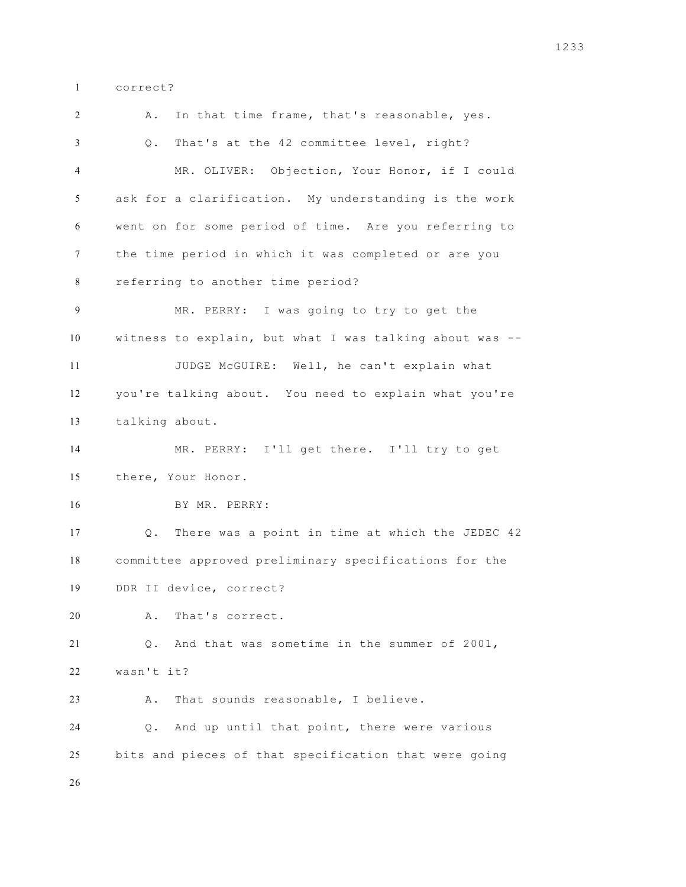correct?

A. In that time frame, that's reasonable, yes.

Q. That's at the 42 committee level, right?

MR. OLIVER: Objection, Your Honor, if I could ask for a clarification. My understanding is the work went on for some period of time. Are you referring to the time period in which it was completed or are you referring to another time period?

MR. PERRY: I was going to try to get the witness to explain, but what I was talking about was --

JUDGE McGUIRE: Well, he can't explain what you're talking about. You need to explain what you're talking about.

MR. PERRY: I'll get there. I'll try to get there, Your Honor.

BY MR. PERRY:

Q. There was a point in time at which the JEDEC 42 committee approved preliminary specifications for the DDR II device, correct?

A. That's correct.

Q. And that was sometime in the summer of 2001, wasn't it?

A. That sounds reasonable, I believe.

Q. And up until that point, there were various bits and pieces of that specification that were going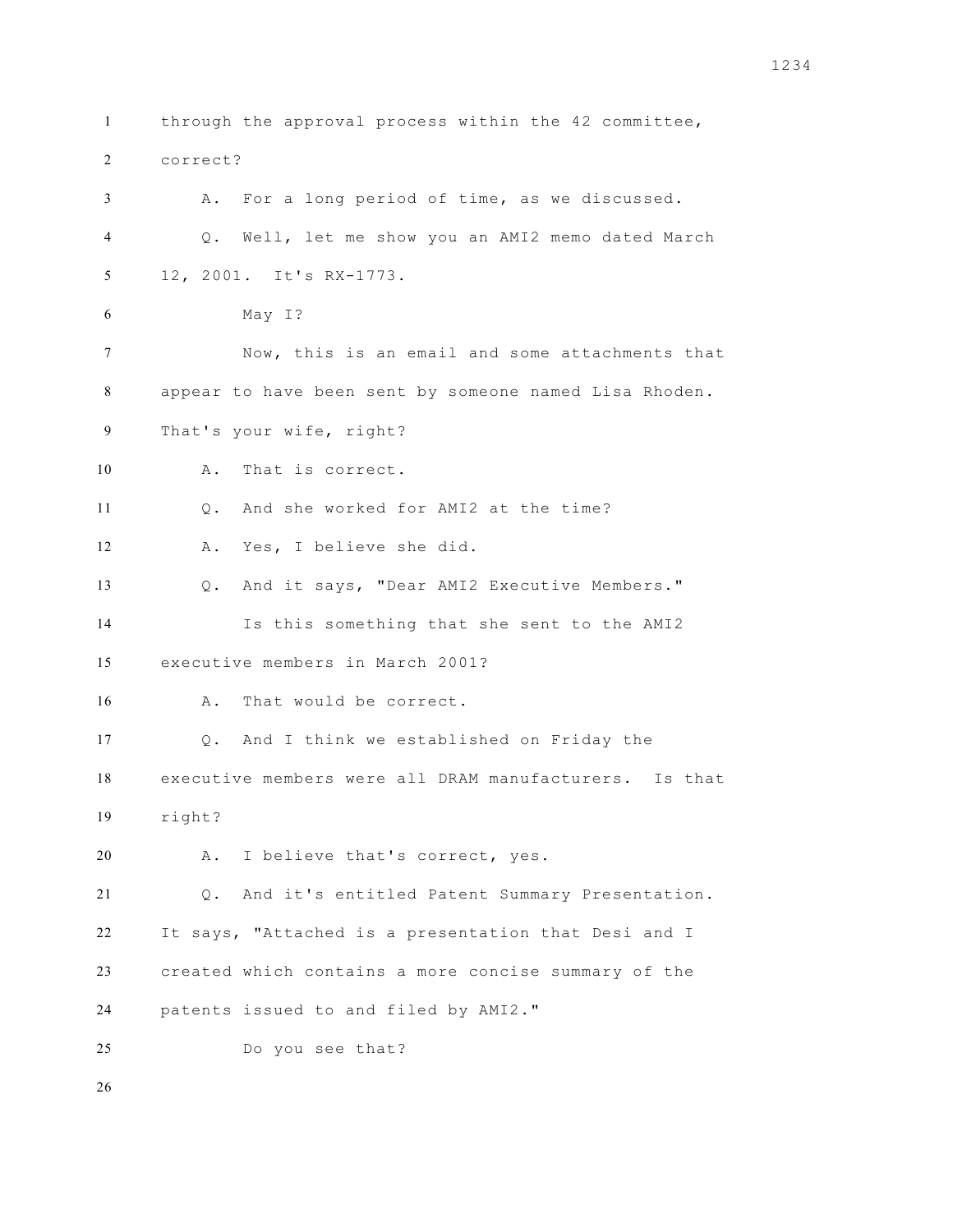through the approval process within the 42 committee, correct?

A. For a long period of time, as we discussed.

Q. Well, let me show you an AMI2 memo dated March 12, 2001. It's RX-1773.

May I?

Now, this is an email and some attachments that appear to have been sent by someone named Lisa Rhoden. That's your wife, right?

A. That is correct.

Q. And she worked for AMI2 at the time?

A. Yes, I believe she did.

Q. And it says, "Dear AMI2 Executive Members."

Is this something that she sent to the AMI2 executive members in March 2001?

A. That would be correct.

Q. And I think we established on Friday the executive members were all DRAM manufacturers. Is that right?

A. I believe that's correct, yes.

Q. And it's entitled Patent Summary Presentation. It says, "Attached is a presentation that Desi and I created which contains a more concise summary of the patents issued to and filed by AMI2."

Do you see that?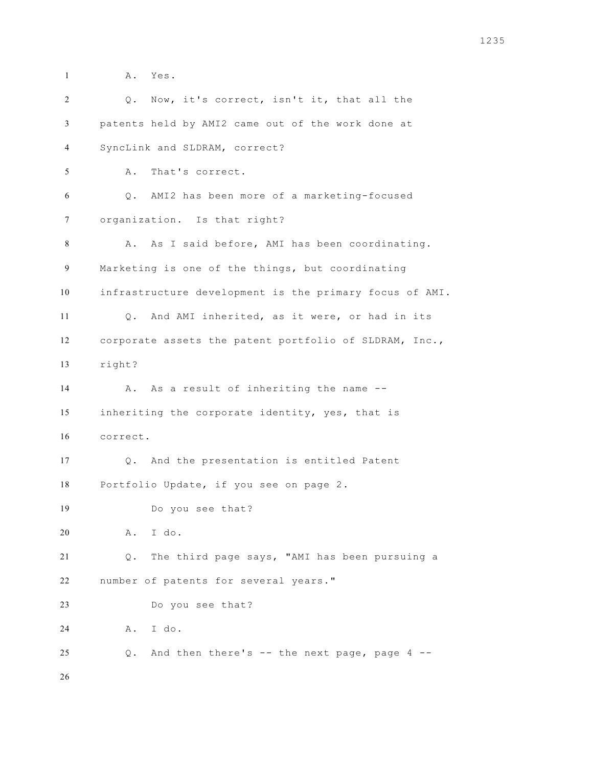A. Yes.

Q. Now, it's correct, isn't it, that all the patents held by AMI2 came out of the work done at SyncLink and SLDRAM, correct?

A. That's correct.

Q. AMI2 has been more of a marketing-focused organization. Is that right?

A. As I said before, AMI has been coordinating. Marketing is one of the things, but coordinating infrastructure development is the primary focus of AMI.

Q. And AMI inherited, as it were, or had in its corporate assets the patent portfolio of SLDRAM, Inc., right?

A. As a result of inheriting the name -- inheriting the corporate identity, yes, that is correct.

Q. And the presentation is entitled Patent Portfolio Update, if you see on page 2.

Do you see that?

A. I do.

Q. The third page says, "AMI has been pursuing a number of patents for several years."

Do you see that?

A. I do.

Q. And then there's -- the next page, page 4 --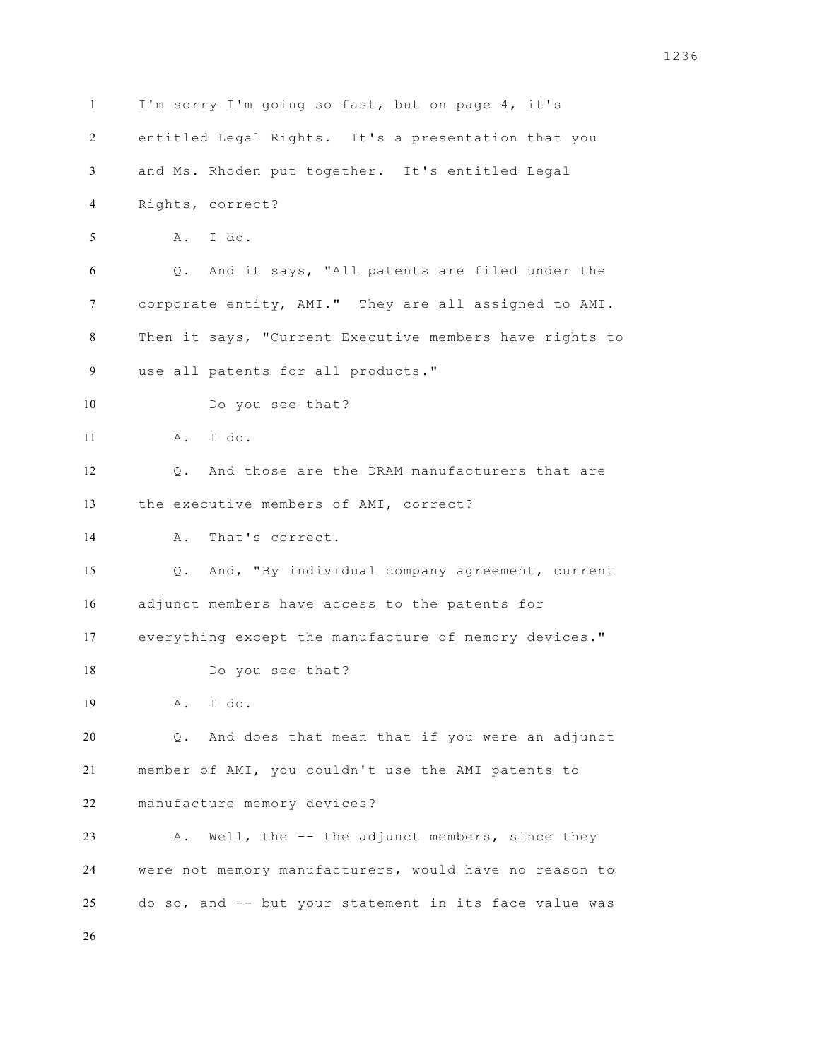I'm sorry I'm going so fast, but on page 4, it's entitled Legal Rights. It's a presentation that you and Ms. Rhoden put together. It's entitled Legal Rights, correct?

A. I do.

Q. And it says, "All patents are filed under the corporate entity, AMI." They are all assigned to AMI. Then it says, "Current Executive members have rights to use all patents for all products."

Do you see that?

A. I do.

Q. And those are the DRAM manufacturers that are the executive members of AMI, correct?

A. That's correct.

Q. And, "By individual company agreement, current adjunct members have access to the patents for everything except the manufacture of memory devices."

Do you see that?

A. I do.

Q. And does that mean that if you were an adjunct member of AMI, you couldn't use the AMI patents to manufacture memory devices?

A. Well, the -- the adjunct members, since they were not memory manufacturers, would have no reason to do so, and -- but your statement in its face value was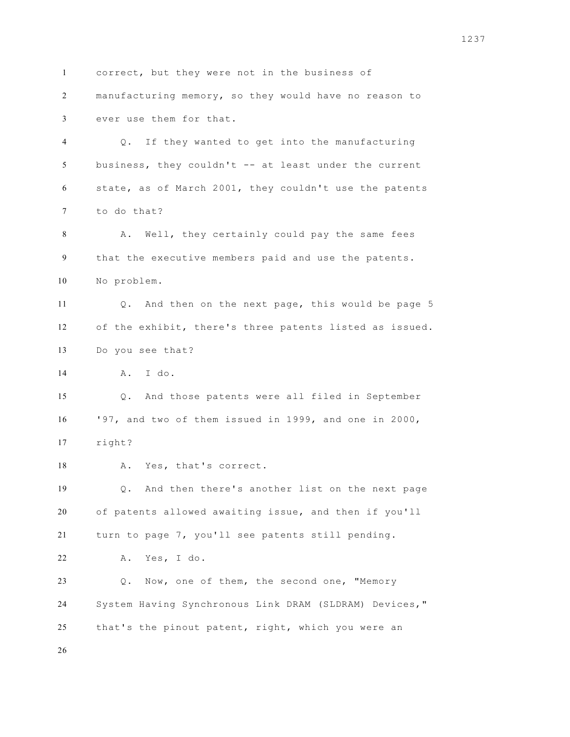correct, but they were not in the business of manufacturing memory, so they would have no reason to ever use them for that.

Q. If they wanted to get into the manufacturing business, they couldn't -- at least under the current state, as of March 2001, they couldn't use the patents to do that?

A. Well, they certainly could pay the same fees that the executive members paid and use the patents. No problem.

Q. And then on the next page, this would be page 5 of the exhibit, there's three patents listed as issued. Do you see that?

A. I do.

Q. And those patents were all filed in September '97, and two of them issued in 1999, and one in 2000, right?

A. Yes, that's correct.

Q. And then there's another list on the next page of patents allowed awaiting issue, and then if you'll turn to page 7, you'll see patents still pending.

A. Yes, I do.

Q. Now, one of them, the second one, "Memory System Having Synchronous Link DRAM (SLDRAM) Devices," that's the pinout patent, right, which you were an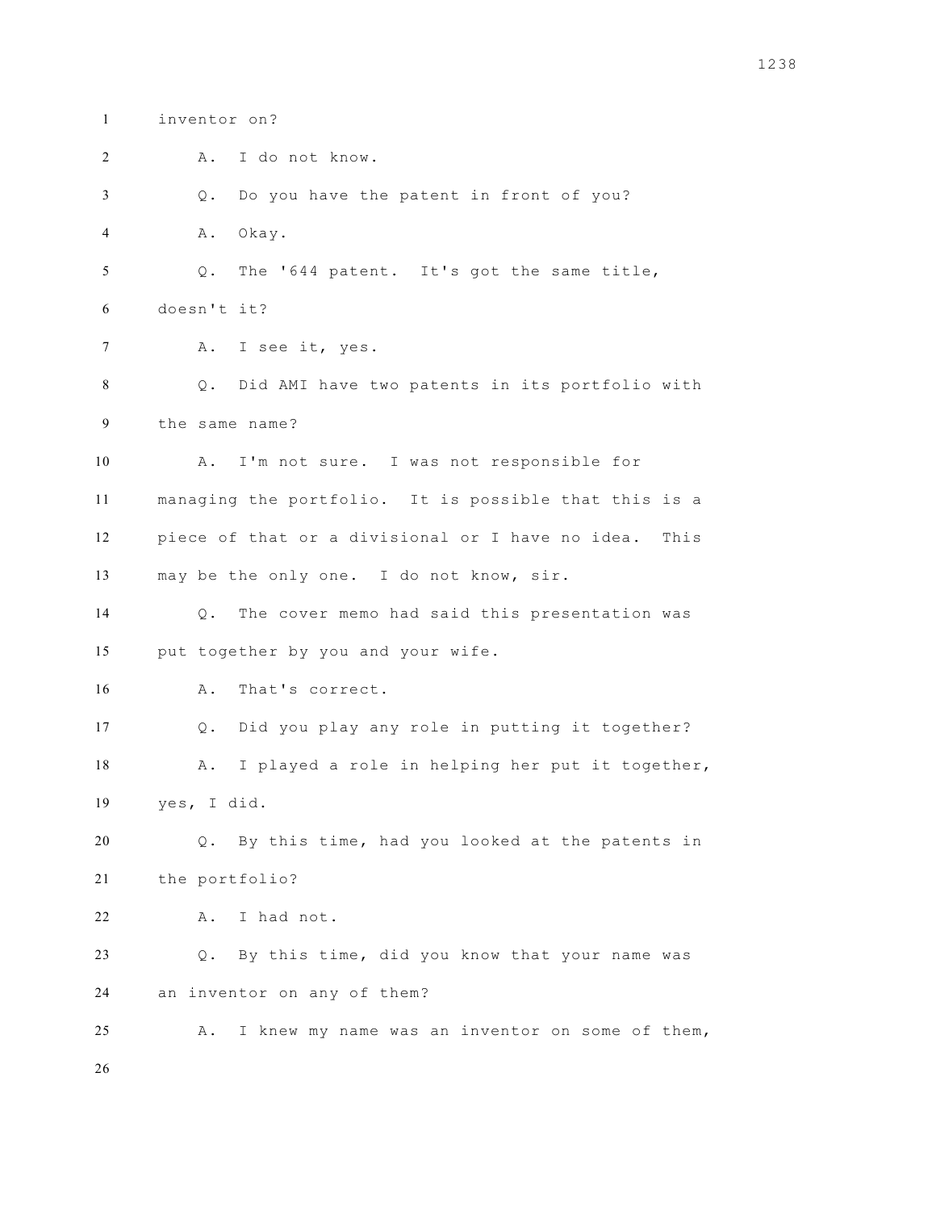1 inventor on?

2 A. I do not know.

3 Q. Do you have the patent in front of you?

4 A. Okay.

5 Q. The '644 patent. It's got the same title,

6 doesn't it?

7 A. I see it, yes.

8 Q. Did AMI have two patents in its portfolio with

9 the same name?

10 A. I'm not sure. I was not responsible for

11 managing the portfolio. It is possible that this is a

12 piece of that or a divisional or I have no idea. This

13 may be the only one. I do not know, sir.

14 Q. The cover memo had said this presentation was

15 put together by you and your wife.

16 A. That's correct.

17 Q. Did you play any role in putting it together?

18 A. I played a role in helping her put it together,

19 yes, I did.

20 Q. By this time, had you looked at the patents in

21 the portfolio?

22 A. I had not.

23 Q. By this time, did you know that your name was

24 an inventor on any of them?

25 A. I knew my name was an inventor on some of them,

26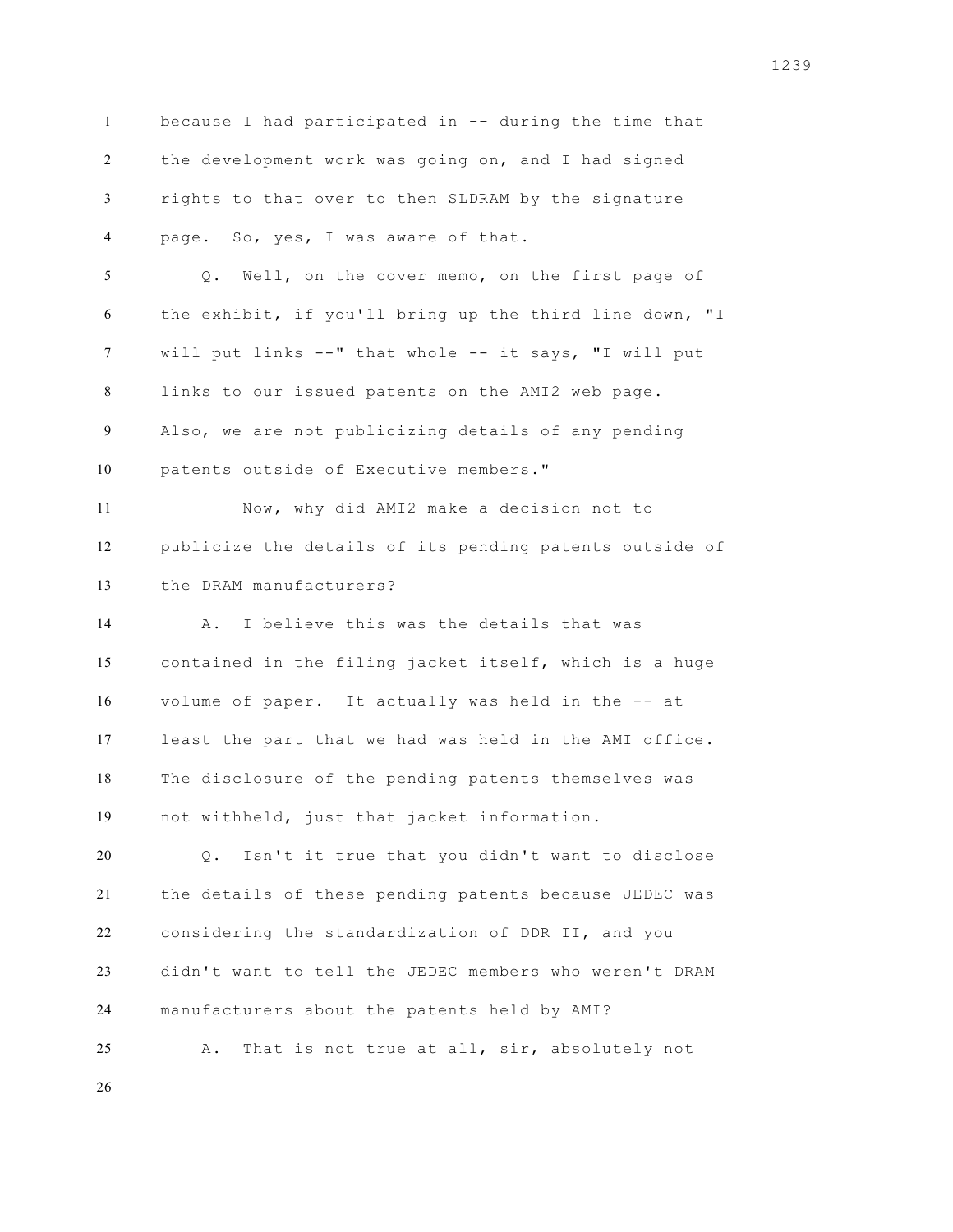because I had participated in -- during the time that the development work was going on, and I had signed rights to that over to then SLDRAM by the signature page. So, yes, I was aware of that.

Q. Well, on the cover memo, on the first page of the exhibit, if you'll bring up the third line down, "I will put links --" that whole -- it says, "I will put links to our issued patents on the AMI2 web page. Also, we are not publicizing details of any pending patents outside of Executive members."

Now, why did AMI2 make a decision not to publicize the details of its pending patents outside of the DRAM manufacturers?

A. I believe this was the details that was contained in the filing jacket itself, which is a huge volume of paper. It actually was held in the -- at least the part that we had was held in the AMI office. The disclosure of the pending patents themselves was not withheld, just that jacket information.

Q. Isn't it true that you didn't want to disclose the details of these pending patents because JEDEC was considering the standardization of DDR II, and you didn't want to tell the JEDEC members who weren't DRAM manufacturers about the patents held by AMI?

A. That is not true at all, sir, absolutely not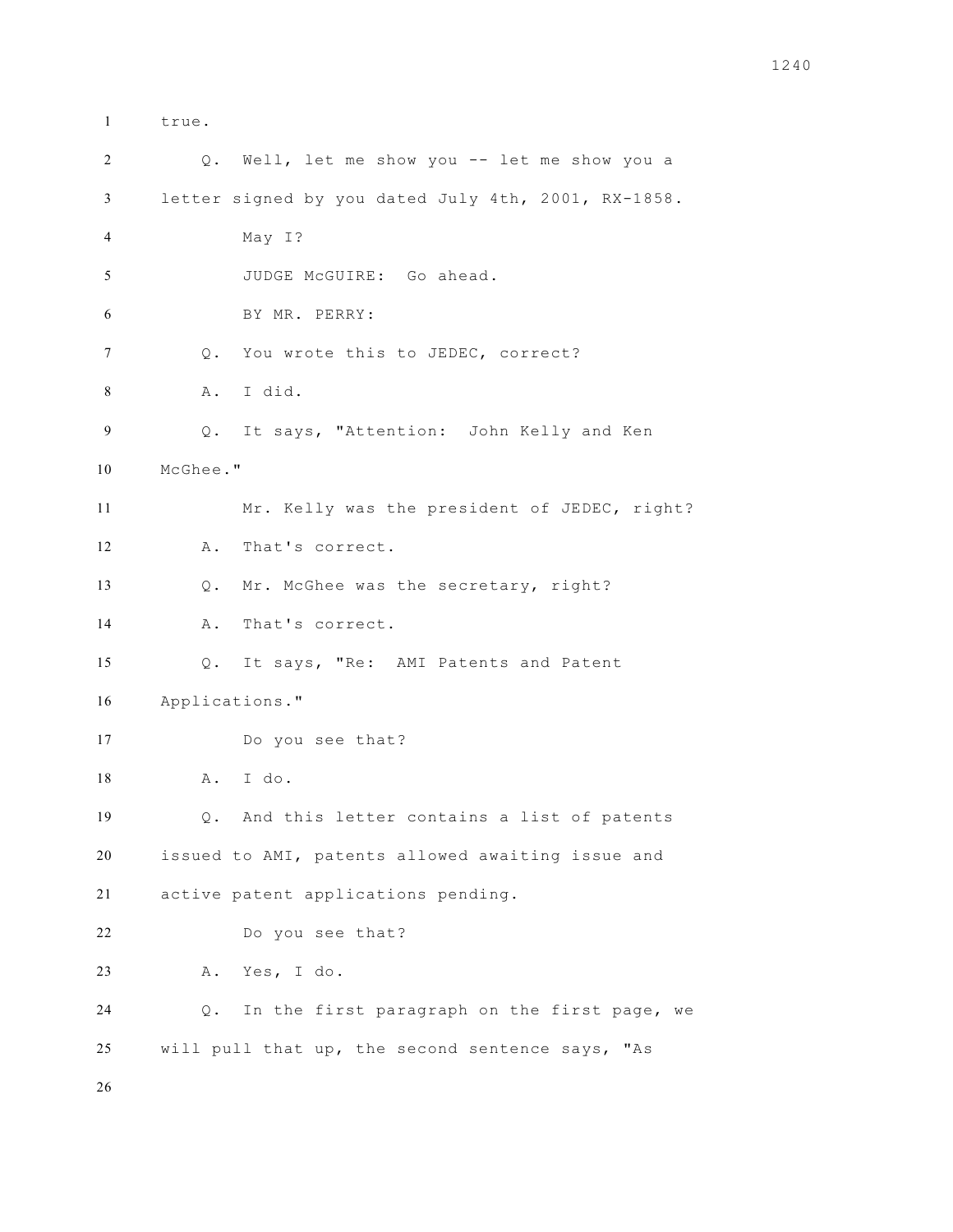1 true.

2 Q. Well, let me show you -- let me show you a

3 letter signed by you dated July 4th, 2001, RX-1858.

4 May I?

5 JUDGE McGUIRE: Go ahead.

6 BY MR. PERRY:

7 Q. You wrote this to JEDEC, correct?

8 A. I did.

9 Q. It says, "Attention: John Kelly and Ken

10 McGhee."

11 Mr. Kelly was the president of JEDEC, right?

12 A. That's correct.

13 Q. Mr. McGhee was the secretary, right?

14 A. That's correct.

15 Q. It says, "Re: AMI Patents and Patent

16 Applications."

17 Do you see that?

18 A. I do.

19 Q. And this letter contains a list of patents

20 issued to AMI, patents allowed awaiting issue and

21 active patent applications pending.

22 Do you see that?

23 A. Yes, I do.

24 Q. In the first paragraph on the first page, we

25 will pull that up, the second sentence says, "As

26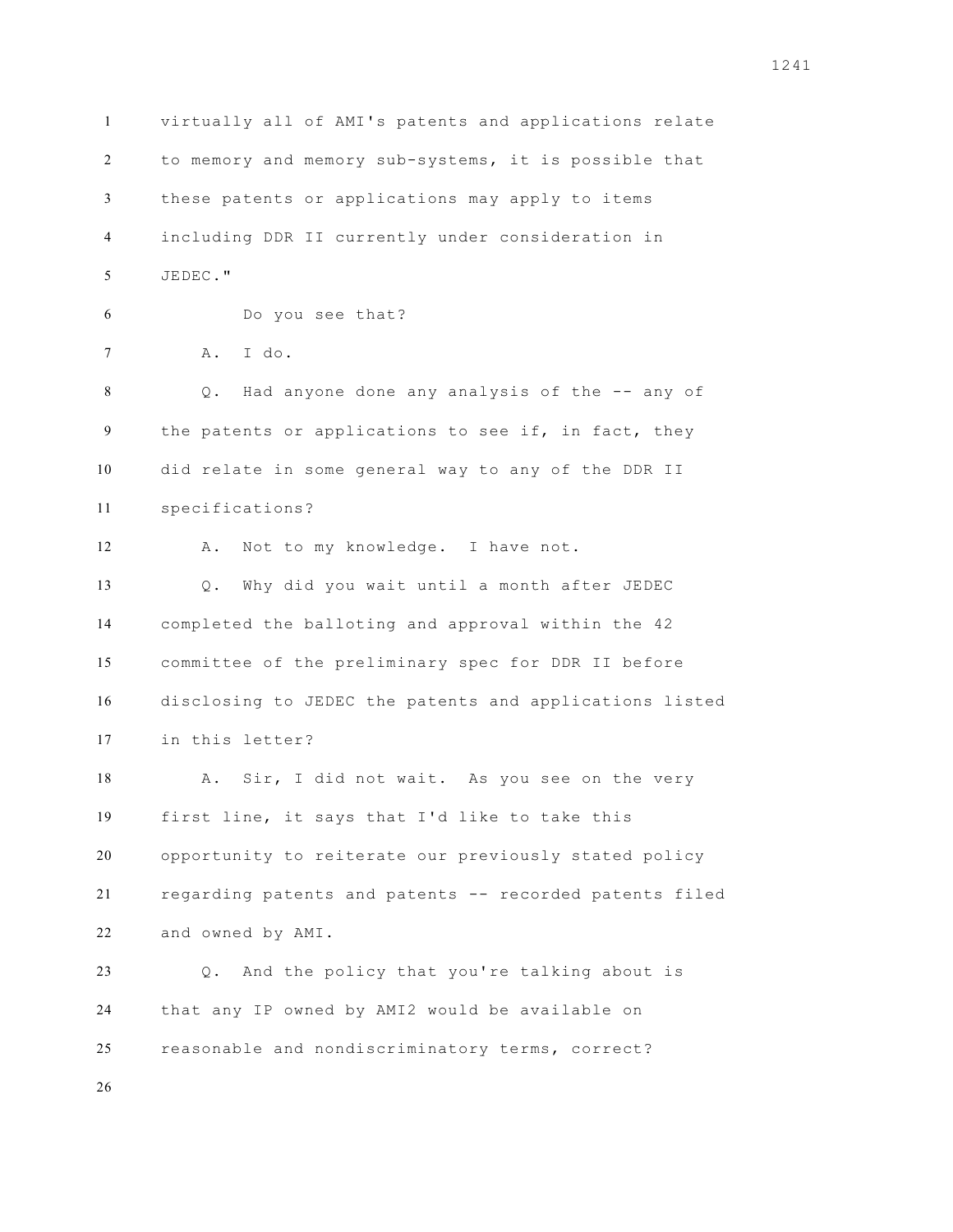virtually all of AMI's patents and applications relate to memory and memory sub-systems, it is possible that these patents or applications may apply to items including DDR II currently under consideration in JEDEC."

Do you see that?

A. I do.

Q. Had anyone done any analysis of the -- any of the patents or applications to see if, in fact, they did relate in some general way to any of the DDR II specifications?

A. Not to my knowledge. I have not.

Q. Why did you wait until a month after JEDEC completed the balloting and approval within the 42 committee of the preliminary spec for DDR II before disclosing to JEDEC the patents and applications listed in this letter?

A. Sir, I did not wait. As you see on the very first line, it says that I'd like to take this opportunity to reiterate our previously stated policy regarding patents and patents -- recorded patents filed and owned by AMI.

Q. And the policy that you're talking about is that any IP owned by AMI2 would be available on reasonable and nondiscriminatory terms, correct?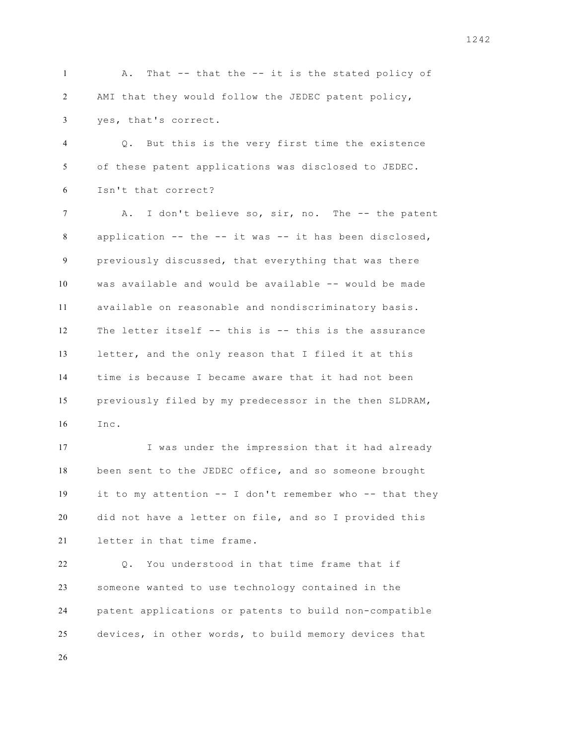A. That -- that the -- it is the stated policy of AMI that they would follow the JEDEC patent policy, yes, that's correct.

Q. But this is the very first time the existence of these patent applications was disclosed to JEDEC. Isn't that correct?

A. I don't believe so, sir, no. The -- the patent application -- the -- it was -- it has been disclosed, previously discussed, that everything that was there was available and would be available -- would be made available on reasonable and nondiscriminatory basis. The letter itself -- this is -- this is the assurance letter, and the only reason that I filed it at this time is because I became aware that it had not been previously filed by my predecessor in the then SLDRAM, Inc.

I was under the impression that it had already been sent to the JEDEC office, and so someone brought it to my attention -- I don't remember who -- that they did not have a letter on file, and so I provided this letter in that time frame.

Q. You understood in that time frame that if someone wanted to use technology contained in the patent applications or patents to build non-compatible devices, in other words, to build memory devices that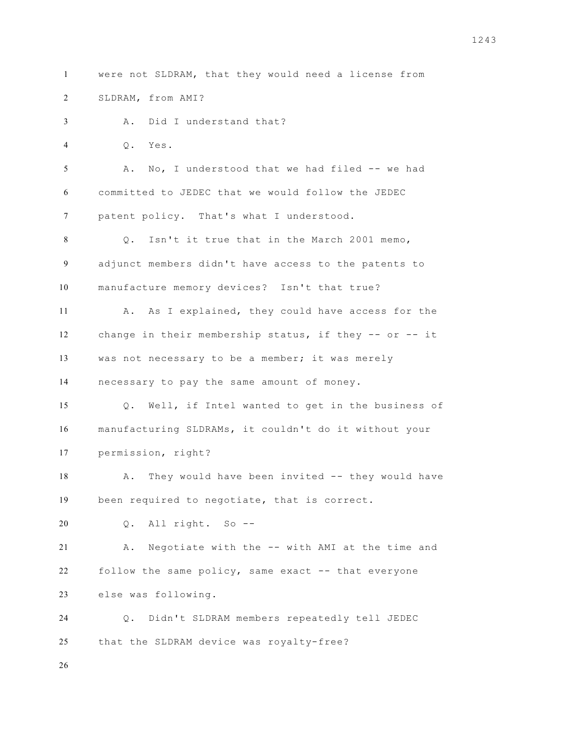were not SLDRAM, that they would need a license from SLDRAM, from AMI?

A. Did I understand that?

Q. Yes.

A. No, I understood that we had filed -- we had committed to JEDEC that we would follow the JEDEC patent policy. That's what I understood.

Q. Isn't it true that in the March 2001 memo, adjunct members didn't have access to the patents to manufacture memory devices? Isn't that true?

A. As I explained, they could have access for the change in their membership status, if they -- or -- it was not necessary to be a member; it was merely necessary to pay the same amount of money.

Q. Well, if Intel wanted to get in the business of manufacturing SLDRAMs, it couldn't do it without your permission, right?

A. They would have been invited -- they would have been required to negotiate, that is correct.

Q. All right. So --

A. Negotiate with the -- with AMI at the time and follow the same policy, same exact -- that everyone else was following.

Q. Didn't SLDRAM members repeatedly tell JEDEC that the SLDRAM device was royalty-free?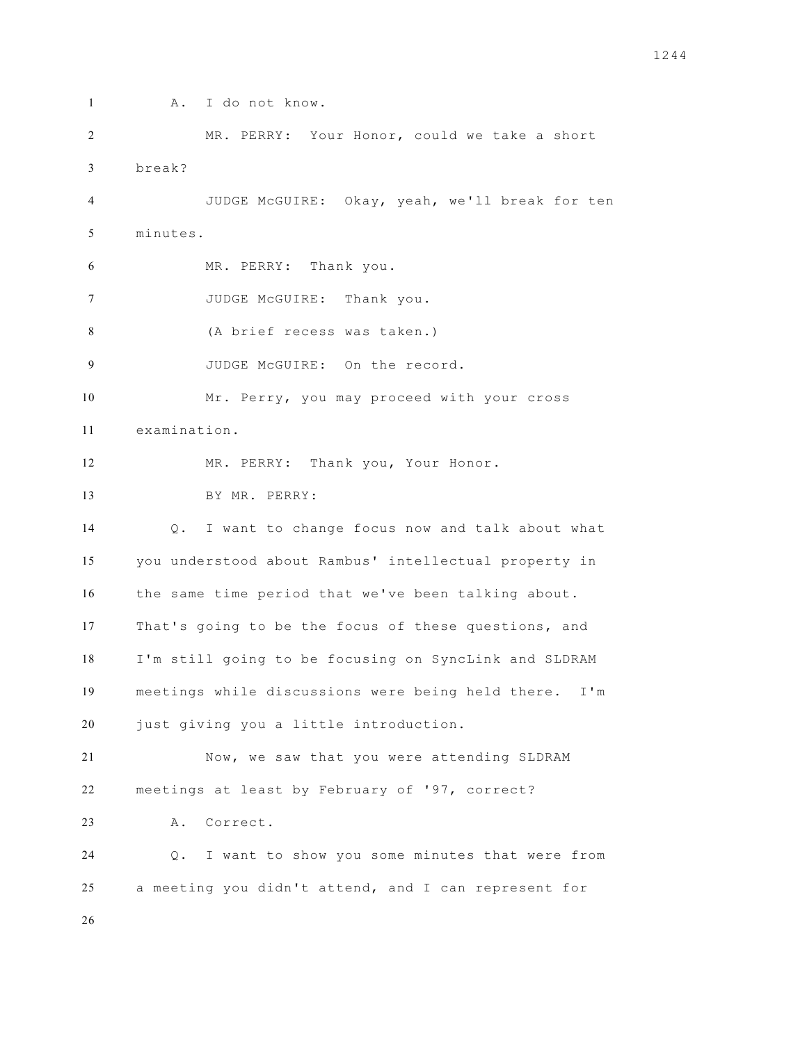A. I do not know.

MR. PERRY: Your Honor, could we take a short break?

JUDGE McGUIRE: Okay, yeah, we'll break for ten minutes.

MR. PERRY: Thank you.

JUDGE McGUIRE: Thank you.

(A brief recess was taken.)

JUDGE McGUIRE: On the record.

Mr. Perry, you may proceed with your cross examination.

MR. PERRY: Thank you, Your Honor.

BY MR. PERRY:

Q. I want to change focus now and talk about what you understood about Rambus' intellectual property in the same time period that we've been talking about. That's going to be the focus of these questions, and I'm still going to be focusing on SyncLink and SLDRAM meetings while discussions were being held there. I'm just giving you a little introduction.

Now, we saw that you were attending SLDRAM meetings at least by February of '97, correct?

A. Correct.

Q. I want to show you some minutes that were from a meeting you didn't attend, and I can represent for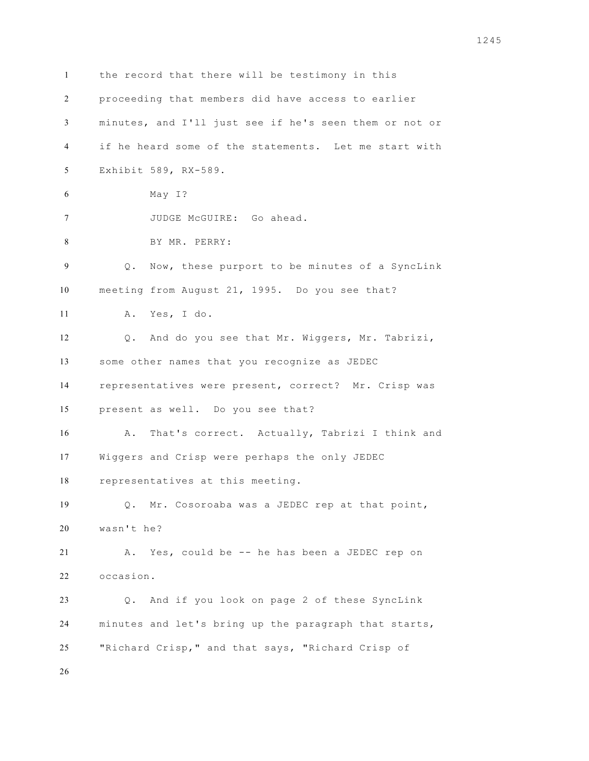the record that there will be testimony in this proceeding that members did have access to earlier minutes, and I'll just see if he's seen them or not or if he heard some of the statements. Let me start with Exhibit 589, RX-589.

May I?

JUDGE McGUIRE: Go ahead.

BY MR. PERRY:

Q. Now, these purport to be minutes of a SyncLink meeting from August 21, 1995. Do you see that?

A. Yes, I do.

Q. And do you see that Mr. Wiggers, Mr. Tabrizi, some other names that you recognize as JEDEC representatives were present, correct? Mr. Crisp was present as well. Do you see that?

A. That's correct. Actually, Tabrizi I think and Wiggers and Crisp were perhaps the only JEDEC representatives at this meeting.

Q. Mr. Cosoroaba was a JEDEC rep at that point, wasn't he?

A. Yes, could be -- he has been a JEDEC rep on occasion.

Q. And if you look on page 2 of these SyncLink minutes and let's bring up the paragraph that starts, "Richard Crisp," and that says, "Richard Crisp of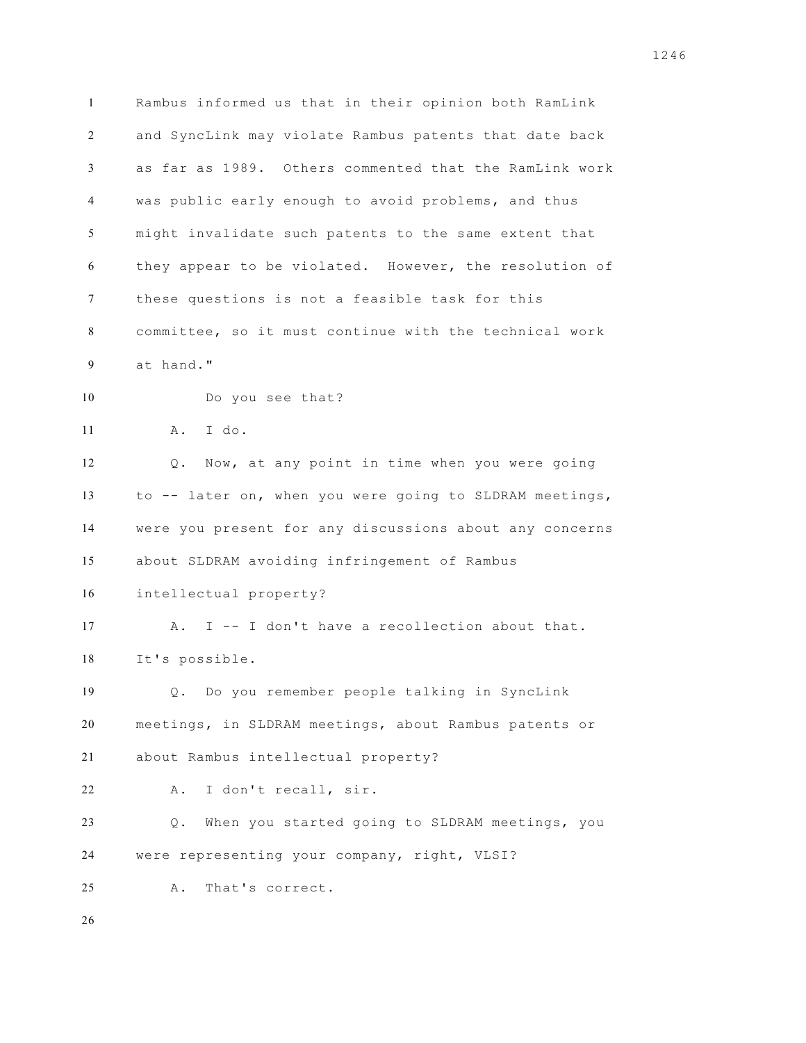Rambus informed us that in their opinion both RamLink and SyncLink may violate Rambus patents that date back as far as 1989. Others commented that the RamLink work was public early enough to avoid problems, and thus might invalidate such patents to the same extent that they appear to be violated. However, the resolution of these questions is not a feasible task for this committee, so it must continue with the technical work at hand."

Do you see that?

A. I do.

Q. Now, at any point in time when you were going to -- later on, when you were going to SLDRAM meetings, were you present for any discussions about any concerns about SLDRAM avoiding infringement of Rambus intellectual property?

A. I -- I don't have a recollection about that. It's possible.

Q. Do you remember people talking in SyncLink meetings, in SLDRAM meetings, about Rambus patents or about Rambus intellectual property?

A. I don't recall, sir.

Q. When you started going to SLDRAM meetings, you were representing your company, right, VLSI?

A. That's correct.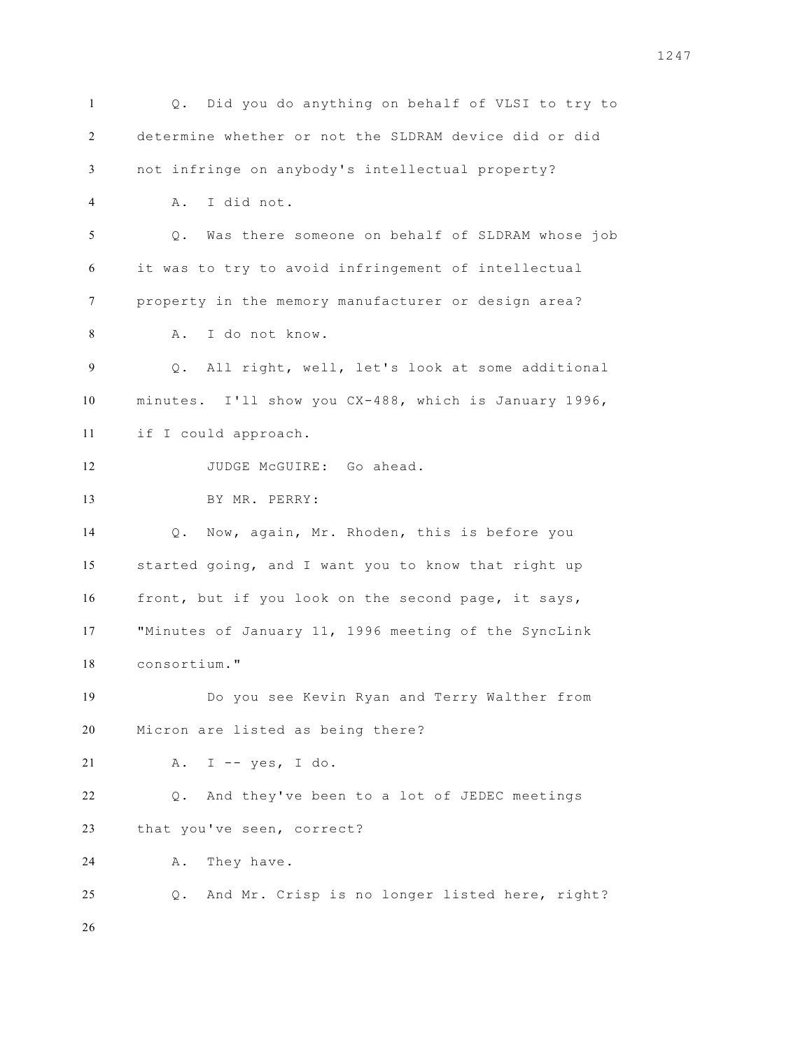Q. Did you do anything on behalf of VLSI to try to determine whether or not the SLDRAM device did or did not infringe on anybody's intellectual property?

A. I did not.

Q. Was there someone on behalf of SLDRAM whose job it was to try to avoid infringement of intellectual property in the memory manufacturer or design area?

A. I do not know.

Q. All right, well, let's look at some additional minutes. I'll show you CX-488, which is January 1996, if I could approach.

JUDGE McGUIRE: Go ahead.

BY MR. PERRY:

Q. Now, again, Mr. Rhoden, this is before you started going, and I want you to know that right up front, but if you look on the second page, it says, "Minutes of January 11, 1996 meeting of the SyncLink consortium."

Do you see Kevin Ryan and Terry Walther from Micron are listed as being there?

A. I -- yes, I do.

Q. And they've been to a lot of JEDEC meetings that you've seen, correct?

A. They have.

Q. And Mr. Crisp is no longer listed here, right?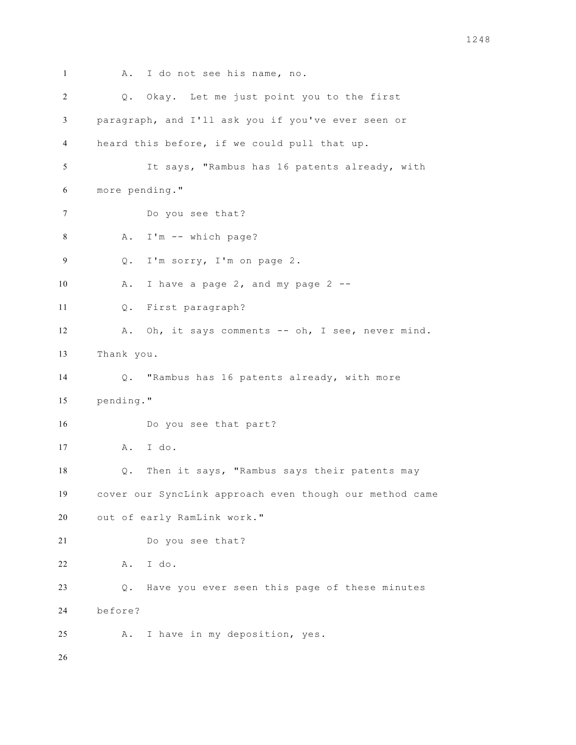A. I do not see his name, no.

Q. Okay. Let me just point you to the first paragraph, and I'll ask you if you've ever seen or heard this before, if we could pull that up.

It says, "Rambus has 16 patents already, with more pending."

Do you see that?

A. I'm -- which page?

Q. I'm sorry, I'm on page 2.

A. I have a page 2, and my page 2 --

Q. First paragraph?

A. Oh, it says comments -- oh, I see, never mind. Thank you.

Q. "Rambus has 16 patents already, with more pending."

Do you see that part?

A. I do.

Q. Then it says, "Rambus says their patents may cover our SyncLink approach even though our method came out of early RamLink work."

Do you see that?

A. I do.

Q. Have you ever seen this page of these minutes before?

A. I have in my deposition, yes.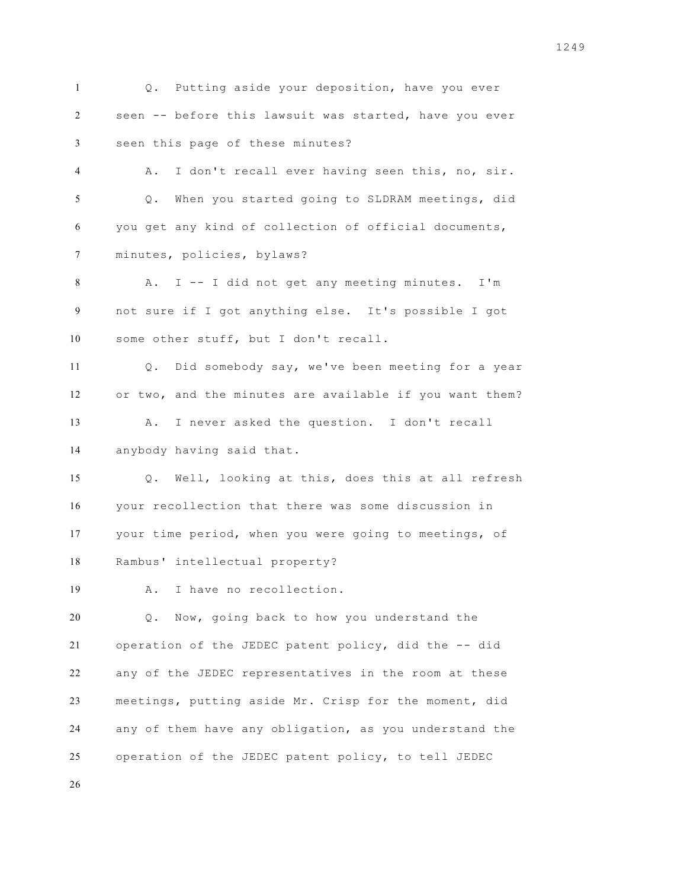Q. Putting aside your deposition, have you ever seen -- before this lawsuit was started, have you ever seen this page of these minutes?

A. I don't recall ever having seen this, no, sir.

Q. When you started going to SLDRAM meetings, did you get any kind of collection of official documents, minutes, policies, bylaws?

A. I -- I did not get any meeting minutes. I'm not sure if I got anything else. It's possible I got some other stuff, but I don't recall.

Q. Did somebody say, we've been meeting for a year or two, and the minutes are available if you want them?

A. I never asked the question. I don't recall anybody having said that.

Q. Well, looking at this, does this at all refresh your recollection that there was some discussion in your time period, when you were going to meetings, of Rambus' intellectual property?

A. I have no recollection.

Q. Now, going back to how you understand the operation of the JEDEC patent policy, did the -- did any of the JEDEC representatives in the room at these meetings, putting aside Mr. Crisp for the moment, did any of them have any obligation, as you understand the operation of the JEDEC patent policy, to tell JEDEC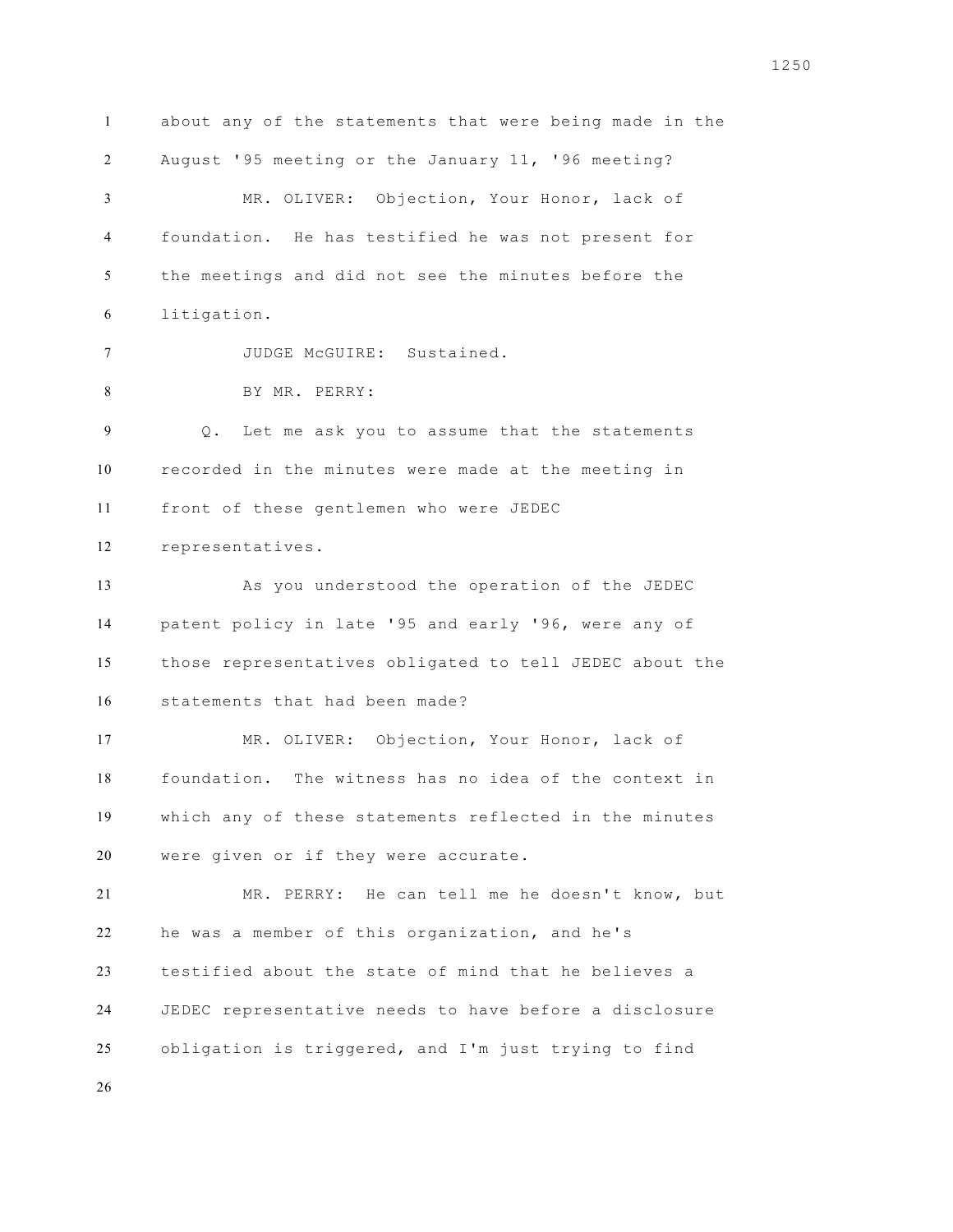about any of the statements that were being made in the August '95 meeting or the January 11, '96 meeting?

MR. OLIVER: Objection, Your Honor, lack of foundation. He has testified he was not present for the meetings and did not see the minutes before the litigation.

JUDGE McGUIRE: Sustained.

BY MR. PERRY:

Q. Let me ask you to assume that the statements recorded in the minutes were made at the meeting in front of these gentlemen who were JEDEC representatives.

As you understood the operation of the JEDEC patent policy in late '95 and early '96, were any of those representatives obligated to tell JEDEC about the statements that had been made?

MR. OLIVER: Objection, Your Honor, lack of foundation. The witness has no idea of the context in which any of these statements reflected in the minutes were given or if they were accurate.

MR. PERRY: He can tell me he doesn't know, but he was a member of this organization, and he's testified about the state of mind that he believes a JEDEC representative needs to have before a disclosure obligation is triggered, and I'm just trying to find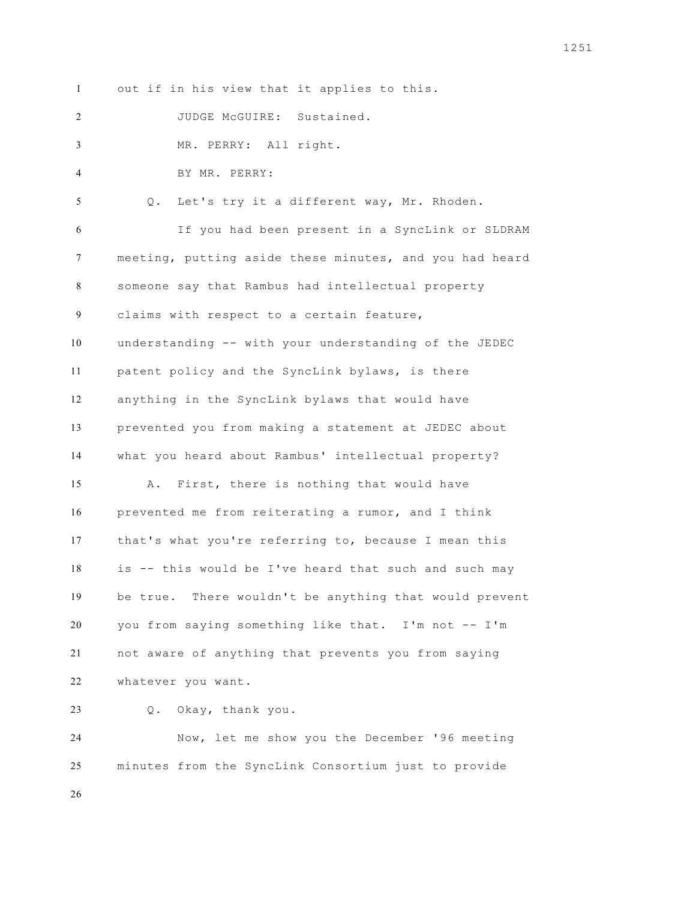1 out if in his view that it applies to this.

2 JUDGE McGUIRE: Sustained.

3 MR. PERRY: All right.

4 BY MR. PERRY:

5 Q. Let's try it a different way, Mr. Rhoden.

6 If you had been present in a SyncLink or SLDRAM

7 meeting, putting aside these minutes, and you had heard

8 someone say that Rambus had intellectual property

9 claims with respect to a certain feature,

10 understanding -- with your understanding of the JEDEC

11 patent policy and the SyncLink bylaws, is there

12 anything in the SyncLink bylaws that would have

13 prevented you from making a statement at JEDEC about

14 what you heard about Rambus' intellectual property?

15 A. First, there is nothing that would have

16 prevented me from reiterating a rumor, and I think

17 that's what you're referring to, because I mean this

18 is -- this would be I've heard that such and such may

19 be true. There wouldn't be anything that would prevent

20 you from saying something like that. I'm not -- I'm

21 not aware of anything that prevents you from saying

22 whatever you want.

23 Q. Okay, thank you.

24 Now, let me show you the December '96 meeting

25 minutes from the SyncLink Consortium just to provide

26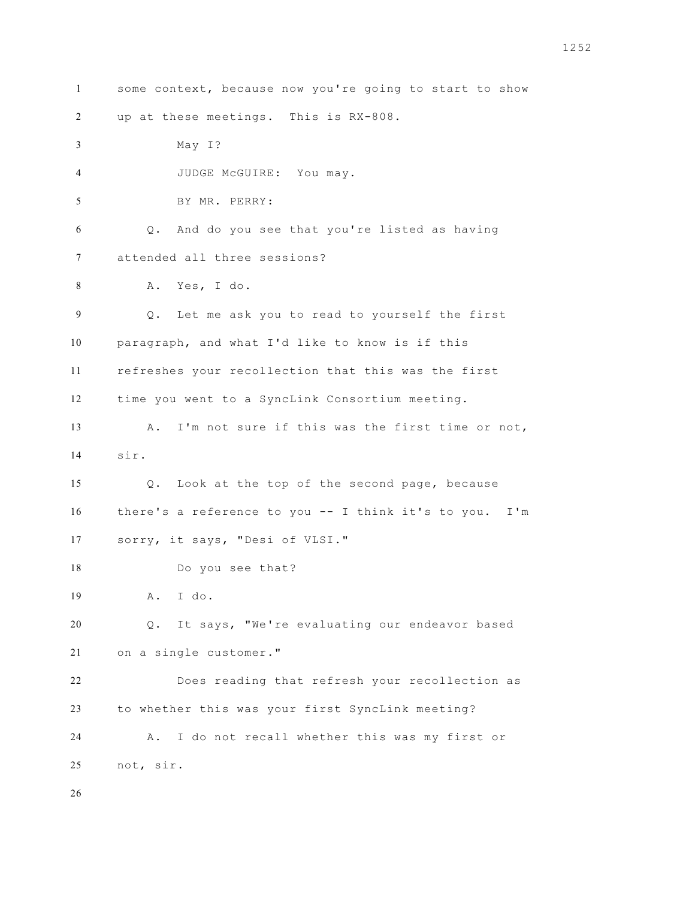some context, because now you're going to start to show up at these meetings. This is RX-808.

May I?

JUDGE McGUIRE: You may.

BY MR. PERRY:

Q. And do you see that you're listed as having attended all three sessions?

A. Yes, I do.

Q. Let me ask you to read to yourself the first paragraph, and what I'd like to know is if this refreshes your recollection that this was the first time you went to a SyncLink Consortium meeting.

A. I'm not sure if this was the first time or not, sir.

Q. Look at the top of the second page, because there's a reference to you -- I think it's to you. I'm sorry, it says, "Desi of VLSI."

Do you see that?

A. I do.

Q. It says, "We're evaluating our endeavor based on a single customer."

Does reading that refresh your recollection as to whether this was your first SyncLink meeting?

A. I do not recall whether this was my first or not, sir.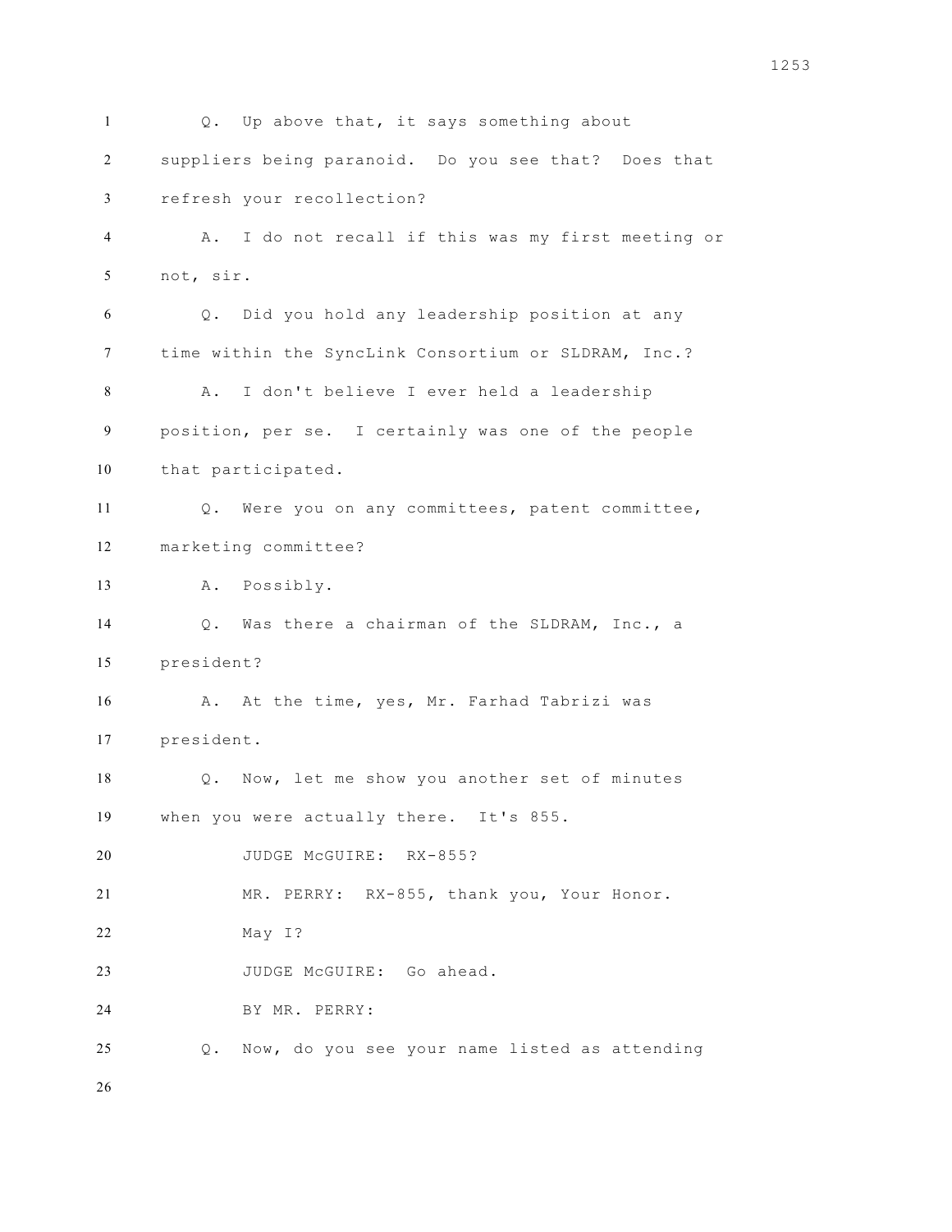Q. Up above that, it says something about suppliers being paranoid. Do you see that? Does that refresh your recollection?

A. I do not recall if this was my first meeting or not, sir.

Q. Did you hold any leadership position at any time within the SyncLink Consortium or SLDRAM, Inc.?

A. I don't believe I ever held a leadership position, per se. I certainly was one of the people that participated.

Q. Were you on any committees, patent committee, marketing committee?

A. Possibly.

Q. Was there a chairman of the SLDRAM, Inc., a president?

A. At the time, yes, Mr. Farhad Tabrizi was president.

Q. Now, let me show you another set of minutes when you were actually there. It's 855.

JUDGE McGUIRE: RX-855?

MR. PERRY: RX-855, thank you, Your Honor.

May I?

JUDGE McGUIRE: Go ahead.

BY MR. PERRY:

Q. Now, do you see your name listed as attending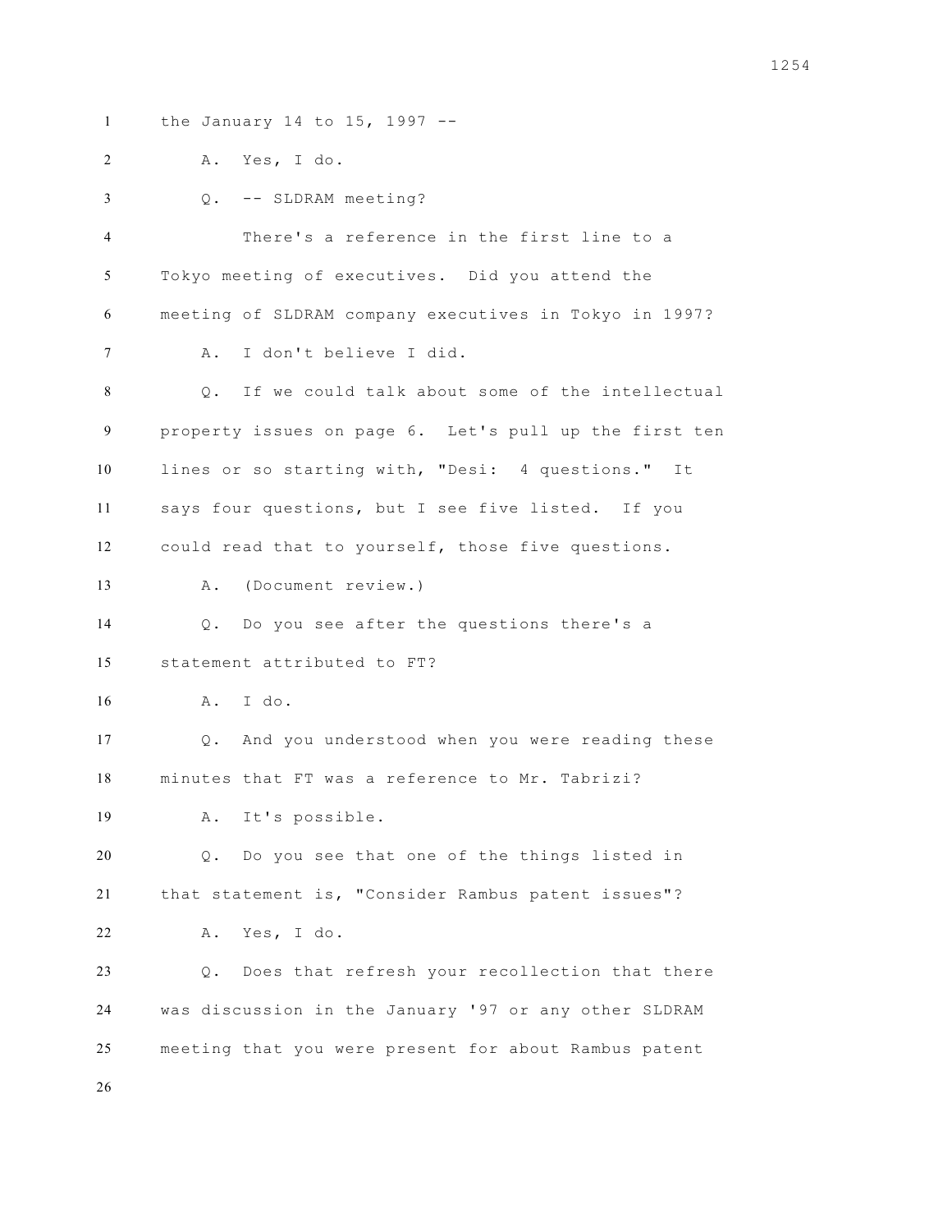1 the January 14 to 15, 1997 --

2 A. Yes, I do.

3 Q. -- SLDRAM meeting?

4 There's a reference in the first line to a

5 Tokyo meeting of executives. Did you attend the

6 meeting of SLDRAM company executives in Tokyo in 1997?

7 A. I don't believe I did.

8 Q. If we could talk about some of the intellectual

9 property issues on page 6. Let's pull up the first ten

10 lines or so starting with, "Desi: 4 questions." It

11 says four questions, but I see five listed. If you

12 could read that to yourself, those five questions.

13 A. (Document review.)

14 Q. Do you see after the questions there's a

15 statement attributed to FT?

16 A. I do.

17 Q. And you understood when you were reading these

18 minutes that FT was a reference to Mr. Tabrizi?

19 A. It's possible.

20 Q. Do you see that one of the things listed in

21 that statement is, "Consider Rambus patent issues"?

22 A. Yes, I do.

23 Q. Does that refresh your recollection that there

24 was discussion in the January '97 or any other SLDRAM

25 meeting that you were present for about Rambus patent

26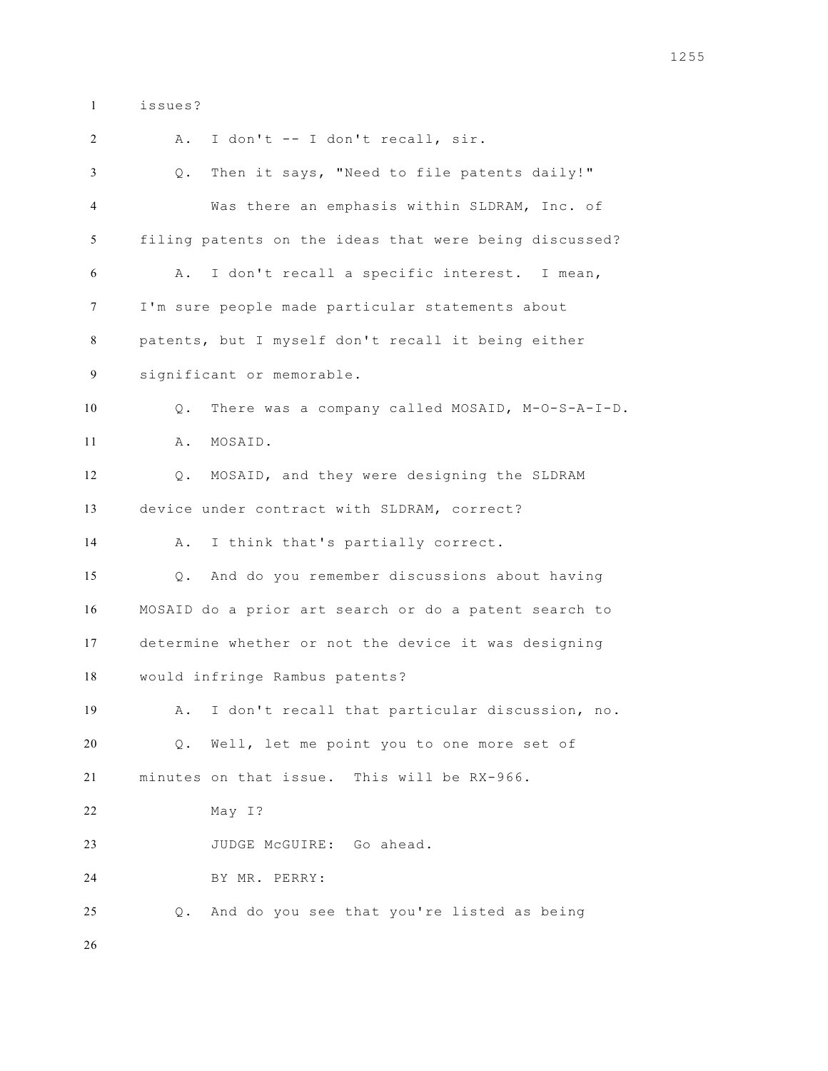issues?

A. I don't -- I don't recall, sir.

Q. Then it says, "Need to file patents daily!"

Was there an emphasis within SLDRAM, Inc. of filing patents on the ideas that were being discussed?

A. I don't recall a specific interest. I mean, I'm sure people made particular statements about patents, but I myself don't recall it being either significant or memorable.

Q. There was a company called MOSAID, M-O-S-A-I-D.

A. MOSAID.

Q. MOSAID, and they were designing the SLDRAM device under contract with SLDRAM, correct?

A. I think that's partially correct.

Q. And do you remember discussions about having MOSAID do a prior art search or do a patent search to determine whether or not the device it was designing would infringe Rambus patents?

A. I don't recall that particular discussion, no.

Q. Well, let me point you to one more set of minutes on that issue. This will be RX-966.

May I?

JUDGE McGUIRE: Go ahead.

BY MR. PERRY:

Q. And do you see that you're listed as being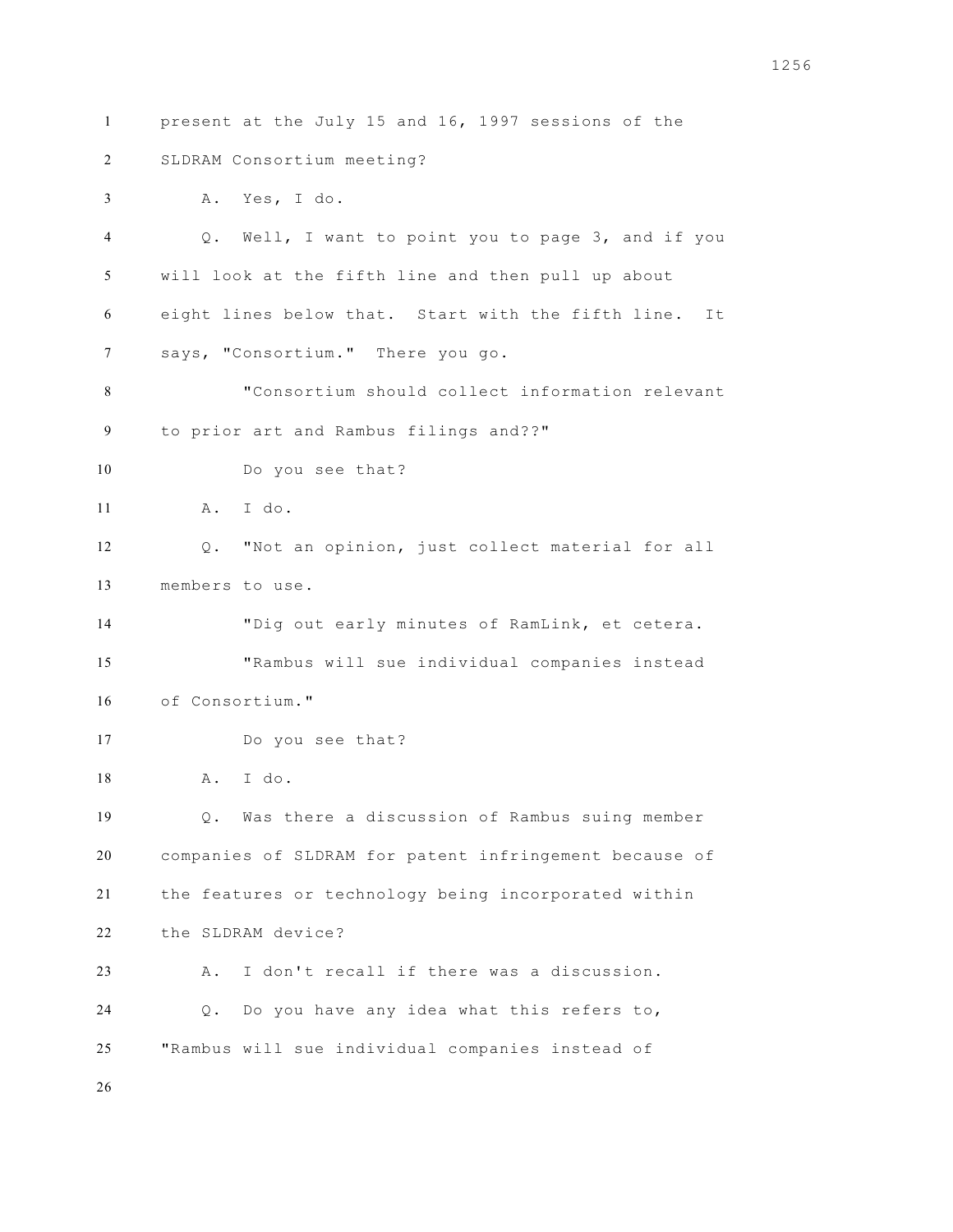present at the July 15 and 16, 1997 sessions of the SLDRAM Consortium meeting?

A. Yes, I do.

Q. Well, I want to point you to page 3, and if you will look at the fifth line and then pull up about eight lines below that. Start with the fifth line. It says, "Consortium." There you go.

"Consortium should collect information relevant to prior art and Rambus filings and??"

Do you see that?

A. I do.

Q. "Not an opinion, just collect material for all members to use.

"Dig out early minutes of RamLink, et cetera.

"Rambus will sue individual companies instead of Consortium."

Do you see that?

A. I do.

Q. Was there a discussion of Rambus suing member companies of SLDRAM for patent infringement because of the features or technology being incorporated within the SLDRAM device?

A. I don't recall if there was a discussion.

Q. Do you have any idea what this refers to, "Rambus will sue individual companies instead of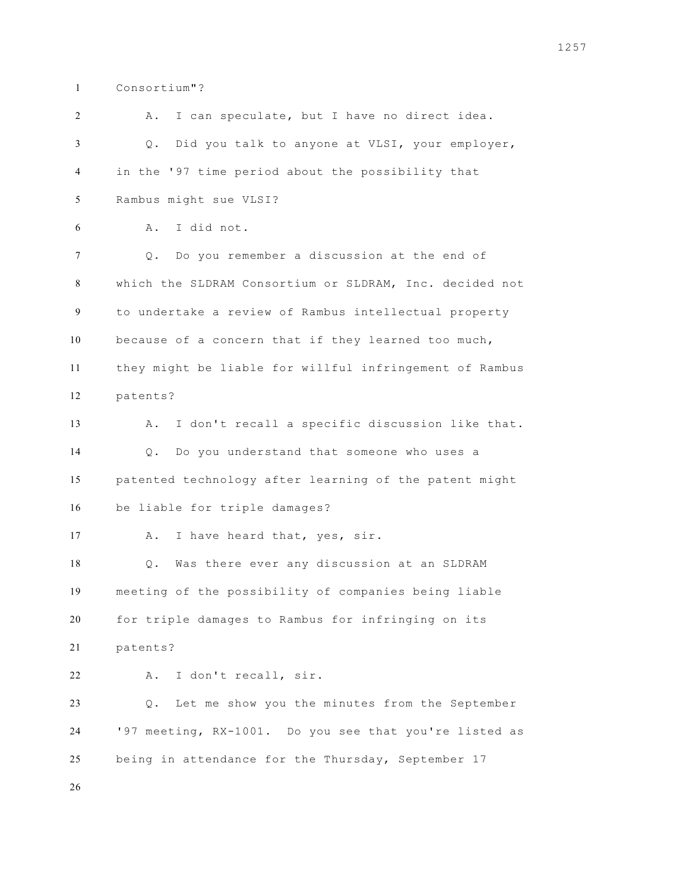Consortium"?

A. I can speculate, but I have no direct idea.

Q. Did you talk to anyone at VLSI, your employer, in the '97 time period about the possibility that Rambus might sue VLSI?

A. I did not.

Q. Do you remember a discussion at the end of which the SLDRAM Consortium or SLDRAM, Inc. decided not to undertake a review of Rambus intellectual property because of a concern that if they learned too much, they might be liable for willful infringement of Rambus patents?

A. I don't recall a specific discussion like that.

Q. Do you understand that someone who uses a patented technology after learning of the patent might be liable for triple damages?

A. I have heard that, yes, sir.

Q. Was there ever any discussion at an SLDRAM meeting of the possibility of companies being liable for triple damages to Rambus for infringing on its patents?

A. I don't recall, sir.

Q. Let me show you the minutes from the September '97 meeting, RX-1001. Do you see that you're listed as being in attendance for the Thursday, September 17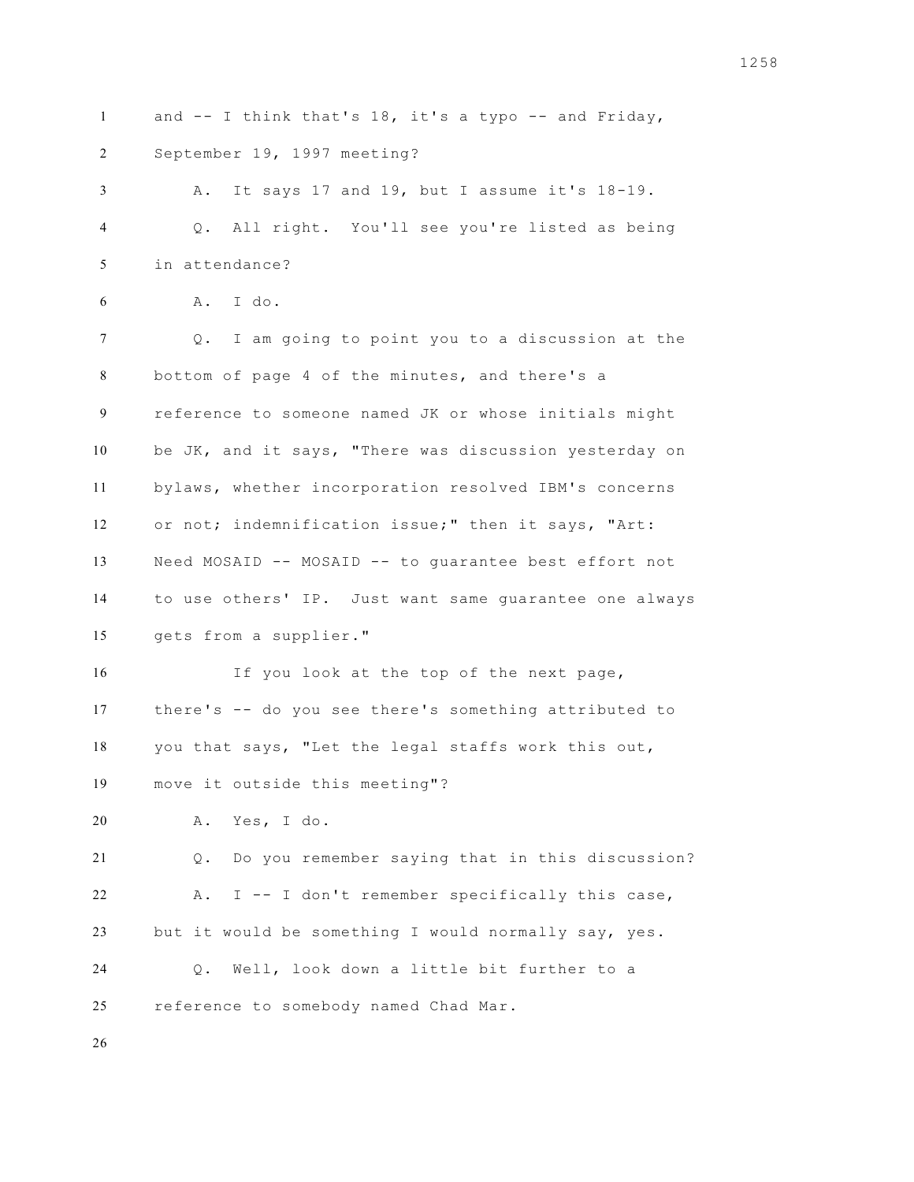and -- I think that's 18, it's a typo -- and Friday, September 19, 1997 meeting?

A. It says 17 and 19, but I assume it's 18-19.

Q. All right. You'll see you're listed as being in attendance?

A. I do.

Q. I am going to point you to a discussion at the bottom of page 4 of the minutes, and there's a reference to someone named JK or whose initials might be JK, and it says, "There was discussion yesterday on bylaws, whether incorporation resolved IBM's concerns or not; indemnification issue;" then it says, "Art: Need MOSAID -- MOSAID -- to guarantee best effort not to use others' IP. Just want same guarantee one always gets from a supplier."

If you look at the top of the next page, there's -- do you see there's something attributed to you that says, "Let the legal staffs work this out, move it outside this meeting"?

A. Yes, I do.

Q. Do you remember saying that in this discussion?

A. I -- I don't remember specifically this case, but it would be something I would normally say, yes.

Q. Well, look down a little bit further to a reference to somebody named Chad Mar.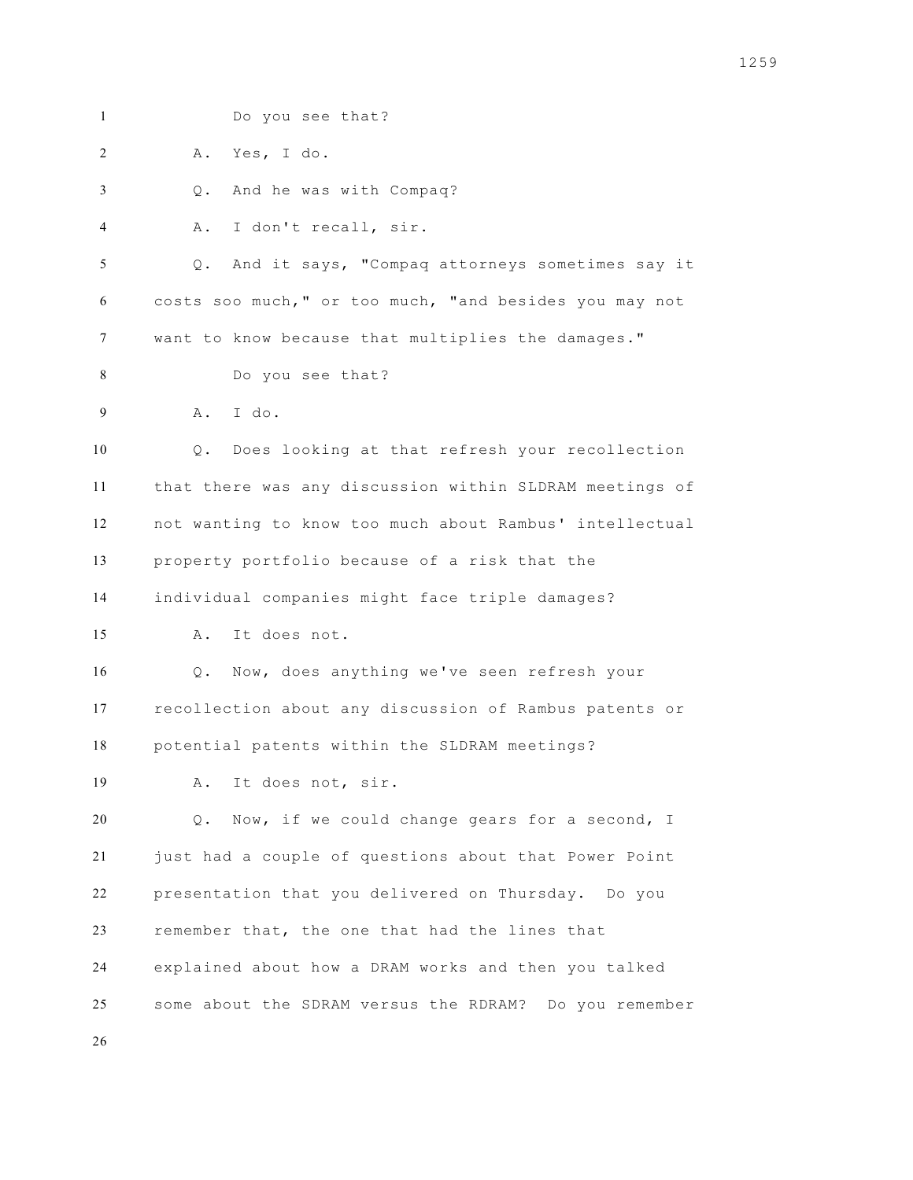Do you see that?

A. Yes, I do.

Q. And he was with Compaq?

A. I don't recall, sir.

Q. And it says, "Compaq attorneys sometimes say it costs soo much," or too much, "and besides you may not want to know because that multiplies the damages."

Do you see that?

A. I do.

Q. Does looking at that refresh your recollection that there was any discussion within SLDRAM meetings of not wanting to know too much about Rambus' intellectual property portfolio because of a risk that the individual companies might face triple damages?

A. It does not.

Q. Now, does anything we've seen refresh your recollection about any discussion of Rambus patents or potential patents within the SLDRAM meetings?

A. It does not, sir.

Q. Now, if we could change gears for a second, I just had a couple of questions about that Power Point presentation that you delivered on Thursday. Do you remember that, the one that had the lines that explained about how a DRAM works and then you talked some about the SDRAM versus the RDRAM? Do you remember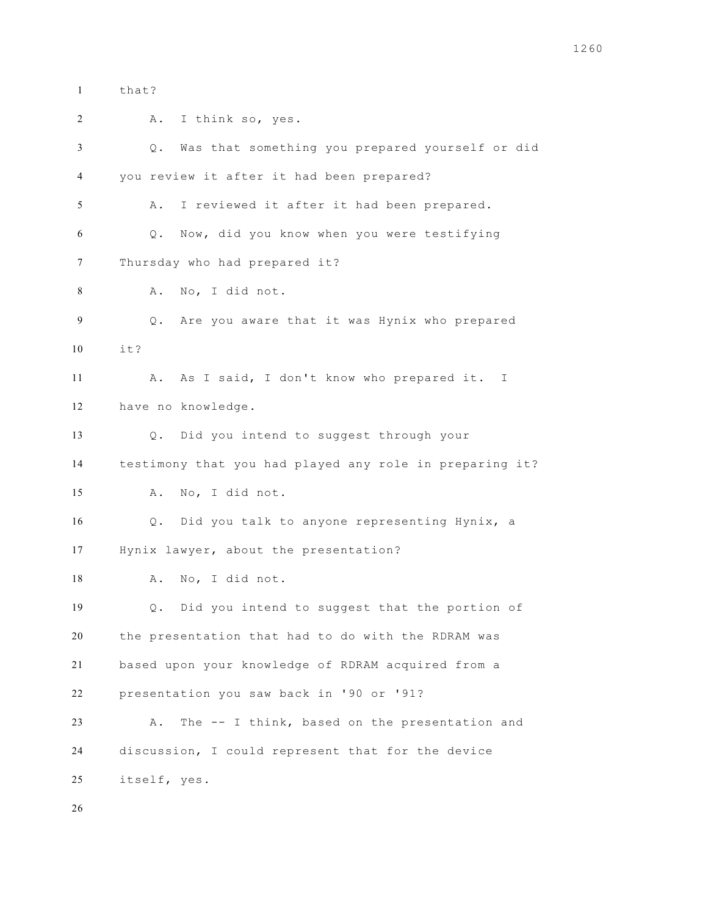1 that?

2 A. I think so, yes.

3 Q. Was that something you prepared yourself or did

4 you review it after it had been prepared?

5 A. I reviewed it after it had been prepared.

6 Q. Now, did you know when you were testifying

7 Thursday who had prepared it?

8 A. No, I did not.

9 Q. Are you aware that it was Hynix who prepared

10 it?

11 A. As I said, I don't know who prepared it. I

12 have no knowledge.

13 Q. Did you intend to suggest through your

14 testimony that you had played any role in preparing it?

15 A. No, I did not.

16 Q. Did you talk to anyone representing Hynix, a

17 Hynix lawyer, about the presentation?

18 A. No, I did not.

19 Q. Did you intend to suggest that the portion of

20 the presentation that had to do with the RDRAM was

21 based upon your knowledge of RDRAM acquired from a

22 presentation you saw back in '90 or '91?

23 A. The -- I think, based on the presentation and

24 discussion, I could represent that for the device

25 itself, yes.

26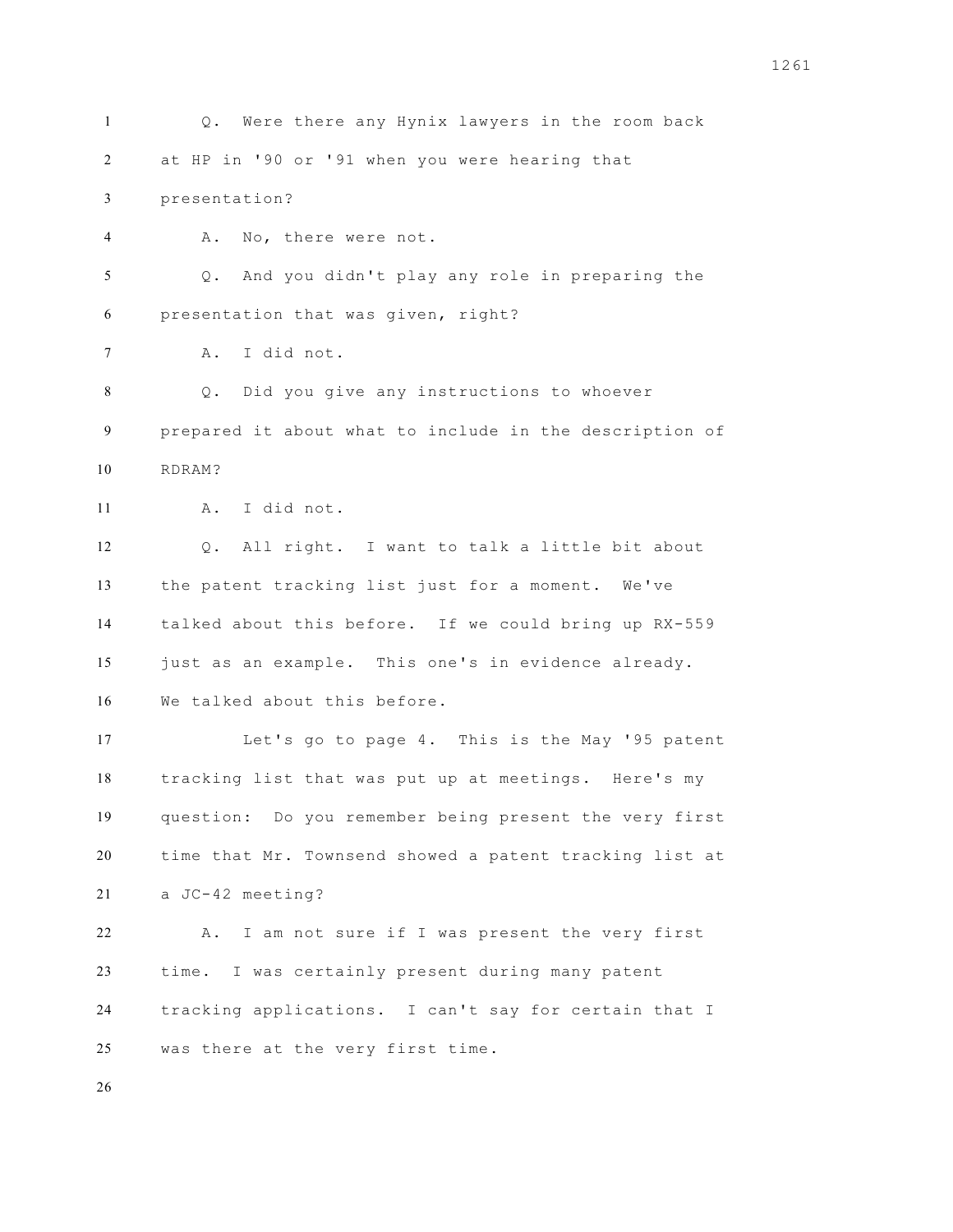Q. Were there any Hynix lawyers in the room back at HP in '90 or '91 when you were hearing that presentation?

A. No, there were not.

Q. And you didn't play any role in preparing the presentation that was given, right?

A. I did not.

Q. Did you give any instructions to whoever prepared it about what to include in the description of RDRAM?

A. I did not.

Q. All right. I want to talk a little bit about the patent tracking list just for a moment. We've talked about this before. If we could bring up RX-559 just as an example. This one's in evidence already. We talked about this before.

Let's go to page 4. This is the May '95 patent tracking list that was put up at meetings. Here's my question: Do you remember being present the very first time that Mr. Townsend showed a patent tracking list at a JC-42 meeting?

A. I am not sure if I was present the very first time. I was certainly present during many patent tracking applications. I can't say for certain that I was there at the very first time.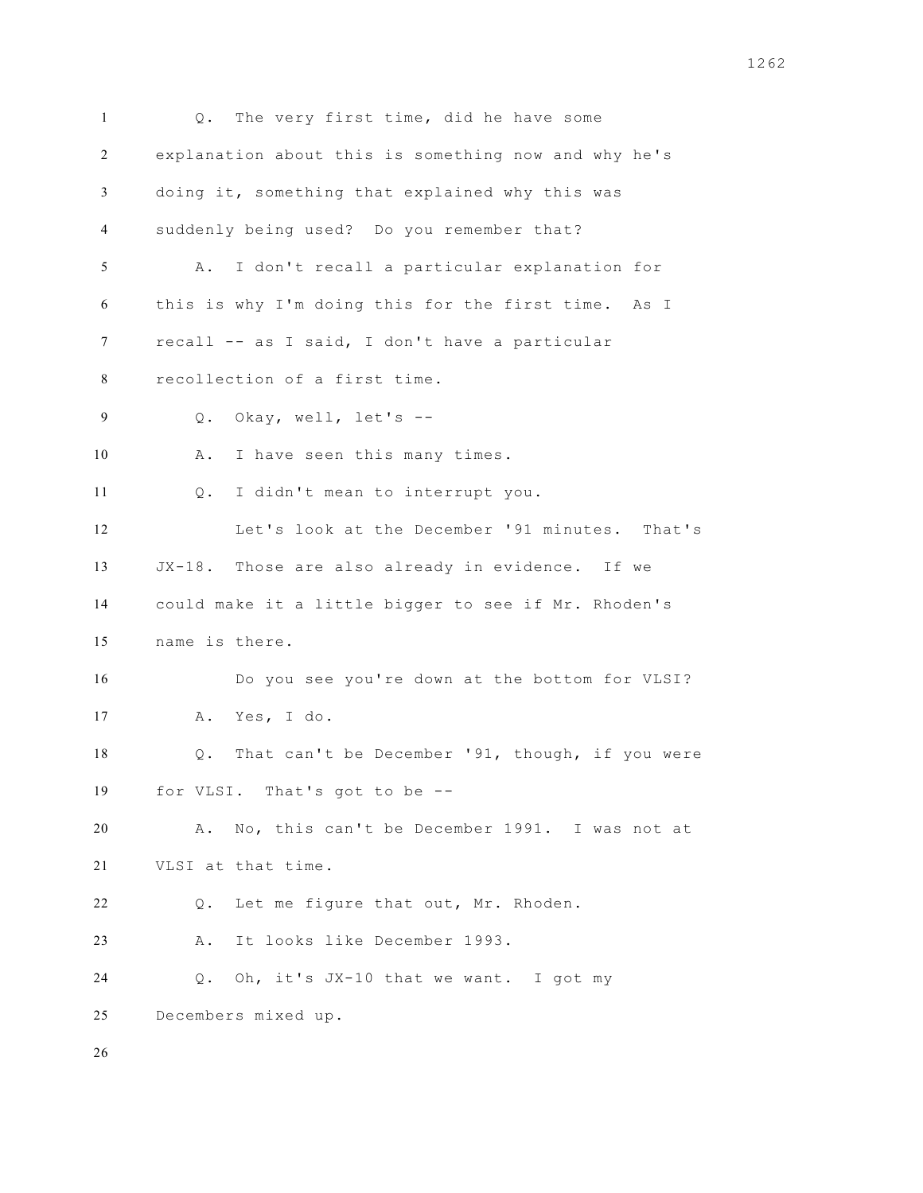Q. The very first time, did he have some explanation about this is something now and why he's doing it, something that explained why this was suddenly being used? Do you remember that?

A. I don't recall a particular explanation for this is why I'm doing this for the first time. As I recall -- as I said, I don't have a particular recollection of a first time.

Q. Okay, well, let's --

A. I have seen this many times.

Q. I didn't mean to interrupt you.

Let's look at the December '91 minutes. That's JX-18. Those are also already in evidence. If we could make it a little bigger to see if Mr. Rhoden's name is there.

Do you see you're down at the bottom for VLSI?

A. Yes, I do.

Q. That can't be December '91, though, if you were for VLSI. That's got to be --

A. No, this can't be December 1991. I was not at VLSI at that time.

Q. Let me figure that out, Mr. Rhoden.

A. It looks like December 1993.

Q. Oh, it's JX-10 that we want. I got my Decembers mixed up.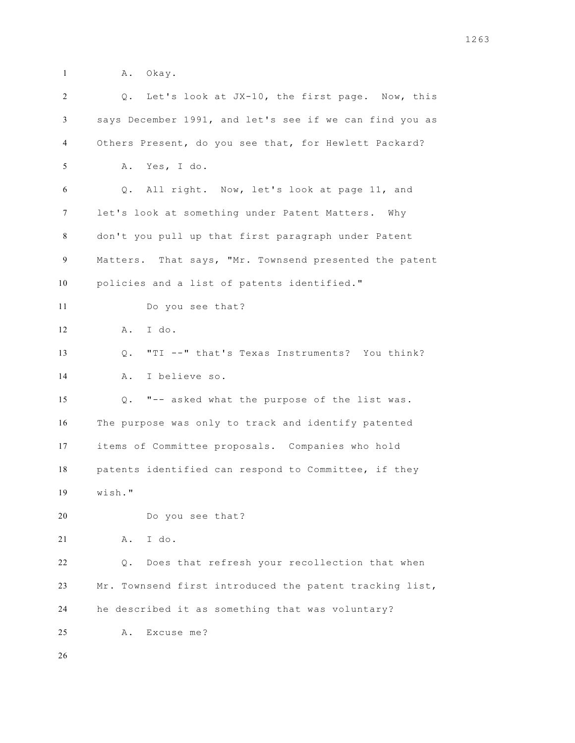A. Okay.

Q. Let's look at JX-10, the first page. Now, this says December 1991, and let's see if we can find you as Others Present, do you see that, for Hewlett Packard?

A. Yes, I do.

Q. All right. Now, let's look at page 11, and let's look at something under Patent Matters. Why don't you pull up that first paragraph under Patent Matters. That says, "Mr. Townsend presented the patent policies and a list of patents identified."

Do you see that?

A. I do.

Q. "TI --" that's Texas Instruments? You think?

A. I believe so.

Q. "-- asked what the purpose of the list was. The purpose was only to track and identify patented items of Committee proposals. Companies who hold patents identified can respond to Committee, if they wish."

Do you see that?

A. I do.

Q. Does that refresh your recollection that when Mr. Townsend first introduced the patent tracking list, he described it as something that was voluntary?

A. Excuse me?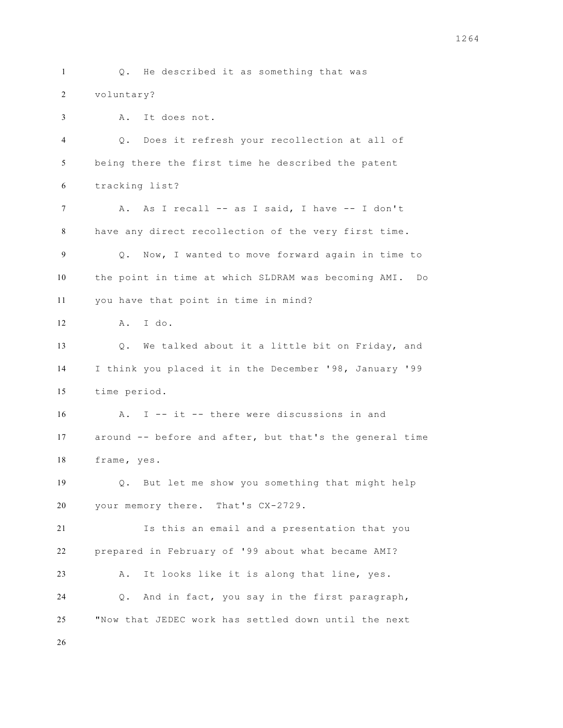Q. He described it as something that was voluntary?

A. It does not.

Q. Does it refresh your recollection at all of being there the first time he described the patent tracking list?

A. As I recall -- as I said, I have -- I don't have any direct recollection of the very first time.

Q. Now, I wanted to move forward again in time to the point in time at which SLDRAM was becoming AMI. Do you have that point in time in mind?

A. I do.

Q. We talked about it a little bit on Friday, and I think you placed it in the December '98, January '99 time period.

A. I -- it -- there were discussions in and around -- before and after, but that's the general time frame, yes.

Q. But let me show you something that might help your memory there. That's CX-2729.

Is this an email and a presentation that you prepared in February of '99 about what became AMI?

A. It looks like it is along that line, yes.

Q. And in fact, you say in the first paragraph, "Now that JEDEC work has settled down until the next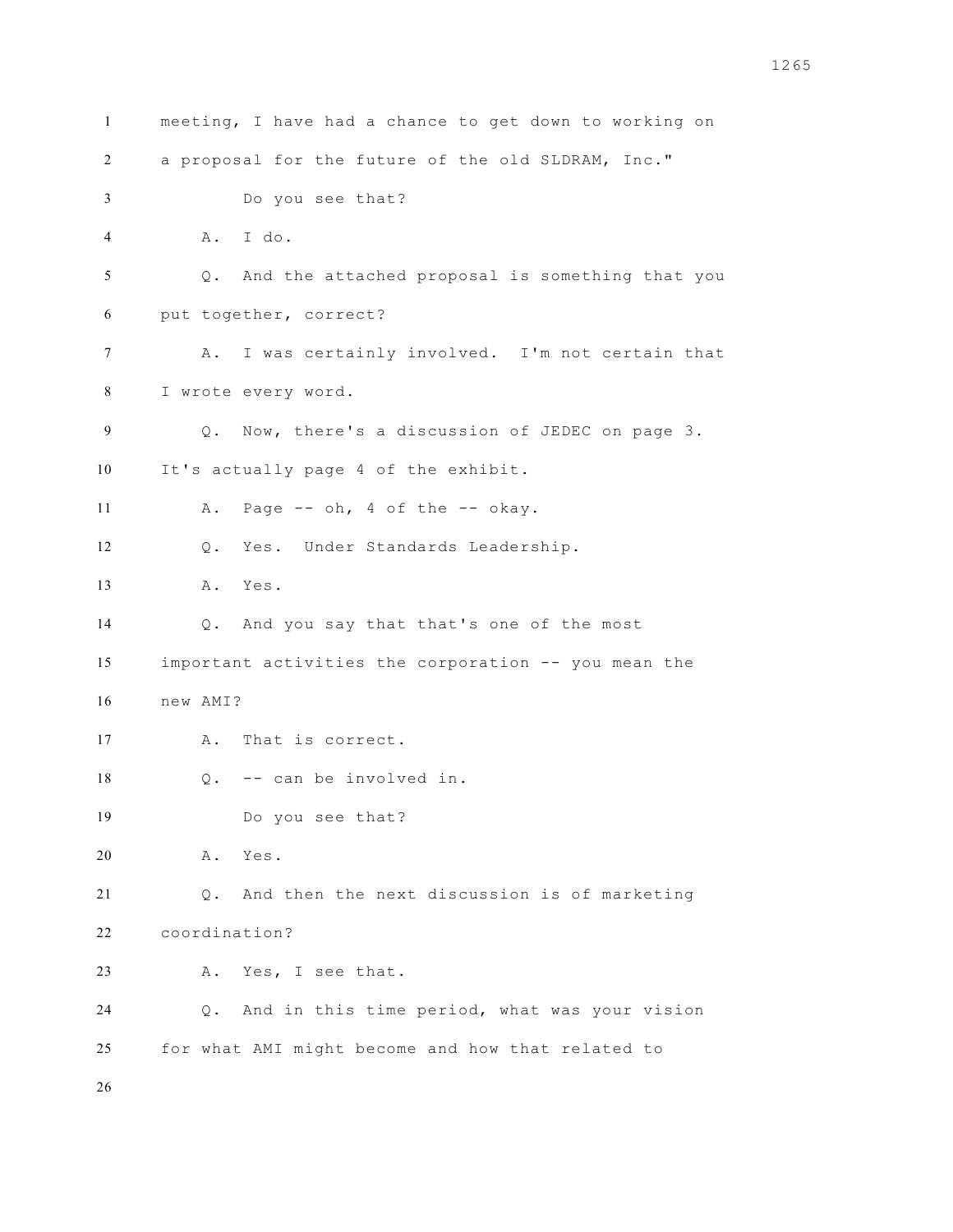1 meeting, I have had a chance to get down to working on

2 a proposal for the future of the old SLDRAM, Inc."

3 Do you see that?

4 A. I do.

5 Q. And the attached proposal is something that you

6 put together, correct?

7 A. I was certainly involved. I'm not certain that

8 I wrote every word.

9 Q. Now, there's a discussion of JEDEC on page 3.

10 It's actually page 4 of the exhibit.

11 A. Page -- oh, 4 of the -- okay.

12 Q. Yes. Under Standards Leadership.

13 A. Yes.

14 Q. And you say that that's one of the most

15 important activities the corporation -- you mean the

16 new AMI?

17 A. That is correct.

18 Q. -- can be involved in.

19 Do you see that?

20 A. Yes.

21 Q. And then the next discussion is of marketing

22 coordination?

23 A. Yes, I see that.

24 Q. And in this time period, what was your vision

25 for what AMI might become and how that related to

26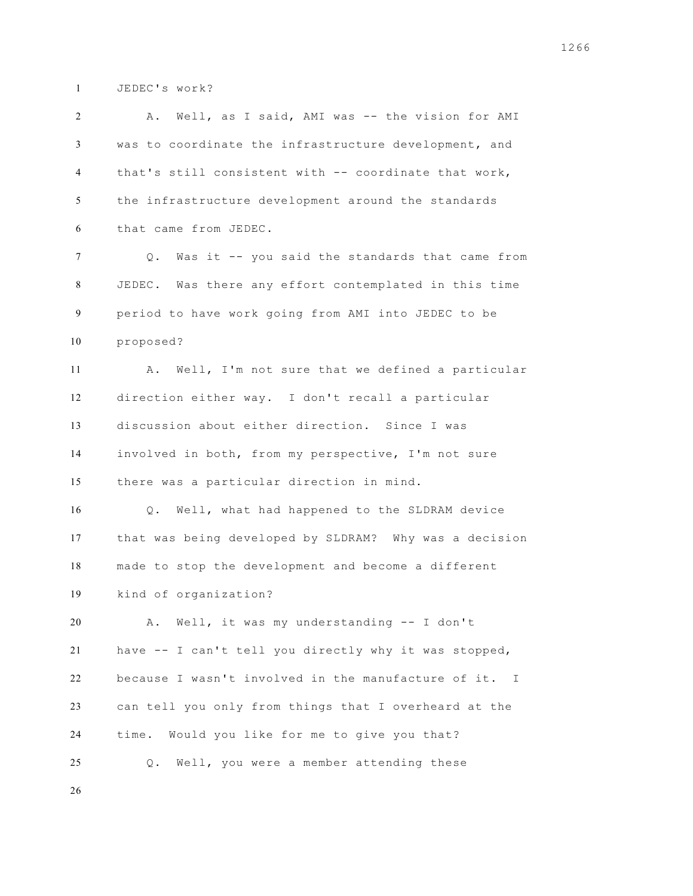JEDEC's work?

A. Well, as I said, AMI was -- the vision for AMI was to coordinate the infrastructure development, and that's still consistent with -- coordinate that work, the infrastructure development around the standards that came from JEDEC.

Q. Was it -- you said the standards that came from JEDEC. Was there any effort contemplated in this time period to have work going from AMI into JEDEC to be proposed?

A. Well, I'm not sure that we defined a particular direction either way. I don't recall a particular discussion about either direction. Since I was involved in both, from my perspective, I'm not sure there was a particular direction in mind.

Q. Well, what had happened to the SLDRAM device that was being developed by SLDRAM? Why was a decision made to stop the development and become a different kind of organization?

A. Well, it was my understanding -- I don't have -- I can't tell you directly why it was stopped, because I wasn't involved in the manufacture of it. I can tell you only from things that I overheard at the time. Would you like for me to give you that?

Q. Well, you were a member attending these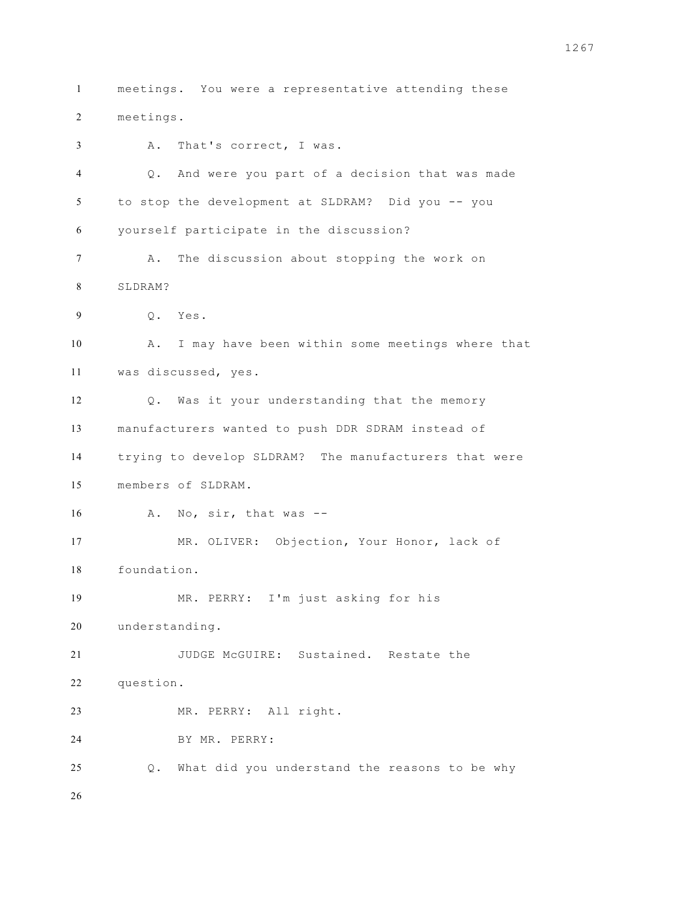meetings. You were a representative attending these meetings.

A. That's correct, I was.

Q. And were you part of a decision that was made to stop the development at SLDRAM? Did you -- you yourself participate in the discussion?

A. The discussion about stopping the work on SLDRAM?

Q. Yes.

A. I may have been within some meetings where that was discussed, yes.

Q. Was it your understanding that the memory manufacturers wanted to push DDR SDRAM instead of trying to develop SLDRAM? The manufacturers that were members of SLDRAM.

A. No, sir, that was --

MR. OLIVER: Objection, Your Honor, lack of foundation.

MR. PERRY: I'm just asking for his understanding.

JUDGE McGUIRE: Sustained. Restate the question.

MR. PERRY: All right.

BY MR. PERRY:

Q. What did you understand the reasons to be why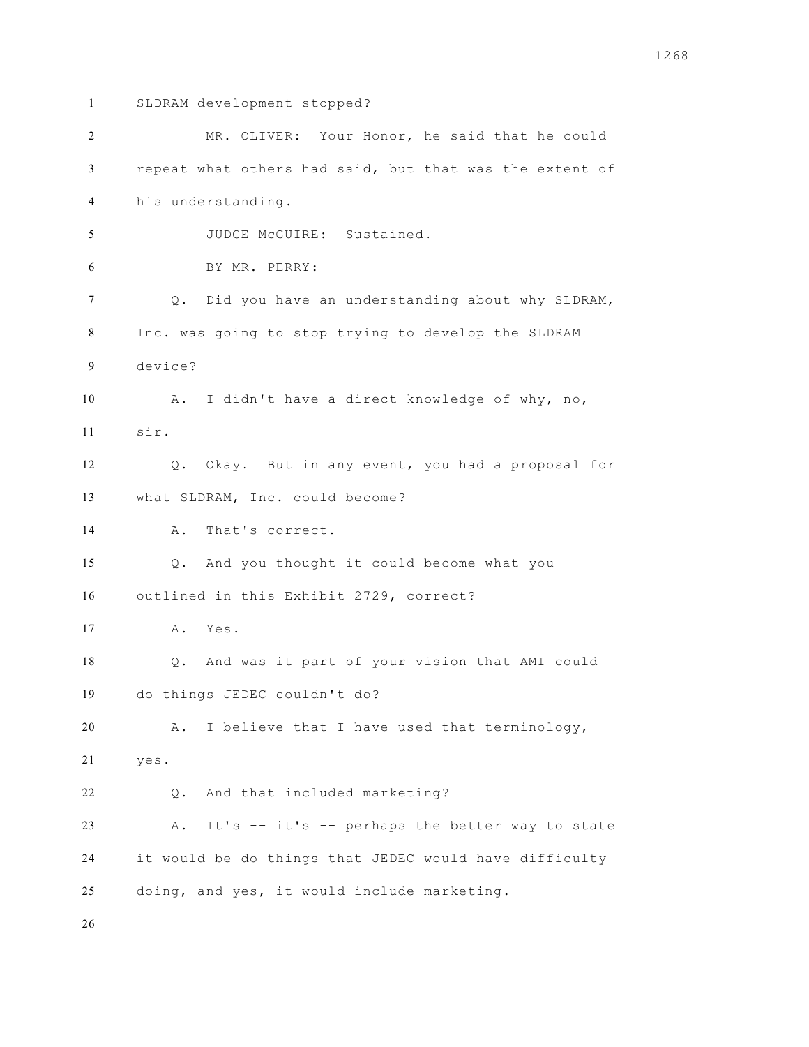SLDRAM development stopped?

MR. OLIVER: Your Honor, he said that he could repeat what others had said, but that was the extent of his understanding.

JUDGE McGUIRE: Sustained.

BY MR. PERRY:

Q. Did you have an understanding about why SLDRAM, Inc. was going to stop trying to develop the SLDRAM device?

A. I didn't have a direct knowledge of why, no, sir.

Q. Okay. But in any event, you had a proposal for what SLDRAM, Inc. could become?

A. That's correct.

Q. And you thought it could become what you outlined in this Exhibit 2729, correct?

A. Yes.

Q. And was it part of your vision that AMI could do things JEDEC couldn't do?

A. I believe that I have used that terminology, yes.

Q. And that included marketing?

A. It's -- it's -- perhaps the better way to state it would be do things that JEDEC would have difficulty doing, and yes, it would include marketing.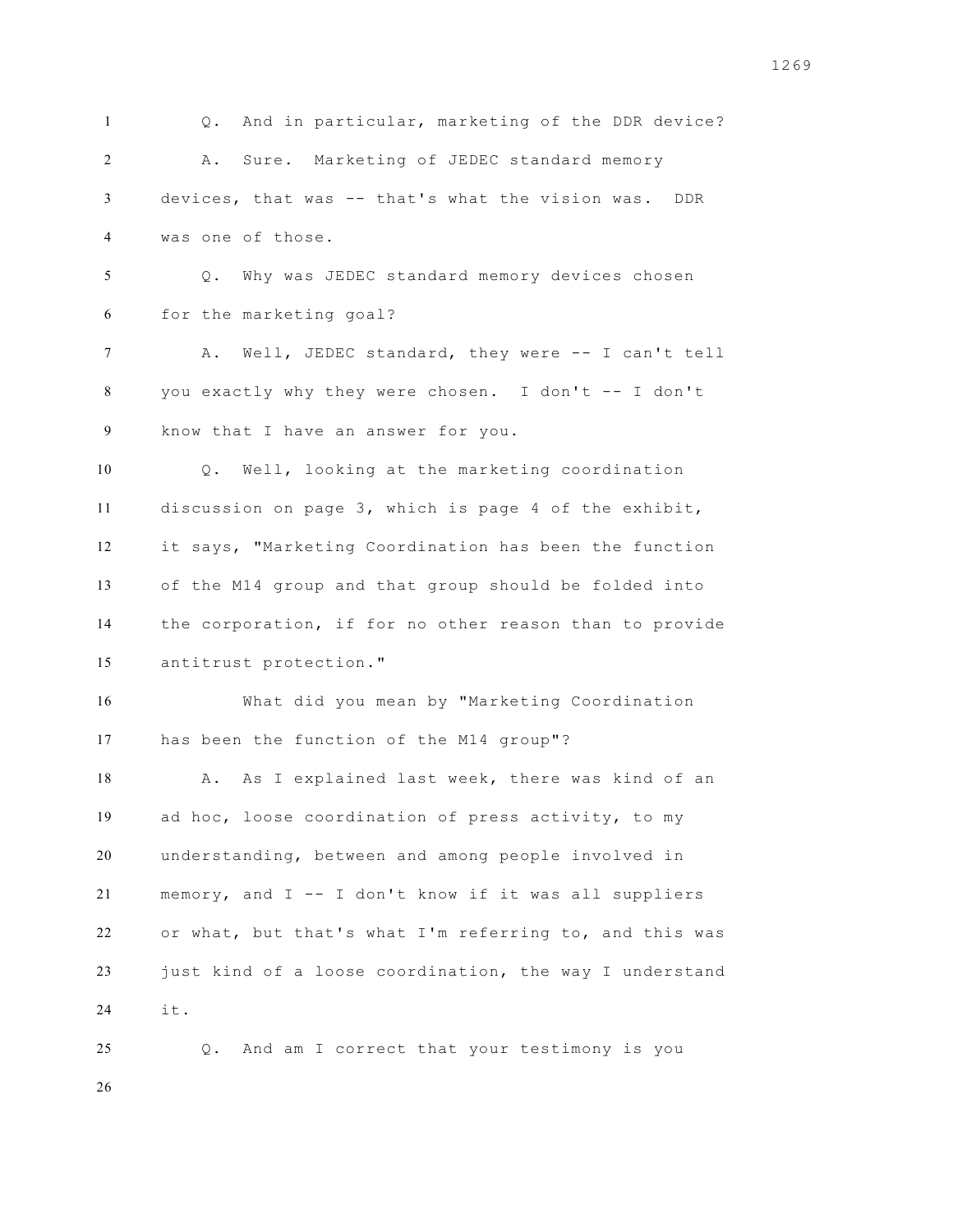Q. And in particular, marketing of the DDR device?

A. Sure. Marketing of JEDEC standard memory devices, that was -- that's what the vision was. DDR was one of those.

Q. Why was JEDEC standard memory devices chosen for the marketing goal?

A. Well, JEDEC standard, they were -- I can't tell you exactly why they were chosen. I don't -- I don't know that I have an answer for you.

Q. Well, looking at the marketing coordination discussion on page 3, which is page 4 of the exhibit, it says, "Marketing Coordination has been the function of the M14 group and that group should be folded into the corporation, if for no other reason than to provide antitrust protection."

What did you mean by "Marketing Coordination has been the function of the M14 group"?

A. As I explained last week, there was kind of an ad hoc, loose coordination of press activity, to my understanding, between and among people involved in memory, and I -- I don't know if it was all suppliers or what, but that's what I'm referring to, and this was just kind of a loose coordination, the way I understand it.

Q. And am I correct that your testimony is you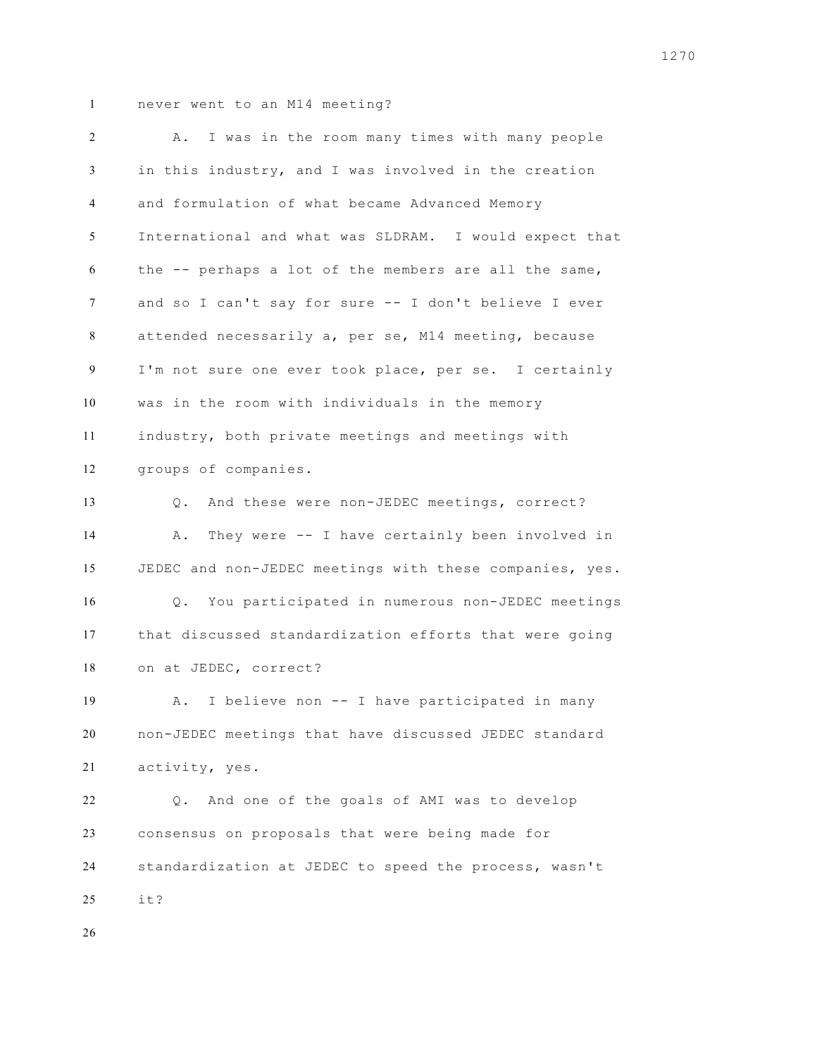never went to an M14 meeting?

A. I was in the room many times with many people in this industry, and I was involved in the creation and formulation of what became Advanced Memory International and what was SLDRAM. I would expect that the -- perhaps a lot of the members are all the same, and so I can't say for sure -- I don't believe I ever attended necessarily a, per se, M14 meeting, because I'm not sure one ever took place, per se. I certainly was in the room with individuals in the memory industry, both private meetings and meetings with groups of companies.

Q. And these were non-JEDEC meetings, correct?

A. They were -- I have certainly been involved in JEDEC and non-JEDEC meetings with these companies, yes.

Q. You participated in numerous non-JEDEC meetings that discussed standardization efforts that were going on at JEDEC, correct?

A. I believe non -- I have participated in many non-JEDEC meetings that have discussed JEDEC standard activity, yes.

Q. And one of the goals of AMI was to develop consensus on proposals that were being made for standardization at JEDEC to speed the process, wasn't it?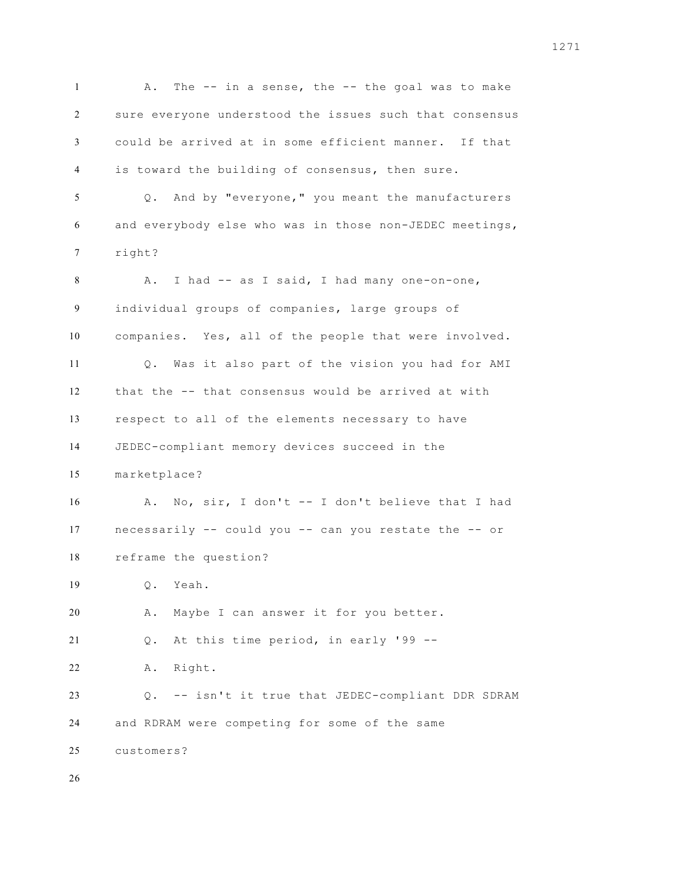A. The -- in a sense, the -- the goal was to make sure everyone understood the issues such that consensus could be arrived at in some efficient manner. If that is toward the building of consensus, then sure.

Q. And by "everyone," you meant the manufacturers and everybody else who was in those non-JEDEC meetings, right?

A. I had -- as I said, I had many one-on-one, individual groups of companies, large groups of companies. Yes, all of the people that were involved.

Q. Was it also part of the vision you had for AMI that the -- that consensus would be arrived at with respect to all of the elements necessary to have JEDEC-compliant memory devices succeed in the marketplace?

A. No, sir, I don't -- I don't believe that I had necessarily -- could you -- can you restate the -- or reframe the question?

Q. Yeah.

A. Maybe I can answer it for you better.

Q. At this time period, in early '99 --

A. Right.

Q. -- isn't it true that JEDEC-compliant DDR SDRAM and RDRAM were competing for some of the same customers?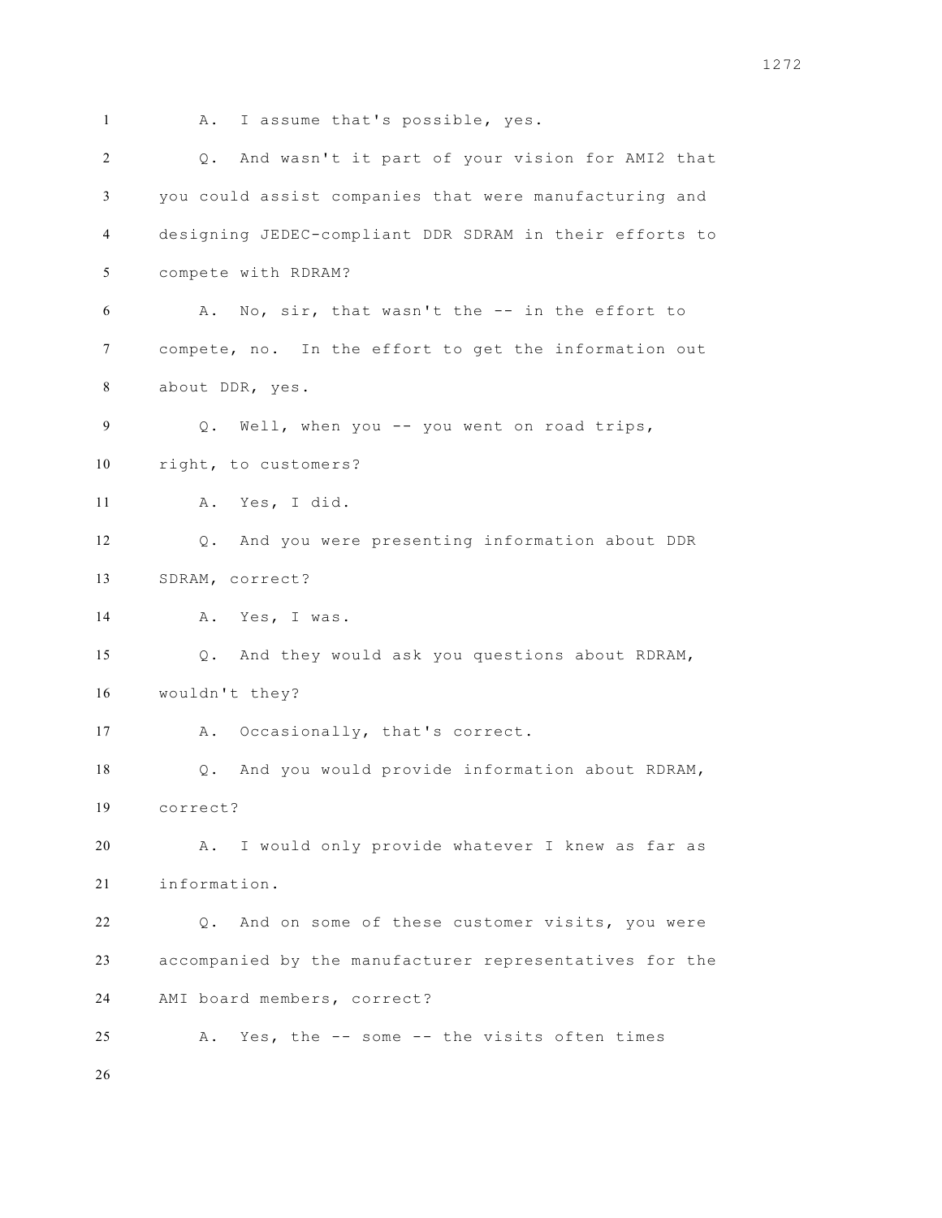A. I assume that's possible, yes.

Q. And wasn't it part of your vision for AMI2 that you could assist companies that were manufacturing and designing JEDEC-compliant DDR SDRAM in their efforts to compete with RDRAM?

A. No, sir, that wasn't the -- in the effort to compete, no. In the effort to get the information out about DDR, yes.

Q. Well, when you -- you went on road trips, right, to customers?

A. Yes, I did.

Q. And you were presenting information about DDR SDRAM, correct?

A. Yes, I was.

Q. And they would ask you questions about RDRAM, wouldn't they?

A. Occasionally, that's correct.

Q. And you would provide information about RDRAM, correct?

A. I would only provide whatever I knew as far as information.

Q. And on some of these customer visits, you were accompanied by the manufacturer representatives for the AMI board members, correct?

A. Yes, the -- some -- the visits often times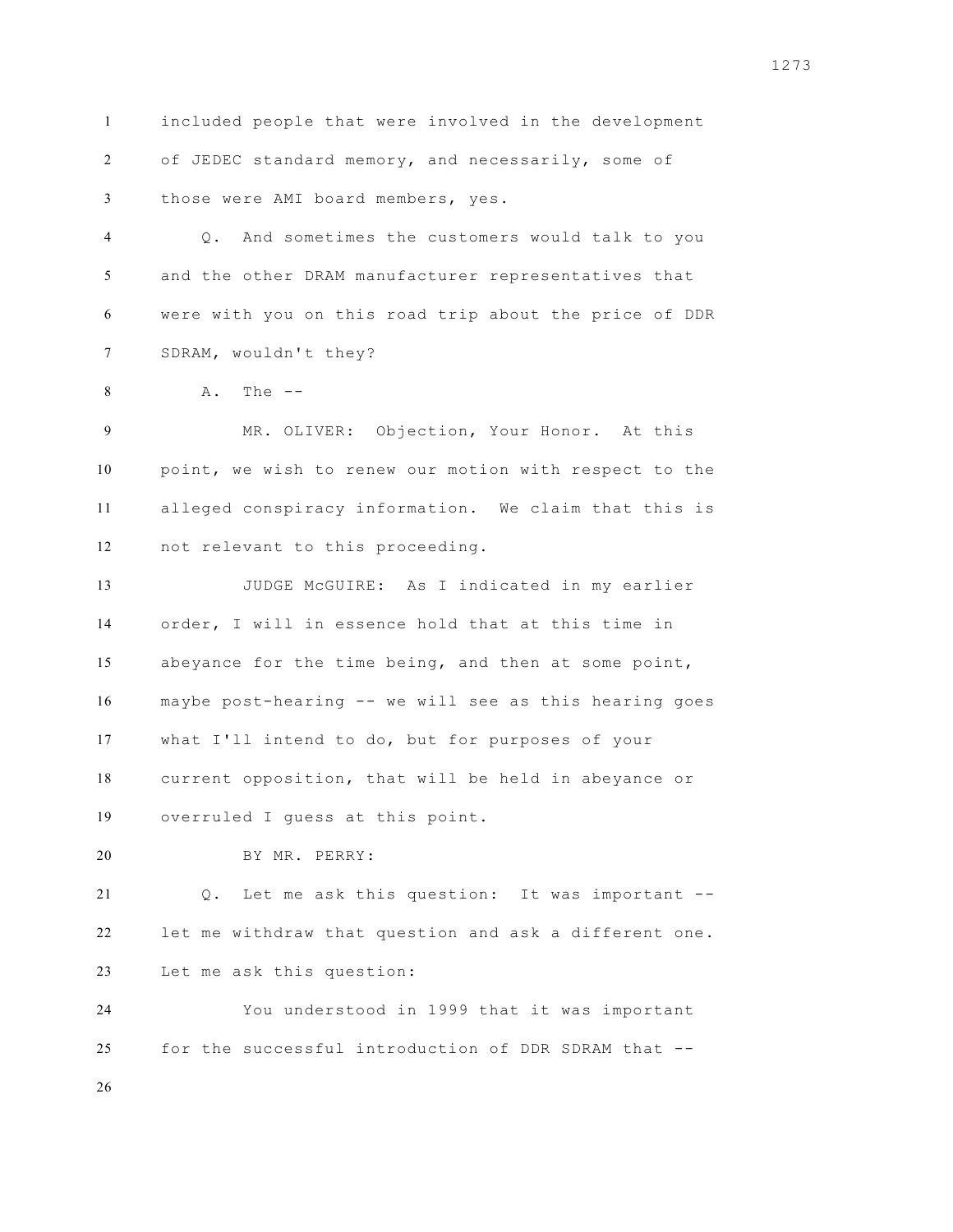included people that were involved in the development of JEDEC standard memory, and necessarily, some of those were AMI board members, yes.

Q. And sometimes the customers would talk to you and the other DRAM manufacturer representatives that were with you on this road trip about the price of DDR SDRAM, wouldn't they?

A. The --

MR. OLIVER: Objection, Your Honor. At this point, we wish to renew our motion with respect to the alleged conspiracy information. We claim that this is not relevant to this proceeding.

JUDGE McGUIRE: As I indicated in my earlier order, I will in essence hold that at this time in abeyance for the time being, and then at some point, maybe post-hearing -- we will see as this hearing goes what I'll intend to do, but for purposes of your current opposition, that will be held in abeyance or overruled I guess at this point.

BY MR. PERRY:

Q. Let me ask this question: It was important -- let me withdraw that question and ask a different one. Let me ask this question:

You understood in 1999 that it was important for the successful introduction of DDR SDRAM that --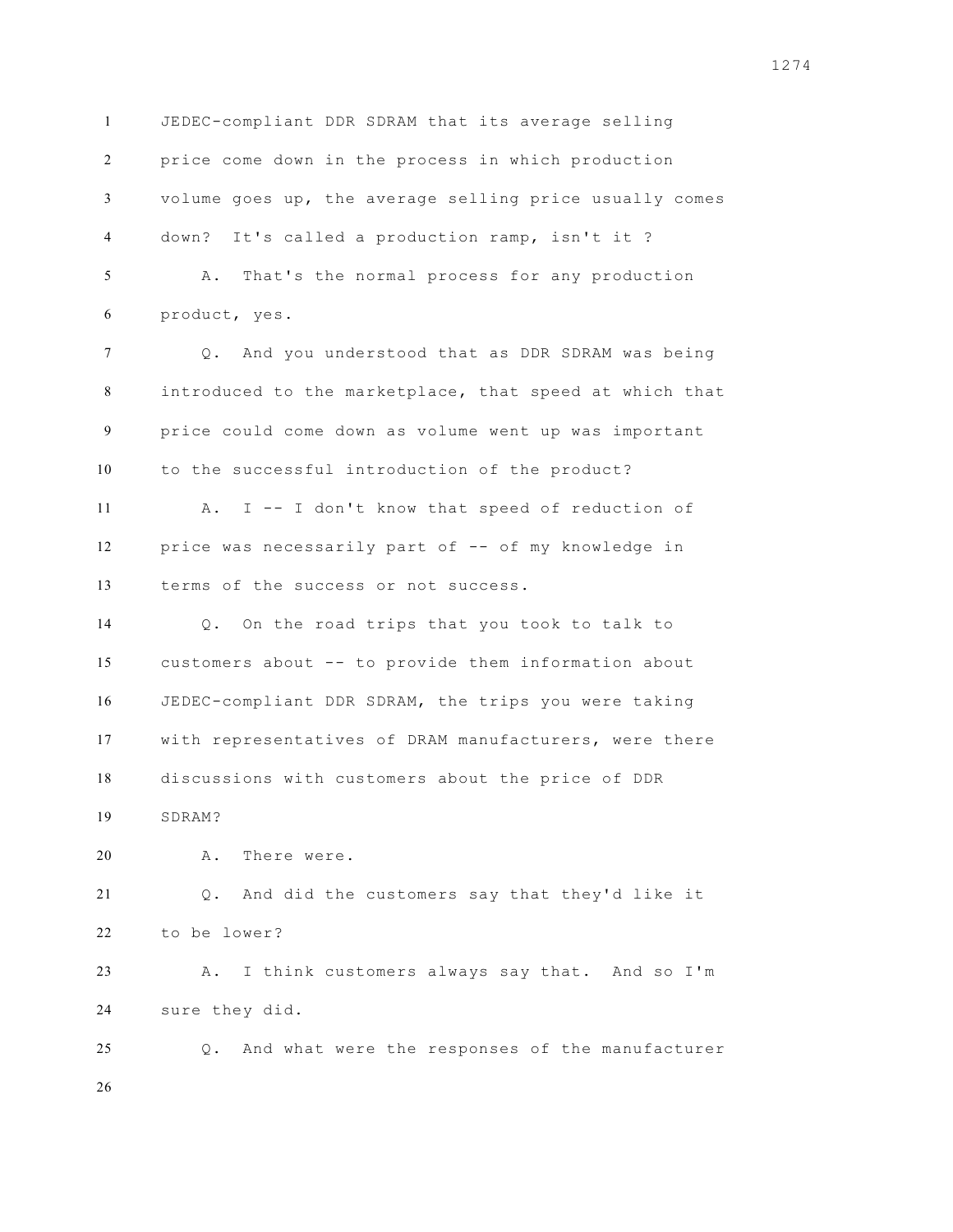JEDEC-compliant DDR SDRAM that its average selling price come down in the process in which production volume goes up, the average selling price usually comes down? It's called a production ramp, isn't it ?

A. That's the normal process for any production product, yes.

Q. And you understood that as DDR SDRAM was being introduced to the marketplace, that speed at which that price could come down as volume went up was important to the successful introduction of the product?

A. I -- I don't know that speed of reduction of price was necessarily part of -- of my knowledge in terms of the success or not success.

Q. On the road trips that you took to talk to customers about -- to provide them information about JEDEC-compliant DDR SDRAM, the trips you were taking with representatives of DRAM manufacturers, were there discussions with customers about the price of DDR SDRAM?

A. There were.

Q. And did the customers say that they'd like it to be lower?

A. I think customers always say that. And so I'm sure they did.

Q. And what were the responses of the manufacturer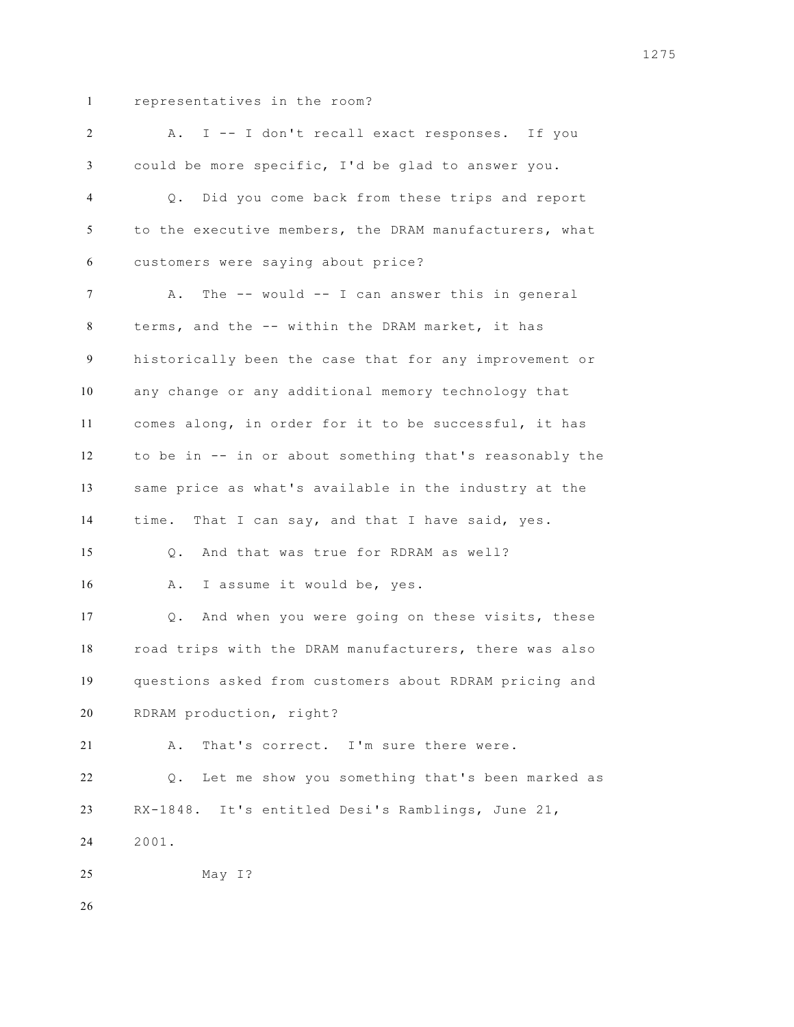representatives in the room?

A. I -- I don't recall exact responses. If you could be more specific, I'd be glad to answer you.

Q. Did you come back from these trips and report to the executive members, the DRAM manufacturers, what customers were saying about price?

A. The -- would -- I can answer this in general terms, and the -- within the DRAM market, it has historically been the case that for any improvement or any change or any additional memory technology that comes along, in order for it to be successful, it has to be in -- in or about something that's reasonably the same price as what's available in the industry at the time. That I can say, and that I have said, yes.

Q. And that was true for RDRAM as well?

A. I assume it would be, yes.

Q. And when you were going on these visits, these road trips with the DRAM manufacturers, there was also questions asked from customers about RDRAM pricing and RDRAM production, right?

A. That's correct. I'm sure there were.

Q. Let me show you something that's been marked as RX-1848. It's entitled Desi's Ramblings, June 21, 2001.

May I?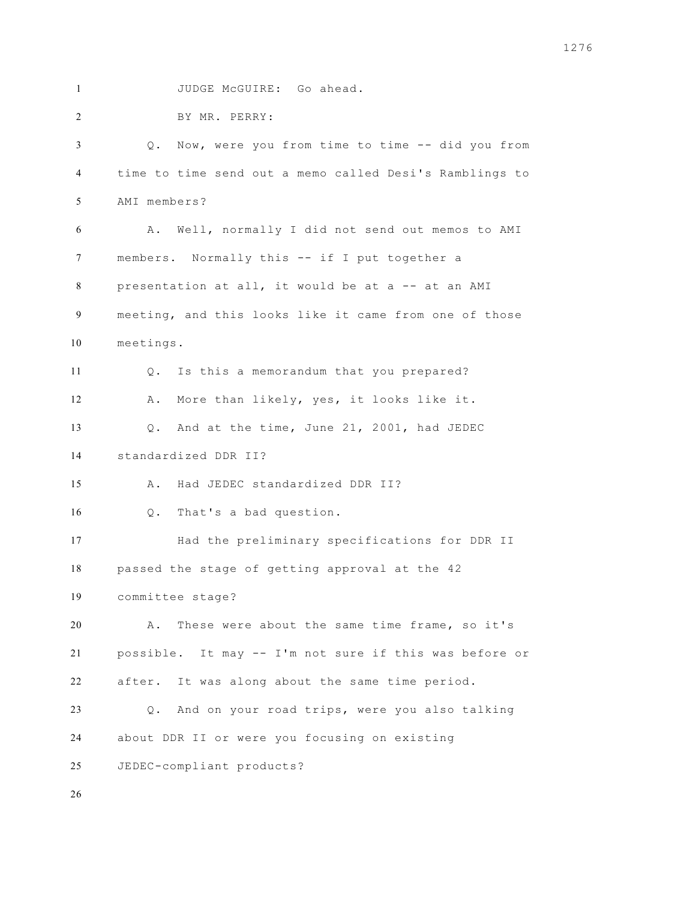JUDGE McGUIRE: Go ahead.

BY MR. PERRY:

Q. Now, were you from time to time -- did you from time to time send out a memo called Desi's Ramblings to AMI members?

A. Well, normally I did not send out memos to AMI members. Normally this -- if I put together a presentation at all, it would be at a -- at an AMI meeting, and this looks like it came from one of those meetings.

Q. Is this a memorandum that you prepared?

A. More than likely, yes, it looks like it.

Q. And at the time, June 21, 2001, had JEDEC standardized DDR II?

A. Had JEDEC standardized DDR II?

Q. That's a bad question.

Had the preliminary specifications for DDR II passed the stage of getting approval at the 42 committee stage?

A. These were about the same time frame, so it's possible. It may -- I'm not sure if this was before or after. It was along about the same time period.

Q. And on your road trips, were you also talking about DDR II or were you focusing on existing JEDEC-compliant products?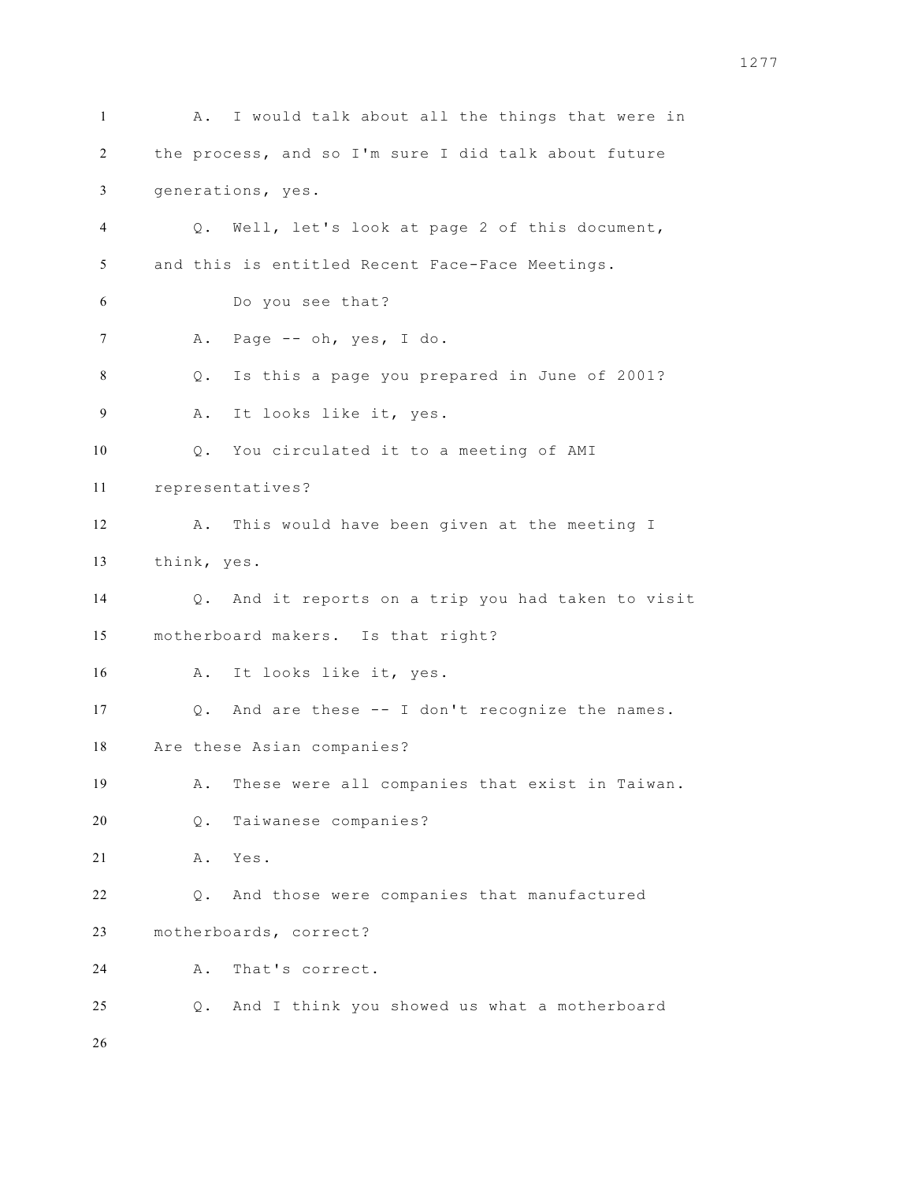A. I would talk about all the things that were in the process, and so I'm sure I did talk about future generations, yes.

Q. Well, let's look at page 2 of this document, and this is entitled Recent Face-Face Meetings.

Do you see that?

A. Page -- oh, yes, I do.

Q. Is this a page you prepared in June of 2001?

A. It looks like it, yes.

Q. You circulated it to a meeting of AMI representatives?

A. This would have been given at the meeting I think, yes.

Q. And it reports on a trip you had taken to visit motherboard makers. Is that right?

A. It looks like it, yes.

Q. And are these -- I don't recognize the names. Are these Asian companies?

A. These were all companies that exist in Taiwan.

Q. Taiwanese companies?

A. Yes.

Q. And those were companies that manufactured motherboards, correct?

A. That's correct.

Q. And I think you showed us what a motherboard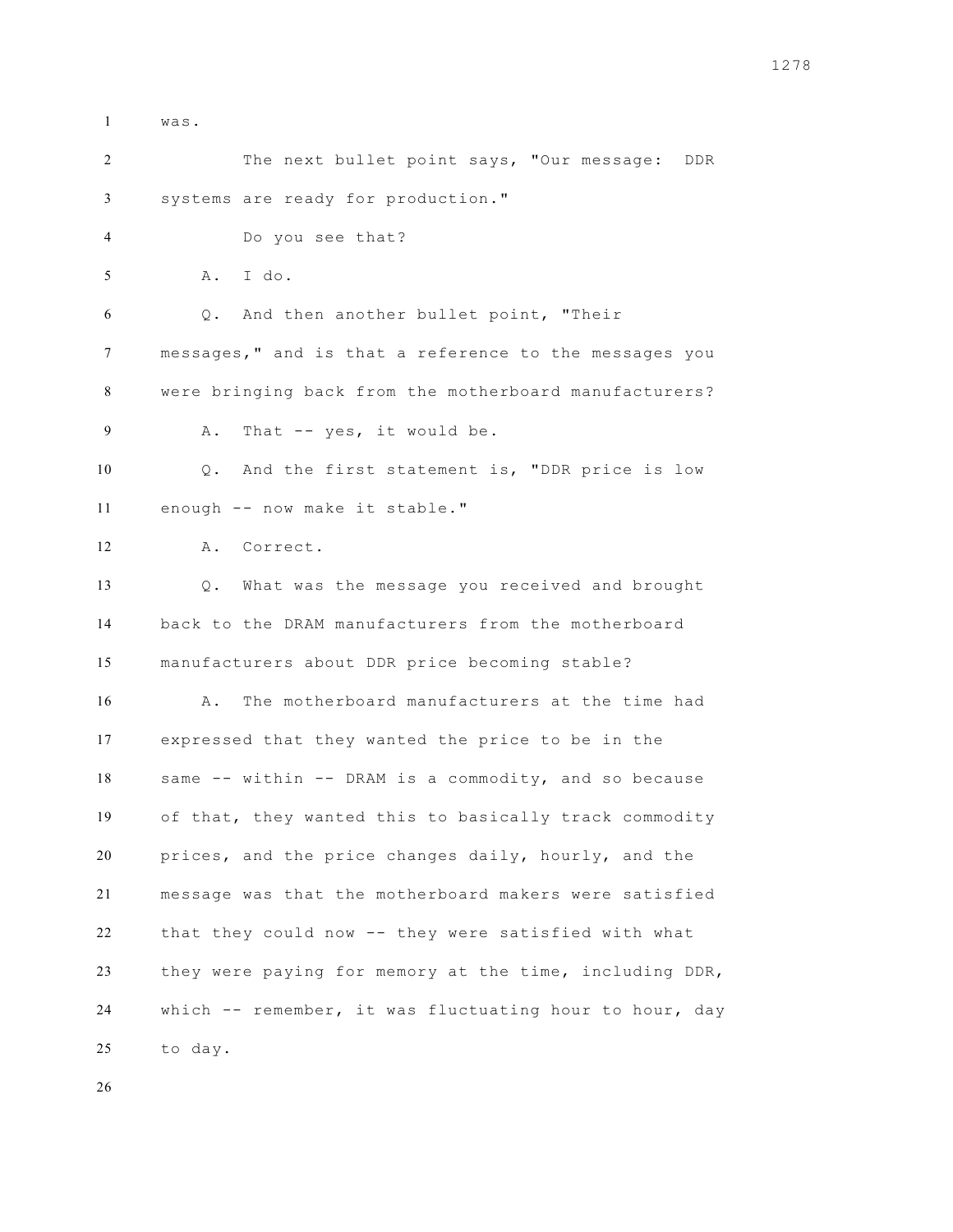was.

The next bullet point says, "Our message: DDR systems are ready for production."

Do you see that?

A. I do.

Q. And then another bullet point, "Their messages," and is that a reference to the messages you were bringing back from the motherboard manufacturers?

A. That -- yes, it would be.

Q. And the first statement is, "DDR price is low enough -- now make it stable."

A. Correct.

Q. What was the message you received and brought back to the DRAM manufacturers from the motherboard manufacturers about DDR price becoming stable?

A. The motherboard manufacturers at the time had expressed that they wanted the price to be in the same -- within -- DRAM is a commodity, and so because of that, they wanted this to basically track commodity prices, and the price changes daily, hourly, and the message was that the motherboard makers were satisfied that they could now -- they were satisfied with what they were paying for memory at the time, including DDR, which -- remember, it was fluctuating hour to hour, day to day.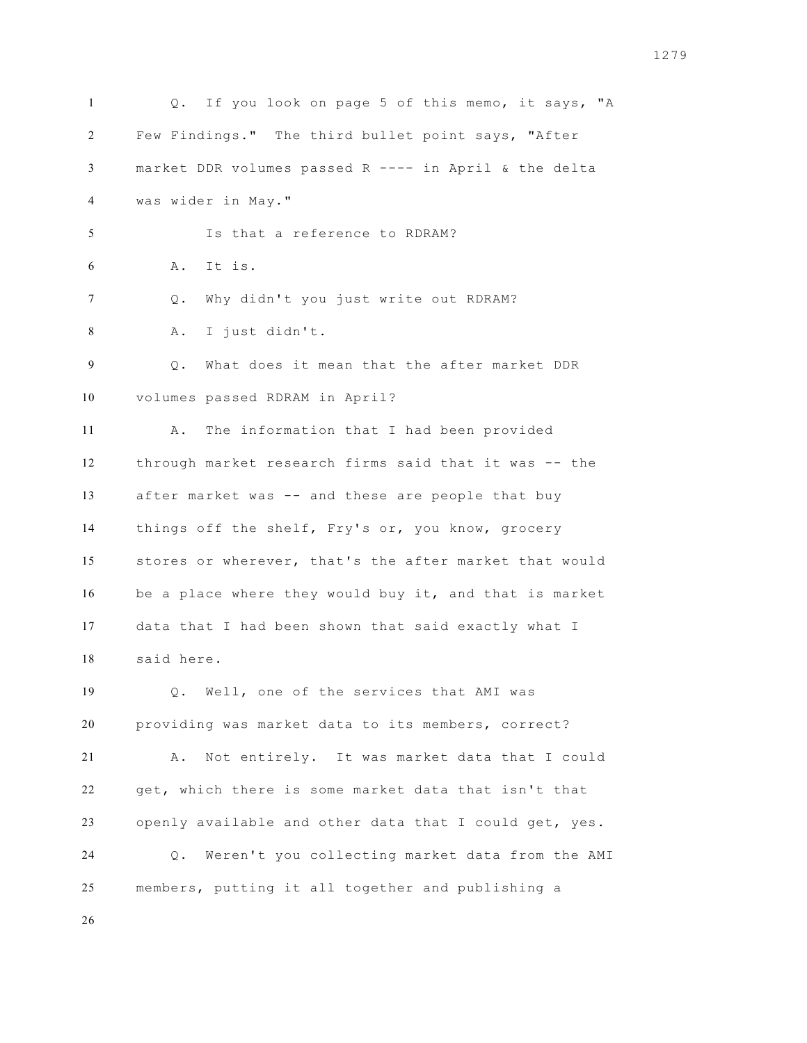Q. If you look on page 5 of this memo, it says, "A Few Findings." The third bullet point says, "After market DDR volumes passed R ---- in April & the delta was wider in May."

Is that a reference to RDRAM?

A. It is.

Q. Why didn't you just write out RDRAM?

A. I just didn't.

Q. What does it mean that the after market DDR volumes passed RDRAM in April?

A. The information that I had been provided through market research firms said that it was -- the after market was -- and these are people that buy things off the shelf, Fry's or, you know, grocery stores or wherever, that's the after market that would be a place where they would buy it, and that is market data that I had been shown that said exactly what I said here.

Q. Well, one of the services that AMI was providing was market data to its members, correct?

A. Not entirely. It was market data that I could get, which there is some market data that isn't that openly available and other data that I could get, yes.

Q. Weren't you collecting market data from the AMI members, putting it all together and publishing a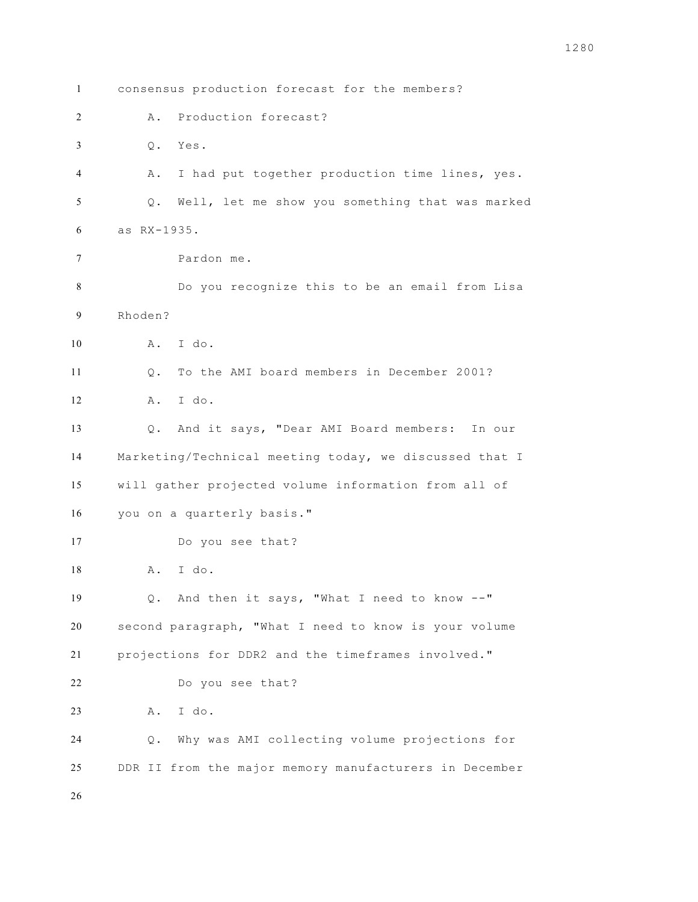consensus production forecast for the members?

A. Production forecast?

Q. Yes.

A. I had put together production time lines, yes.

Q. Well, let me show you something that was marked as RX-1935.

Pardon me.

Do you recognize this to be an email from Lisa Rhoden?

A. I do.

Q. To the AMI board members in December 2001?

A. I do.

Q. And it says, "Dear AMI Board members: In our Marketing/Technical meeting today, we discussed that I will gather projected volume information from all of you on a quarterly basis."

Do you see that?

A. I do.

Q. And then it says, "What I need to know --" second paragraph, "What I need to know is your volume projections for DDR2 and the timeframes involved."

Do you see that?

A. I do.

Q. Why was AMI collecting volume projections for DDR II from the major memory manufacturers in December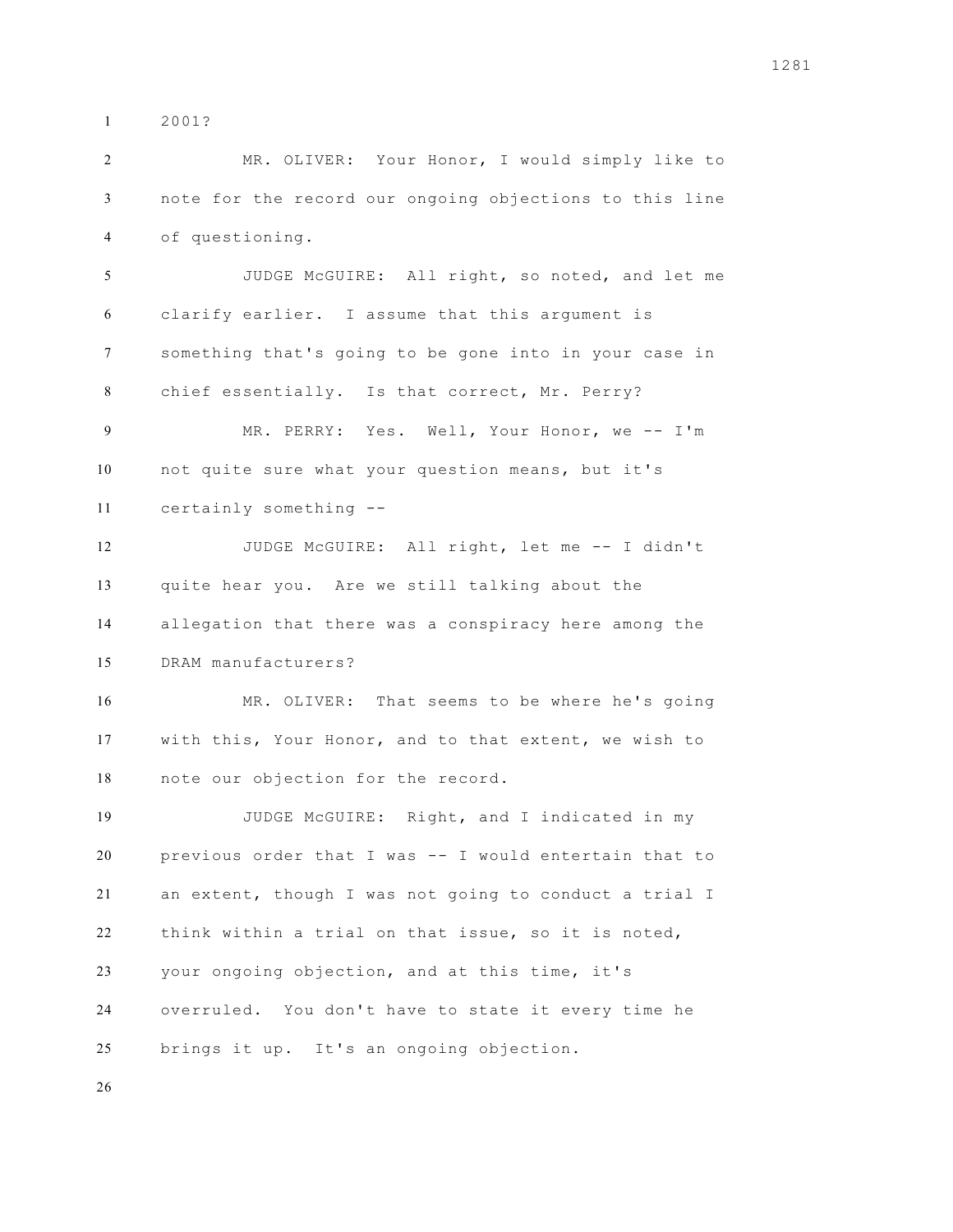2001?

MR. OLIVER: Your Honor, I would simply like to note for the record our ongoing objections to this line of questioning.

JUDGE McGUIRE: All right, so noted, and let me clarify earlier. I assume that this argument is something that's going to be gone into in your case in chief essentially. Is that correct, Mr. Perry?

MR. PERRY: Yes. Well, Your Honor, we -- I'm not quite sure what your question means, but it's certainly something --

JUDGE McGUIRE: All right, let me -- I didn't quite hear you. Are we still talking about the allegation that there was a conspiracy here among the DRAM manufacturers?

MR. OLIVER: That seems to be where he's going with this, Your Honor, and to that extent, we wish to note our objection for the record.

JUDGE McGUIRE: Right, and I indicated in my previous order that I was -- I would entertain that to an extent, though I was not going to conduct a trial I think within a trial on that issue, so it is noted, your ongoing objection, and at this time, it's overruled. You don't have to state it every time he brings it up. It's an ongoing objection.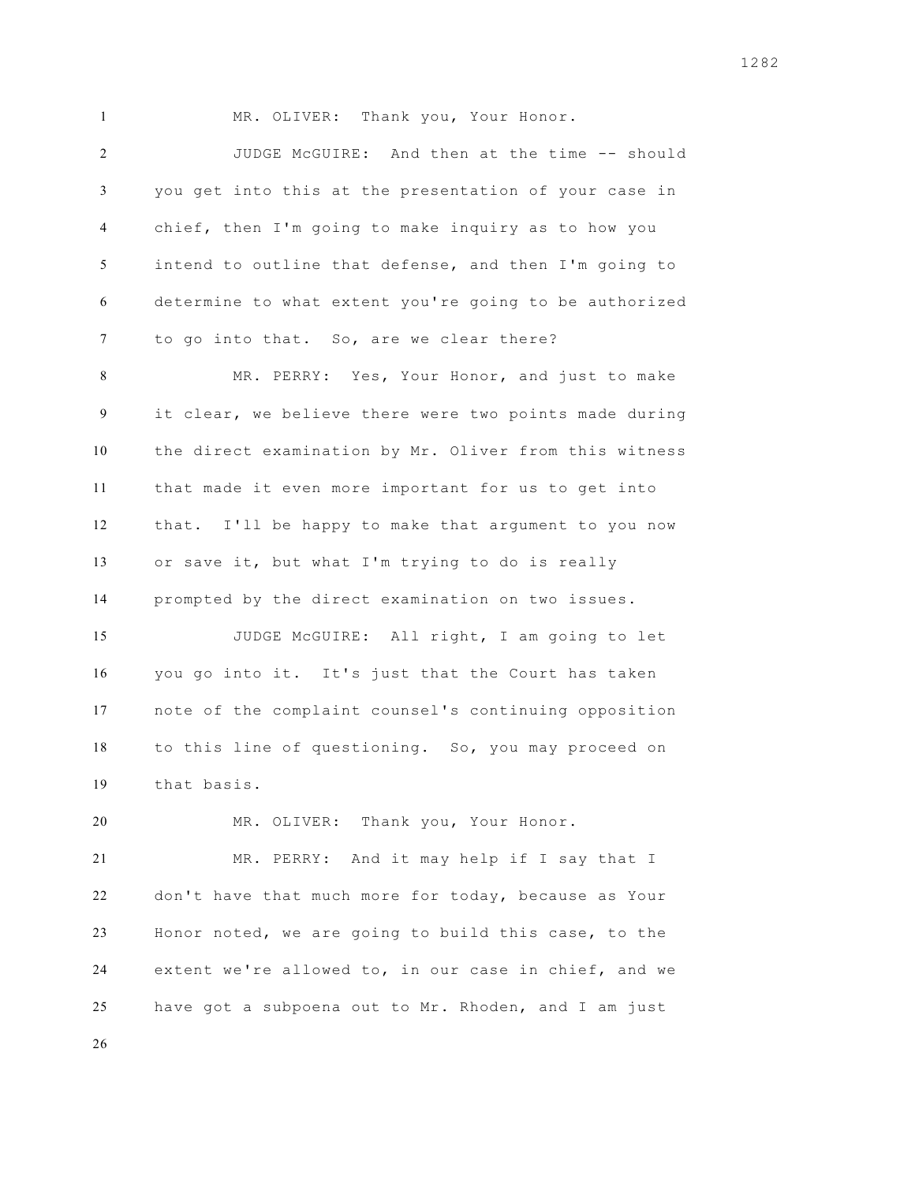MR. OLIVER: Thank you, Your Honor.

JUDGE McGUIRE: And then at the time -- should you get into this at the presentation of your case in chief, then I'm going to make inquiry as to how you intend to outline that defense, and then I'm going to determine to what extent you're going to be authorized to go into that. So, are we clear there?

MR. PERRY: Yes, Your Honor, and just to make it clear, we believe there were two points made during the direct examination by Mr. Oliver from this witness that made it even more important for us to get into that. I'll be happy to make that argument to you now or save it, but what I'm trying to do is really prompted by the direct examination on two issues.

JUDGE McGUIRE: All right, I am going to let you go into it. It's just that the Court has taken note of the complaint counsel's continuing opposition to this line of questioning. So, you may proceed on that basis.

MR. OLIVER: Thank you, Your Honor.

MR. PERRY: And it may help if I say that I don't have that much more for today, because as Your Honor noted, we are going to build this case, to the extent we're allowed to, in our case in chief, and we have got a subpoena out to Mr. Rhoden, and I am just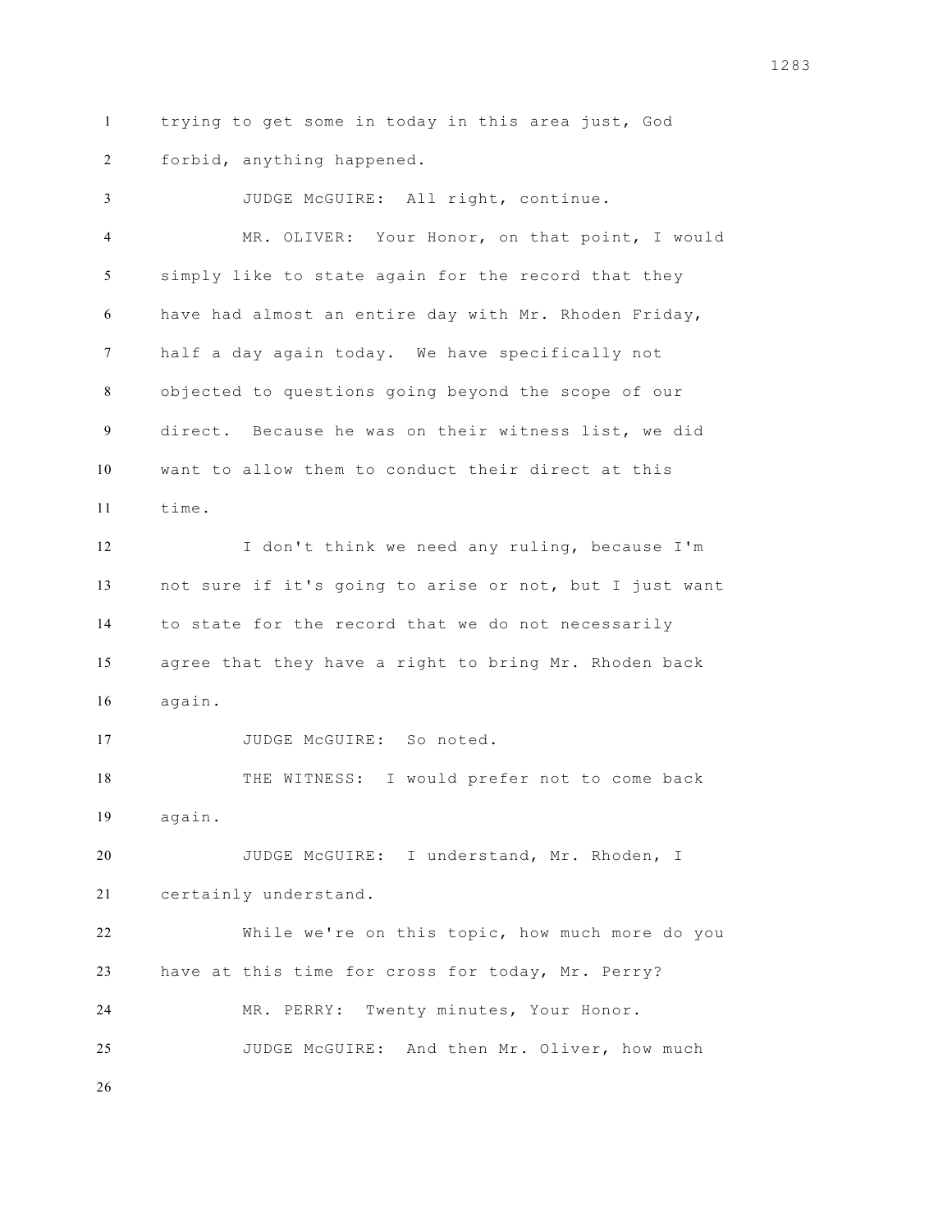trying to get some in today in this area just, God forbid, anything happened.

JUDGE McGUIRE: All right, continue.

MR. OLIVER: Your Honor, on that point, I would simply like to state again for the record that they have had almost an entire day with Mr. Rhoden Friday, half a day again today. We have specifically not objected to questions going beyond the scope of our direct. Because he was on their witness list, we did want to allow them to conduct their direct at this time.

I don't think we need any ruling, because I'm not sure if it's going to arise or not, but I just want to state for the record that we do not necessarily agree that they have a right to bring Mr. Rhoden back again.

JUDGE McGUIRE: So noted.

THE WITNESS: I would prefer not to come back again.

JUDGE McGUIRE: I understand, Mr. Rhoden, I certainly understand.

While we're on this topic, how much more do you have at this time for cross for today, Mr. Perry?

MR. PERRY: Twenty minutes, Your Honor.

JUDGE McGUIRE: And then Mr. Oliver, how much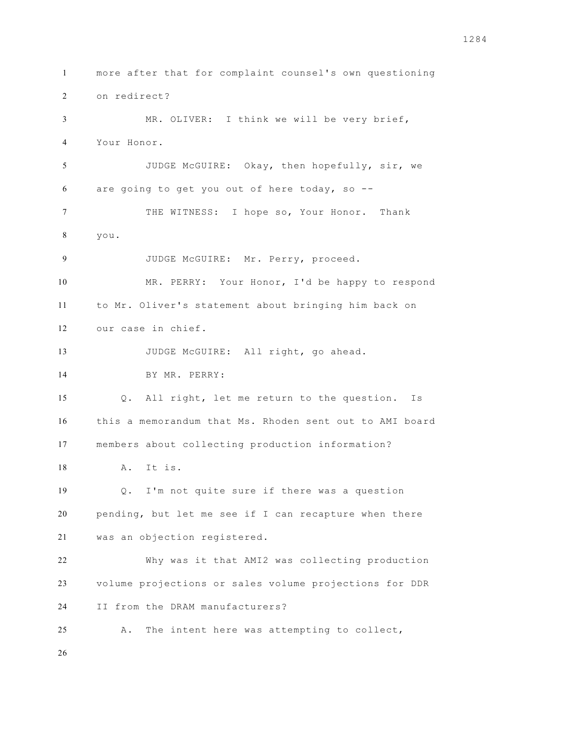more after that for complaint counsel's own questioning on redirect?

MR. OLIVER: I think we will be very brief, Your Honor.

JUDGE McGUIRE: Okay, then hopefully, sir, we are going to get you out of here today, so --

THE WITNESS: I hope so, Your Honor. Thank you.

JUDGE McGUIRE: Mr. Perry, proceed.

MR. PERRY: Your Honor, I'd be happy to respond to Mr. Oliver's statement about bringing him back on our case in chief.

JUDGE McGUIRE: All right, go ahead.

BY MR. PERRY:

Q. All right, let me return to the question. Is this a memorandum that Ms. Rhoden sent out to AMI board members about collecting production information?

A. It is.

Q. I'm not quite sure if there was a question pending, but let me see if I can recapture when there was an objection registered.

Why was it that AMI2 was collecting production volume projections or sales volume projections for DDR II from the DRAM manufacturers?

A. The intent here was attempting to collect,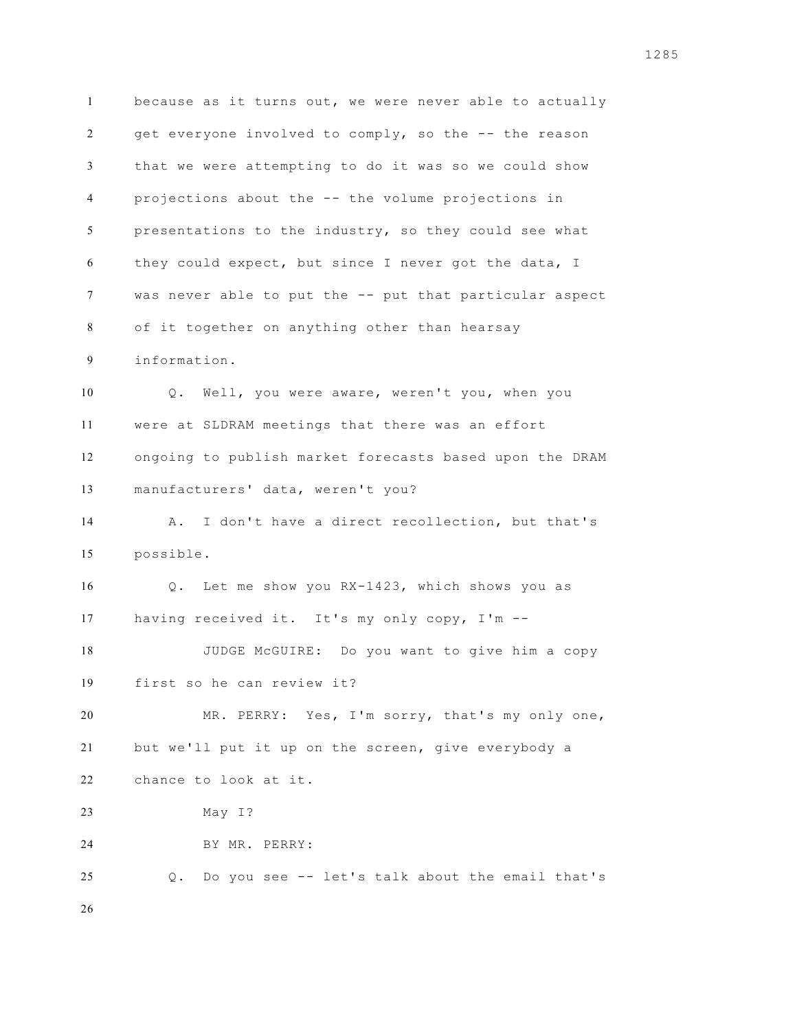because as it turns out, we were never able to actually get everyone involved to comply, so the -- the reason that we were attempting to do it was so we could show projections about the -- the volume projections in presentations to the industry, so they could see what they could expect, but since I never got the data, I was never able to put the -- put that particular aspect of it together on anything other than hearsay information.

Q. Well, you were aware, weren't you, when you were at SLDRAM meetings that there was an effort ongoing to publish market forecasts based upon the DRAM manufacturers' data, weren't you?

A. I don't have a direct recollection, but that's possible.

Q. Let me show you RX-1423, which shows you as having received it. It's my only copy, I'm --

JUDGE McGUIRE: Do you want to give him a copy first so he can review it?

MR. PERRY: Yes, I'm sorry, that's my only one, but we'll put it up on the screen, give everybody a chance to look at it.

May I?

BY MR. PERRY:

Q. Do you see -- let's talk about the email that's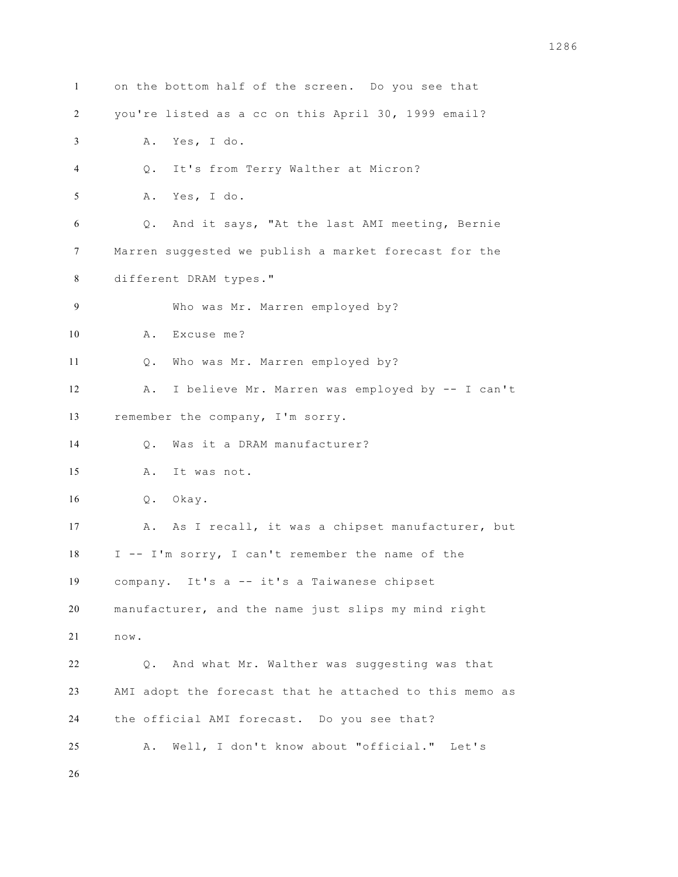on the bottom half of the screen. Do you see that you're listed as a cc on this April 30, 1999 email?

A. Yes, I do.

Q. It's from Terry Walther at Micron?

A. Yes, I do.

Q. And it says, "At the last AMI meeting, Bernie Marren suggested we publish a market forecast for the different DRAM types."

Who was Mr. Marren employed by?

A. Excuse me?

Q. Who was Mr. Marren employed by?

A. I believe Mr. Marren was employed by -- I can't remember the company, I'm sorry.

Q. Was it a DRAM manufacturer?

A. It was not.

Q. Okay.

A. As I recall, it was a chipset manufacturer, but I -- I'm sorry, I can't remember the name of the company. It's a -- it's a Taiwanese chipset manufacturer, and the name just slips my mind right now.

Q. And what Mr. Walther was suggesting was that AMI adopt the forecast that he attached to this memo as the official AMI forecast. Do you see that?

A. Well, I don't know about "official." Let's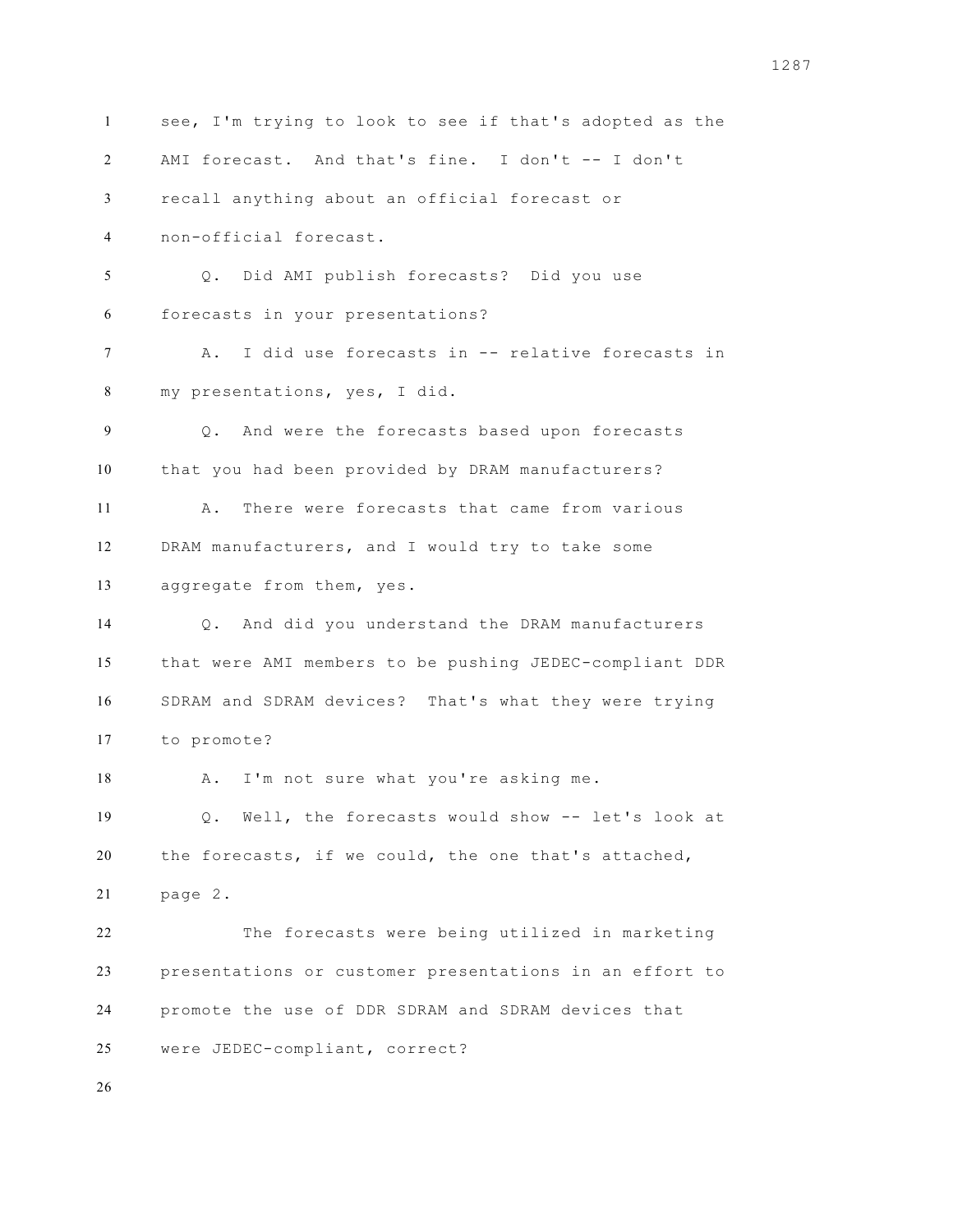see, I'm trying to look to see if that's adopted as the AMI forecast. And that's fine. I don't -- I don't recall anything about an official forecast or non-official forecast.

Q. Did AMI publish forecasts? Did you use forecasts in your presentations?

A. I did use forecasts in -- relative forecasts in my presentations, yes, I did.

Q. And were the forecasts based upon forecasts that you had been provided by DRAM manufacturers?

A. There were forecasts that came from various DRAM manufacturers, and I would try to take some aggregate from them, yes.

Q. And did you understand the DRAM manufacturers that were AMI members to be pushing JEDEC-compliant DDR SDRAM and SDRAM devices? That's what they were trying to promote?

A. I'm not sure what you're asking me.

Q. Well, the forecasts would show -- let's look at the forecasts, if we could, the one that's attached, page 2.

The forecasts were being utilized in marketing presentations or customer presentations in an effort to promote the use of DDR SDRAM and SDRAM devices that were JEDEC-compliant, correct?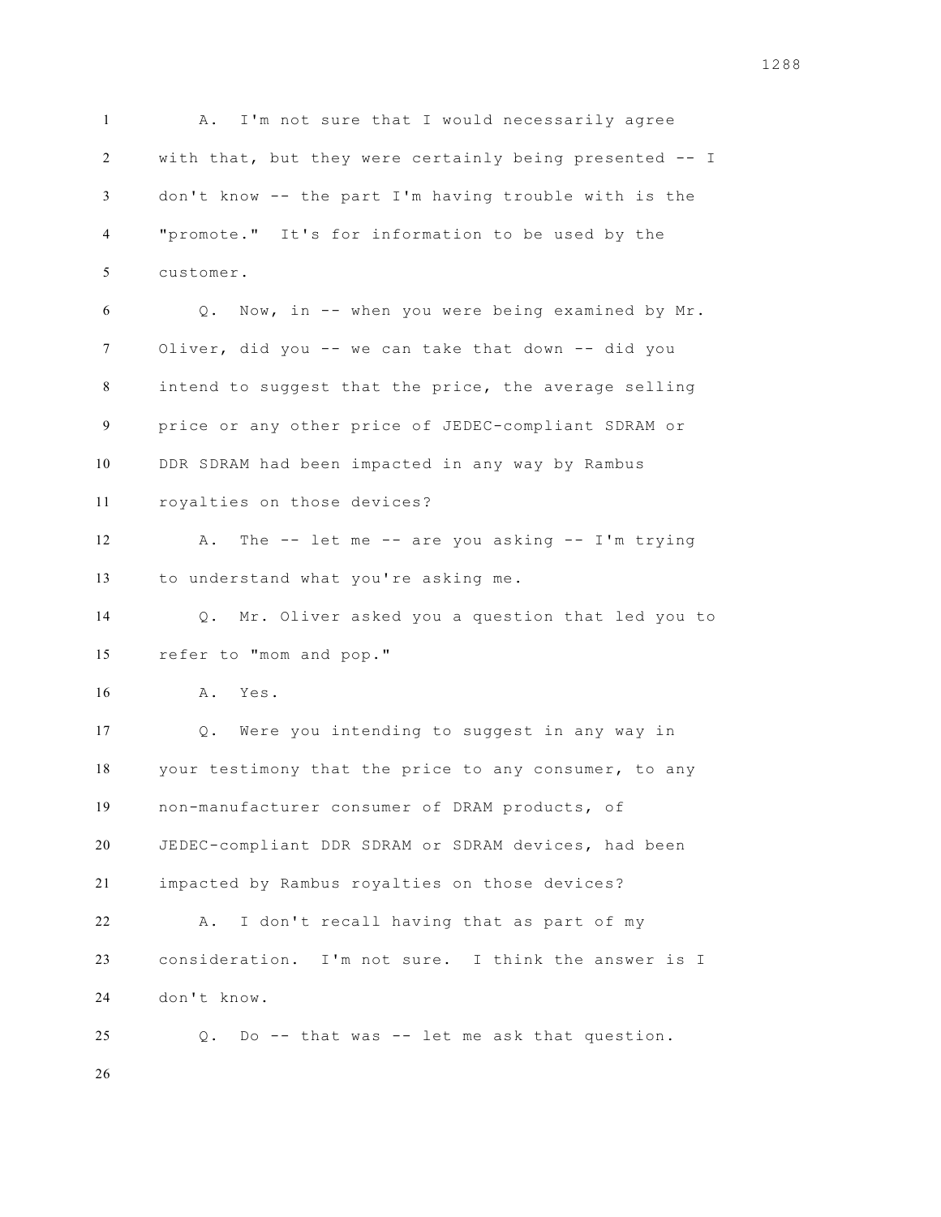A. I'm not sure that I would necessarily agree with that, but they were certainly being presented -- I don't know -- the part I'm having trouble with is the "promote." It's for information to be used by the customer.

Q. Now, in -- when you were being examined by Mr. Oliver, did you -- we can take that down -- did you intend to suggest that the price, the average selling price or any other price of JEDEC-compliant SDRAM or DDR SDRAM had been impacted in any way by Rambus royalties on those devices?

A. The -- let me -- are you asking -- I'm trying to understand what you're asking me.

Q. Mr. Oliver asked you a question that led you to refer to "mom and pop."

A. Yes.

Q. Were you intending to suggest in any way in your testimony that the price to any consumer, to any non-manufacturer consumer of DRAM products, of JEDEC-compliant DDR SDRAM or SDRAM devices, had been impacted by Rambus royalties on those devices?

A. I don't recall having that as part of my consideration. I'm not sure. I think the answer is I don't know.

Q. Do -- that was -- let me ask that question.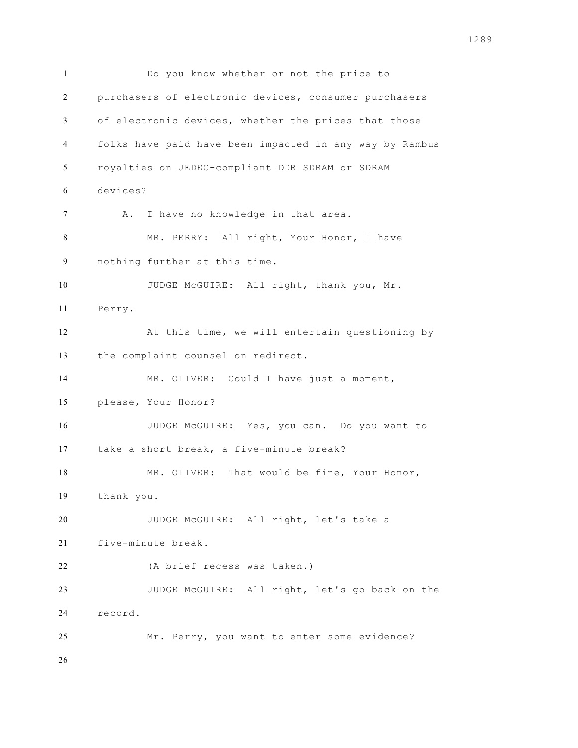Do you know whether or not the price to purchasers of electronic devices, consumer purchasers of electronic devices, whether the prices that those folks have paid have been impacted in any way by Rambus royalties on JEDEC-compliant DDR SDRAM or SDRAM devices?

A. I have no knowledge in that area.

MR. PERRY: All right, Your Honor, I have nothing further at this time.

JUDGE McGUIRE: All right, thank you, Mr. Perry.

At this time, we will entertain questioning by the complaint counsel on redirect.

MR. OLIVER: Could I have just a moment, please, Your Honor?

JUDGE McGUIRE: Yes, you can. Do you want to take a short break, a five-minute break?

MR. OLIVER: That would be fine, Your Honor, thank you.

JUDGE McGUIRE: All right, let's take a five-minute break.

(A brief recess was taken.)

JUDGE McGUIRE: All right, let's go back on the record.

Mr. Perry, you want to enter some evidence?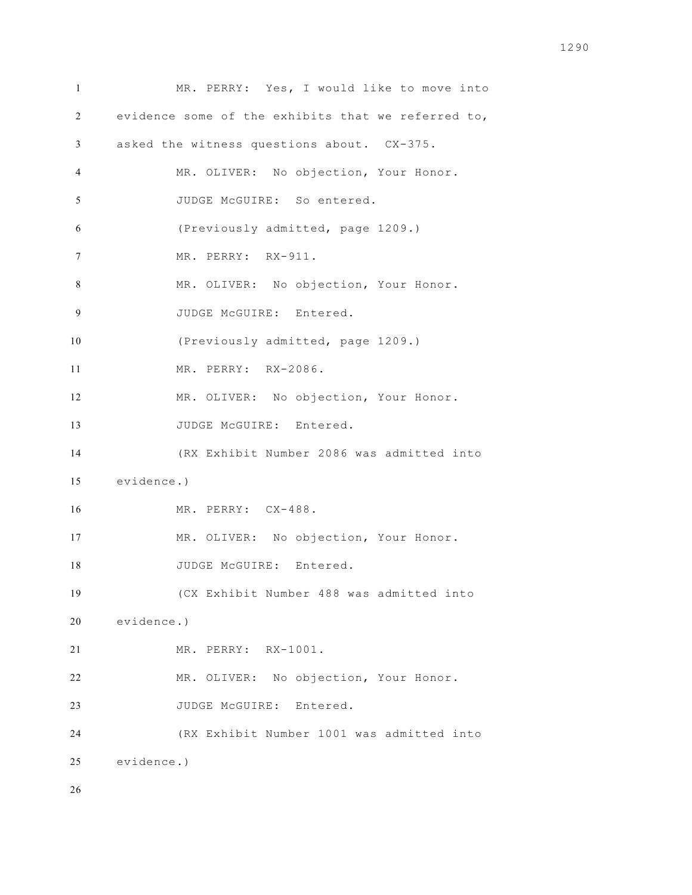MR. PERRY: Yes, I would like to move into evidence some of the exhibits that we referred to, asked the witness questions about. CX-375.

MR. OLIVER: No objection, Your Honor.

JUDGE McGUIRE: So entered.

(Previously admitted, page 1209.)

MR. PERRY: RX-911.

MR. OLIVER: No objection, Your Honor.

JUDGE McGUIRE: Entered.

(Previously admitted, page 1209.)

MR. PERRY: RX-2086.

MR. OLIVER: No objection, Your Honor.

JUDGE McGUIRE: Entered.

(RX Exhibit Number 2086 was admitted into evidence.)

MR. PERRY: CX-488.

MR. OLIVER: No objection, Your Honor.

JUDGE McGUIRE: Entered.

(CX Exhibit Number 488 was admitted into evidence.)

MR. PERRY: RX-1001.

MR. OLIVER: No objection, Your Honor.

JUDGE McGUIRE: Entered.

(RX Exhibit Number 1001 was admitted into evidence.)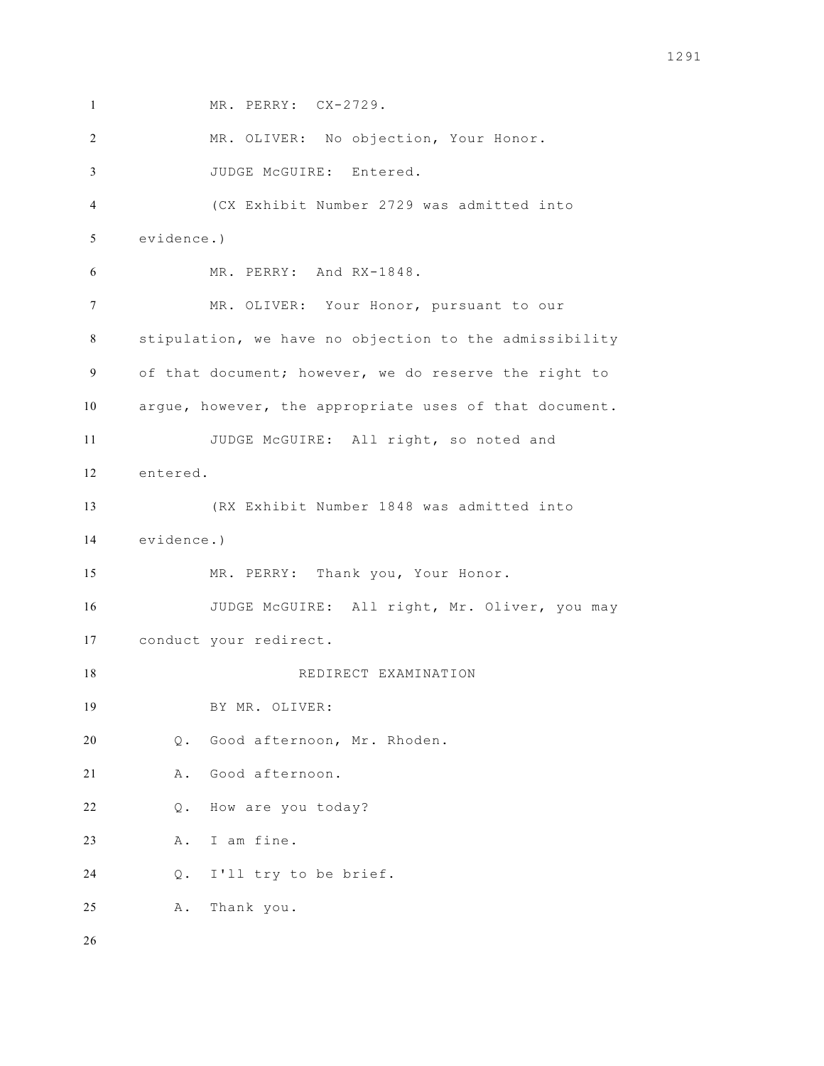MR. PERRY: CX-2729.

MR. OLIVER: No objection, Your Honor.

JUDGE McGUIRE: Entered.

(CX Exhibit Number 2729 was admitted into evidence.)

MR. PERRY: And RX-1848.

MR. OLIVER: Your Honor, pursuant to our stipulation, we have no objection to the admissibility of that document; however, we do reserve the right to argue, however, the appropriate uses of that document.

JUDGE McGUIRE: All right, so noted and entered.

(RX Exhibit Number 1848 was admitted into evidence.)

MR. PERRY: Thank you, Your Honor.

JUDGE McGUIRE: All right, Mr. Oliver, you may conduct your redirect.

REDIRECT EXAMINATION

BY MR. OLIVER:

Q. Good afternoon, Mr. Rhoden.

A. Good afternoon.

Q. How are you today?

A. I am fine.

Q. I'll try to be brief.

A. Thank you.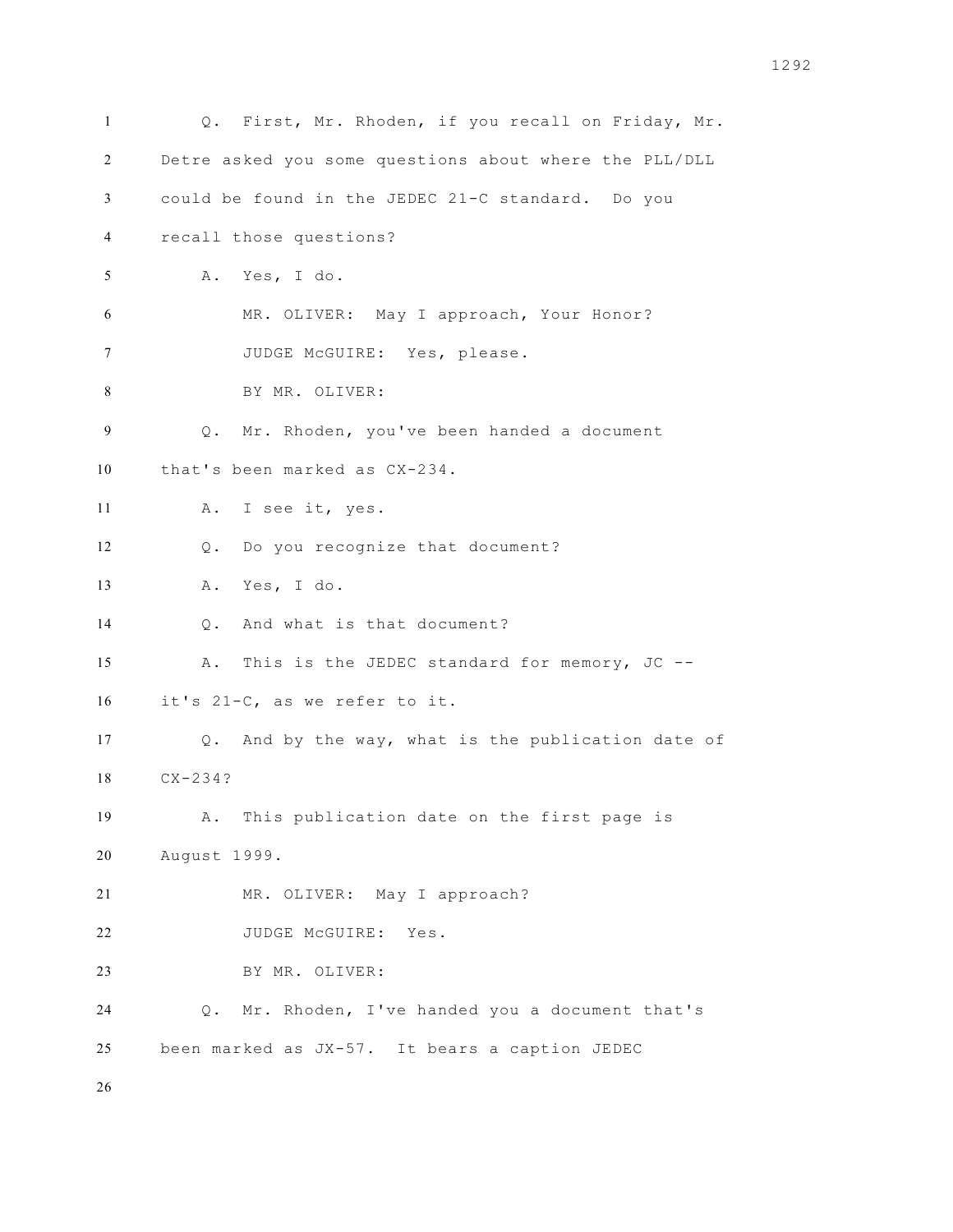Q. First, Mr. Rhoden, if you recall on Friday, Mr. Detre asked you some questions about where the PLL/DLL could be found in the JEDEC 21-C standard. Do you recall those questions?

A. Yes, I do.

MR. OLIVER: May I approach, Your Honor?

JUDGE McGUIRE: Yes, please.

BY MR. OLIVER:

Q. Mr. Rhoden, you've been handed a document that's been marked as CX-234.

A. I see it, yes.

Q. Do you recognize that document?

A. Yes, I do.

Q. And what is that document?

A. This is the JEDEC standard for memory, JC -- it's 21-C, as we refer to it.

Q. And by the way, what is the publication date of CX-234?

A. This publication date on the first page is August 1999.

MR. OLIVER: May I approach?

JUDGE McGUIRE: Yes.

BY MR. OLIVER:

Q. Mr. Rhoden, I've handed you a document that's been marked as JX-57. It bears a caption JEDEC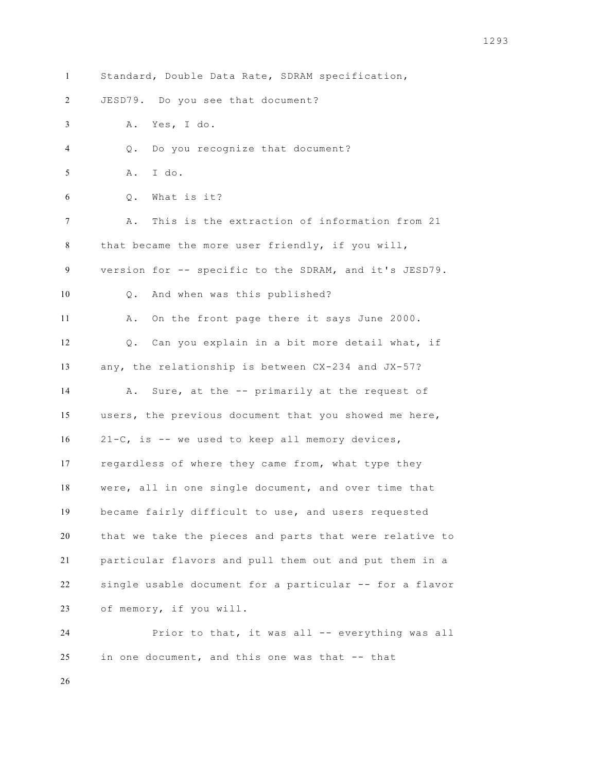Standard, Double Data Rate, SDRAM specification, JESD79. Do you see that document?

A. Yes, I do.

Q. Do you recognize that document?

A. I do.

Q. What is it?

A. This is the extraction of information from 21 that became the more user friendly, if you will, version for -- specific to the SDRAM, and it's JESD79.

Q. And when was this published?

A. On the front page there it says June 2000.

Q. Can you explain in a bit more detail what, if any, the relationship is between CX-234 and JX-57?

A. Sure, at the -- primarily at the request of users, the previous document that you showed me here, 21-C, is -- we used to keep all memory devices, regardless of where they came from, what type they were, all in one single document, and over time that became fairly difficult to use, and users requested that we take the pieces and parts that were relative to particular flavors and pull them out and put them in a single usable document for a particular -- for a flavor of memory, if you will.

Prior to that, it was all -- everything was all in one document, and this one was that -- that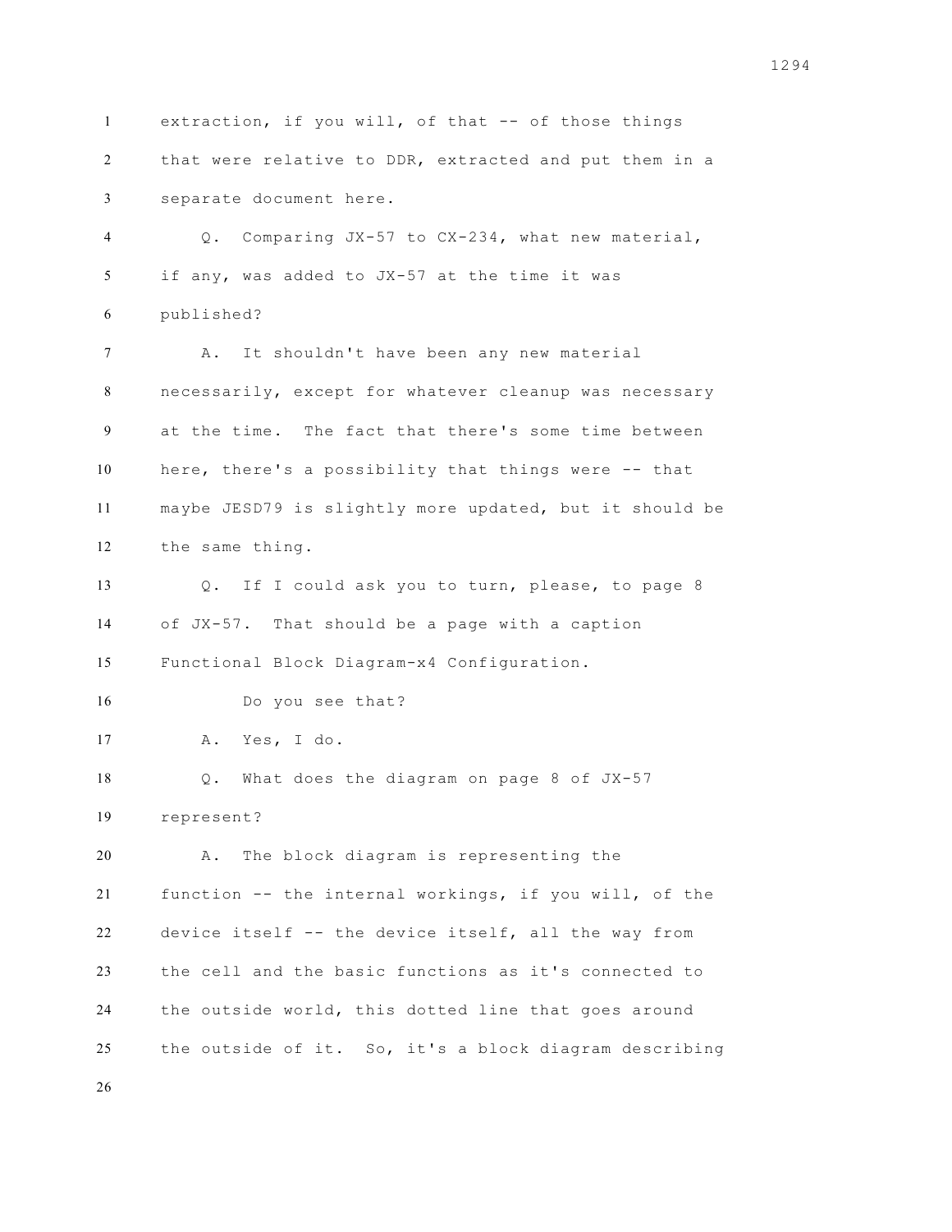extraction, if you will, of that -- of those things that were relative to DDR, extracted and put them in a separate document here.

Q. Comparing JX-57 to CX-234, what new material, if any, was added to JX-57 at the time it was published?

A. It shouldn't have been any new material necessarily, except for whatever cleanup was necessary at the time. The fact that there's some time between here, there's a possibility that things were -- that maybe JESD79 is slightly more updated, but it should be the same thing.

Q. If I could ask you to turn, please, to page 8 of JX-57. That should be a page with a caption Functional Block Diagram-x4 Configuration.

Do you see that?

A. Yes, I do.

Q. What does the diagram on page 8 of JX-57 represent?

A. The block diagram is representing the function -- the internal workings, if you will, of the device itself -- the device itself, all the way from the cell and the basic functions as it's connected to the outside world, this dotted line that goes around the outside of it. So, it's a block diagram describing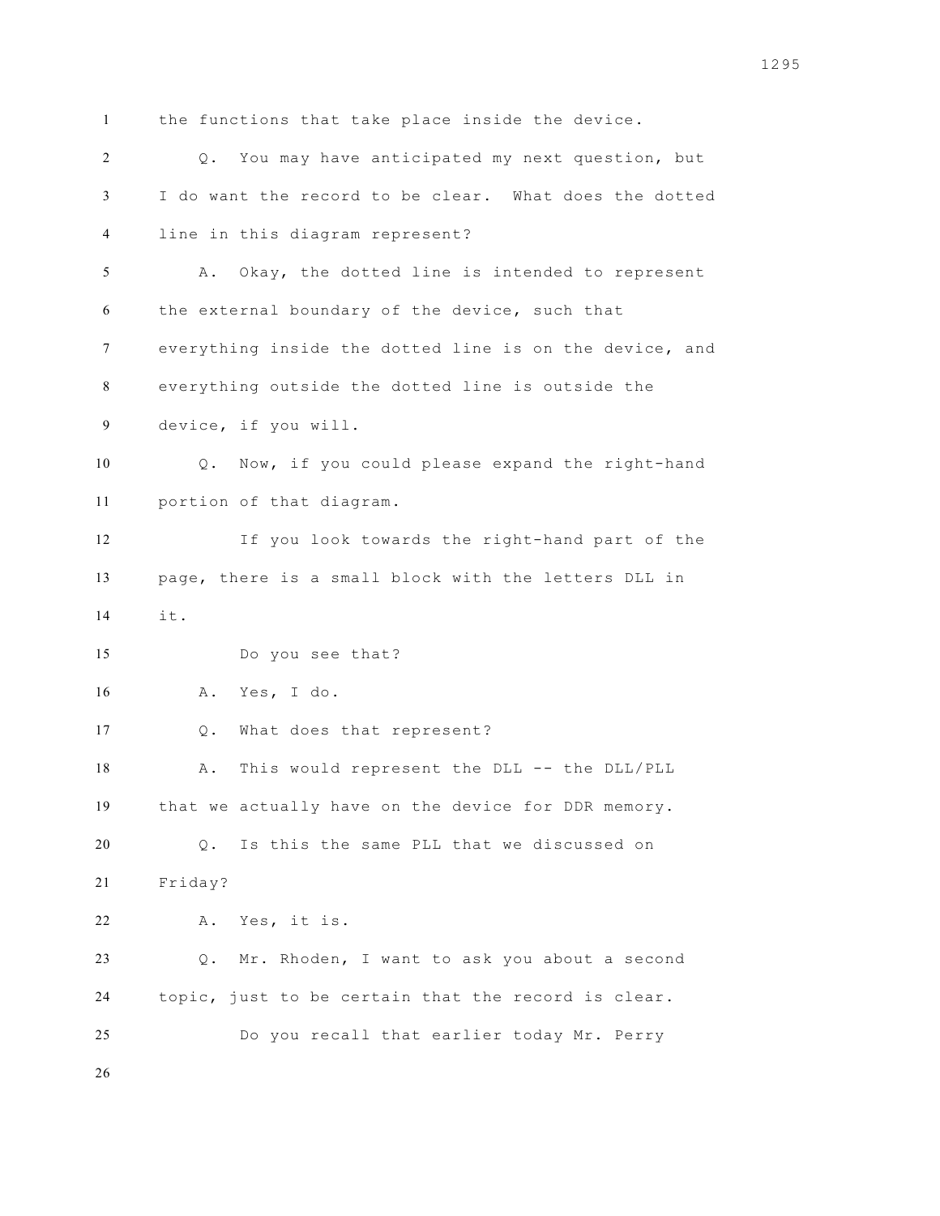the functions that take place inside the device.

Q. You may have anticipated my next question, but I do want the record to be clear. What does the dotted line in this diagram represent?

A. Okay, the dotted line is intended to represent the external boundary of the device, such that everything inside the dotted line is on the device, and everything outside the dotted line is outside the device, if you will.

Q. Now, if you could please expand the right-hand portion of that diagram.

If you look towards the right-hand part of the page, there is a small block with the letters DLL in it.

Do you see that?

A. Yes, I do.

Q. What does that represent?

A. This would represent the DLL -- the DLL/PLL that we actually have on the device for DDR memory.

Q. Is this the same PLL that we discussed on Friday?

A. Yes, it is.

Q. Mr. Rhoden, I want to ask you about a second topic, just to be certain that the record is clear.

Do you recall that earlier today Mr. Perry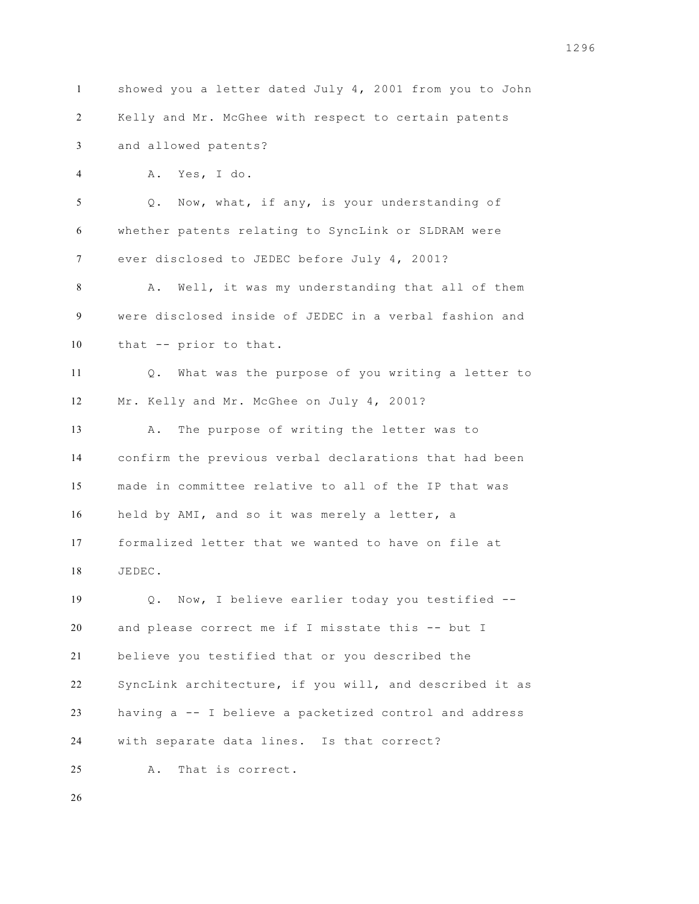showed you a letter dated July 4, 2001 from you to John Kelly and Mr. McGhee with respect to certain patents and allowed patents?

A. Yes, I do.

Q. Now, what, if any, is your understanding of whether patents relating to SyncLink or SLDRAM were ever disclosed to JEDEC before July 4, 2001?

A. Well, it was my understanding that all of them were disclosed inside of JEDEC in a verbal fashion and that -- prior to that.

Q. What was the purpose of you writing a letter to Mr. Kelly and Mr. McGhee on July 4, 2001?

A. The purpose of writing the letter was to confirm the previous verbal declarations that had been made in committee relative to all of the IP that was held by AMI, and so it was merely a letter, a formalized letter that we wanted to have on file at JEDEC.

Q. Now, I believe earlier today you testified -- and please correct me if I misstate this -- but I believe you testified that or you described the SyncLink architecture, if you will, and described it as having a -- I believe a packetized control and address with separate data lines. Is that correct?

A. That is correct.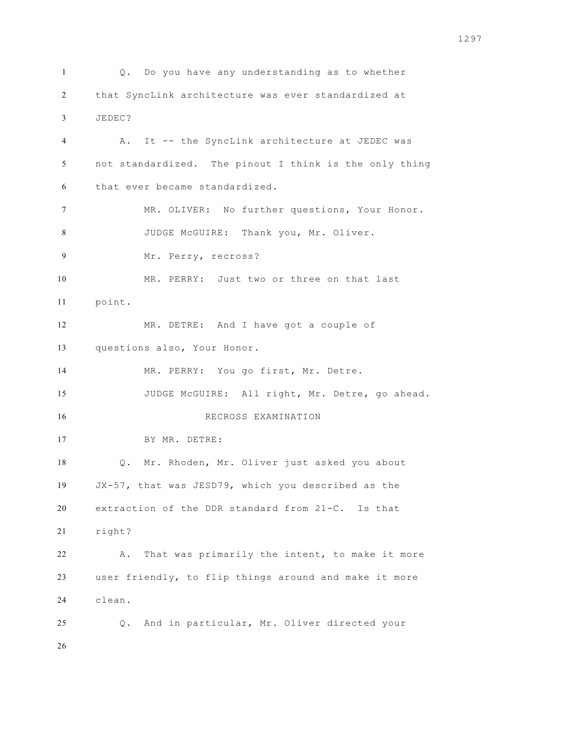Q. Do you have any understanding as to whether that SyncLink architecture was ever standardized at JEDEC?

A. It -- the SyncLink architecture at JEDEC was not standardized. The pinout I think is the only thing that ever became standardized.

MR. OLIVER: No further questions, Your Honor.

JUDGE McGUIRE: Thank you, Mr. Oliver.

Mr. Perry, recross?

MR. PERRY: Just two or three on that last point.

MR. DETRE: And I have got a couple of questions also, Your Honor.

MR. PERRY: You go first, Mr. Detre.

JUDGE McGUIRE: All right, Mr. Detre, go ahead.

RECROSS EXAMINATION

BY MR. DETRE:

Q. Mr. Rhoden, Mr. Oliver just asked you about JX-57, that was JESD79, which you described as the extraction of the DDR standard from 21-C. Is that right?

A. That was primarily the intent, to make it more user friendly, to flip things around and make it more clean.

Q. And in particular, Mr. Oliver directed your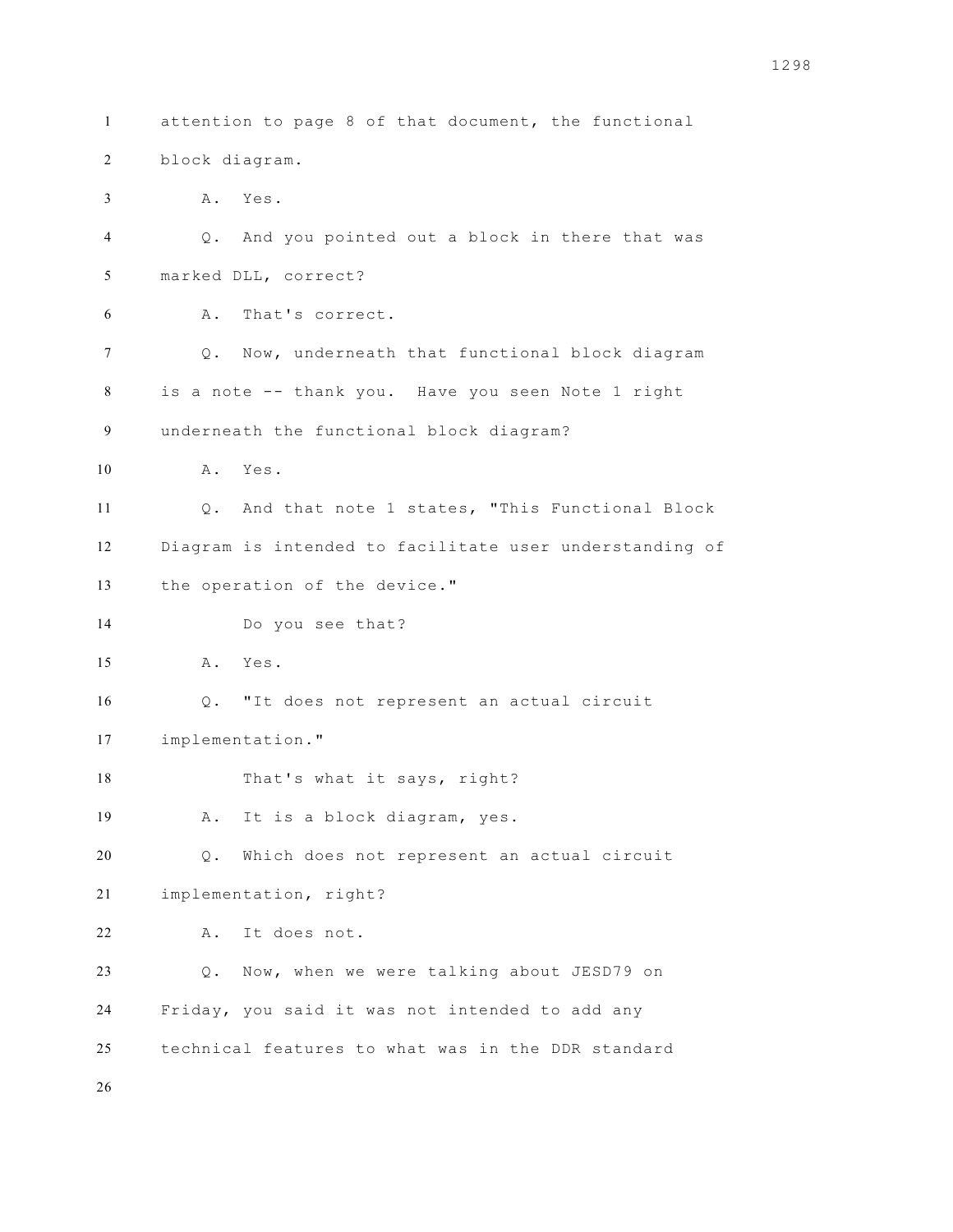attention to page 8 of that document, the functional block diagram.

A. Yes.

Q. And you pointed out a block in there that was marked DLL, correct?

A. That's correct.

Q. Now, underneath that functional block diagram is a note -- thank you. Have you seen Note 1 right underneath the functional block diagram?

A. Yes.

Q. And that note 1 states, "This Functional Block Diagram is intended to facilitate user understanding of the operation of the device."

Do you see that?

A. Yes.

Q. "It does not represent an actual circuit implementation."

That's what it says, right?

A. It is a block diagram, yes.

Q. Which does not represent an actual circuit implementation, right?

A. It does not.

Q. Now, when we were talking about JESD79 on Friday, you said it was not intended to add any technical features to what was in the DDR standard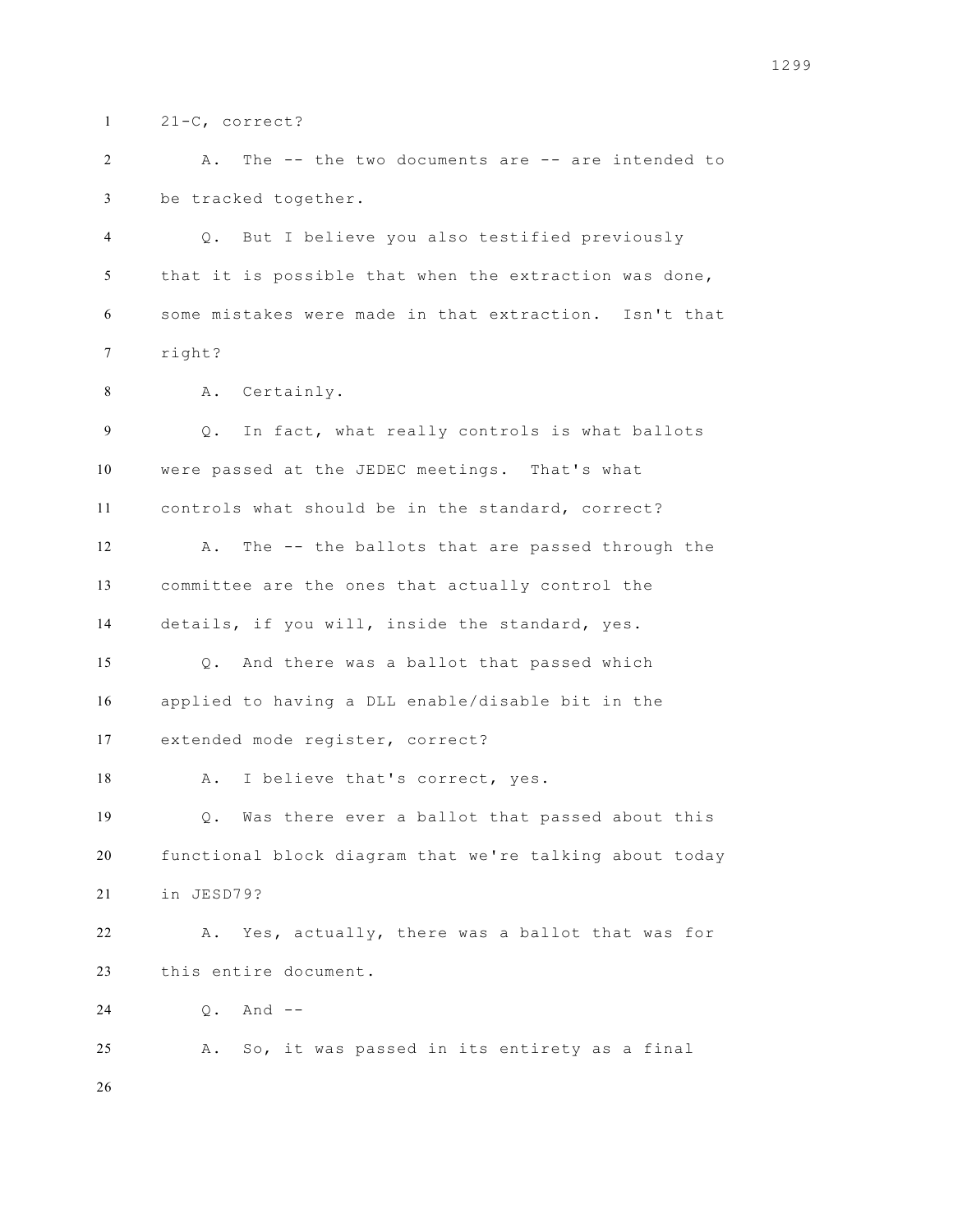21-C, correct?

A. The -- the two documents are -- are intended to be tracked together.

Q. But I believe you also testified previously that it is possible that when the extraction was done, some mistakes were made in that extraction. Isn't that right?

A. Certainly.

Q. In fact, what really controls is what ballots were passed at the JEDEC meetings. That's what controls what should be in the standard, correct?

A. The -- the ballots that are passed through the committee are the ones that actually control the details, if you will, inside the standard, yes.

Q. And there was a ballot that passed which applied to having a DLL enable/disable bit in the extended mode register, correct?

A. I believe that's correct, yes.

Q. Was there ever a ballot that passed about this functional block diagram that we're talking about today in JESD79?

A. Yes, actually, there was a ballot that was for this entire document.

Q. And --

A. So, it was passed in its entirety as a final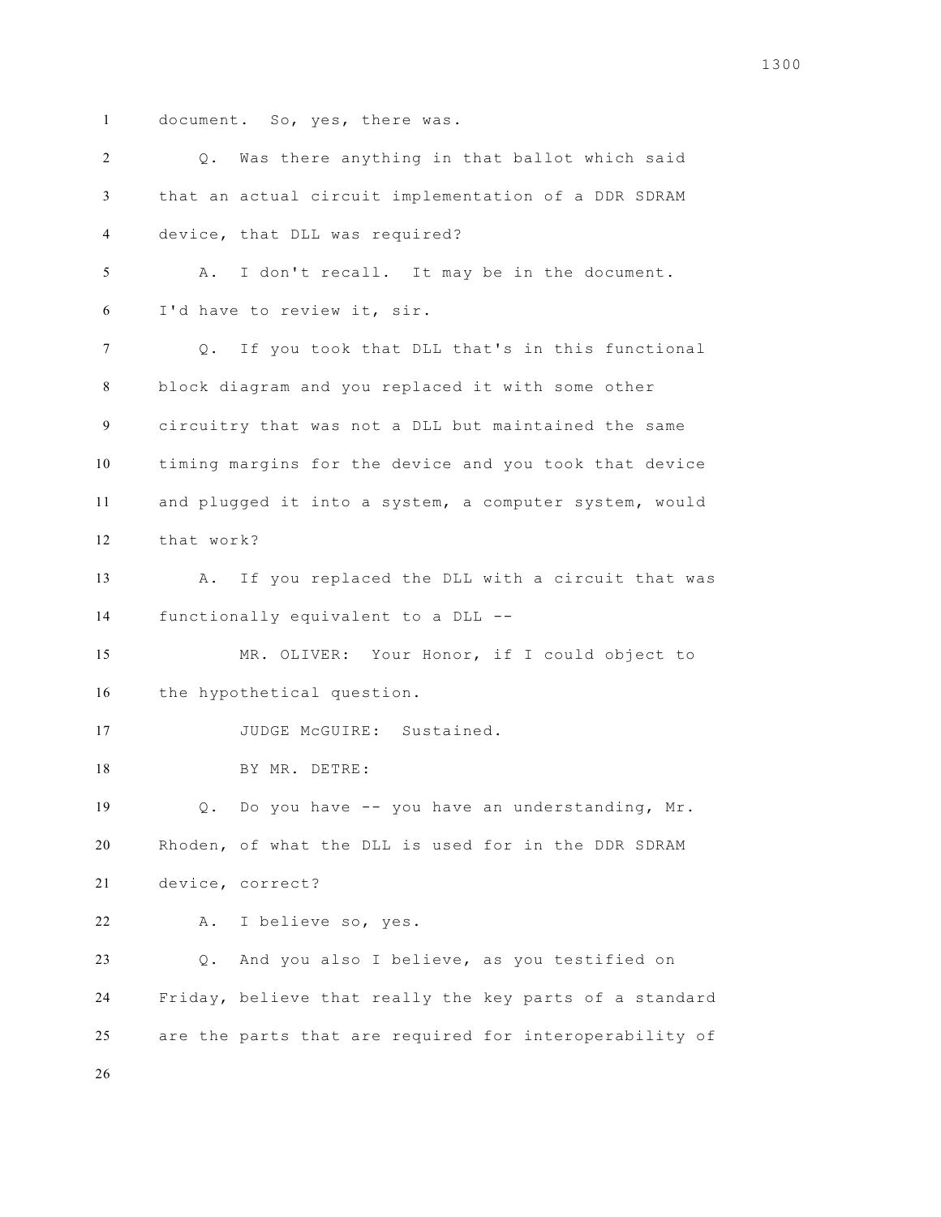document. So, yes, there was.

Q. Was there anything in that ballot which said that an actual circuit implementation of a DDR SDRAM device, that DLL was required?

A. I don't recall. It may be in the document. I'd have to review it, sir.

Q. If you took that DLL that's in this functional block diagram and you replaced it with some other circuitry that was not a DLL but maintained the same timing margins for the device and you took that device and plugged it into a system, a computer system, would that work?

A. If you replaced the DLL with a circuit that was functionally equivalent to a DLL --

MR. OLIVER: Your Honor, if I could object to the hypothetical question.

JUDGE McGUIRE: Sustained.

BY MR. DETRE:

Q. Do you have -- you have an understanding, Mr. Rhoden, of what the DLL is used for in the DDR SDRAM device, correct?

A. I believe so, yes.

Q. And you also I believe, as you testified on Friday, believe that really the key parts of a standard are the parts that are required for interoperability of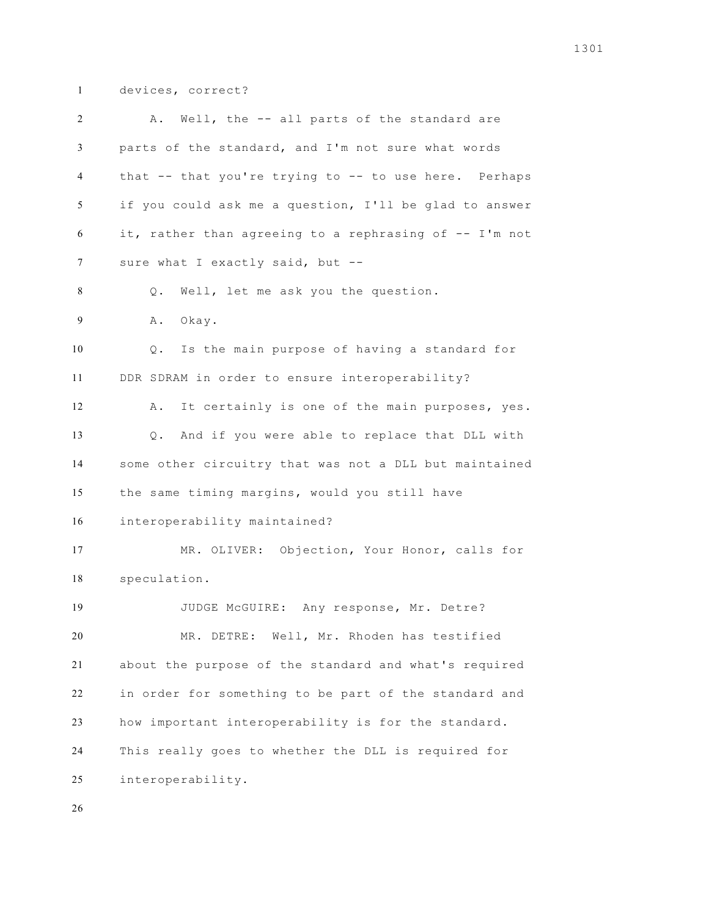devices, correct?

A. Well, the -- all parts of the standard are parts of the standard, and I'm not sure what words that -- that you're trying to -- to use here. Perhaps if you could ask me a question, I'll be glad to answer it, rather than agreeing to a rephrasing of -- I'm not sure what I exactly said, but --

Q. Well, let me ask you the question.

A. Okay.

Q. Is the main purpose of having a standard for DDR SDRAM in order to ensure interoperability?

A. It certainly is one of the main purposes, yes.

Q. And if you were able to replace that DLL with some other circuitry that was not a DLL but maintained the same timing margins, would you still have interoperability maintained?

MR. OLIVER: Objection, Your Honor, calls for speculation.

JUDGE McGUIRE: Any response, Mr. Detre?

MR. DETRE: Well, Mr. Rhoden has testified about the purpose of the standard and what's required in order for something to be part of the standard and how important interoperability is for the standard. This really goes to whether the DLL is required for interoperability.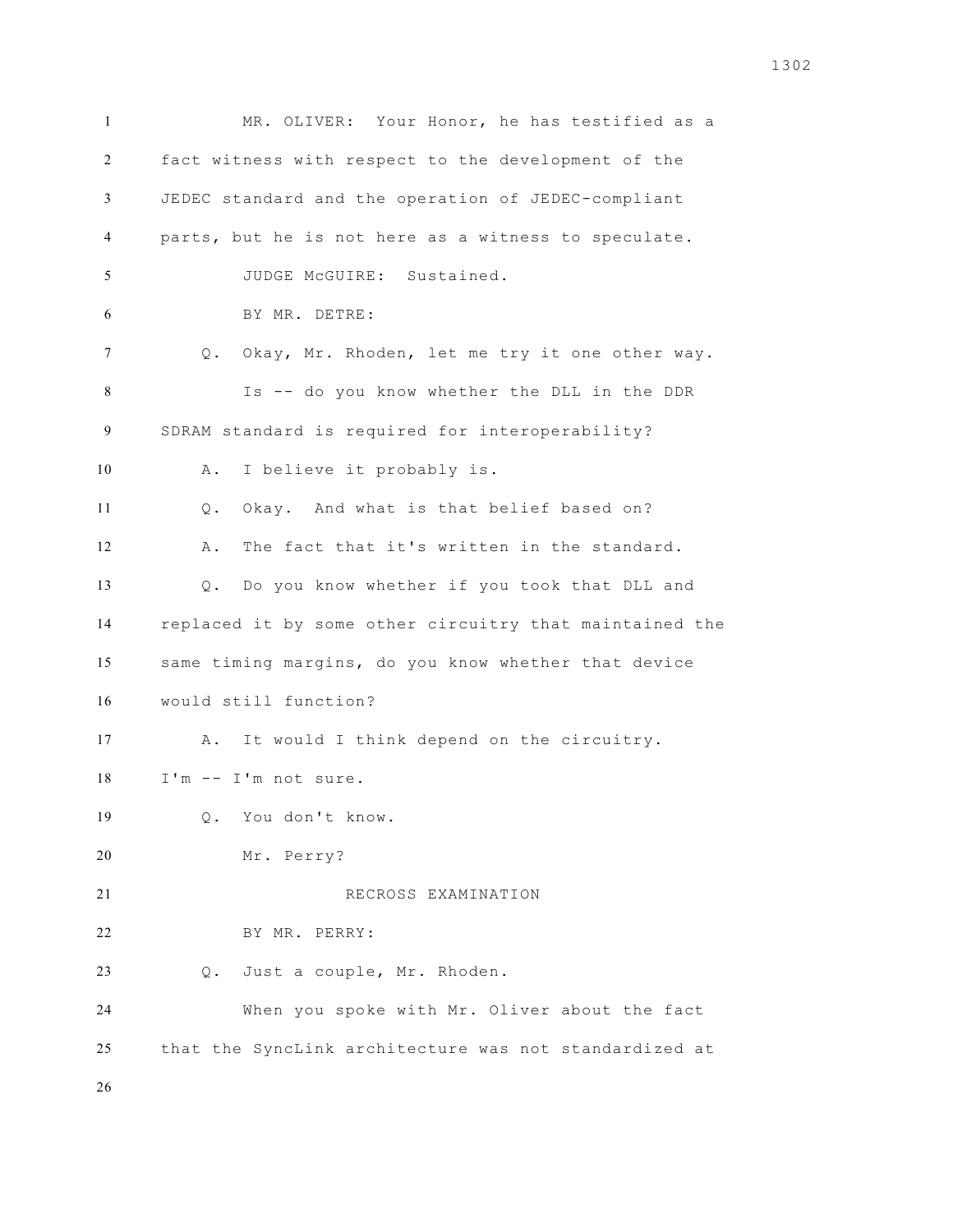MR. OLIVER: Your Honor, he has testified as a fact witness with respect to the development of the JEDEC standard and the operation of JEDEC-compliant parts, but he is not here as a witness to speculate.

JUDGE McGUIRE: Sustained.

BY MR. DETRE:

Q. Okay, Mr. Rhoden, let me try it one other way.

Is -- do you know whether the DLL in the DDR SDRAM standard is required for interoperability?

A. I believe it probably is.

Q. Okay. And what is that belief based on?

A. The fact that it's written in the standard.

Q. Do you know whether if you took that DLL and replaced it by some other circuitry that maintained the same timing margins, do you know whether that device would still function?

A. It would I think depend on the circuitry. I'm -- I'm not sure.

Q. You don't know.

Mr. Perry?

RECROSS EXAMINATION

BY MR. PERRY:

Q. Just a couple, Mr. Rhoden.

When you spoke with Mr. Oliver about the fact that the SyncLink architecture was not standardized at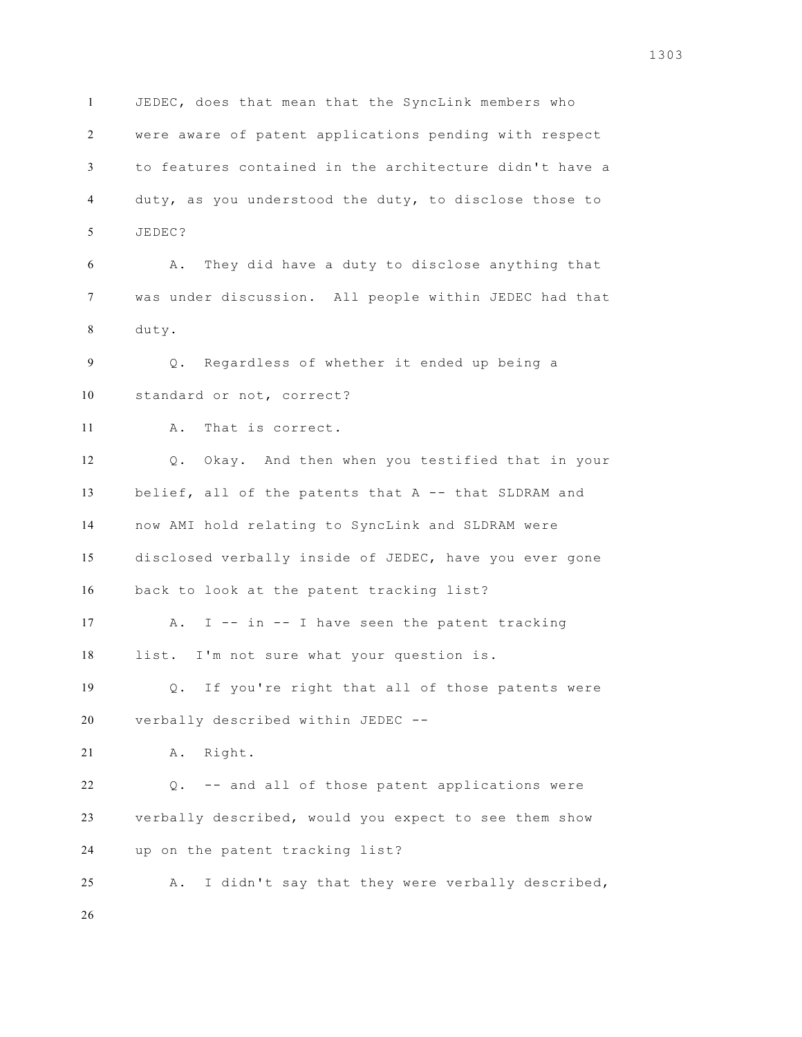JEDEC, does that mean that the SyncLink members who were aware of patent applications pending with respect to features contained in the architecture didn't have a duty, as you understood the duty, to disclose those to JEDEC?

A. They did have a duty to disclose anything that was under discussion. All people within JEDEC had that duty.

Q. Regardless of whether it ended up being a standard or not, correct?

A. That is correct.

Q. Okay. And then when you testified that in your belief, all of the patents that A -- that SLDRAM and now AMI hold relating to SyncLink and SLDRAM were disclosed verbally inside of JEDEC, have you ever gone back to look at the patent tracking list?

A. I -- in -- I have seen the patent tracking list. I'm not sure what your question is.

Q. If you're right that all of those patents were verbally described within JEDEC --

A. Right.

Q. -- and all of those patent applications were verbally described, would you expect to see them show up on the patent tracking list?

A. I didn't say that they were verbally described,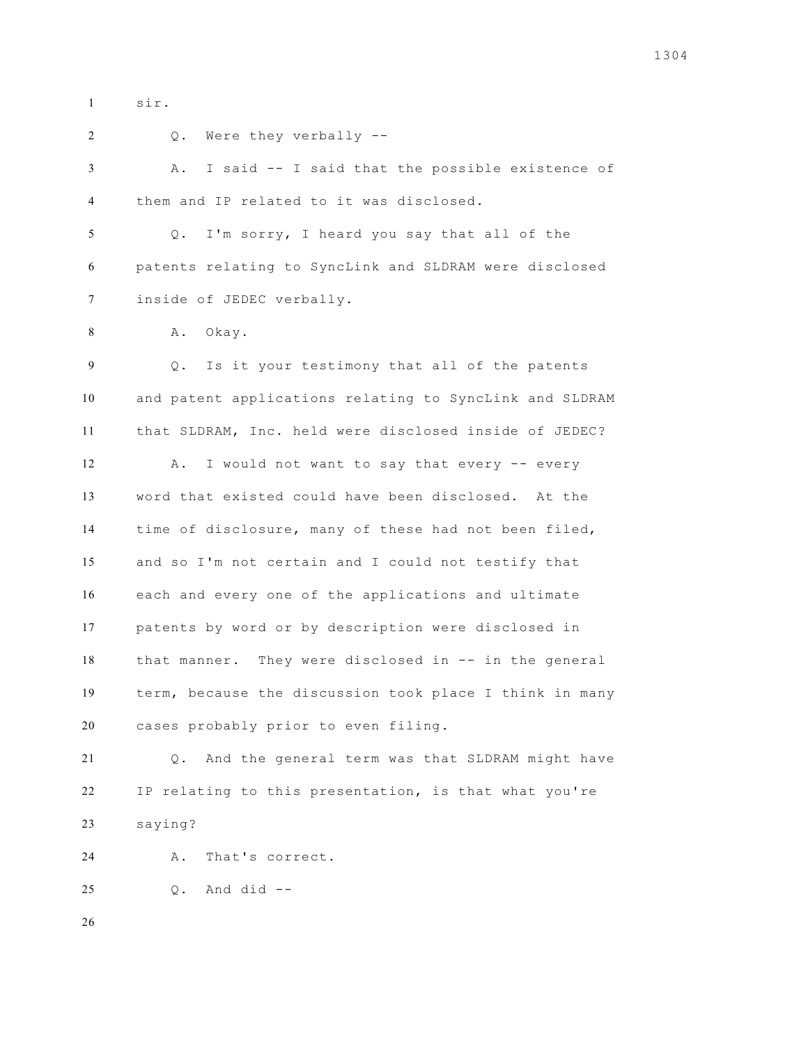sir.

Q. Were they verbally --

A. I said -- I said that the possible existence of them and IP related to it was disclosed.

Q. I'm sorry, I heard you say that all of the patents relating to SyncLink and SLDRAM were disclosed inside of JEDEC verbally.

A. Okay.

Q. Is it your testimony that all of the patents and patent applications relating to SyncLink and SLDRAM that SLDRAM, Inc. held were disclosed inside of JEDEC?

A. I would not want to say that every -- every word that existed could have been disclosed. At the time of disclosure, many of these had not been filed, and so I'm not certain and I could not testify that each and every one of the applications and ultimate patents by word or by description were disclosed in that manner. They were disclosed in -- in the general term, because the discussion took place I think in many cases probably prior to even filing.

Q. And the general term was that SLDRAM might have IP relating to this presentation, is that what you're saying?

A. That's correct.

Q. And did --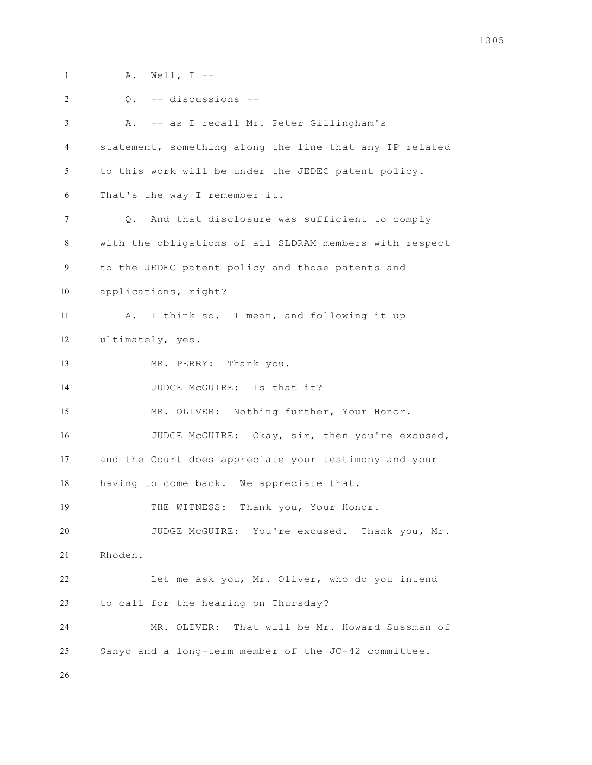A. Well, I --

Q. -- discussions --

A. -- as I recall Mr. Peter Gillingham's statement, something along the line that any IP related to this work will be under the JEDEC patent policy. That's the way I remember it.

Q. And that disclosure was sufficient to comply with the obligations of all SLDRAM members with respect to the JEDEC patent policy and those patents and applications, right?

A. I think so. I mean, and following it up ultimately, yes.

MR. PERRY: Thank you.

JUDGE McGUIRE: Is that it?

MR. OLIVER: Nothing further, Your Honor.

JUDGE McGUIRE: Okay, sir, then you're excused, and the Court does appreciate your testimony and your having to come back. We appreciate that.

THE WITNESS: Thank you, Your Honor.

JUDGE McGUIRE: You're excused. Thank you, Mr. Rhoden.

Let me ask you, Mr. Oliver, who do you intend to call for the hearing on Thursday?

MR. OLIVER: That will be Mr. Howard Sussman of Sanyo and a long-term member of the JC-42 committee.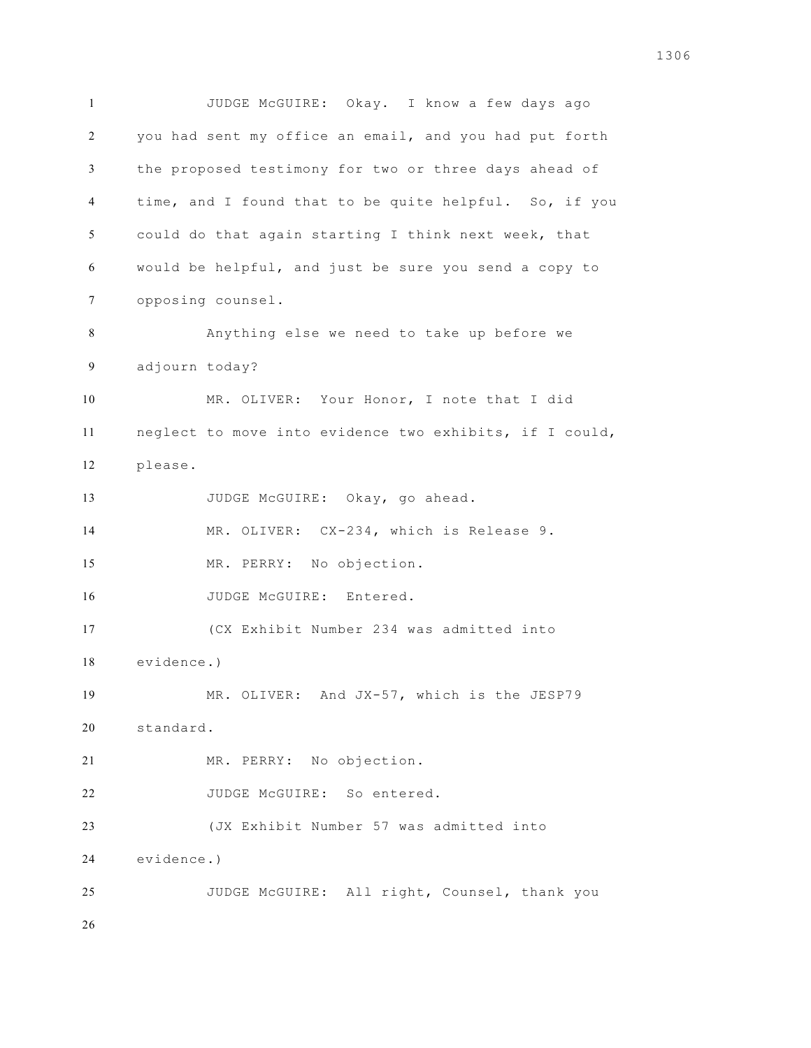JUDGE McGUIRE: Okay. I know a few days ago you had sent my office an email, and you had put forth the proposed testimony for two or three days ahead of time, and I found that to be quite helpful. So, if you could do that again starting I think next week, that would be helpful, and just be sure you send a copy to opposing counsel.

Anything else we need to take up before we adjourn today?

MR. OLIVER: Your Honor, I note that I did neglect to move into evidence two exhibits, if I could, please.

JUDGE McGUIRE: Okay, go ahead.

MR. OLIVER: CX-234, which is Release 9.

MR. PERRY: No objection.

JUDGE McGUIRE: Entered.

(CX Exhibit Number 234 was admitted into evidence.)

MR. OLIVER: And JX-57, which is the JESP79 standard.

MR. PERRY: No objection.

JUDGE McGUIRE: So entered.

(JX Exhibit Number 57 was admitted into evidence.)

JUDGE McGUIRE: All right, Counsel, thank you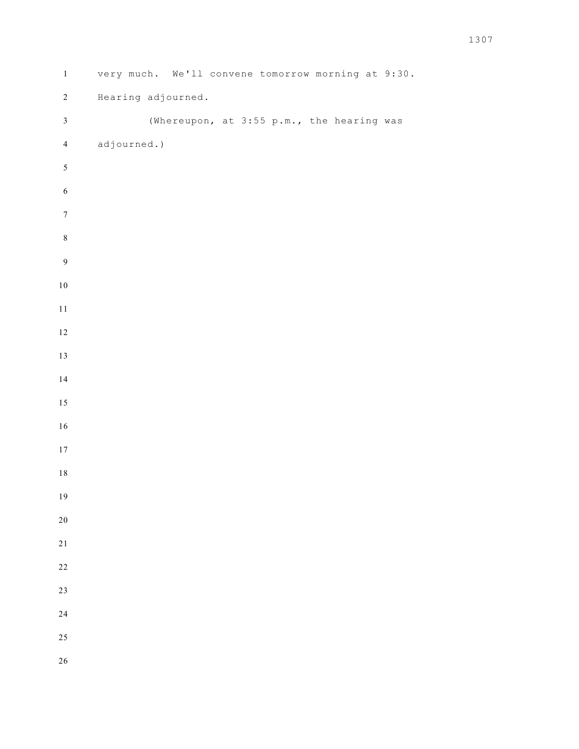very much. We'll convene tomorrow morning at 9:30. Hearing adjourned.

(Whereupon, at 3:55 p.m., the hearing was adjourned.)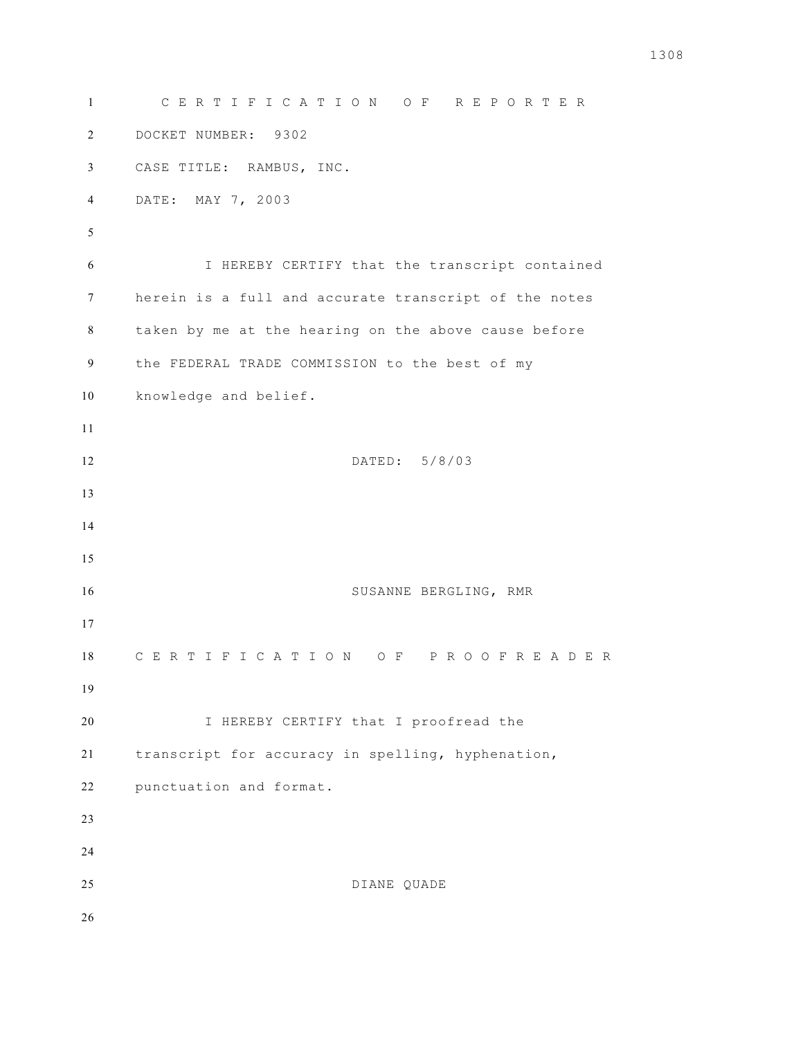# C E R T I F I C A T I O N O F R E P O R T E R

DOCKET NUMBER: 9302

CASE TITLE: RAMBUS, INC.

DATE: MAY 7, 2003

I HEREBY CERTIFY that the transcript contained herein is a full and accurate transcript of the notes taken by me at the hearing on the above cause before the FEDERAL TRADE COMMISSION to the best of my knowledge and belief.

DATED: 5/8/03

SUSANNE BERGLING, RMR

# C E R T I F I C A T I O N O F P R O O F R E A D E R

I HEREBY CERTIFY that I proofread the transcript for accuracy in spelling, hyphenation, punctuation and format.

DIANE QUADE